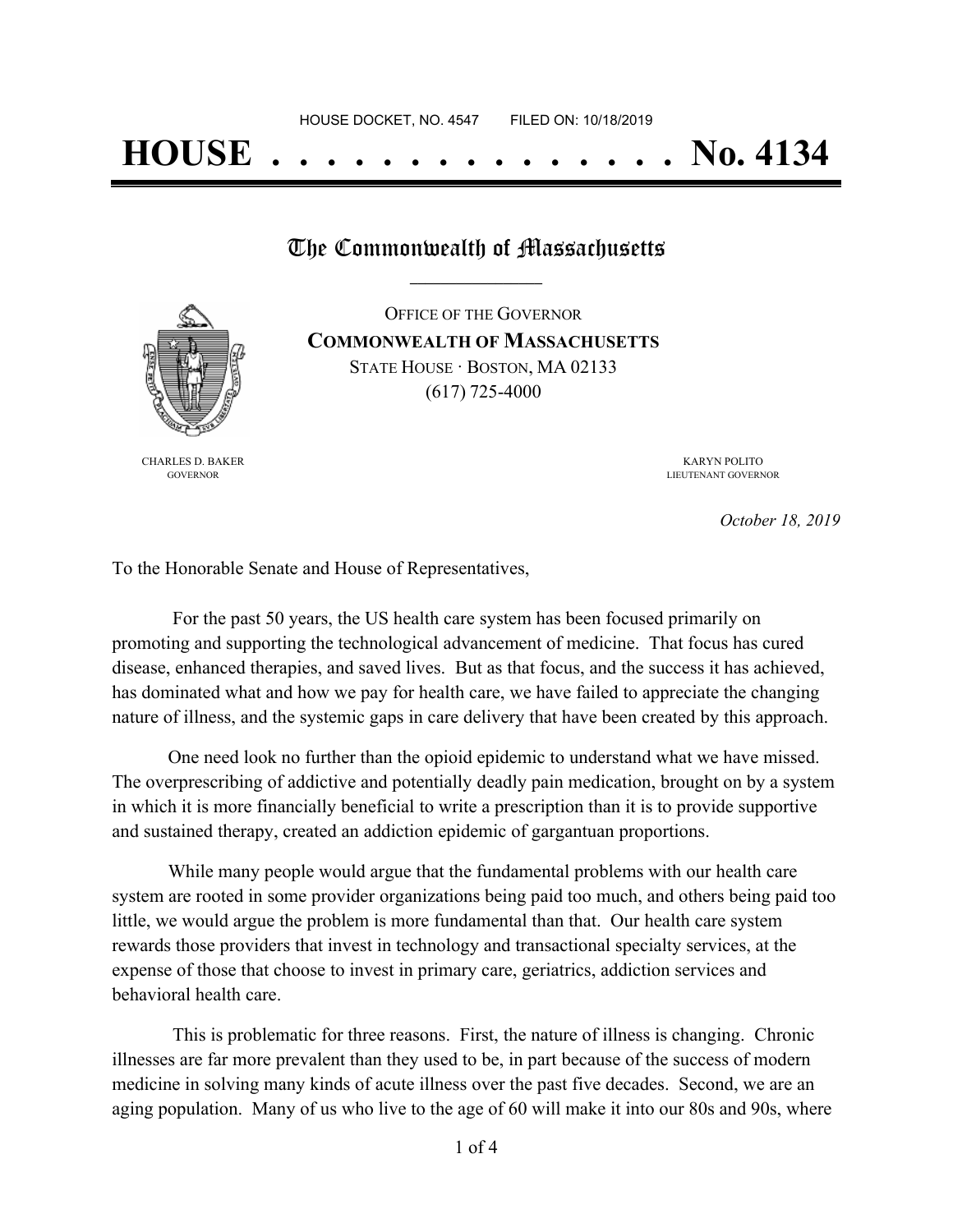HOUSE DOCKET, NO. 4547 FILED ON: 10/18/2019

# HOUSE . . . . . . . . . . . . . . . No. 4134

## The Commonwealth of Massachusetts

OFFICE OF THE GOVERNOR
**COMMONWEALTH OF MASSACHUSETTS**
STATE HOUSE · BOSTON, MA 02133
(617) 725-4000

CHARLES D. BAKER
GOVERNOR

KARYN POLITO
LIEUTENANT GOVERNOR

*October 18, 2019*

To the Honorable Senate and House of Representatives,

For the past 50 years, the US health care system has been focused primarily on promoting and supporting the technological advancement of medicine. That focus has cured disease, enhanced therapies, and saved lives. But as that focus, and the success it has achieved, has dominated what and how we pay for health care, we have failed to appreciate the changing nature of illness, and the systemic gaps in care delivery that have been created by this approach.

One need look no further than the opioid epidemic to understand what we have missed. The overprescribing of addictive and potentially deadly pain medication, brought on by a system in which it is more financially beneficial to write a prescription than it is to provide supportive and sustained therapy, created an addiction epidemic of gargantuan proportions.

While many people would argue that the fundamental problems with our health care system are rooted in some provider organizations being paid too much, and others being paid too little, we would argue the problem is more fundamental than that. Our health care system rewards those providers that invest in technology and transactional specialty services, at the expense of those that choose to invest in primary care, geriatrics, addiction services and behavioral health care.

This is problematic for three reasons. First, the nature of illness is changing. Chronic illnesses are far more prevalent than they used to be, in part because of the success of modern medicine in solving many kinds of acute illness over the past five decades. Second, we are an aging population. Many of us who live to the age of 60 will make it into our 80s and 90s, where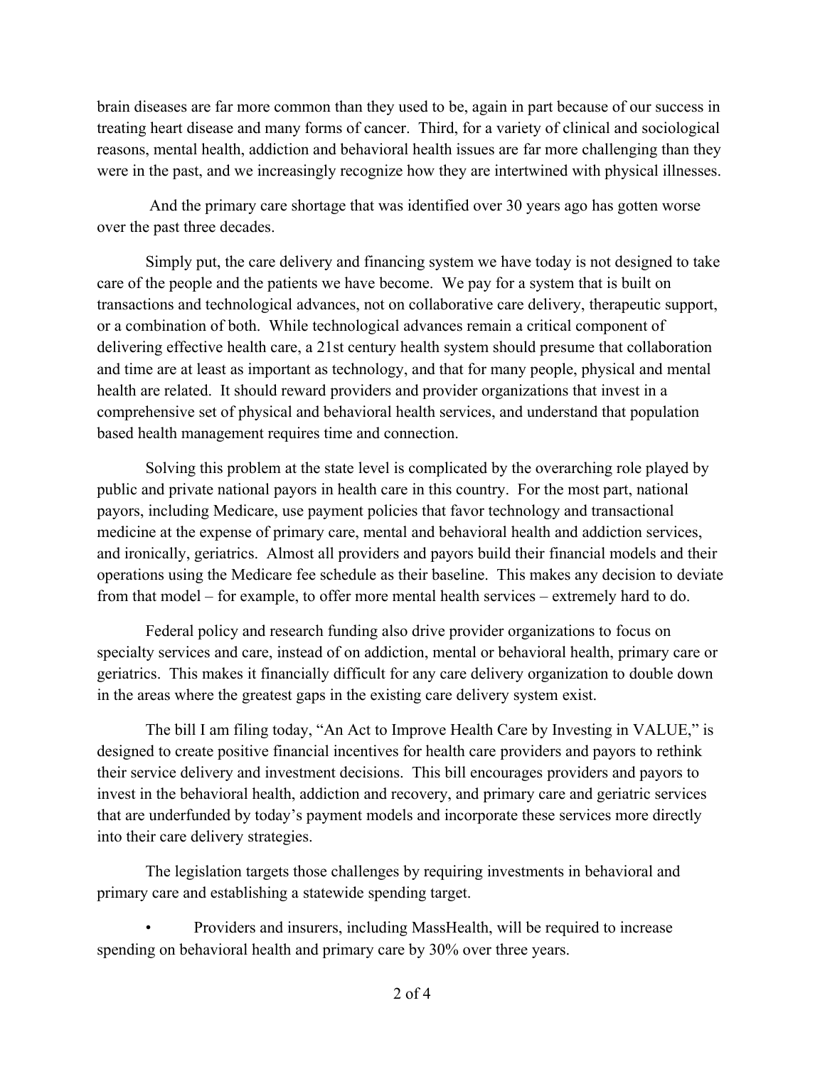brain diseases are far more common than they used to be, again in part because of our success in treating heart disease and many forms of cancer. Third, for a variety of clinical and sociological reasons, mental health, addiction and behavioral health issues are far more challenging than they were in the past, and we increasingly recognize how they are intertwined with physical illnesses.

And the primary care shortage that was identified over 30 years ago has gotten worse over the past three decades.

Simply put, the care delivery and financing system we have today is not designed to take care of the people and the patients we have become. We pay for a system that is built on transactions and technological advances, not on collaborative care delivery, therapeutic support, or a combination of both. While technological advances remain a critical component of delivering effective health care, a 21st century health system should presume that collaboration and time are at least as important as technology, and that for many people, physical and mental health are related. It should reward providers and provider organizations that invest in a comprehensive set of physical and behavioral health services, and understand that population based health management requires time and connection.

Solving this problem at the state level is complicated by the overarching role played by public and private national payors in health care in this country. For the most part, national payors, including Medicare, use payment policies that favor technology and transactional medicine at the expense of primary care, mental and behavioral health and addiction services, and ironically, geriatrics. Almost all providers and payors build their financial models and their operations using the Medicare fee schedule as their baseline. This makes any decision to deviate from that model – for example, to offer more mental health services – extremely hard to do.

Federal policy and research funding also drive provider organizations to focus on specialty services and care, instead of on addiction, mental or behavioral health, primary care or geriatrics. This makes it financially difficult for any care delivery organization to double down in the areas where the greatest gaps in the existing care delivery system exist.

The bill I am filing today, "An Act to Improve Health Care by Investing in VALUE," is designed to create positive financial incentives for health care providers and payors to rethink their service delivery and investment decisions. This bill encourages providers and payors to invest in the behavioral health, addiction and recovery, and primary care and geriatric services that are underfunded by today's payment models and incorporate these services more directly into their care delivery strategies.

The legislation targets those challenges by requiring investments in behavioral and primary care and establishing a statewide spending target.

- Providers and insurers, including MassHealth, will be required to increase spending on behavioral health and primary care by 30% over three years.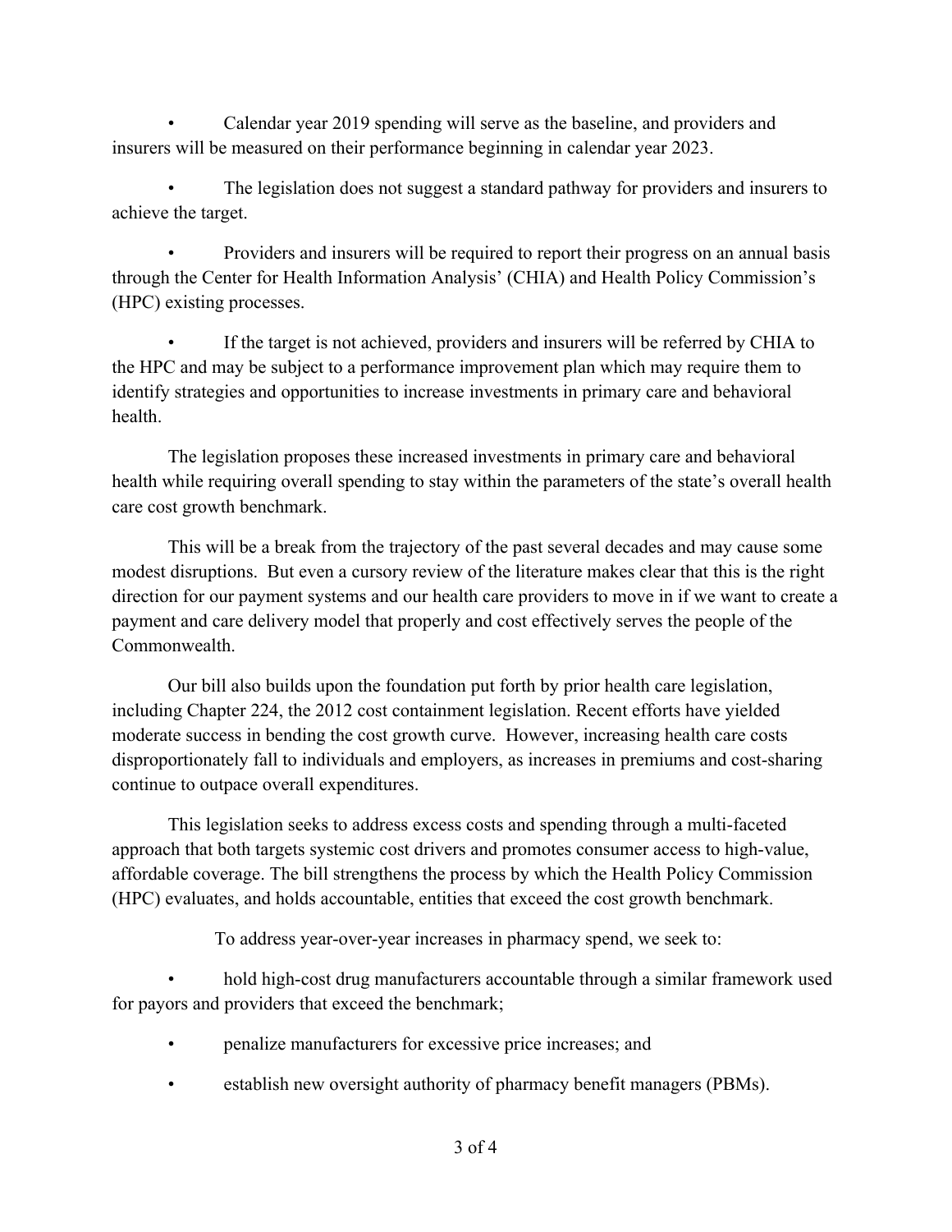- Calendar year 2019 spending will serve as the baseline, and providers and insurers will be measured on their performance beginning in calendar year 2023.
- The legislation does not suggest a standard pathway for providers and insurers to achieve the target.
- Providers and insurers will be required to report their progress on an annual basis through the Center for Health Information Analysis' (CHIA) and Health Policy Commission's (HPC) existing processes.
- If the target is not achieved, providers and insurers will be referred by CHIA to the HPC and may be subject to a performance improvement plan which may require them to identify strategies and opportunities to increase investments in primary care and behavioral health.

The legislation proposes these increased investments in primary care and behavioral health while requiring overall spending to stay within the parameters of the state's overall health care cost growth benchmark.

This will be a break from the trajectory of the past several decades and may cause some modest disruptions. But even a cursory review of the literature makes clear that this is the right direction for our payment systems and our health care providers to move in if we want to create a payment and care delivery model that properly and cost effectively serves the people of the Commonwealth.

Our bill also builds upon the foundation put forth by prior health care legislation, including Chapter 224, the 2012 cost containment legislation. Recent efforts have yielded moderate success in bending the cost growth curve. However, increasing health care costs disproportionately fall to individuals and employers, as increases in premiums and cost-sharing continue to outpace overall expenditures.

This legislation seeks to address excess costs and spending through a multi-faceted approach that both targets systemic cost drivers and promotes consumer access to high-value, affordable coverage. The bill strengthens the process by which the Health Policy Commission (HPC) evaluates, and holds accountable, entities that exceed the cost growth benchmark.

To address year-over-year increases in pharmacy spend, we seek to:

- hold high-cost drug manufacturers accountable through a similar framework used for payors and providers that exceed the benchmark;
- penalize manufacturers for excessive price increases; and
- establish new oversight authority of pharmacy benefit managers (PBMs).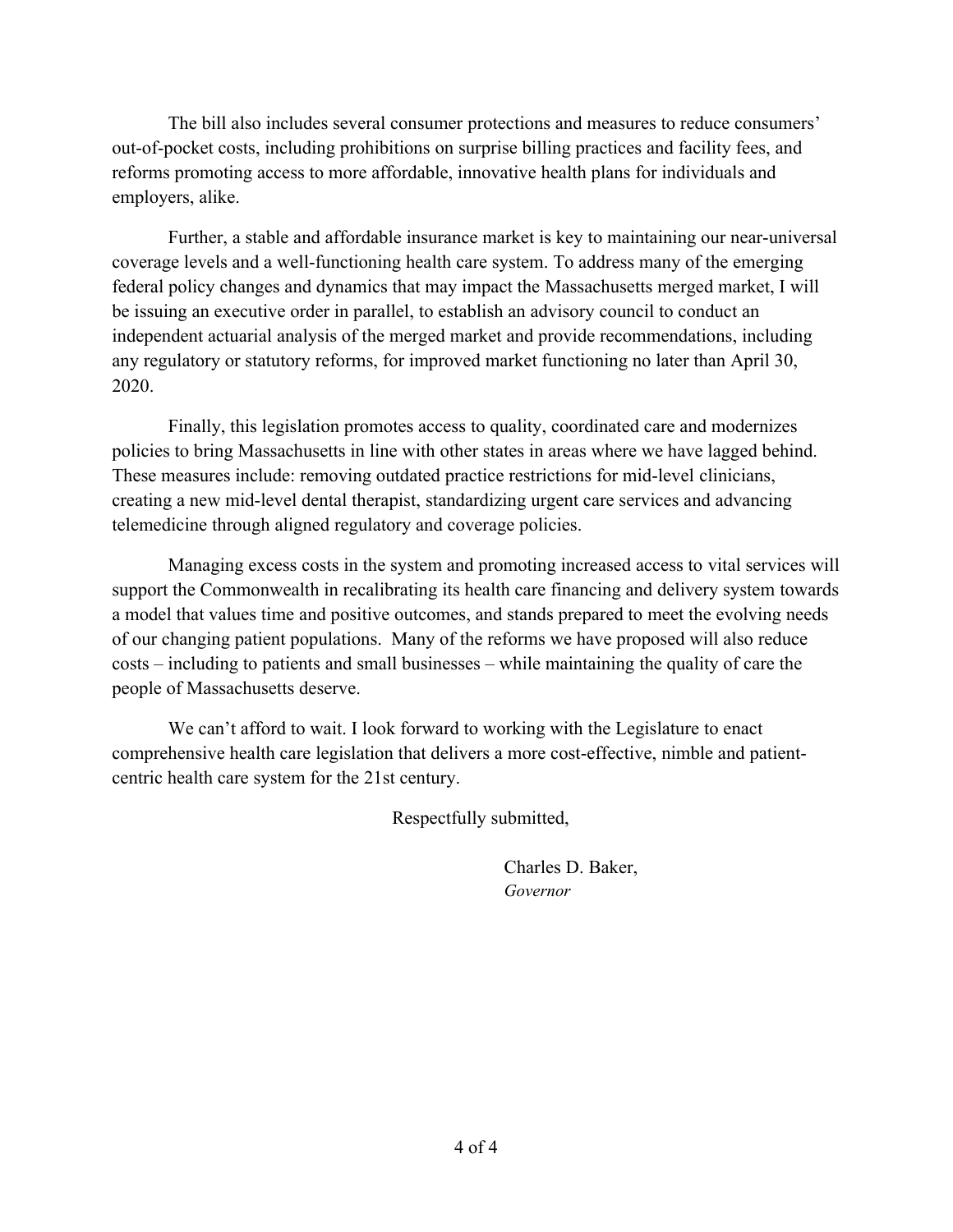The bill also includes several consumer protections and measures to reduce consumers' out-of-pocket costs, including prohibitions on surprise billing practices and facility fees, and reforms promoting access to more affordable, innovative health plans for individuals and employers, alike.

Further, a stable and affordable insurance market is key to maintaining our near-universal coverage levels and a well-functioning health care system. To address many of the emerging federal policy changes and dynamics that may impact the Massachusetts merged market, I will be issuing an executive order in parallel, to establish an advisory council to conduct an independent actuarial analysis of the merged market and provide recommendations, including any regulatory or statutory reforms, for improved market functioning no later than April 30, 2020.

Finally, this legislation promotes access to quality, coordinated care and modernizes policies to bring Massachusetts in line with other states in areas where we have lagged behind. These measures include: removing outdated practice restrictions for mid-level clinicians, creating a new mid-level dental therapist, standardizing urgent care services and advancing telemedicine through aligned regulatory and coverage policies.

Managing excess costs in the system and promoting increased access to vital services will support the Commonwealth in recalibrating its health care financing and delivery system towards a model that values time and positive outcomes, and stands prepared to meet the evolving needs of our changing patient populations. Many of the reforms we have proposed will also reduce costs – including to patients and small businesses – while maintaining the quality of care the people of Massachusetts deserve.

We can't afford to wait. I look forward to working with the Legislature to enact comprehensive health care legislation that delivers a more cost-effective, nimble and patient-centric health care system for the 21st century.

Respectfully submitted,

Charles D. Baker,
*Governor*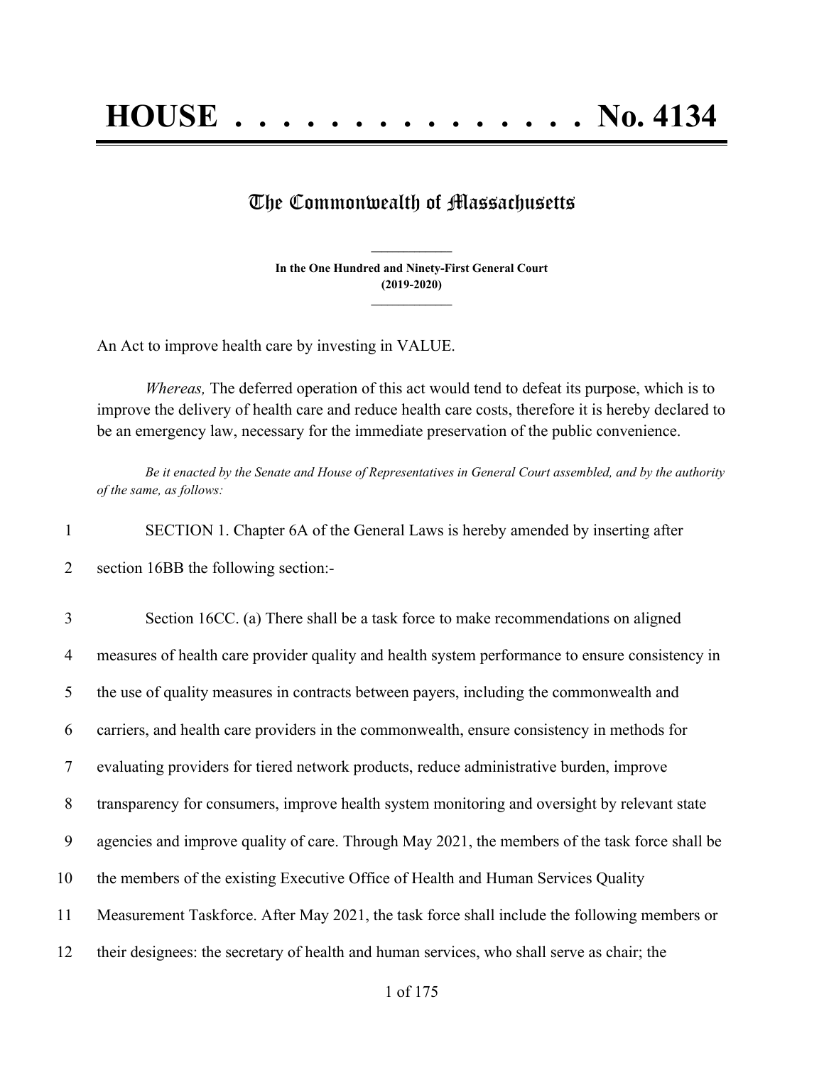# HOUSE . . . . . . . . . . . . . . . No. 4134

## The Commonwealth of Massachusetts

**In the One Hundred and Ninety-First General Court**
**(2019-2020)**

An Act to improve health care by investing in VALUE.

*Whereas,* The deferred operation of this act would tend to defeat its purpose, which is to improve the delivery of health care and reduce health care costs, therefore it is hereby declared to be an emergency law, necessary for the immediate preservation of the public convenience.

*Be it enacted by the Senate and House of Representatives in General Court assembled, and by the authority of the same, as follows:*

1 SECTION 1. Chapter 6A of the General Laws is hereby amended by inserting after
2 section 16BB the following section:-

3 Section 16CC. (a) There shall be a task force to make recommendations on aligned
4 measures of health care provider quality and health system performance to ensure consistency in
5 the use of quality measures in contracts between payers, including the commonwealth and
6 carriers, and health care providers in the commonwealth, ensure consistency in methods for
7 evaluating providers for tiered network products, reduce administrative burden, improve
8 transparency for consumers, improve health system monitoring and oversight by relevant state
9 agencies and improve quality of care. Through May 2021, the members of the task force shall be
10 the members of the existing Executive Office of Health and Human Services Quality
11 Measurement Taskforce. After May 2021, the task force shall include the following members or
12 their designees: the secretary of health and human services, who shall serve as chair; the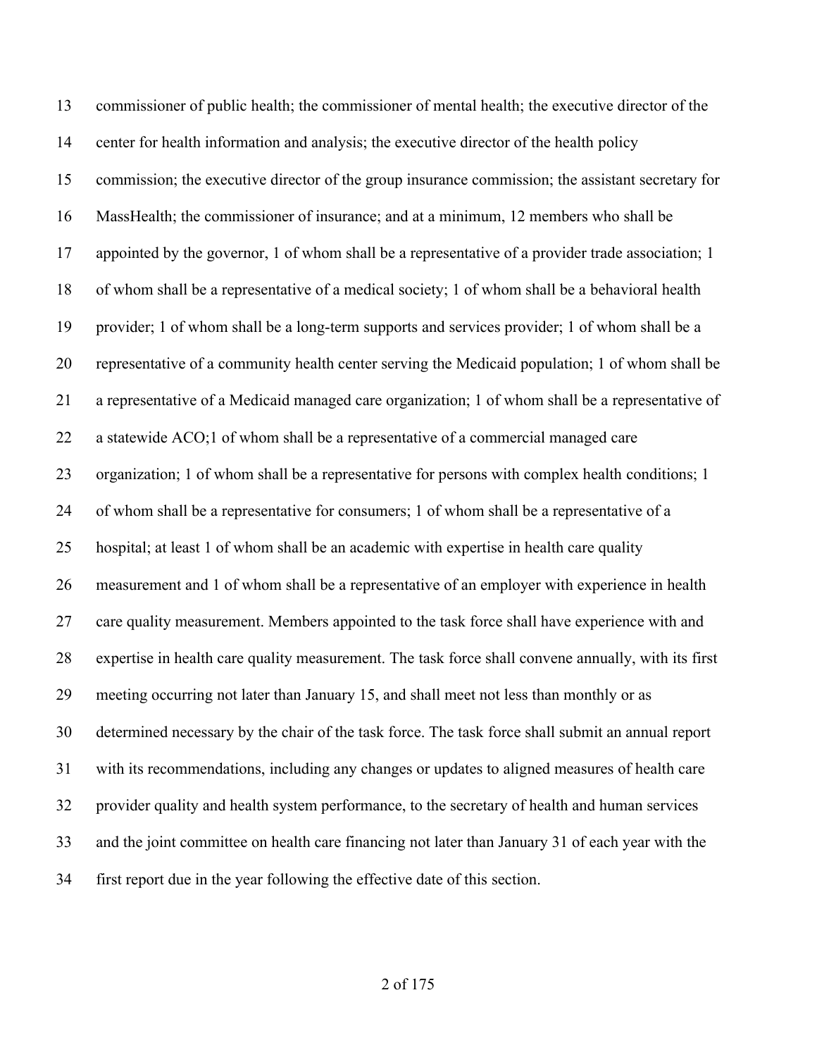commissioner of public health; the commissioner of mental health; the executive director of the center for health information and analysis; the executive director of the health policy commission; the executive director of the group insurance commission; the assistant secretary for MassHealth; the commissioner of insurance; and at a minimum, 12 members who shall be appointed by the governor, 1 of whom shall be a representative of a provider trade association; 1 of whom shall be a representative of a medical society; 1 of whom shall be a behavioral health provider; 1 of whom shall be a long-term supports and services provider; 1 of whom shall be a representative of a community health center serving the Medicaid population; 1 of whom shall be a representative of a Medicaid managed care organization; 1 of whom shall be a representative of a statewide ACO;1 of whom shall be a representative of a commercial managed care organization; 1 of whom shall be a representative for persons with complex health conditions; 1 of whom shall be a representative for consumers; 1 of whom shall be a representative of a hospital; at least 1 of whom shall be an academic with expertise in health care quality measurement and 1 of whom shall be a representative of an employer with experience in health care quality measurement. Members appointed to the task force shall have experience with and expertise in health care quality measurement. The task force shall convene annually, with its first meeting occurring not later than January 15, and shall meet not less than monthly or as determined necessary by the chair of the task force. The task force shall submit an annual report with its recommendations, including any changes or updates to aligned measures of health care provider quality and health system performance, to the secretary of health and human services and the joint committee on health care financing not later than January 31 of each year with the first report due in the year following the effective date of this section.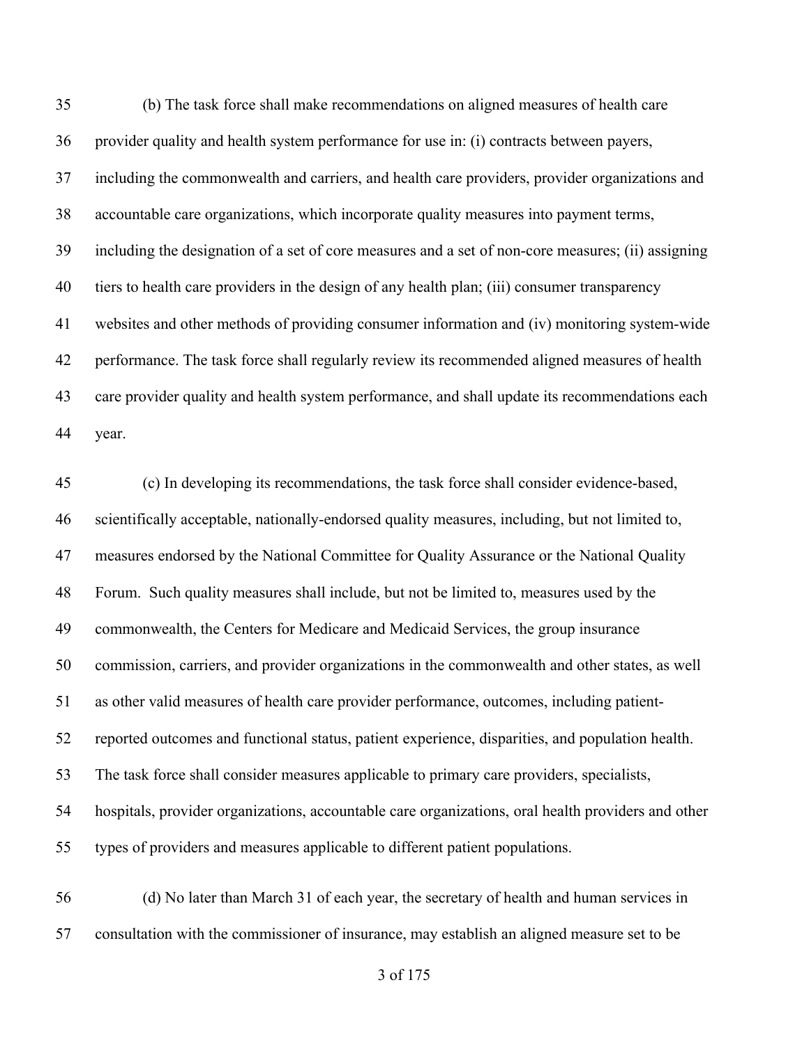(b) The task force shall make recommendations on aligned measures of health care provider quality and health system performance for use in: (i) contracts between payers, including the commonwealth and carriers, and health care providers, provider organizations and accountable care organizations, which incorporate quality measures into payment terms, including the designation of a set of core measures and a set of non-core measures; (ii) assigning tiers to health care providers in the design of any health plan; (iii) consumer transparency websites and other methods of providing consumer information and (iv) monitoring system-wide performance. The task force shall regularly review its recommended aligned measures of health care provider quality and health system performance, and shall update its recommendations each year.

(c) In developing its recommendations, the task force shall consider evidence-based, scientifically acceptable, nationally-endorsed quality measures, including, but not limited to, measures endorsed by the National Committee for Quality Assurance or the National Quality Forum. Such quality measures shall include, but not be limited to, measures used by the commonwealth, the Centers for Medicare and Medicaid Services, the group insurance commission, carriers, and provider organizations in the commonwealth and other states, as well as other valid measures of health care provider performance, outcomes, including patient-reported outcomes and functional status, patient experience, disparities, and population health. The task force shall consider measures applicable to primary care providers, specialists, hospitals, provider organizations, accountable care organizations, oral health providers and other types of providers and measures applicable to different patient populations.

(d) No later than March 31 of each year, the secretary of health and human services in consultation with the commissioner of insurance, may establish an aligned measure set to be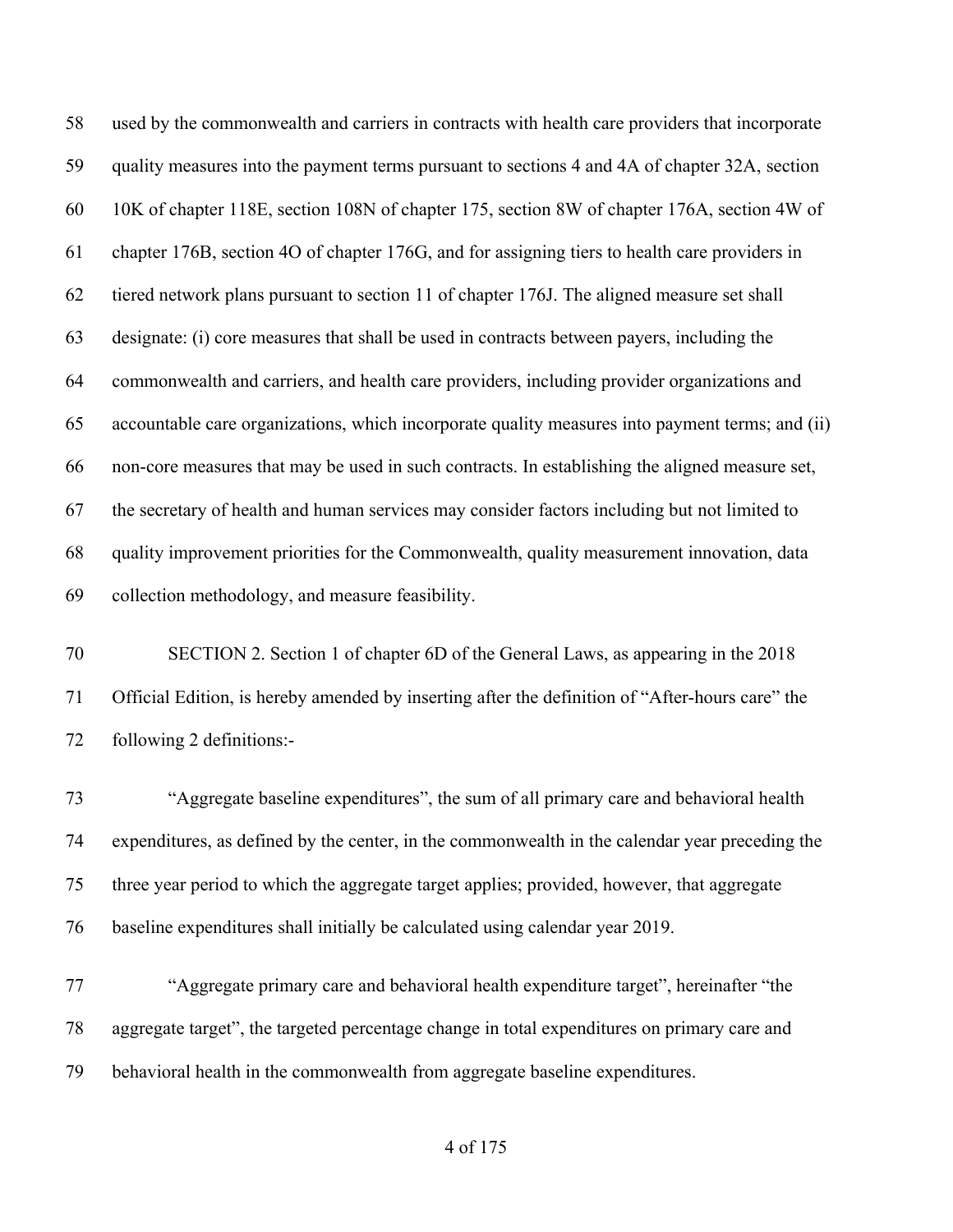used by the commonwealth and carriers in contracts with health care providers that incorporate quality measures into the payment terms pursuant to sections 4 and 4A of chapter 32A, section 10K of chapter 118E, section 108N of chapter 175, section 8W of chapter 176A, section 4W of chapter 176B, section 4O of chapter 176G, and for assigning tiers to health care providers in tiered network plans pursuant to section 11 of chapter 176J. The aligned measure set shall designate: (i) core measures that shall be used in contracts between payers, including the commonwealth and carriers, and health care providers, including provider organizations and accountable care organizations, which incorporate quality measures into payment terms; and (ii) non-core measures that may be used in such contracts. In establishing the aligned measure set, the secretary of health and human services may consider factors including but not limited to quality improvement priorities for the Commonwealth, quality measurement innovation, data collection methodology, and measure feasibility.

SECTION 2. Section 1 of chapter 6D of the General Laws, as appearing in the 2018 Official Edition, is hereby amended by inserting after the definition of "After-hours care" the following 2 definitions:-

"Aggregate baseline expenditures", the sum of all primary care and behavioral health expenditures, as defined by the center, in the commonwealth in the calendar year preceding the three year period to which the aggregate target applies; provided, however, that aggregate baseline expenditures shall initially be calculated using calendar year 2019.

"Aggregate primary care and behavioral health expenditure target", hereinafter "the aggregate target", the targeted percentage change in total expenditures on primary care and behavioral health in the commonwealth from aggregate baseline expenditures.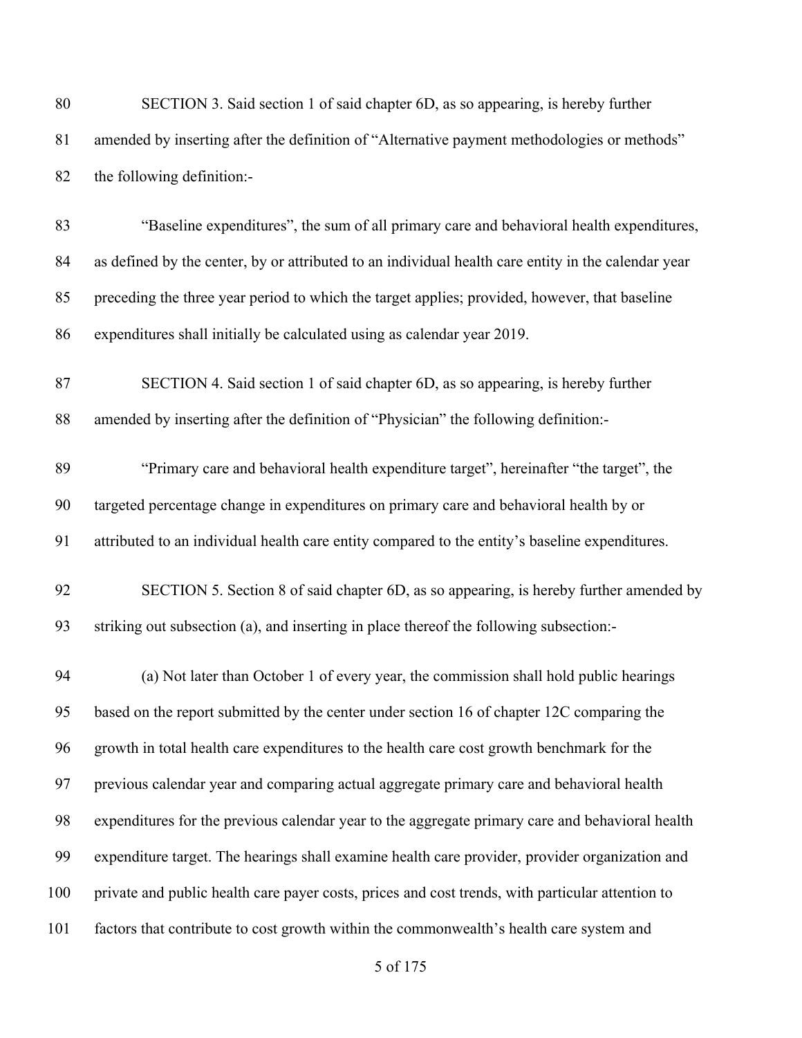SECTION 3. Said section 1 of said chapter 6D, as so appearing, is hereby further amended by inserting after the definition of "Alternative payment methodologies or methods" the following definition:-

"Baseline expenditures", the sum of all primary care and behavioral health expenditures, as defined by the center, by or attributed to an individual health care entity in the calendar year preceding the three year period to which the target applies; provided, however, that baseline expenditures shall initially be calculated using as calendar year 2019.

SECTION 4. Said section 1 of said chapter 6D, as so appearing, is hereby further amended by inserting after the definition of "Physician" the following definition:-

"Primary care and behavioral health expenditure target", hereinafter "the target", the targeted percentage change in expenditures on primary care and behavioral health by or attributed to an individual health care entity compared to the entity's baseline expenditures.

SECTION 5. Section 8 of said chapter 6D, as so appearing, is hereby further amended by striking out subsection (a), and inserting in place thereof the following subsection:-

(a) Not later than October 1 of every year, the commission shall hold public hearings based on the report submitted by the center under section 16 of chapter 12C comparing the growth in total health care expenditures to the health care cost growth benchmark for the previous calendar year and comparing actual aggregate primary care and behavioral health expenditures for the previous calendar year to the aggregate primary care and behavioral health expenditure target. The hearings shall examine health care provider, provider organization and private and public health care payer costs, prices and cost trends, with particular attention to factors that contribute to cost growth within the commonwealth's health care system and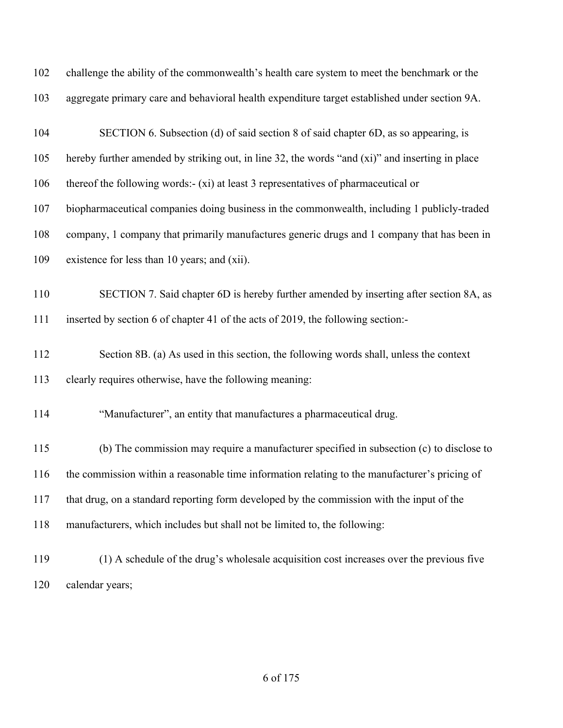challenge the ability of the commonwealth's health care system to meet the benchmark or the aggregate primary care and behavioral health expenditure target established under section 9A.

SECTION 6. Subsection (d) of said section 8 of said chapter 6D, as so appearing, is hereby further amended by striking out, in line 32, the words "and (xi)" and inserting in place thereof the following words:- (xi) at least 3 representatives of pharmaceutical or biopharmaceutical companies doing business in the commonwealth, including 1 publicly-traded company, 1 company that primarily manufactures generic drugs and 1 company that has been in existence for less than 10 years; and (xii).

SECTION 7. Said chapter 6D is hereby further amended by inserting after section 8A, as inserted by section 6 of chapter 41 of the acts of 2019, the following section:-

Section 8B. (a) As used in this section, the following words shall, unless the context clearly requires otherwise, have the following meaning:

"Manufacturer", an entity that manufactures a pharmaceutical drug.

(b) The commission may require a manufacturer specified in subsection (c) to disclose to the commission within a reasonable time information relating to the manufacturer's pricing of that drug, on a standard reporting form developed by the commission with the input of the manufacturers, which includes but shall not be limited to, the following:

(1) A schedule of the drug's wholesale acquisition cost increases over the previous five calendar years;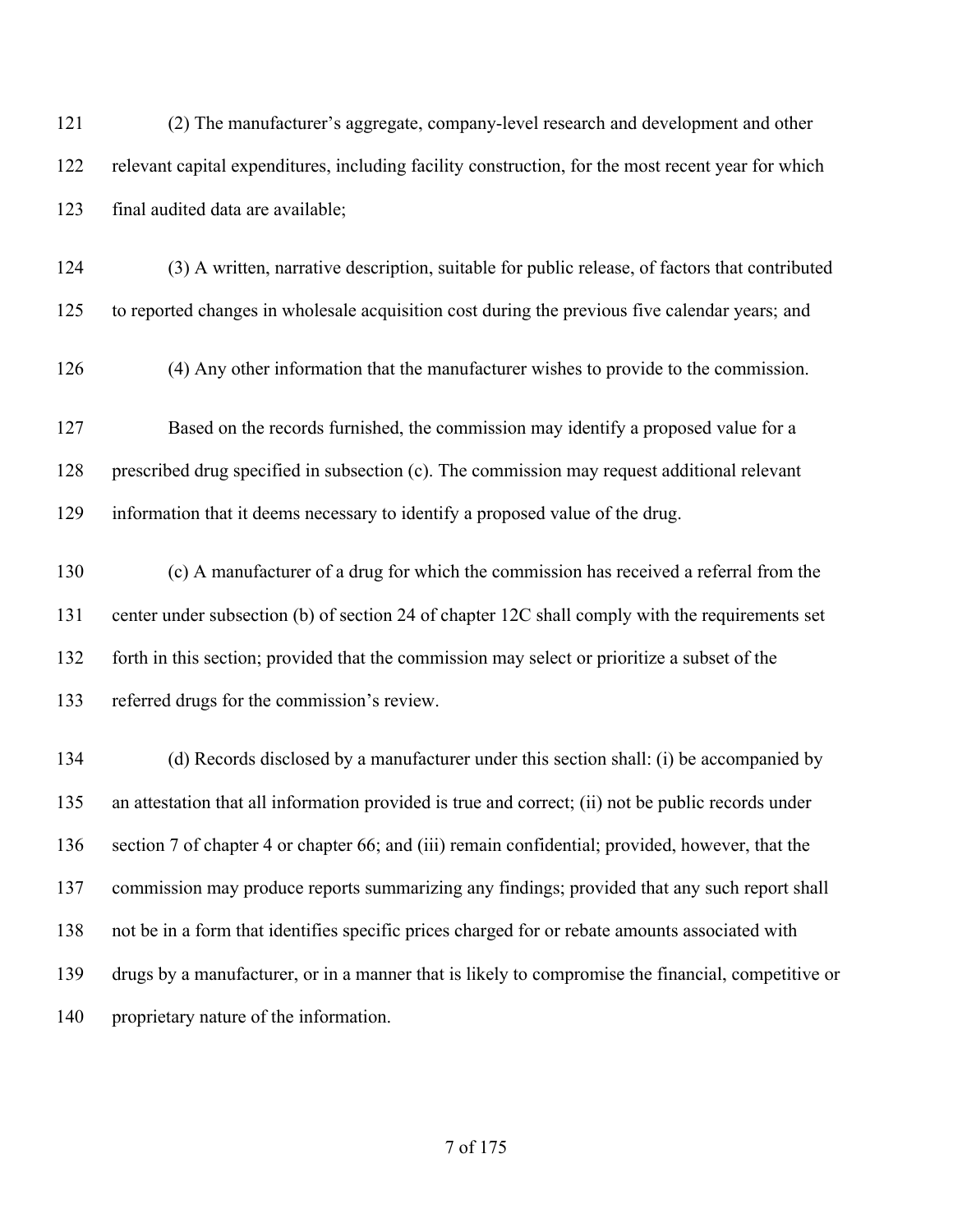(2) The manufacturer's aggregate, company-level research and development and other relevant capital expenditures, including facility construction, for the most recent year for which final audited data are available;

(3) A written, narrative description, suitable for public release, of factors that contributed to reported changes in wholesale acquisition cost during the previous five calendar years; and

(4) Any other information that the manufacturer wishes to provide to the commission.

Based on the records furnished, the commission may identify a proposed value for a prescribed drug specified in subsection (c). The commission may request additional relevant information that it deems necessary to identify a proposed value of the drug.

(c) A manufacturer of a drug for which the commission has received a referral from the center under subsection (b) of section 24 of chapter 12C shall comply with the requirements set forth in this section; provided that the commission may select or prioritize a subset of the referred drugs for the commission's review.

(d) Records disclosed by a manufacturer under this section shall: (i) be accompanied by an attestation that all information provided is true and correct; (ii) not be public records under section 7 of chapter 4 or chapter 66; and (iii) remain confidential; provided, however, that the commission may produce reports summarizing any findings; provided that any such report shall not be in a form that identifies specific prices charged for or rebate amounts associated with drugs by a manufacturer, or in a manner that is likely to compromise the financial, competitive or proprietary nature of the information.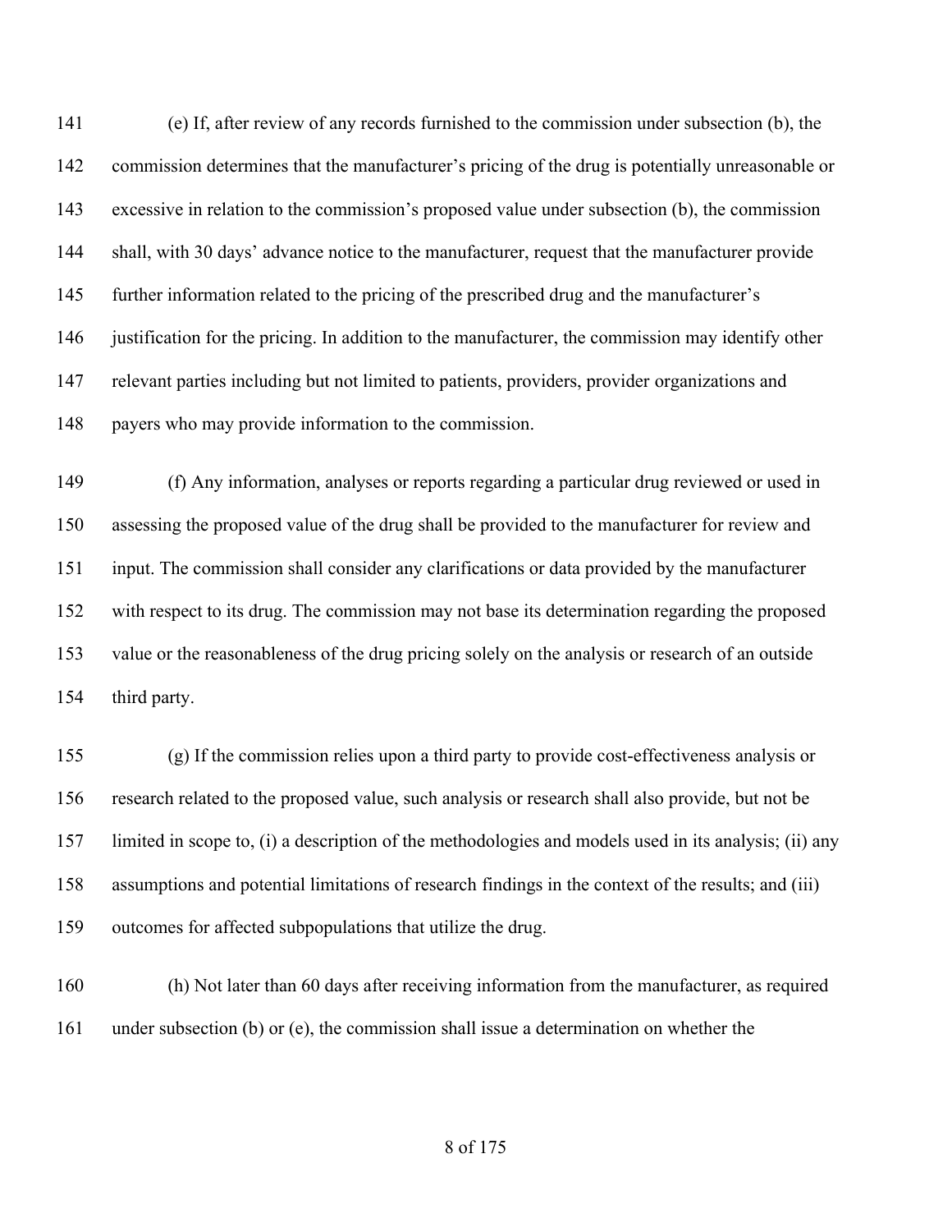(e) If, after review of any records furnished to the commission under subsection (b), the commission determines that the manufacturer's pricing of the drug is potentially unreasonable or excessive in relation to the commission's proposed value under subsection (b), the commission shall, with 30 days' advance notice to the manufacturer, request that the manufacturer provide further information related to the pricing of the prescribed drug and the manufacturer's justification for the pricing. In addition to the manufacturer, the commission may identify other relevant parties including but not limited to patients, providers, provider organizations and payers who may provide information to the commission.

(f) Any information, analyses or reports regarding a particular drug reviewed or used in assessing the proposed value of the drug shall be provided to the manufacturer for review and input. The commission shall consider any clarifications or data provided by the manufacturer with respect to its drug. The commission may not base its determination regarding the proposed value or the reasonableness of the drug pricing solely on the analysis or research of an outside third party.

(g) If the commission relies upon a third party to provide cost-effectiveness analysis or research related to the proposed value, such analysis or research shall also provide, but not be limited in scope to, (i) a description of the methodologies and models used in its analysis; (ii) any assumptions and potential limitations of research findings in the context of the results; and (iii) outcomes for affected subpopulations that utilize the drug.

(h) Not later than 60 days after receiving information from the manufacturer, as required under subsection (b) or (e), the commission shall issue a determination on whether the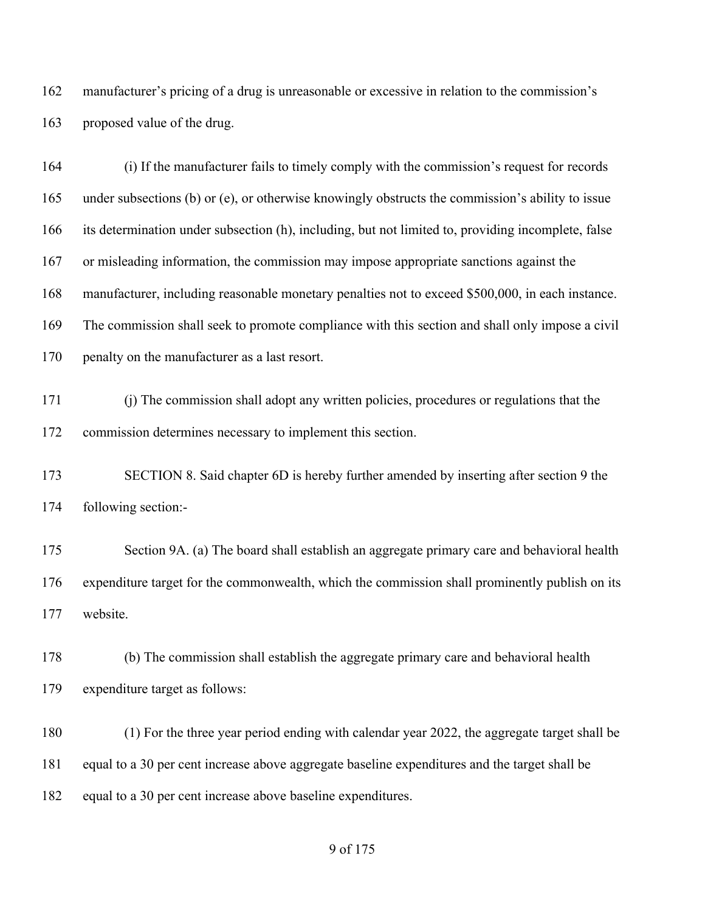manufacturer's pricing of a drug is unreasonable or excessive in relation to the commission's proposed value of the drug.

(i) If the manufacturer fails to timely comply with the commission's request for records under subsections (b) or (e), or otherwise knowingly obstructs the commission's ability to issue its determination under subsection (h), including, but not limited to, providing incomplete, false or misleading information, the commission may impose appropriate sanctions against the manufacturer, including reasonable monetary penalties not to exceed $500,000, in each instance. The commission shall seek to promote compliance with this section and shall only impose a civil penalty on the manufacturer as a last resort.

(j) The commission shall adopt any written policies, procedures or regulations that the commission determines necessary to implement this section.

SECTION 8. Said chapter 6D is hereby further amended by inserting after section 9 the following section:-

Section 9A. (a) The board shall establish an aggregate primary care and behavioral health expenditure target for the commonwealth, which the commission shall prominently publish on its website.

(b) The commission shall establish the aggregate primary care and behavioral health expenditure target as follows:

(1) For the three year period ending with calendar year 2022, the aggregate target shall be equal to a 30 per cent increase above aggregate baseline expenditures and the target shall be equal to a 30 per cent increase above baseline expenditures.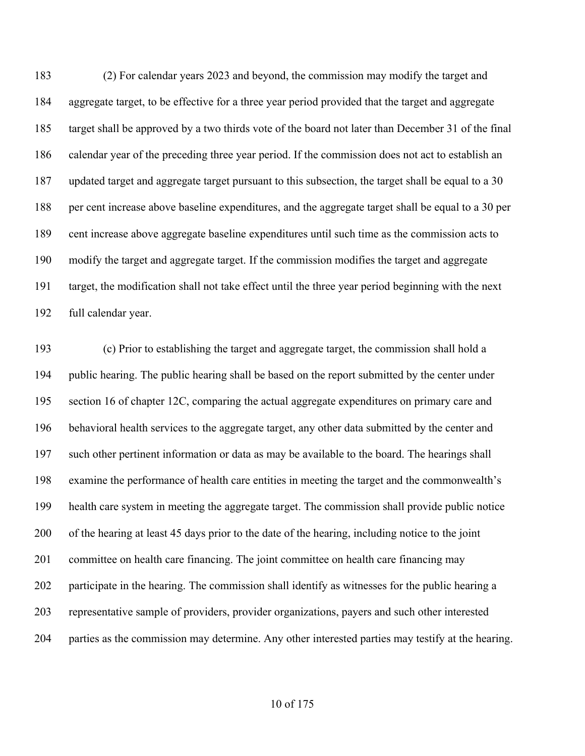(2) For calendar years 2023 and beyond, the commission may modify the target and aggregate target, to be effective for a three year period provided that the target and aggregate target shall be approved by a two thirds vote of the board not later than December 31 of the final calendar year of the preceding three year period. If the commission does not act to establish an updated target and aggregate target pursuant to this subsection, the target shall be equal to a 30 per cent increase above baseline expenditures, and the aggregate target shall be equal to a 30 per cent increase above aggregate baseline expenditures until such time as the commission acts to modify the target and aggregate target. If the commission modifies the target and aggregate target, the modification shall not take effect until the three year period beginning with the next full calendar year.

(c) Prior to establishing the target and aggregate target, the commission shall hold a public hearing. The public hearing shall be based on the report submitted by the center under section 16 of chapter 12C, comparing the actual aggregate expenditures on primary care and behavioral health services to the aggregate target, any other data submitted by the center and such other pertinent information or data as may be available to the board. The hearings shall examine the performance of health care entities in meeting the target and the commonwealth's health care system in meeting the aggregate target. The commission shall provide public notice of the hearing at least 45 days prior to the date of the hearing, including notice to the joint committee on health care financing. The joint committee on health care financing may participate in the hearing. The commission shall identify as witnesses for the public hearing a representative sample of providers, provider organizations, payers and such other interested parties as the commission may determine. Any other interested parties may testify at the hearing.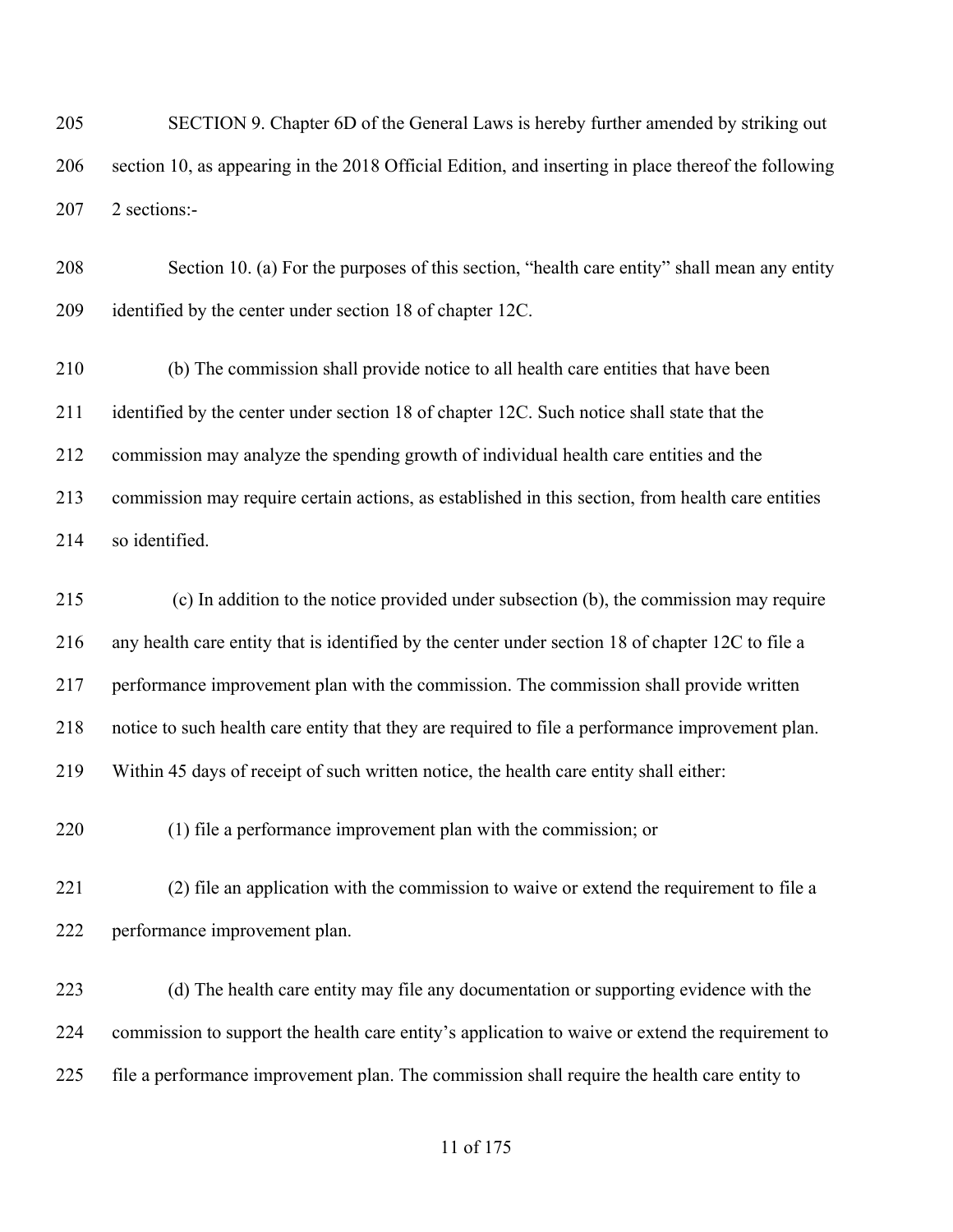SECTION 9. Chapter 6D of the General Laws is hereby further amended by striking out section 10, as appearing in the 2018 Official Edition, and inserting in place thereof the following 2 sections:-

Section 10. (a) For the purposes of this section, "health care entity" shall mean any entity identified by the center under section 18 of chapter 12C.

(b) The commission shall provide notice to all health care entities that have been identified by the center under section 18 of chapter 12C. Such notice shall state that the commission may analyze the spending growth of individual health care entities and the commission may require certain actions, as established in this section, from health care entities so identified.

(c) In addition to the notice provided under subsection (b), the commission may require any health care entity that is identified by the center under section 18 of chapter 12C to file a performance improvement plan with the commission. The commission shall provide written notice to such health care entity that they are required to file a performance improvement plan. Within 45 days of receipt of such written notice, the health care entity shall either:

(1) file a performance improvement plan with the commission; or

(2) file an application with the commission to waive or extend the requirement to file a performance improvement plan.

(d) The health care entity may file any documentation or supporting evidence with the commission to support the health care entity's application to waive or extend the requirement to file a performance improvement plan. The commission shall require the health care entity to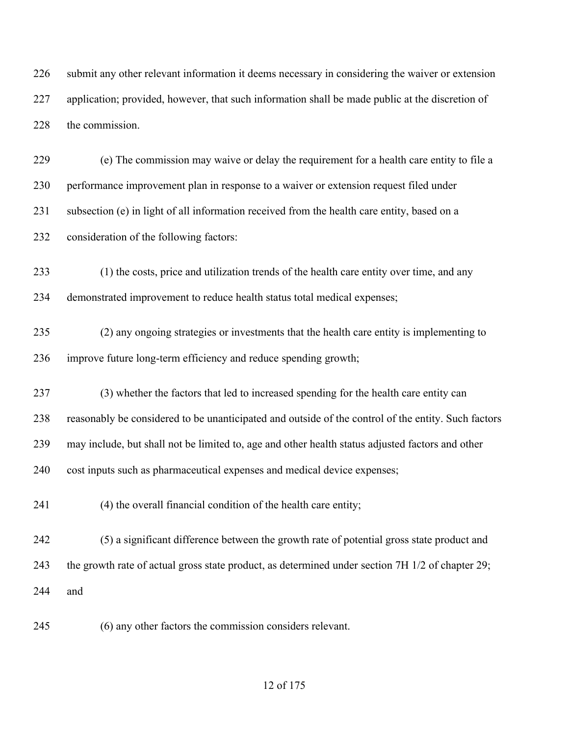submit any other relevant information it deems necessary in considering the waiver or extension application; provided, however, that such information shall be made public at the discretion of the commission.

(e) The commission may waive or delay the requirement for a health care entity to file a performance improvement plan in response to a waiver or extension request filed under subsection (e) in light of all information received from the health care entity, based on a consideration of the following factors:

(1) the costs, price and utilization trends of the health care entity over time, and any demonstrated improvement to reduce health status total medical expenses;

(2) any ongoing strategies or investments that the health care entity is implementing to improve future long-term efficiency and reduce spending growth;

(3) whether the factors that led to increased spending for the health care entity can reasonably be considered to be unanticipated and outside of the control of the entity. Such factors may include, but shall not be limited to, age and other health status adjusted factors and other cost inputs such as pharmaceutical expenses and medical device expenses;

(4) the overall financial condition of the health care entity;

(5) a significant difference between the growth rate of potential gross state product and the growth rate of actual gross state product, as determined under section 7H 1/2 of chapter 29; and

(6) any other factors the commission considers relevant.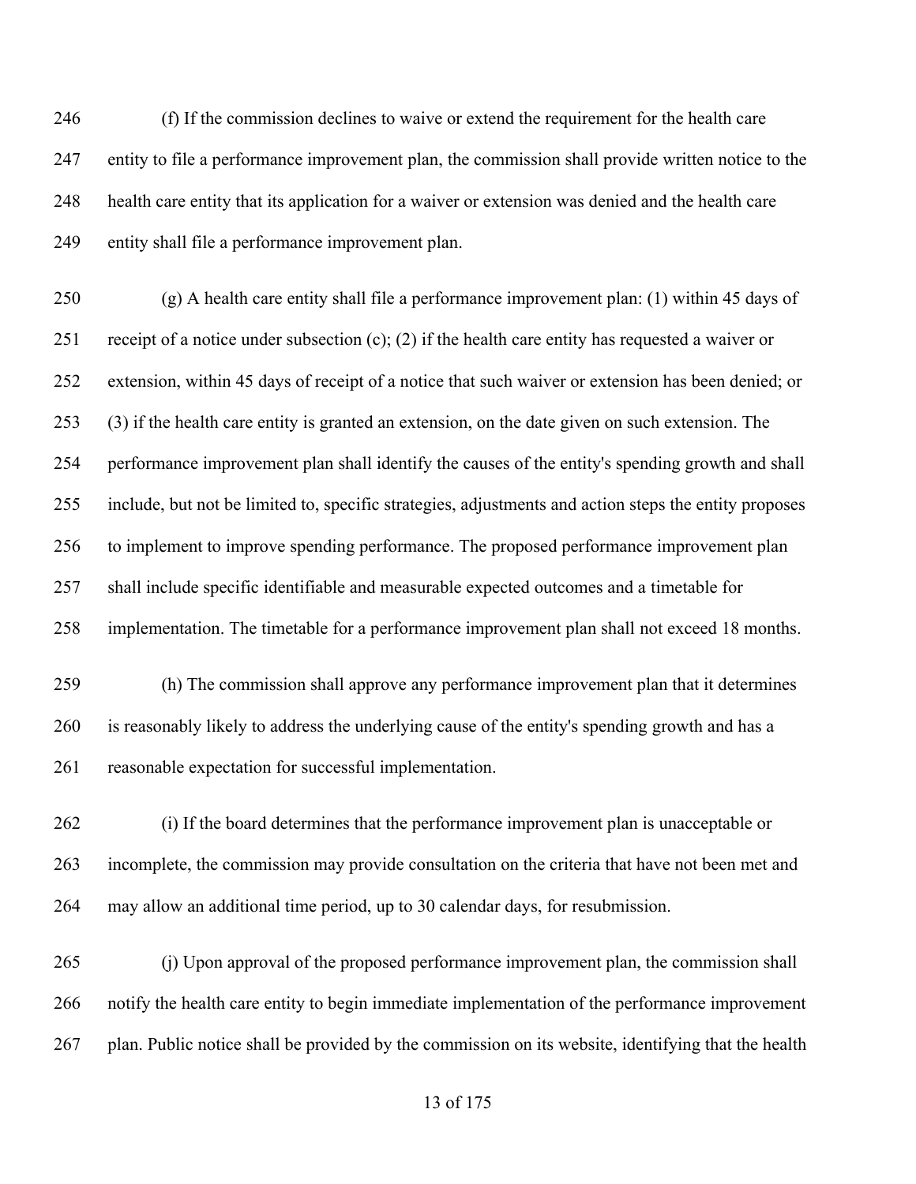(f) If the commission declines to waive or extend the requirement for the health care entity to file a performance improvement plan, the commission shall provide written notice to the health care entity that its application for a waiver or extension was denied and the health care entity shall file a performance improvement plan.

(g) A health care entity shall file a performance improvement plan: (1) within 45 days of receipt of a notice under subsection (c); (2) if the health care entity has requested a waiver or extension, within 45 days of receipt of a notice that such waiver or extension has been denied; or (3) if the health care entity is granted an extension, on the date given on such extension. The performance improvement plan shall identify the causes of the entity's spending growth and shall include, but not be limited to, specific strategies, adjustments and action steps the entity proposes to implement to improve spending performance. The proposed performance improvement plan shall include specific identifiable and measurable expected outcomes and a timetable for implementation. The timetable for a performance improvement plan shall not exceed 18 months.

(h) The commission shall approve any performance improvement plan that it determines is reasonably likely to address the underlying cause of the entity's spending growth and has a reasonable expectation for successful implementation.

(i) If the board determines that the performance improvement plan is unacceptable or incomplete, the commission may provide consultation on the criteria that have not been met and may allow an additional time period, up to 30 calendar days, for resubmission.

(j) Upon approval of the proposed performance improvement plan, the commission shall notify the health care entity to begin immediate implementation of the performance improvement plan. Public notice shall be provided by the commission on its website, identifying that the health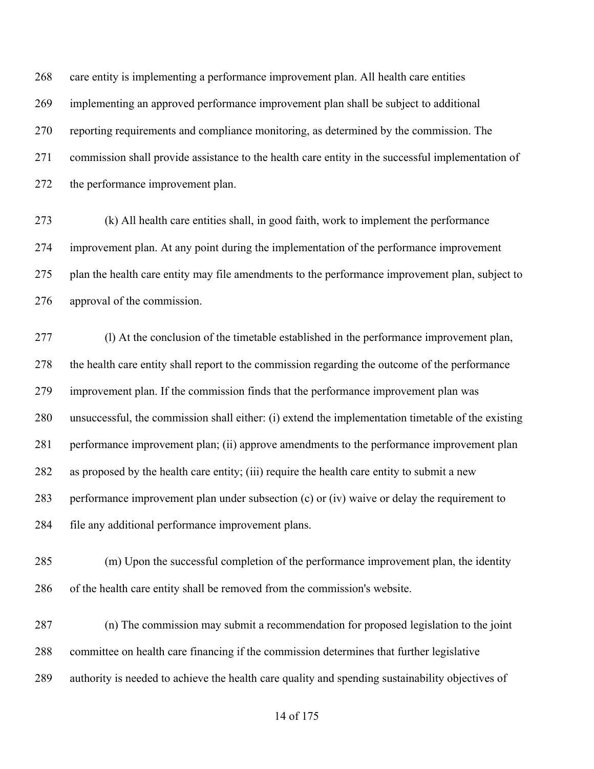care entity is implementing a performance improvement plan. All health care entities implementing an approved performance improvement plan shall be subject to additional reporting requirements and compliance monitoring, as determined by the commission. The commission shall provide assistance to the health care entity in the successful implementation of the performance improvement plan.

(k) All health care entities shall, in good faith, work to implement the performance improvement plan. At any point during the implementation of the performance improvement plan the health care entity may file amendments to the performance improvement plan, subject to approval of the commission.

(l) At the conclusion of the timetable established in the performance improvement plan, the health care entity shall report to the commission regarding the outcome of the performance improvement plan. If the commission finds that the performance improvement plan was unsuccessful, the commission shall either: (i) extend the implementation timetable of the existing performance improvement plan; (ii) approve amendments to the performance improvement plan as proposed by the health care entity; (iii) require the health care entity to submit a new performance improvement plan under subsection (c) or (iv) waive or delay the requirement to file any additional performance improvement plans.

(m) Upon the successful completion of the performance improvement plan, the identity of the health care entity shall be removed from the commission's website.

(n) The commission may submit a recommendation for proposed legislation to the joint committee on health care financing if the commission determines that further legislative authority is needed to achieve the health care quality and spending sustainability objectives of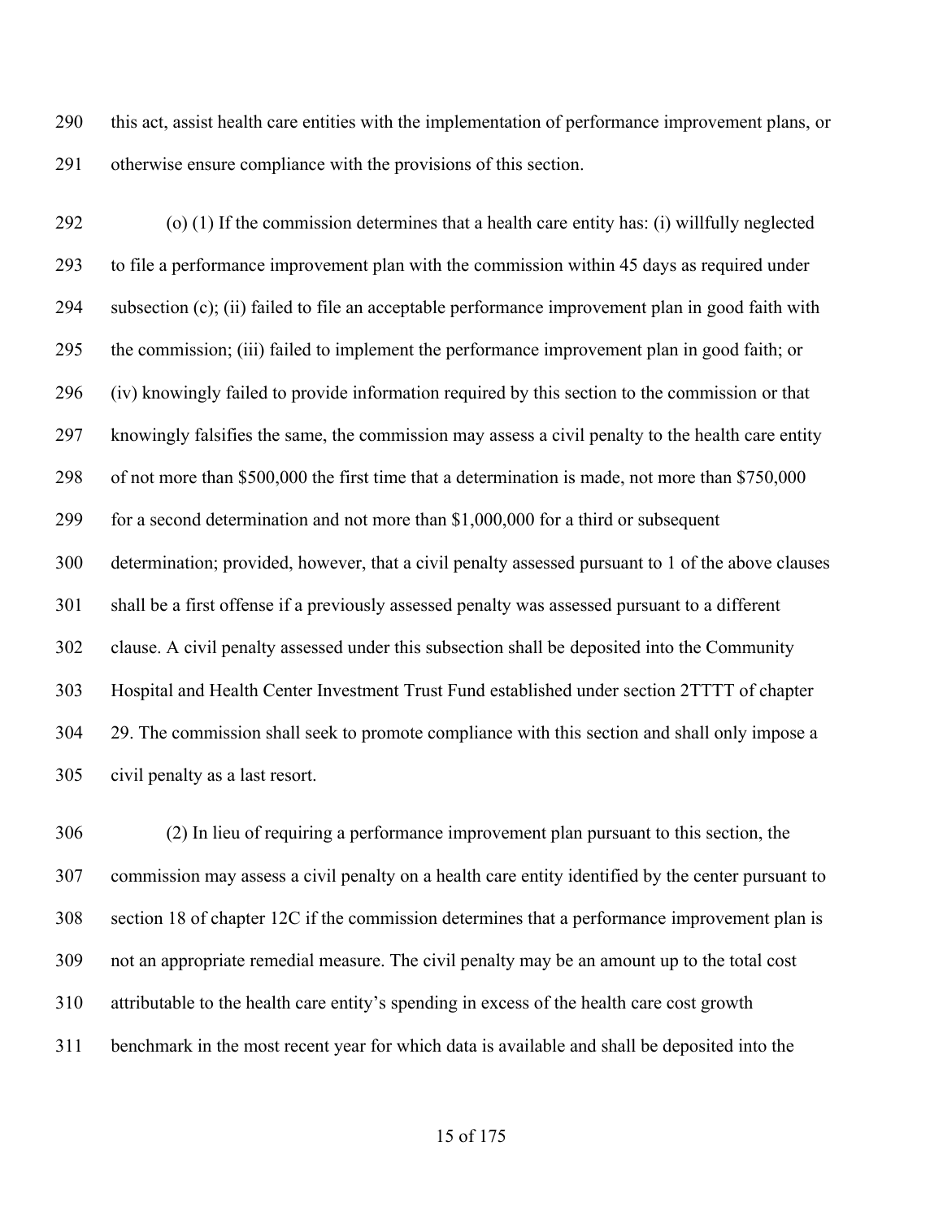this act, assist health care entities with the implementation of performance improvement plans, or otherwise ensure compliance with the provisions of this section.

(o) (1) If the commission determines that a health care entity has: (i) willfully neglected to file a performance improvement plan with the commission within 45 days as required under subsection (c); (ii) failed to file an acceptable performance improvement plan in good faith with the commission; (iii) failed to implement the performance improvement plan in good faith; or (iv) knowingly failed to provide information required by this section to the commission or that knowingly falsifies the same, the commission may assess a civil penalty to the health care entity of not more than $500,000 the first time that a determination is made, not more than $750,000 for a second determination and not more than $1,000,000 for a third or subsequent determination; provided, however, that a civil penalty assessed pursuant to 1 of the above clauses shall be a first offense if a previously assessed penalty was assessed pursuant to a different clause. A civil penalty assessed under this subsection shall be deposited into the Community Hospital and Health Center Investment Trust Fund established under section 2TTTT of chapter 29. The commission shall seek to promote compliance with this section and shall only impose a civil penalty as a last resort.

(2) In lieu of requiring a performance improvement plan pursuant to this section, the commission may assess a civil penalty on a health care entity identified by the center pursuant to section 18 of chapter 12C if the commission determines that a performance improvement plan is not an appropriate remedial measure. The civil penalty may be an amount up to the total cost attributable to the health care entity's spending in excess of the health care cost growth benchmark in the most recent year for which data is available and shall be deposited into the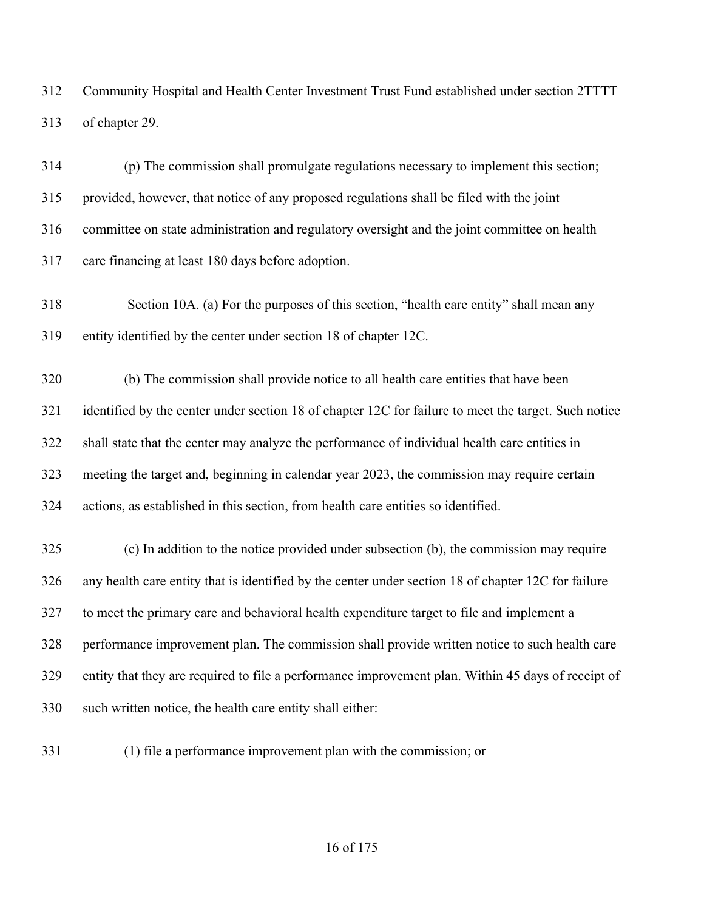Community Hospital and Health Center Investment Trust Fund established under section 2TTTT of chapter 29.

(p) The commission shall promulgate regulations necessary to implement this section; provided, however, that notice of any proposed regulations shall be filed with the joint committee on state administration and regulatory oversight and the joint committee on health care financing at least 180 days before adoption.

Section 10A. (a) For the purposes of this section, "health care entity" shall mean any entity identified by the center under section 18 of chapter 12C.

(b) The commission shall provide notice to all health care entities that have been identified by the center under section 18 of chapter 12C for failure to meet the target. Such notice shall state that the center may analyze the performance of individual health care entities in meeting the target and, beginning in calendar year 2023, the commission may require certain actions, as established in this section, from health care entities so identified.

(c) In addition to the notice provided under subsection (b), the commission may require any health care entity that is identified by the center under section 18 of chapter 12C for failure to meet the primary care and behavioral health expenditure target to file and implement a performance improvement plan. The commission shall provide written notice to such health care entity that they are required to file a performance improvement plan. Within 45 days of receipt of such written notice, the health care entity shall either:

(1) file a performance improvement plan with the commission; or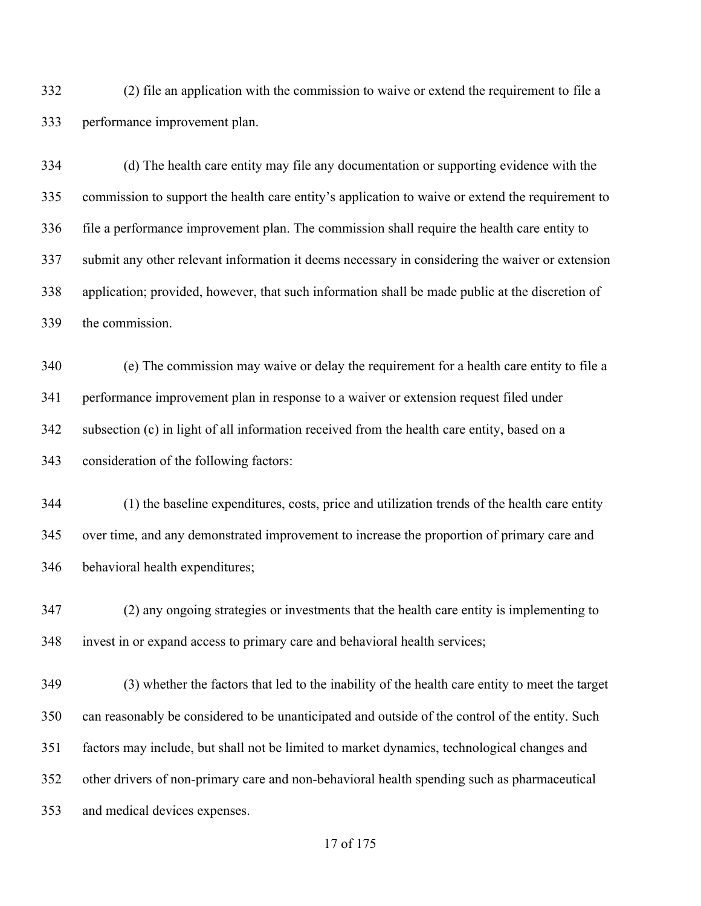(2) file an application with the commission to waive or extend the requirement to file a performance improvement plan.

(d) The health care entity may file any documentation or supporting evidence with the commission to support the health care entity's application to waive or extend the requirement to file a performance improvement plan. The commission shall require the health care entity to submit any other relevant information it deems necessary in considering the waiver or extension application; provided, however, that such information shall be made public at the discretion of the commission.

(e) The commission may waive or delay the requirement for a health care entity to file a performance improvement plan in response to a waiver or extension request filed under subsection (c) in light of all information received from the health care entity, based on a consideration of the following factors:

(1) the baseline expenditures, costs, price and utilization trends of the health care entity over time, and any demonstrated improvement to increase the proportion of primary care and behavioral health expenditures;

(2) any ongoing strategies or investments that the health care entity is implementing to invest in or expand access to primary care and behavioral health services;

(3) whether the factors that led to the inability of the health care entity to meet the target can reasonably be considered to be unanticipated and outside of the control of the entity. Such factors may include, but shall not be limited to market dynamics, technological changes and other drivers of non-primary care and non-behavioral health spending such as pharmaceutical and medical devices expenses.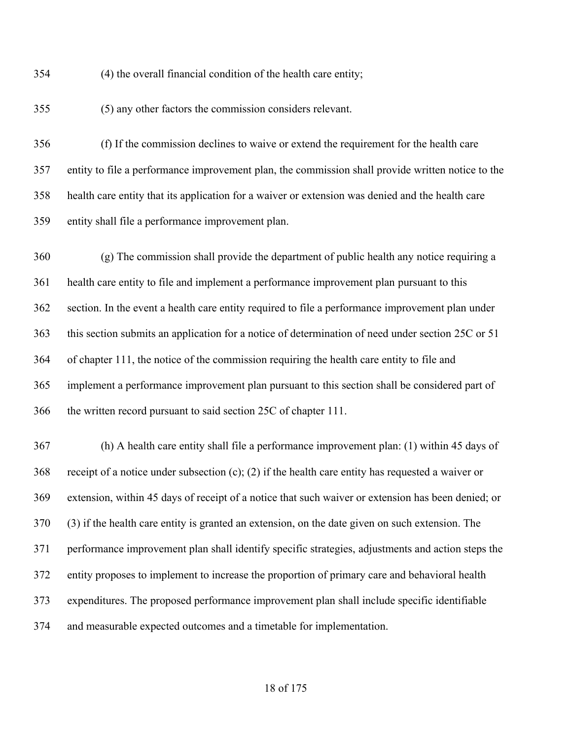(4) the overall financial condition of the health care entity;

(5) any other factors the commission considers relevant.

(f) If the commission declines to waive or extend the requirement for the health care entity to file a performance improvement plan, the commission shall provide written notice to the health care entity that its application for a waiver or extension was denied and the health care entity shall file a performance improvement plan.

(g) The commission shall provide the department of public health any notice requiring a health care entity to file and implement a performance improvement plan pursuant to this section. In the event a health care entity required to file a performance improvement plan under this section submits an application for a notice of determination of need under section 25C or 51 of chapter 111, the notice of the commission requiring the health care entity to file and implement a performance improvement plan pursuant to this section shall be considered part of the written record pursuant to said section 25C of chapter 111.

(h) A health care entity shall file a performance improvement plan: (1) within 45 days of receipt of a notice under subsection (c); (2) if the health care entity has requested a waiver or extension, within 45 days of receipt of a notice that such waiver or extension has been denied; or (3) if the health care entity is granted an extension, on the date given on such extension. The performance improvement plan shall identify specific strategies, adjustments and action steps the entity proposes to implement to increase the proportion of primary care and behavioral health expenditures. The proposed performance improvement plan shall include specific identifiable and measurable expected outcomes and a timetable for implementation.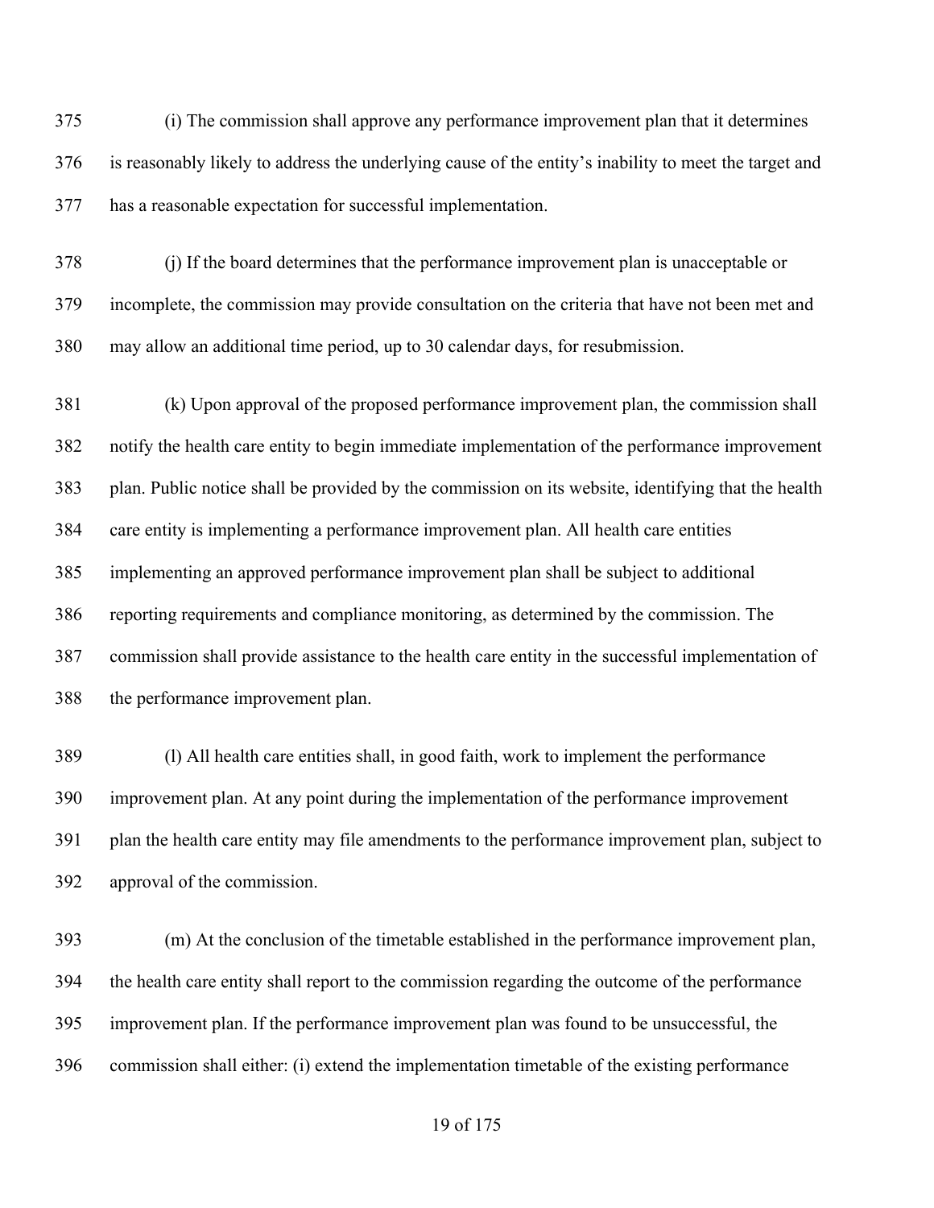(i) The commission shall approve any performance improvement plan that it determines is reasonably likely to address the underlying cause of the entity's inability to meet the target and has a reasonable expectation for successful implementation.

(j) If the board determines that the performance improvement plan is unacceptable or incomplete, the commission may provide consultation on the criteria that have not been met and may allow an additional time period, up to 30 calendar days, for resubmission.

(k) Upon approval of the proposed performance improvement plan, the commission shall notify the health care entity to begin immediate implementation of the performance improvement plan. Public notice shall be provided by the commission on its website, identifying that the health care entity is implementing a performance improvement plan. All health care entities implementing an approved performance improvement plan shall be subject to additional reporting requirements and compliance monitoring, as determined by the commission. The commission shall provide assistance to the health care entity in the successful implementation of the performance improvement plan.

(l) All health care entities shall, in good faith, work to implement the performance improvement plan. At any point during the implementation of the performance improvement plan the health care entity may file amendments to the performance improvement plan, subject to approval of the commission.

(m) At the conclusion of the timetable established in the performance improvement plan, the health care entity shall report to the commission regarding the outcome of the performance improvement plan. If the performance improvement plan was found to be unsuccessful, the commission shall either: (i) extend the implementation timetable of the existing performance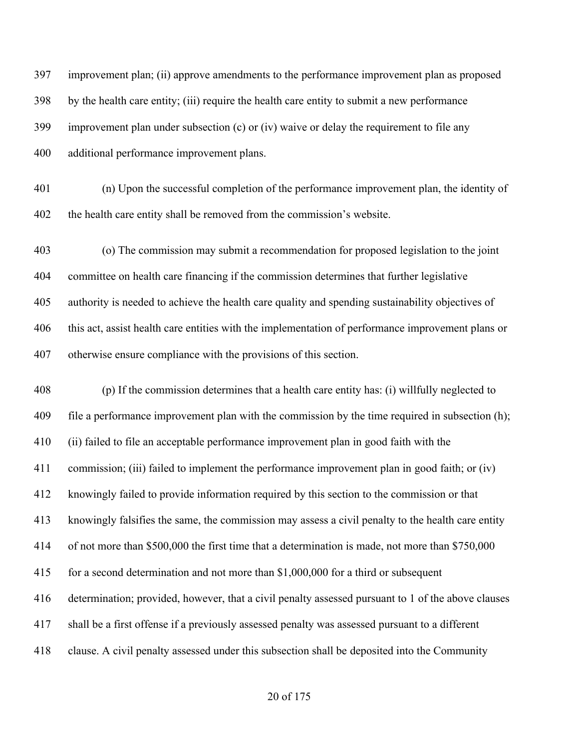improvement plan; (ii) approve amendments to the performance improvement plan as proposed by the health care entity; (iii) require the health care entity to submit a new performance improvement plan under subsection (c) or (iv) waive or delay the requirement to file any additional performance improvement plans.

(n) Upon the successful completion of the performance improvement plan, the identity of the health care entity shall be removed from the commission's website.

(o) The commission may submit a recommendation for proposed legislation to the joint committee on health care financing if the commission determines that further legislative authority is needed to achieve the health care quality and spending sustainability objectives of this act, assist health care entities with the implementation of performance improvement plans or otherwise ensure compliance with the provisions of this section.

(p) If the commission determines that a health care entity has: (i) willfully neglected to file a performance improvement plan with the commission by the time required in subsection (h); (ii) failed to file an acceptable performance improvement plan in good faith with the commission; (iii) failed to implement the performance improvement plan in good faith; or (iv) knowingly failed to provide information required by this section to the commission or that knowingly falsifies the same, the commission may assess a civil penalty to the health care entity of not more than $500,000 the first time that a determination is made, not more than $750,000 for a second determination and not more than $1,000,000 for a third or subsequent determination; provided, however, that a civil penalty assessed pursuant to 1 of the above clauses shall be a first offense if a previously assessed penalty was assessed pursuant to a different clause. A civil penalty assessed under this subsection shall be deposited into the Community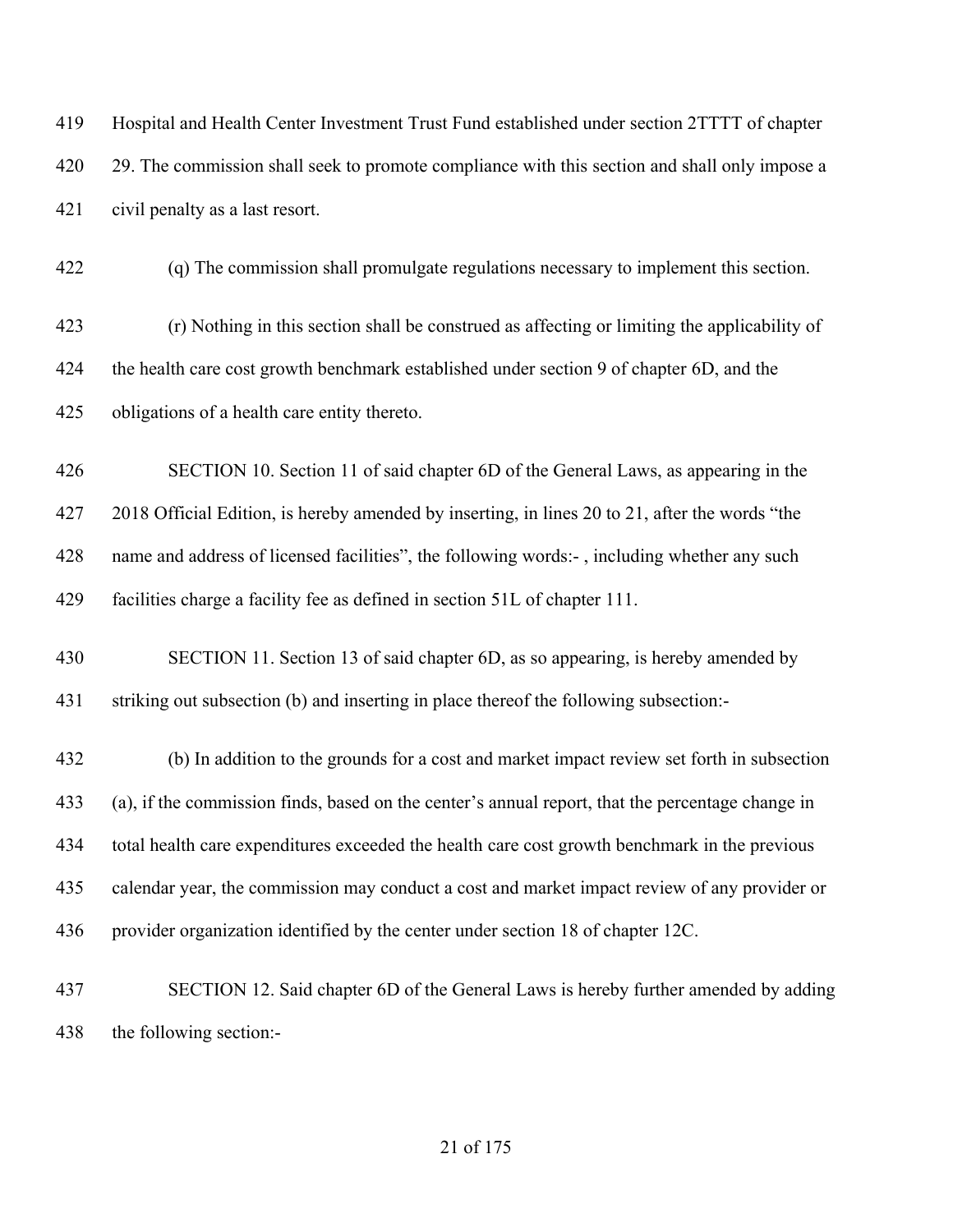Hospital and Health Center Investment Trust Fund established under section 2TTTT of chapter 29. The commission shall seek to promote compliance with this section and shall only impose a civil penalty as a last resort.

(q) The commission shall promulgate regulations necessary to implement this section.

(r) Nothing in this section shall be construed as affecting or limiting the applicability of the health care cost growth benchmark established under section 9 of chapter 6D, and the obligations of a health care entity thereto.

SECTION 10. Section 11 of said chapter 6D of the General Laws, as appearing in the 2018 Official Edition, is hereby amended by inserting, in lines 20 to 21, after the words "the name and address of licensed facilities", the following words:- , including whether any such facilities charge a facility fee as defined in section 51L of chapter 111.

SECTION 11. Section 13 of said chapter 6D, as so appearing, is hereby amended by striking out subsection (b) and inserting in place thereof the following subsection:-

(b) In addition to the grounds for a cost and market impact review set forth in subsection (a), if the commission finds, based on the center's annual report, that the percentage change in total health care expenditures exceeded the health care cost growth benchmark in the previous calendar year, the commission may conduct a cost and market impact review of any provider or provider organization identified by the center under section 18 of chapter 12C.

SECTION 12. Said chapter 6D of the General Laws is hereby further amended by adding the following section:-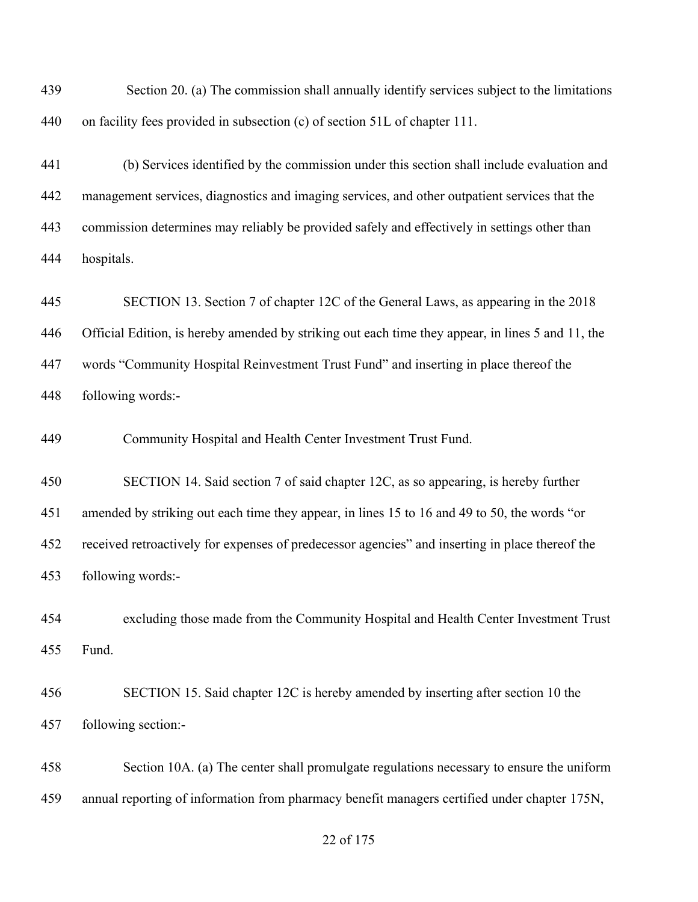Section 20. (a) The commission shall annually identify services subject to the limitations on facility fees provided in subsection (c) of section 51L of chapter 111.

(b) Services identified by the commission under this section shall include evaluation and management services, diagnostics and imaging services, and other outpatient services that the commission determines may reliably be provided safely and effectively in settings other than hospitals.

SECTION 13. Section 7 of chapter 12C of the General Laws, as appearing in the 2018 Official Edition, is hereby amended by striking out each time they appear, in lines 5 and 11, the words "Community Hospital Reinvestment Trust Fund" and inserting in place thereof the following words:-

Community Hospital and Health Center Investment Trust Fund.

SECTION 14. Said section 7 of said chapter 12C, as so appearing, is hereby further amended by striking out each time they appear, in lines 15 to 16 and 49 to 50, the words "or received retroactively for expenses of predecessor agencies" and inserting in place thereof the following words:-

excluding those made from the Community Hospital and Health Center Investment Trust Fund.

SECTION 15. Said chapter 12C is hereby amended by inserting after section 10 the following section:-

Section 10A. (a) The center shall promulgate regulations necessary to ensure the uniform annual reporting of information from pharmacy benefit managers certified under chapter 175N,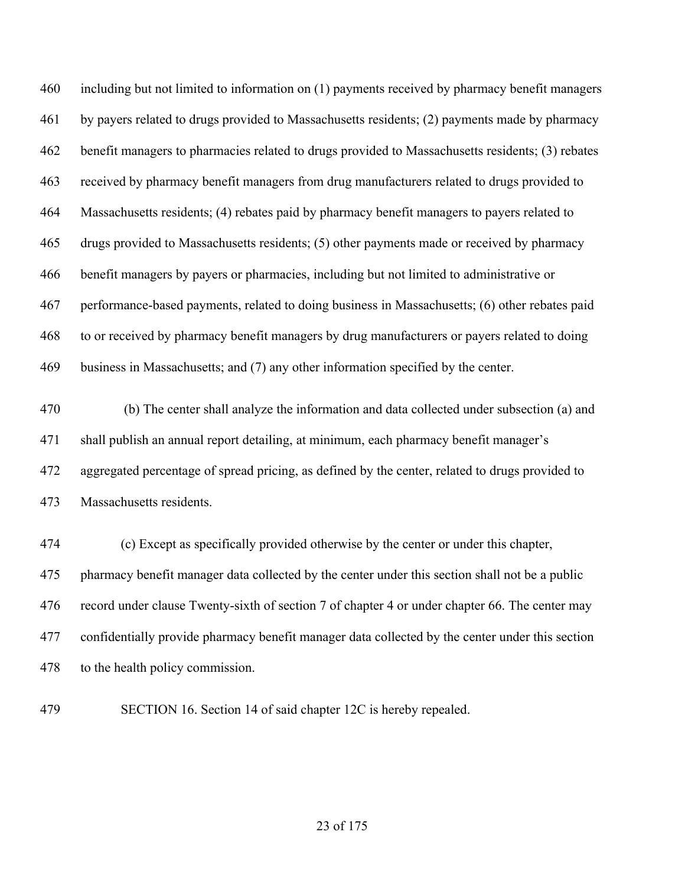including but not limited to information on (1) payments received by pharmacy benefit managers by payers related to drugs provided to Massachusetts residents; (2) payments made by pharmacy benefit managers to pharmacies related to drugs provided to Massachusetts residents; (3) rebates received by pharmacy benefit managers from drug manufacturers related to drugs provided to Massachusetts residents; (4) rebates paid by pharmacy benefit managers to payers related to drugs provided to Massachusetts residents; (5) other payments made or received by pharmacy benefit managers by payers or pharmacies, including but not limited to administrative or performance-based payments, related to doing business in Massachusetts; (6) other rebates paid to or received by pharmacy benefit managers by drug manufacturers or payers related to doing business in Massachusetts; and (7) any other information specified by the center.

(b) The center shall analyze the information and data collected under subsection (a) and shall publish an annual report detailing, at minimum, each pharmacy benefit manager's aggregated percentage of spread pricing, as defined by the center, related to drugs provided to Massachusetts residents.

(c) Except as specifically provided otherwise by the center or under this chapter, pharmacy benefit manager data collected by the center under this section shall not be a public record under clause Twenty-sixth of section 7 of chapter 4 or under chapter 66. The center may confidentially provide pharmacy benefit manager data collected by the center under this section to the health policy commission.

SECTION 16. Section 14 of said chapter 12C is hereby repealed.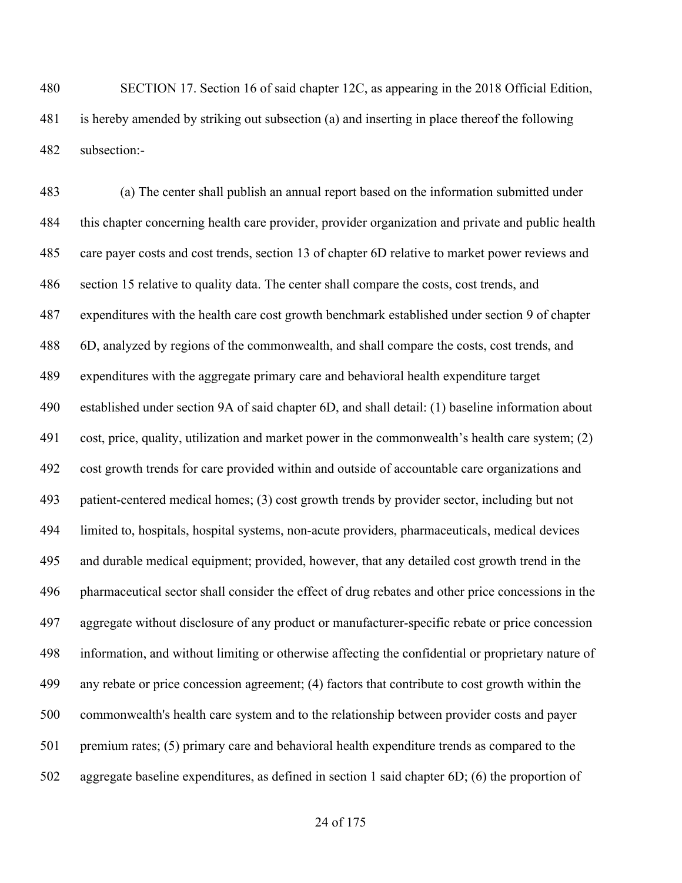SECTION 17. Section 16 of said chapter 12C, as appearing in the 2018 Official Edition, is hereby amended by striking out subsection (a) and inserting in place thereof the following subsection:-

(a) The center shall publish an annual report based on the information submitted under this chapter concerning health care provider, provider organization and private and public health care payer costs and cost trends, section 13 of chapter 6D relative to market power reviews and section 15 relative to quality data. The center shall compare the costs, cost trends, and expenditures with the health care cost growth benchmark established under section 9 of chapter 6D, analyzed by regions of the commonwealth, and shall compare the costs, cost trends, and expenditures with the aggregate primary care and behavioral health expenditure target established under section 9A of said chapter 6D, and shall detail: (1) baseline information about cost, price, quality, utilization and market power in the commonwealth's health care system; (2) cost growth trends for care provided within and outside of accountable care organizations and patient-centered medical homes; (3) cost growth trends by provider sector, including but not limited to, hospitals, hospital systems, non-acute providers, pharmaceuticals, medical devices and durable medical equipment; provided, however, that any detailed cost growth trend in the pharmaceutical sector shall consider the effect of drug rebates and other price concessions in the aggregate without disclosure of any product or manufacturer-specific rebate or price concession information, and without limiting or otherwise affecting the confidential or proprietary nature of any rebate or price concession agreement; (4) factors that contribute to cost growth within the commonwealth's health care system and to the relationship between provider costs and payer premium rates; (5) primary care and behavioral health expenditure trends as compared to the aggregate baseline expenditures, as defined in section 1 said chapter 6D; (6) the proportion of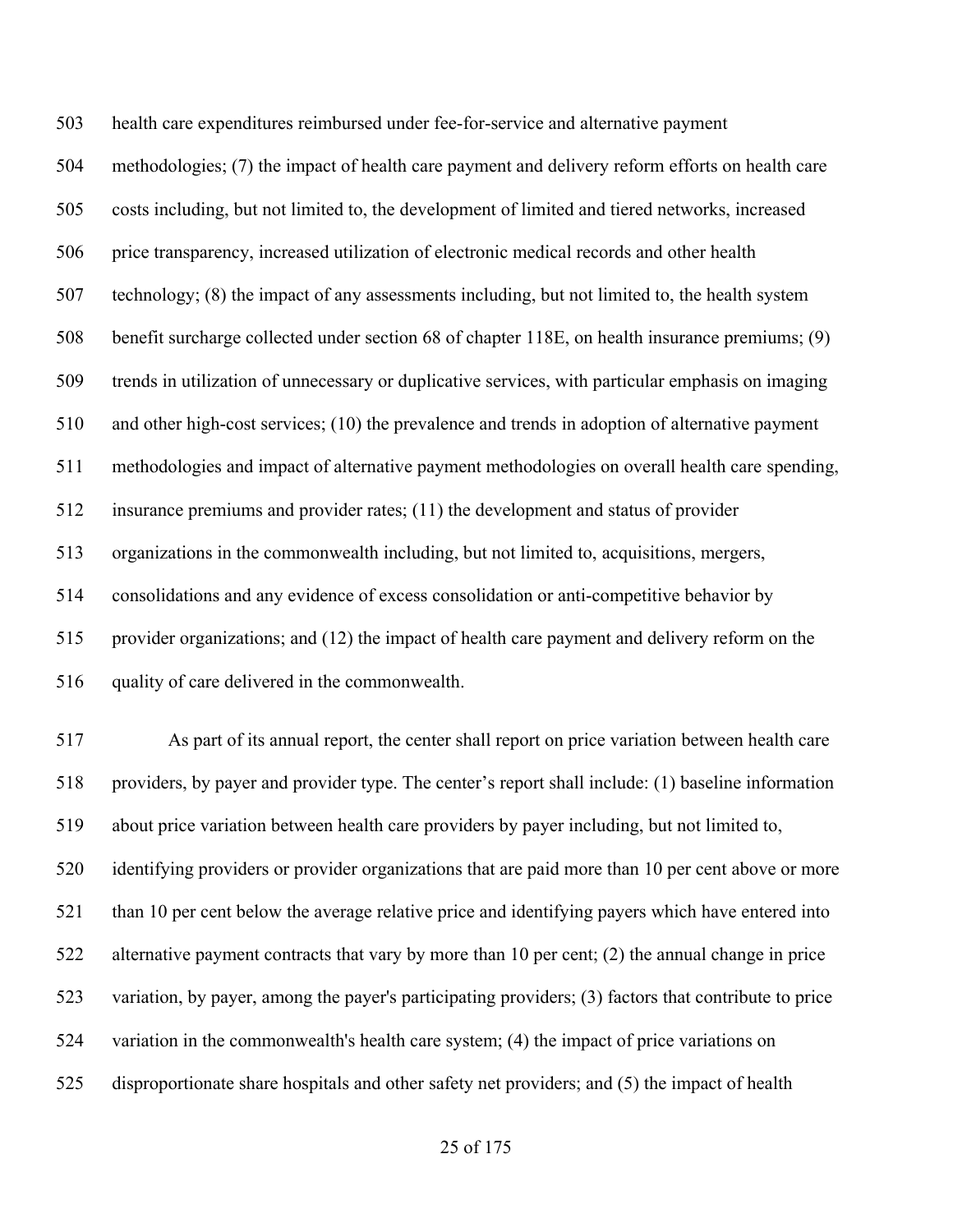health care expenditures reimbursed under fee-for-service and alternative payment methodologies; (7) the impact of health care payment and delivery reform efforts on health care costs including, but not limited to, the development of limited and tiered networks, increased price transparency, increased utilization of electronic medical records and other health technology; (8) the impact of any assessments including, but not limited to, the health system benefit surcharge collected under section 68 of chapter 118E, on health insurance premiums; (9) trends in utilization of unnecessary or duplicative services, with particular emphasis on imaging and other high-cost services; (10) the prevalence and trends in adoption of alternative payment methodologies and impact of alternative payment methodologies on overall health care spending, insurance premiums and provider rates; (11) the development and status of provider organizations in the commonwealth including, but not limited to, acquisitions, mergers, consolidations and any evidence of excess consolidation or anti-competitive behavior by provider organizations; and (12) the impact of health care payment and delivery reform on the quality of care delivered in the commonwealth.

As part of its annual report, the center shall report on price variation between health care providers, by payer and provider type. The center's report shall include: (1) baseline information about price variation between health care providers by payer including, but not limited to, identifying providers or provider organizations that are paid more than 10 per cent above or more than 10 per cent below the average relative price and identifying payers which have entered into alternative payment contracts that vary by more than 10 per cent; (2) the annual change in price variation, by payer, among the payer's participating providers; (3) factors that contribute to price variation in the commonwealth's health care system; (4) the impact of price variations on disproportionate share hospitals and other safety net providers; and (5) the impact of health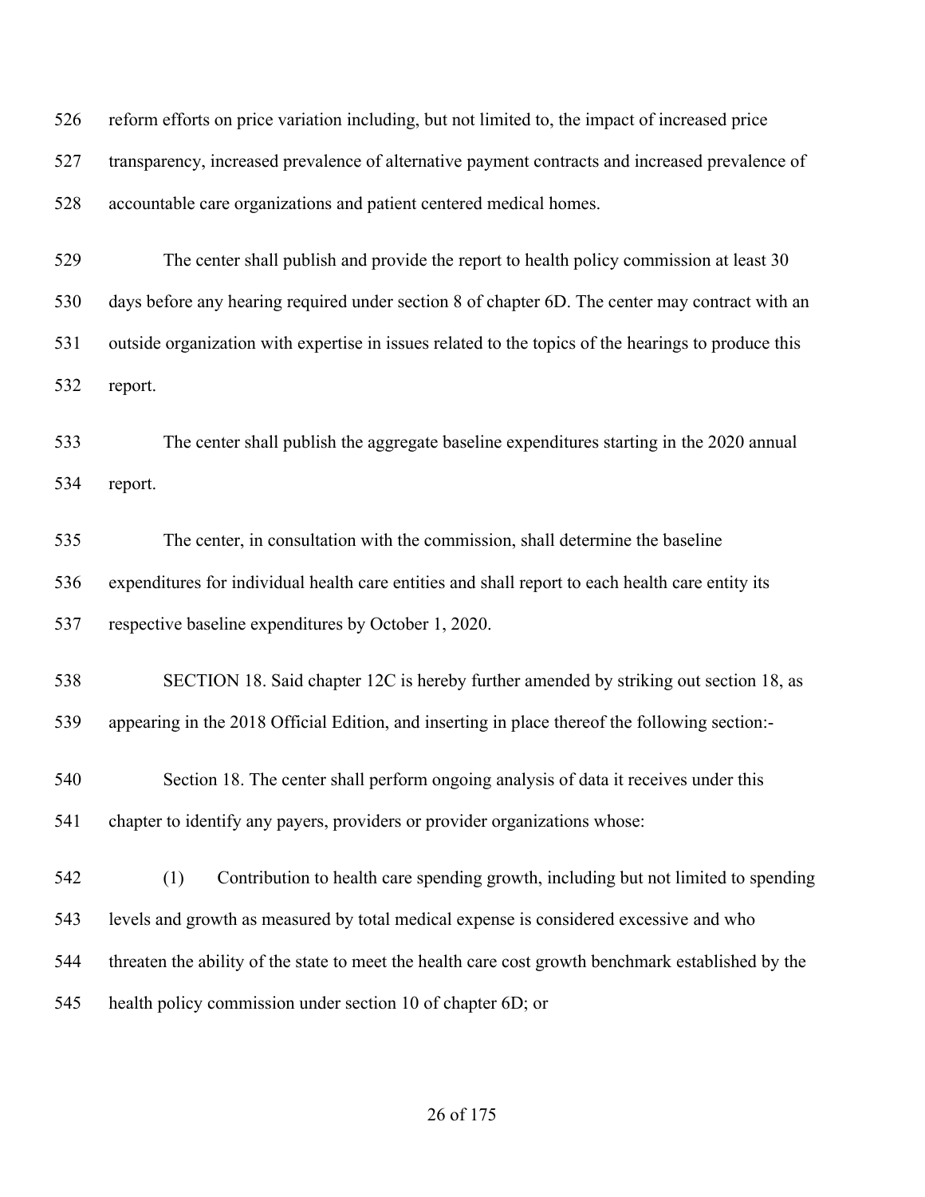reform efforts on price variation including, but not limited to, the impact of increased price transparency, increased prevalence of alternative payment contracts and increased prevalence of accountable care organizations and patient centered medical homes.

The center shall publish and provide the report to health policy commission at least 30 days before any hearing required under section 8 of chapter 6D. The center may contract with an outside organization with expertise in issues related to the topics of the hearings to produce this report.

The center shall publish the aggregate baseline expenditures starting in the 2020 annual report.

The center, in consultation with the commission, shall determine the baseline expenditures for individual health care entities and shall report to each health care entity its respective baseline expenditures by October 1, 2020.

SECTION 18. Said chapter 12C is hereby further amended by striking out section 18, as appearing in the 2018 Official Edition, and inserting in place thereof the following section:-

Section 18. The center shall perform ongoing analysis of data it receives under this chapter to identify any payers, providers or provider organizations whose:

(1) Contribution to health care spending growth, including but not limited to spending levels and growth as measured by total medical expense is considered excessive and who threaten the ability of the state to meet the health care cost growth benchmark established by the health policy commission under section 10 of chapter 6D; or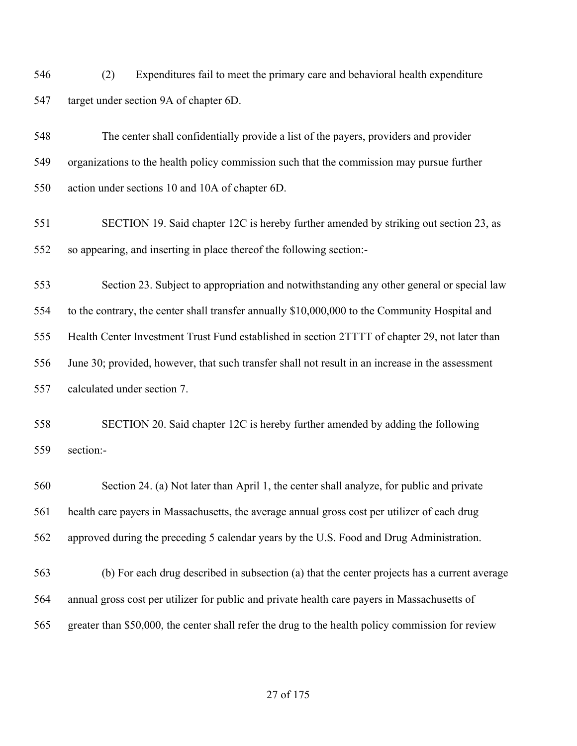546 (2) Expenditures fail to meet the primary care and behavioral health expenditure
547 target under section 9A of chapter 6D.

548 The center shall confidentially provide a list of the payers, providers and provider
549 organizations to the health policy commission such that the commission may pursue further
550 action under sections 10 and 10A of chapter 6D.

551 SECTION 19. Said chapter 12C is hereby further amended by striking out section 23, as
552 so appearing, and inserting in place thereof the following section:-

553 Section 23. Subject to appropriation and notwithstanding any other general or special law
554 to the contrary, the center shall transfer annually $10,000,000 to the Community Hospital and
555 Health Center Investment Trust Fund established in section 2TTTT of chapter 29, not later than
556 June 30; provided, however, that such transfer shall not result in an increase in the assessment
557 calculated under section 7.

558 SECTION 20. Said chapter 12C is hereby further amended by adding the following
559 section:-

560 Section 24. (a) Not later than April 1, the center shall analyze, for public and private
561 health care payers in Massachusetts, the average annual gross cost per utilizer of each drug
562 approved during the preceding 5 calendar years by the U.S. Food and Drug Administration.

563 (b) For each drug described in subsection (a) that the center projects has a current average
564 annual gross cost per utilizer for public and private health care payers in Massachusetts of
565 greater than $50,000, the center shall refer the drug to the health policy commission for review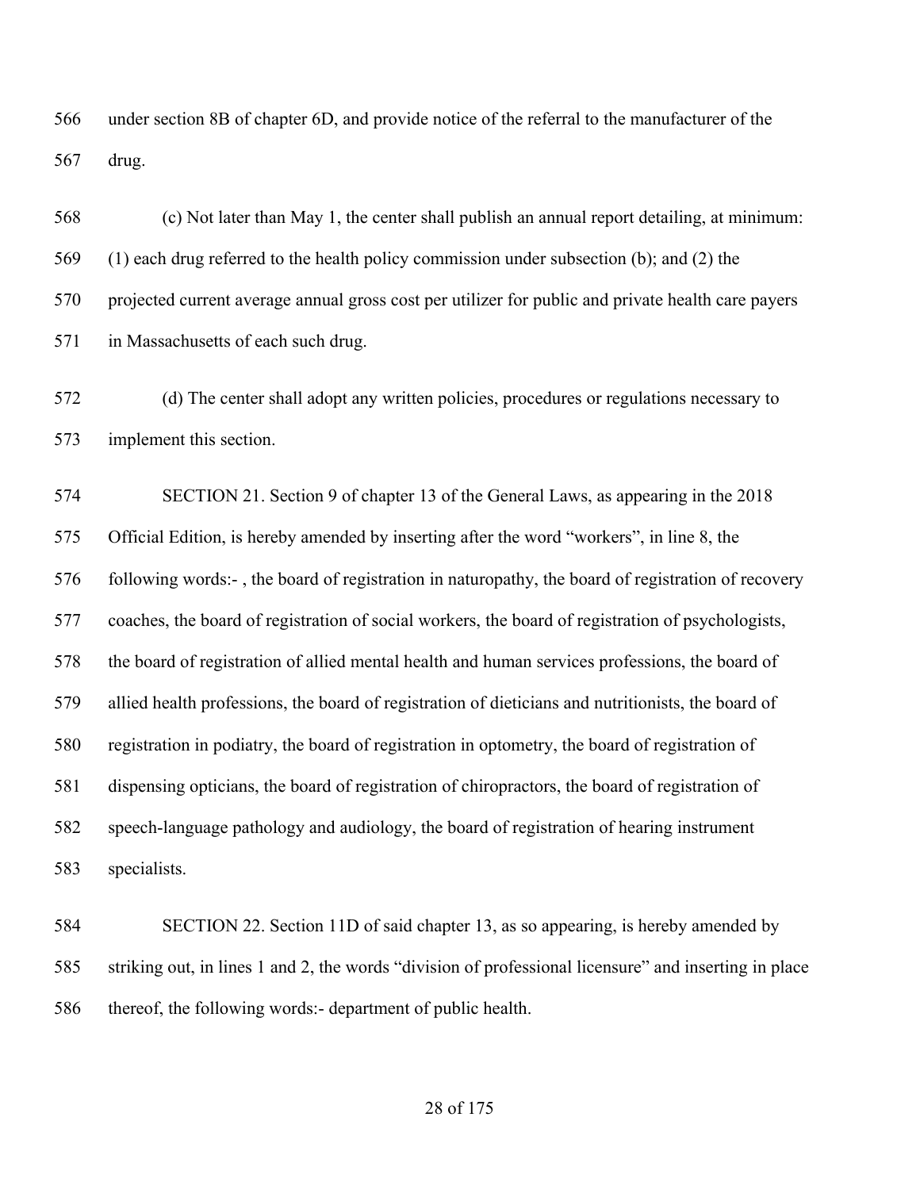under section 8B of chapter 6D, and provide notice of the referral to the manufacturer of the drug.

(c) Not later than May 1, the center shall publish an annual report detailing, at minimum: (1) each drug referred to the health policy commission under subsection (b); and (2) the projected current average annual gross cost per utilizer for public and private health care payers in Massachusetts of each such drug.

(d) The center shall adopt any written policies, procedures or regulations necessary to implement this section.

SECTION 21. Section 9 of chapter 13 of the General Laws, as appearing in the 2018 Official Edition, is hereby amended by inserting after the word "workers", in line 8, the following words:- , the board of registration in naturopathy, the board of registration of recovery coaches, the board of registration of social workers, the board of registration of psychologists, the board of registration of allied mental health and human services professions, the board of allied health professions, the board of registration of dieticians and nutritionists, the board of registration in podiatry, the board of registration in optometry, the board of registration of dispensing opticians, the board of registration of chiropractors, the board of registration of speech-language pathology and audiology, the board of registration of hearing instrument specialists.

SECTION 22. Section 11D of said chapter 13, as so appearing, is hereby amended by striking out, in lines 1 and 2, the words "division of professional licensure" and inserting in place thereof, the following words:- department of public health.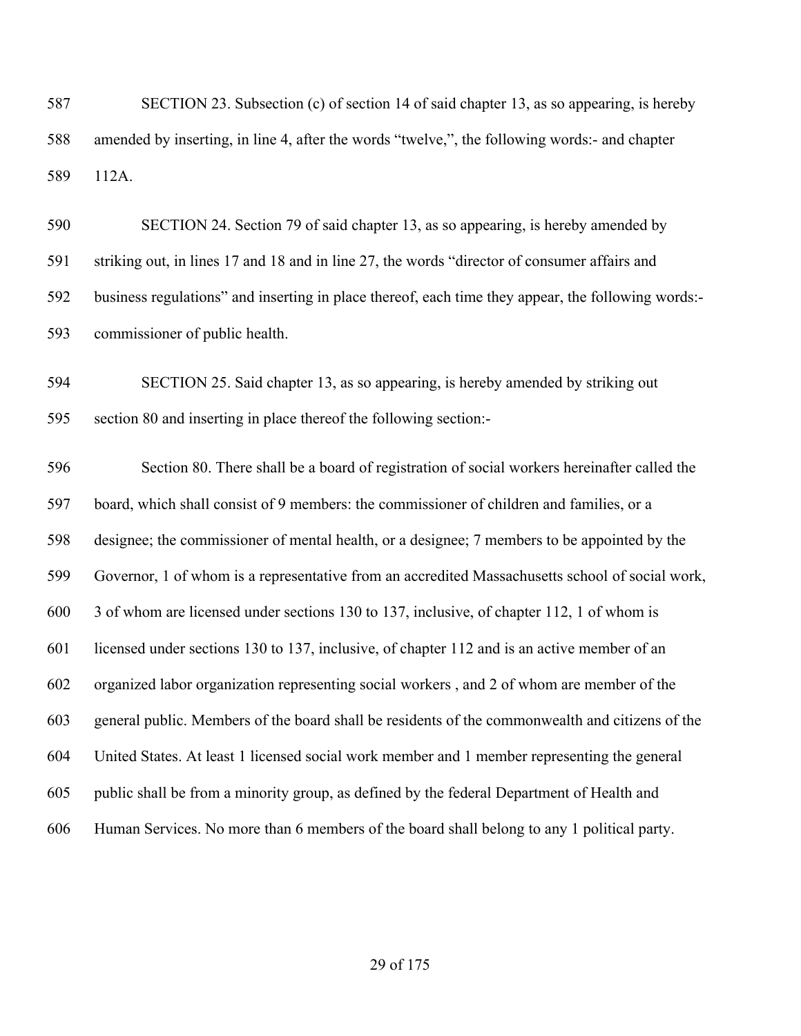SECTION 23. Subsection (c) of section 14 of said chapter 13, as so appearing, is hereby amended by inserting, in line 4, after the words "twelve,", the following words:- and chapter 112A.

SECTION 24. Section 79 of said chapter 13, as so appearing, is hereby amended by striking out, in lines 17 and 18 and in line 27, the words "director of consumer affairs and business regulations" and inserting in place thereof, each time they appear, the following words:- commissioner of public health.

SECTION 25. Said chapter 13, as so appearing, is hereby amended by striking out section 80 and inserting in place thereof the following section:-

Section 80. There shall be a board of registration of social workers hereinafter called the board, which shall consist of 9 members: the commissioner of children and families, or a designee; the commissioner of mental health, or a designee; 7 members to be appointed by the Governor, 1 of whom is a representative from an accredited Massachusetts school of social work, 3 of whom are licensed under sections 130 to 137, inclusive, of chapter 112, 1 of whom is licensed under sections 130 to 137, inclusive, of chapter 112 and is an active member of an organized labor organization representing social workers , and 2 of whom are member of the general public. Members of the board shall be residents of the commonwealth and citizens of the United States. At least 1 licensed social work member and 1 member representing the general public shall be from a minority group, as defined by the federal Department of Health and Human Services. No more than 6 members of the board shall belong to any 1 political party.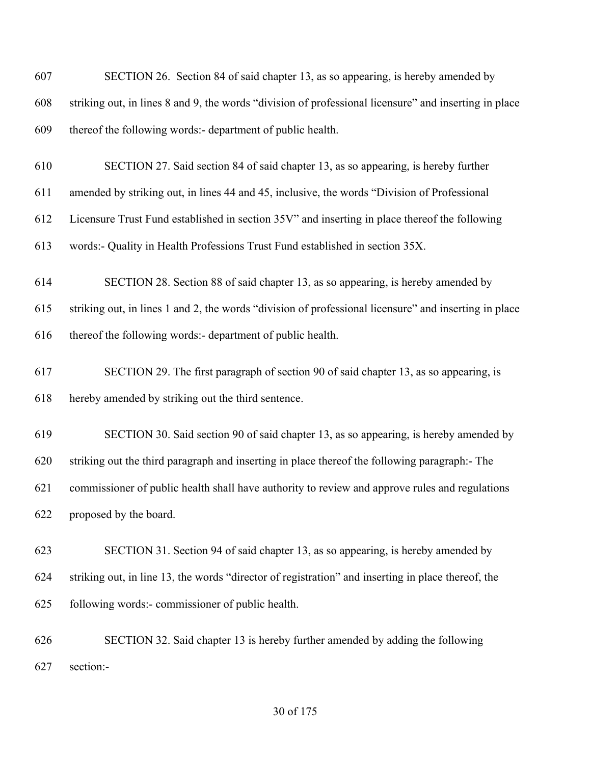607 SECTION 26. Section 84 of said chapter 13, as so appearing, is hereby amended by

608 striking out, in lines 8 and 9, the words "division of professional licensure" and inserting in place

609 thereof the following words:- department of public health.

610 SECTION 27. Said section 84 of said chapter 13, as so appearing, is hereby further

611 amended by striking out, in lines 44 and 45, inclusive, the words "Division of Professional

612 Licensure Trust Fund established in section 35V" and inserting in place thereof the following

613 words:- Quality in Health Professions Trust Fund established in section 35X.

614 SECTION 28. Section 88 of said chapter 13, as so appearing, is hereby amended by

615 striking out, in lines 1 and 2, the words "division of professional licensure" and inserting in place

616 thereof the following words:- department of public health.

617 SECTION 29. The first paragraph of section 90 of said chapter 13, as so appearing, is

618 hereby amended by striking out the third sentence.

619 SECTION 30. Said section 90 of said chapter 13, as so appearing, is hereby amended by

620 striking out the third paragraph and inserting in place thereof the following paragraph:- The

621 commissioner of public health shall have authority to review and approve rules and regulations

622 proposed by the board.

623 SECTION 31. Section 94 of said chapter 13, as so appearing, is hereby amended by

624 striking out, in line 13, the words "director of registration" and inserting in place thereof, the

625 following words:- commissioner of public health.

626 SECTION 32. Said chapter 13 is hereby further amended by adding the following

627 section:-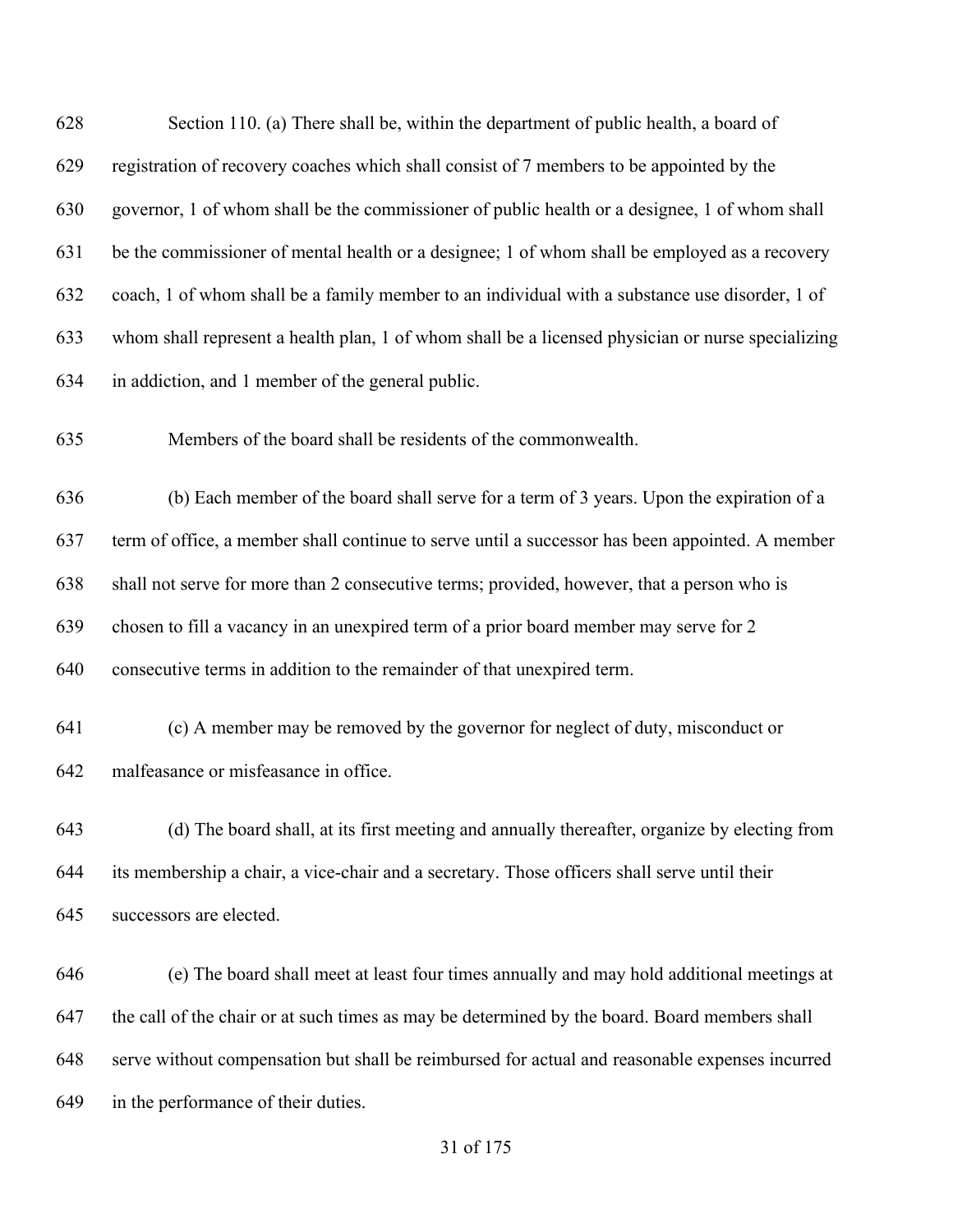Section 110. (a) There shall be, within the department of public health, a board of registration of recovery coaches which shall consist of 7 members to be appointed by the governor, 1 of whom shall be the commissioner of public health or a designee, 1 of whom shall be the commissioner of mental health or a designee; 1 of whom shall be employed as a recovery coach, 1 of whom shall be a family member to an individual with a substance use disorder, 1 of whom shall represent a health plan, 1 of whom shall be a licensed physician or nurse specializing in addiction, and 1 member of the general public.

Members of the board shall be residents of the commonwealth.

(b) Each member of the board shall serve for a term of 3 years. Upon the expiration of a term of office, a member shall continue to serve until a successor has been appointed. A member shall not serve for more than 2 consecutive terms; provided, however, that a person who is chosen to fill a vacancy in an unexpired term of a prior board member may serve for 2 consecutive terms in addition to the remainder of that unexpired term.

(c) A member may be removed by the governor for neglect of duty, misconduct or malfeasance or misfeasance in office.

(d) The board shall, at its first meeting and annually thereafter, organize by electing from its membership a chair, a vice-chair and a secretary. Those officers shall serve until their successors are elected.

(e) The board shall meet at least four times annually and may hold additional meetings at the call of the chair or at such times as may be determined by the board. Board members shall serve without compensation but shall be reimbursed for actual and reasonable expenses incurred in the performance of their duties.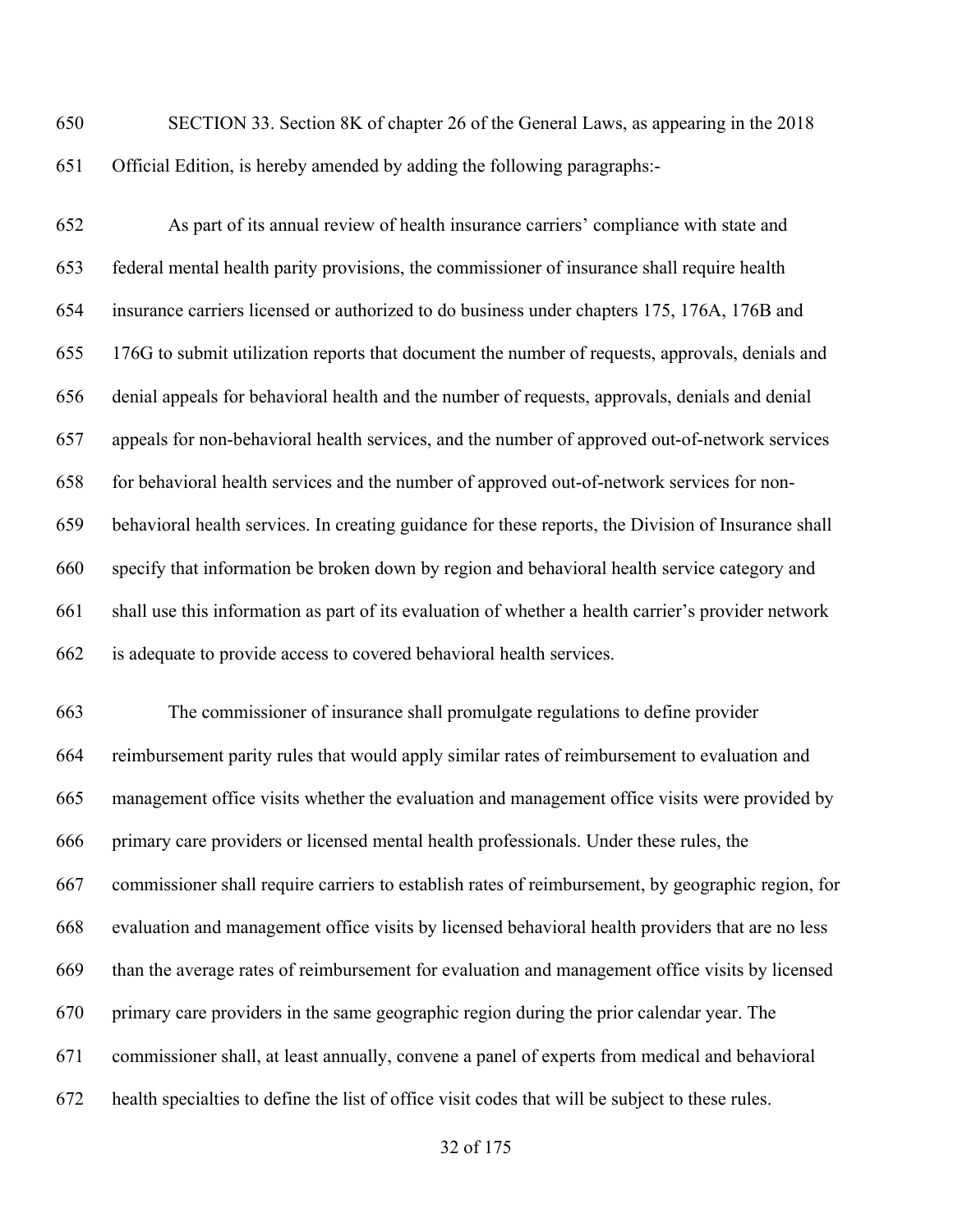SECTION 33. Section 8K of chapter 26 of the General Laws, as appearing in the 2018 Official Edition, is hereby amended by adding the following paragraphs:-

As part of its annual review of health insurance carriers' compliance with state and federal mental health parity provisions, the commissioner of insurance shall require health insurance carriers licensed or authorized to do business under chapters 175, 176A, 176B and 176G to submit utilization reports that document the number of requests, approvals, denials and denial appeals for behavioral health and the number of requests, approvals, denials and denial appeals for non-behavioral health services, and the number of approved out-of-network services for behavioral health services and the number of approved out-of-network services for non-behavioral health services. In creating guidance for these reports, the Division of Insurance shall specify that information be broken down by region and behavioral health service category and shall use this information as part of its evaluation of whether a health carrier's provider network is adequate to provide access to covered behavioral health services.

The commissioner of insurance shall promulgate regulations to define provider reimbursement parity rules that would apply similar rates of reimbursement to evaluation and management office visits whether the evaluation and management office visits were provided by primary care providers or licensed mental health professionals. Under these rules, the commissioner shall require carriers to establish rates of reimbursement, by geographic region, for evaluation and management office visits by licensed behavioral health providers that are no less than the average rates of reimbursement for evaluation and management office visits by licensed primary care providers in the same geographic region during the prior calendar year. The commissioner shall, at least annually, convene a panel of experts from medical and behavioral health specialties to define the list of office visit codes that will be subject to these rules.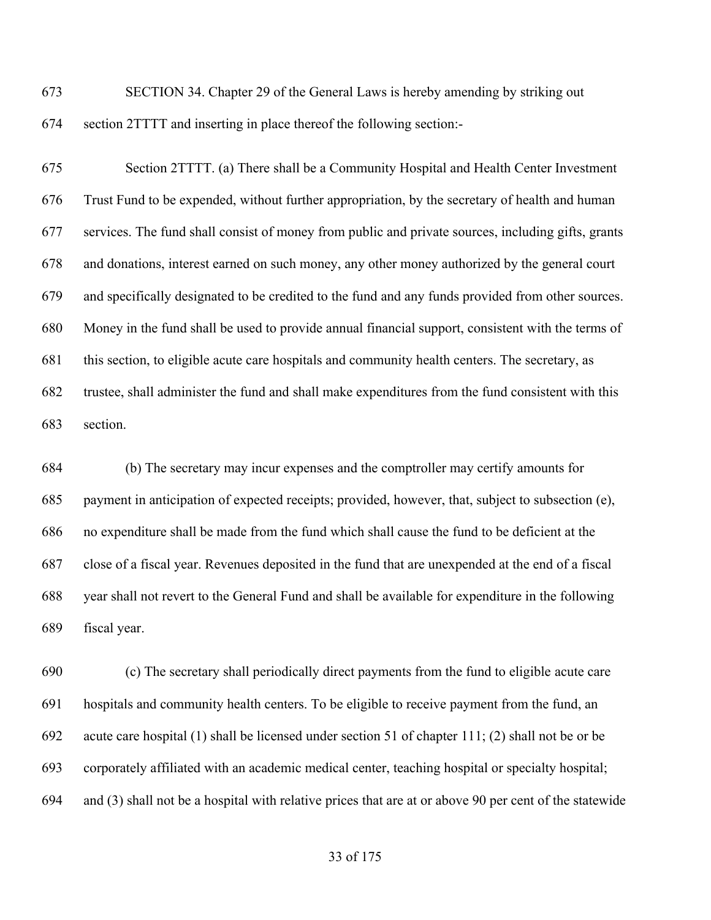SECTION 34. Chapter 29 of the General Laws is hereby amending by striking out section 2TTTT and inserting in place thereof the following section:-

Section 2TTTT. (a) There shall be a Community Hospital and Health Center Investment Trust Fund to be expended, without further appropriation, by the secretary of health and human services. The fund shall consist of money from public and private sources, including gifts, grants and donations, interest earned on such money, any other money authorized by the general court and specifically designated to be credited to the fund and any funds provided from other sources. Money in the fund shall be used to provide annual financial support, consistent with the terms of this section, to eligible acute care hospitals and community health centers. The secretary, as trustee, shall administer the fund and shall make expenditures from the fund consistent with this section.

(b) The secretary may incur expenses and the comptroller may certify amounts for payment in anticipation of expected receipts; provided, however, that, subject to subsection (e), no expenditure shall be made from the fund which shall cause the fund to be deficient at the close of a fiscal year. Revenues deposited in the fund that are unexpended at the end of a fiscal year shall not revert to the General Fund and shall be available for expenditure in the following fiscal year.

(c) The secretary shall periodically direct payments from the fund to eligible acute care hospitals and community health centers. To be eligible to receive payment from the fund, an acute care hospital (1) shall be licensed under section 51 of chapter 111; (2) shall not be or be corporately affiliated with an academic medical center, teaching hospital or specialty hospital; and (3) shall not be a hospital with relative prices that are at or above 90 per cent of the statewide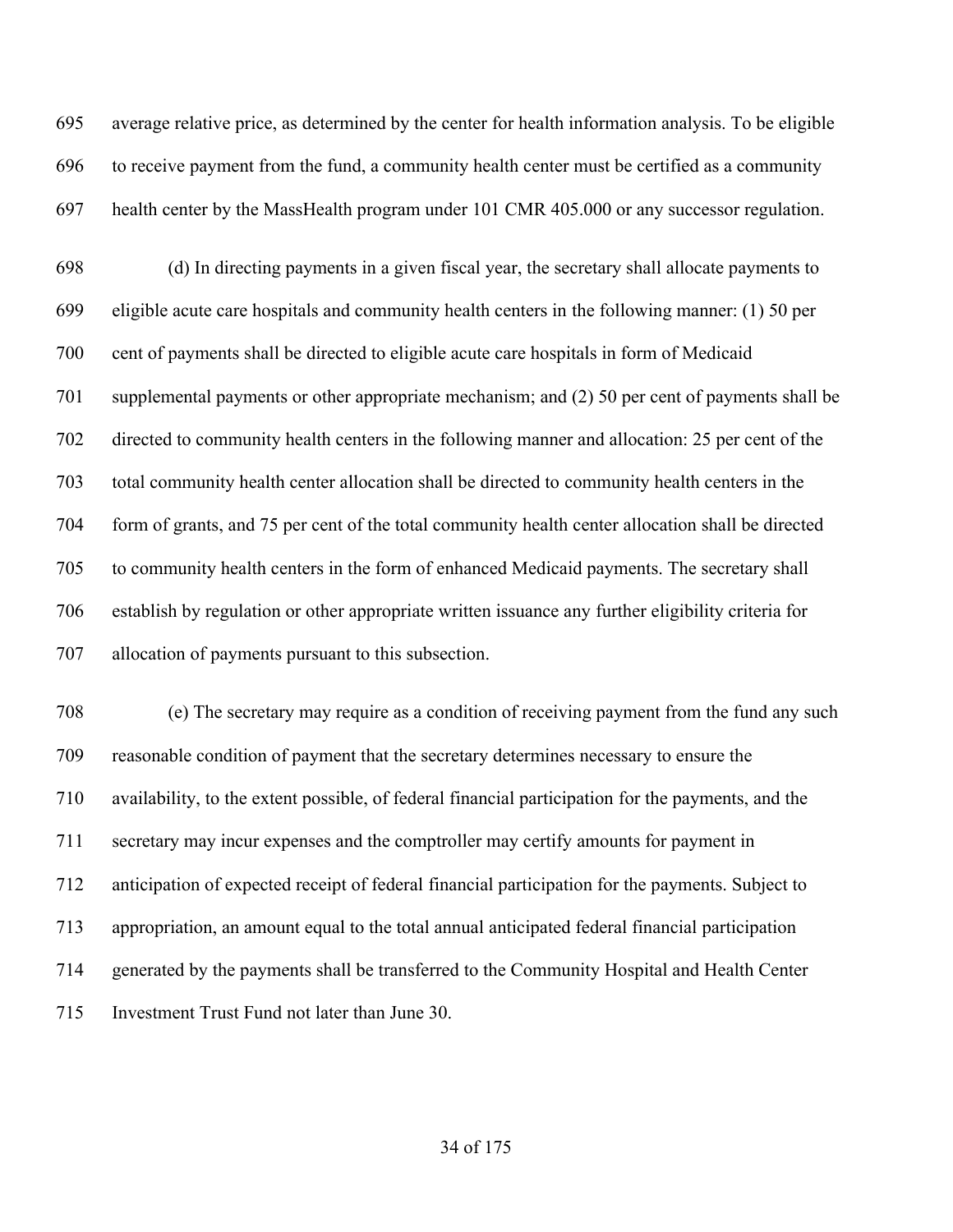average relative price, as determined by the center for health information analysis. To be eligible to receive payment from the fund, a community health center must be certified as a community health center by the MassHealth program under 101 CMR 405.000 or any successor regulation.

(d) In directing payments in a given fiscal year, the secretary shall allocate payments to eligible acute care hospitals and community health centers in the following manner: (1) 50 per cent of payments shall be directed to eligible acute care hospitals in form of Medicaid supplemental payments or other appropriate mechanism; and (2) 50 per cent of payments shall be directed to community health centers in the following manner and allocation: 25 per cent of the total community health center allocation shall be directed to community health centers in the form of grants, and 75 per cent of the total community health center allocation shall be directed to community health centers in the form of enhanced Medicaid payments. The secretary shall establish by regulation or other appropriate written issuance any further eligibility criteria for allocation of payments pursuant to this subsection.

(e) The secretary may require as a condition of receiving payment from the fund any such reasonable condition of payment that the secretary determines necessary to ensure the availability, to the extent possible, of federal financial participation for the payments, and the secretary may incur expenses and the comptroller may certify amounts for payment in anticipation of expected receipt of federal financial participation for the payments. Subject to appropriation, an amount equal to the total annual anticipated federal financial participation generated by the payments shall be transferred to the Community Hospital and Health Center Investment Trust Fund not later than June 30.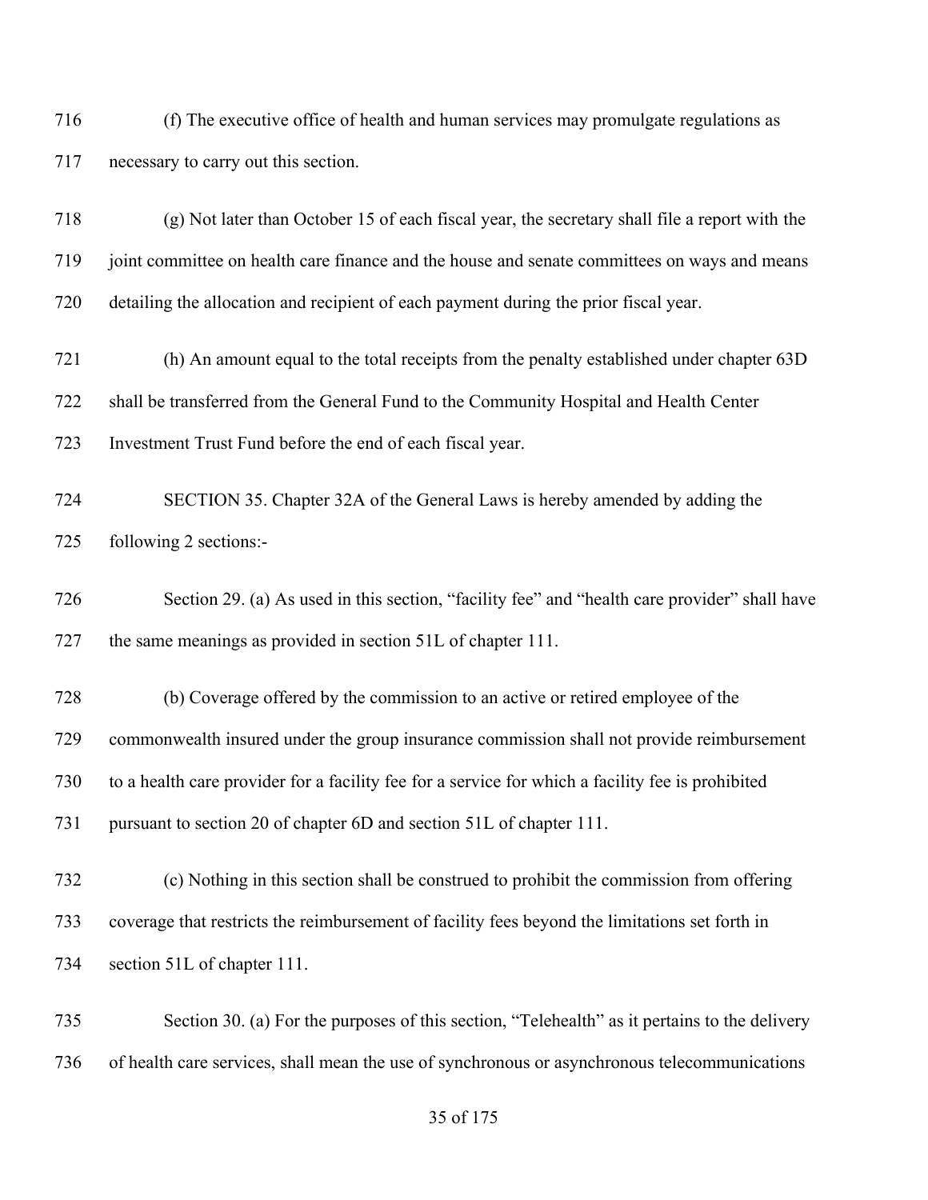(f) The executive office of health and human services may promulgate regulations as necessary to carry out this section.

(g) Not later than October 15 of each fiscal year, the secretary shall file a report with the joint committee on health care finance and the house and senate committees on ways and means detailing the allocation and recipient of each payment during the prior fiscal year.

(h) An amount equal to the total receipts from the penalty established under chapter 63D shall be transferred from the General Fund to the Community Hospital and Health Center Investment Trust Fund before the end of each fiscal year.

SECTION 35. Chapter 32A of the General Laws is hereby amended by adding the following 2 sections:-

Section 29. (a) As used in this section, “facility fee” and “health care provider” shall have the same meanings as provided in section 51L of chapter 111.

(b) Coverage offered by the commission to an active or retired employee of the commonwealth insured under the group insurance commission shall not provide reimbursement to a health care provider for a facility fee for a service for which a facility fee is prohibited pursuant to section 20 of chapter 6D and section 51L of chapter 111.

(c) Nothing in this section shall be construed to prohibit the commission from offering coverage that restricts the reimbursement of facility fees beyond the limitations set forth in section 51L of chapter 111.

Section 30. (a) For the purposes of this section, “Telehealth” as it pertains to the delivery of health care services, shall mean the use of synchronous or asynchronous telecommunications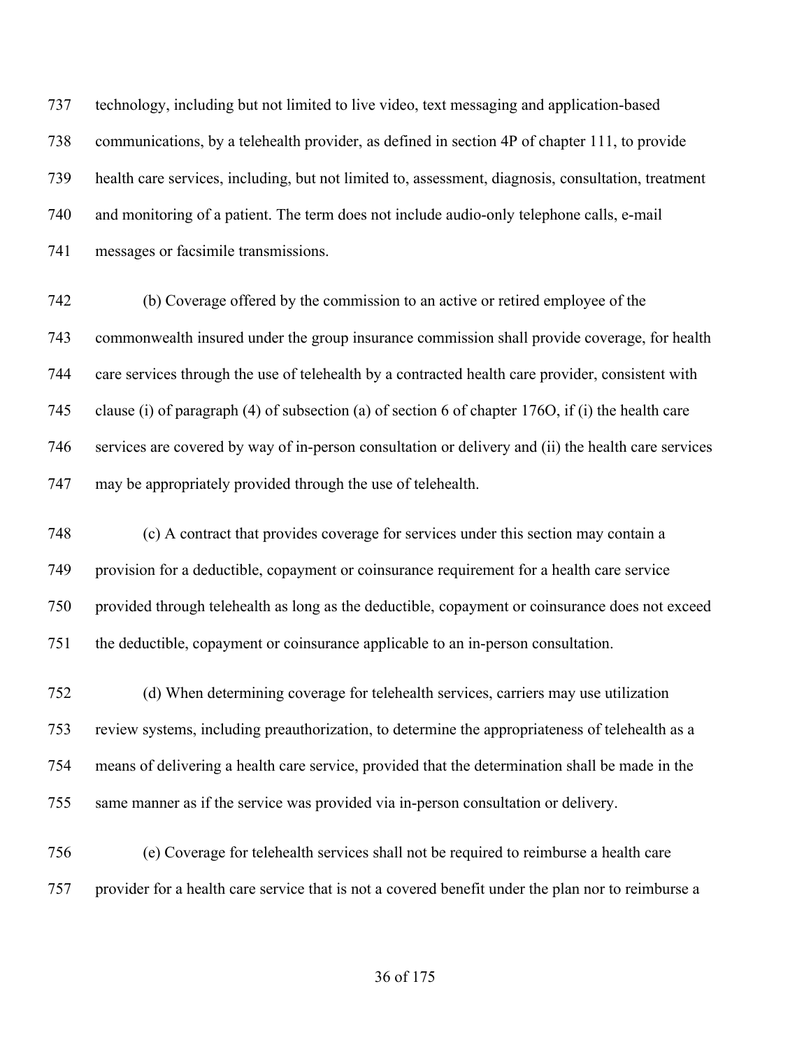technology, including but not limited to live video, text messaging and application-based communications, by a telehealth provider, as defined in section 4P of chapter 111, to provide health care services, including, but not limited to, assessment, diagnosis, consultation, treatment and monitoring of a patient. The term does not include audio-only telephone calls, e-mail messages or facsimile transmissions.

(b) Coverage offered by the commission to an active or retired employee of the commonwealth insured under the group insurance commission shall provide coverage, for health care services through the use of telehealth by a contracted health care provider, consistent with clause (i) of paragraph (4) of subsection (a) of section 6 of chapter 176O, if (i) the health care services are covered by way of in-person consultation or delivery and (ii) the health care services may be appropriately provided through the use of telehealth.

(c) A contract that provides coverage for services under this section may contain a provision for a deductible, copayment or coinsurance requirement for a health care service provided through telehealth as long as the deductible, copayment or coinsurance does not exceed the deductible, copayment or coinsurance applicable to an in-person consultation.

(d) When determining coverage for telehealth services, carriers may use utilization review systems, including preauthorization, to determine the appropriateness of telehealth as a means of delivering a health care service, provided that the determination shall be made in the same manner as if the service was provided via in-person consultation or delivery.

(e) Coverage for telehealth services shall not be required to reimburse a health care provider for a health care service that is not a covered benefit under the plan nor to reimburse a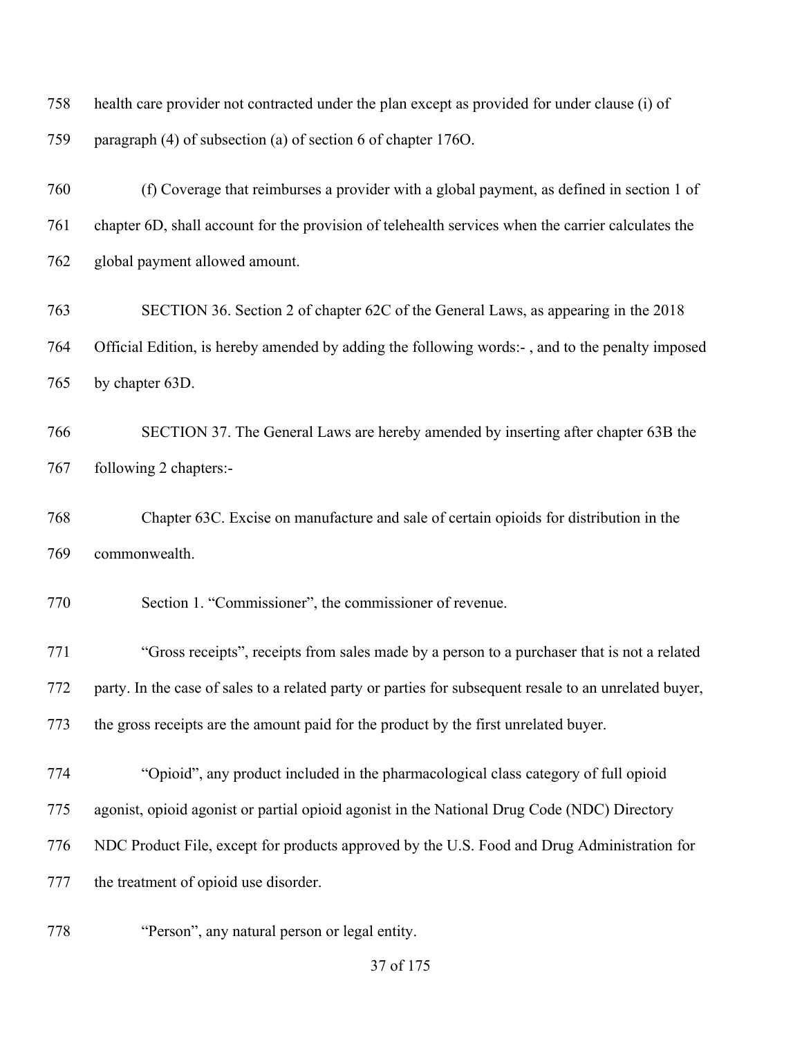health care provider not contracted under the plan except as provided for under clause (i) of paragraph (4) of subsection (a) of section 6 of chapter 176O.

(f) Coverage that reimburses a provider with a global payment, as defined in section 1 of chapter 6D, shall account for the provision of telehealth services when the carrier calculates the global payment allowed amount.

SECTION 36. Section 2 of chapter 62C of the General Laws, as appearing in the 2018 Official Edition, is hereby amended by adding the following words:- , and to the penalty imposed by chapter 63D.

SECTION 37. The General Laws are hereby amended by inserting after chapter 63B the following 2 chapters:-

Chapter 63C. Excise on manufacture and sale of certain opioids for distribution in the commonwealth.

Section 1. "Commissioner", the commissioner of revenue.

"Gross receipts", receipts from sales made by a person to a purchaser that is not a related party. In the case of sales to a related party or parties for subsequent resale to an unrelated buyer, the gross receipts are the amount paid for the product by the first unrelated buyer.

"Opioid", any product included in the pharmacological class category of full opioid agonist, opioid agonist or partial opioid agonist in the National Drug Code (NDC) Directory NDC Product File, except for products approved by the U.S. Food and Drug Administration for the treatment of opioid use disorder.

"Person", any natural person or legal entity.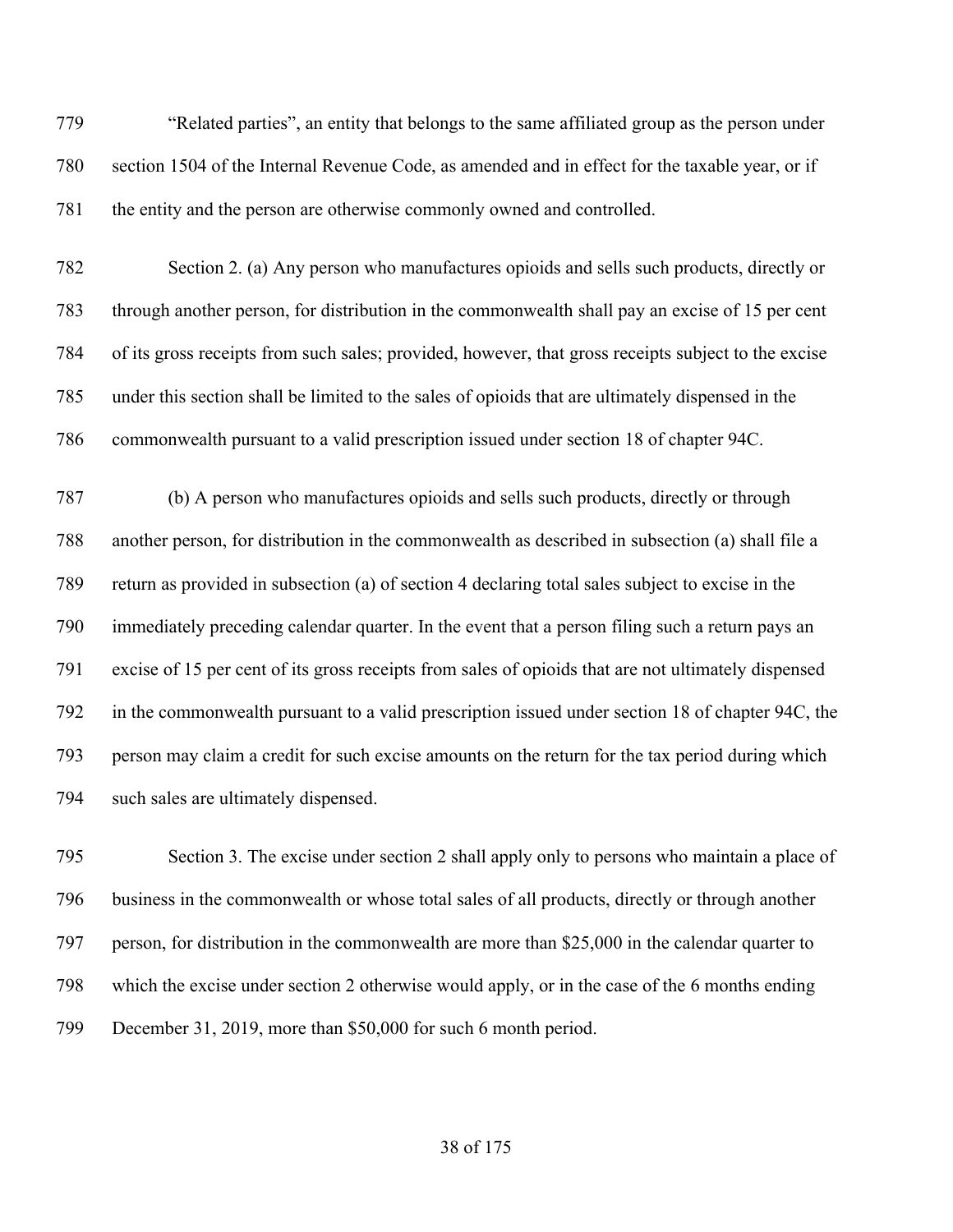"Related parties", an entity that belongs to the same affiliated group as the person under section 1504 of the Internal Revenue Code, as amended and in effect for the taxable year, or if the entity and the person are otherwise commonly owned and controlled.

Section 2. (a) Any person who manufactures opioids and sells such products, directly or through another person, for distribution in the commonwealth shall pay an excise of 15 per cent of its gross receipts from such sales; provided, however, that gross receipts subject to the excise under this section shall be limited to the sales of opioids that are ultimately dispensed in the commonwealth pursuant to a valid prescription issued under section 18 of chapter 94C.

(b) A person who manufactures opioids and sells such products, directly or through another person, for distribution in the commonwealth as described in subsection (a) shall file a return as provided in subsection (a) of section 4 declaring total sales subject to excise in the immediately preceding calendar quarter. In the event that a person filing such a return pays an excise of 15 per cent of its gross receipts from sales of opioids that are not ultimately dispensed in the commonwealth pursuant to a valid prescription issued under section 18 of chapter 94C, the person may claim a credit for such excise amounts on the return for the tax period during which such sales are ultimately dispensed.

Section 3. The excise under section 2 shall apply only to persons who maintain a place of business in the commonwealth or whose total sales of all products, directly or through another person, for distribution in the commonwealth are more than $25,000 in the calendar quarter to which the excise under section 2 otherwise would apply, or in the case of the 6 months ending December 31, 2019, more than $50,000 for such 6 month period.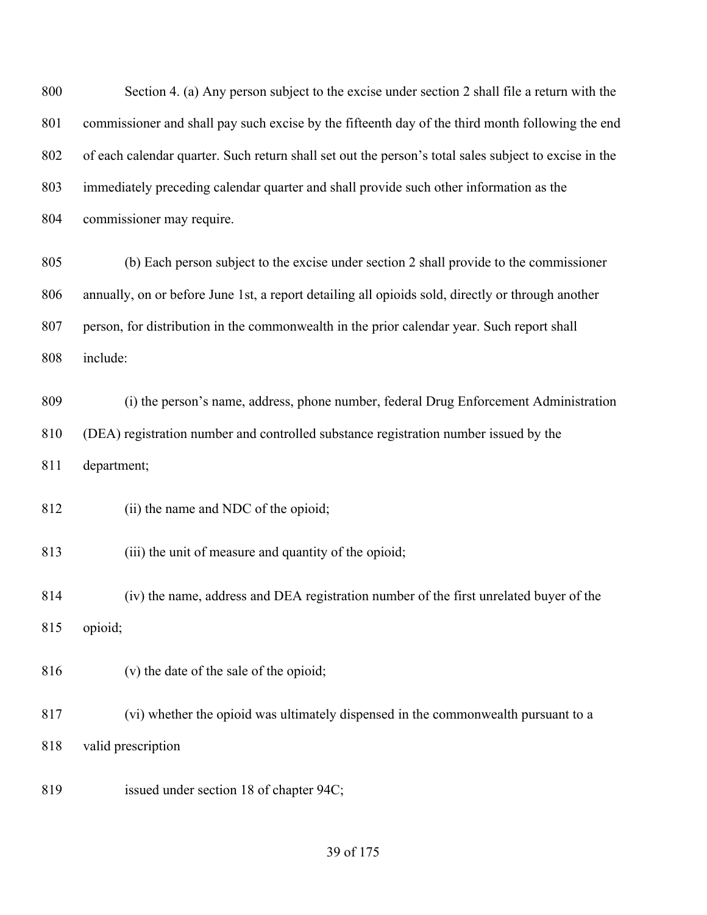Section 4. (a) Any person subject to the excise under section 2 shall file a return with the commissioner and shall pay such excise by the fifteenth day of the third month following the end of each calendar quarter. Such return shall set out the person's total sales subject to excise in the immediately preceding calendar quarter and shall provide such other information as the commissioner may require.

(b) Each person subject to the excise under section 2 shall provide to the commissioner annually, on or before June 1st, a report detailing all opioids sold, directly or through another person, for distribution in the commonwealth in the prior calendar year. Such report shall include:

(i) the person's name, address, phone number, federal Drug Enforcement Administration (DEA) registration number and controlled substance registration number issued by the department;

(ii) the name and NDC of the opioid;

(iii) the unit of measure and quantity of the opioid;

(iv) the name, address and DEA registration number of the first unrelated buyer of the opioid;

(v) the date of the sale of the opioid;

(vi) whether the opioid was ultimately dispensed in the commonwealth pursuant to a valid prescription

issued under section 18 of chapter 94C;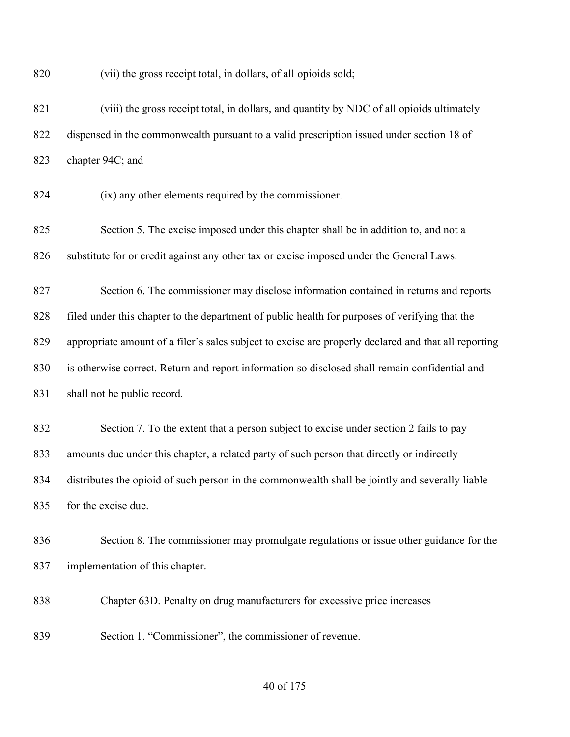(vii) the gross receipt total, in dollars, of all opioids sold;

(viii) the gross receipt total, in dollars, and quantity by NDC of all opioids ultimately dispensed in the commonwealth pursuant to a valid prescription issued under section 18 of chapter 94C; and

(ix) any other elements required by the commissioner.

Section 5. The excise imposed under this chapter shall be in addition to, and not a substitute for or credit against any other tax or excise imposed under the General Laws.

Section 6. The commissioner may disclose information contained in returns and reports filed under this chapter to the department of public health for purposes of verifying that the appropriate amount of a filer's sales subject to excise are properly declared and that all reporting is otherwise correct. Return and report information so disclosed shall remain confidential and shall not be public record.

Section 7. To the extent that a person subject to excise under section 2 fails to pay amounts due under this chapter, a related party of such person that directly or indirectly distributes the opioid of such person in the commonwealth shall be jointly and severally liable for the excise due.

Section 8. The commissioner may promulgate regulations or issue other guidance for the implementation of this chapter.

Chapter 63D. Penalty on drug manufacturers for excessive price increases

Section 1. "Commissioner", the commissioner of revenue.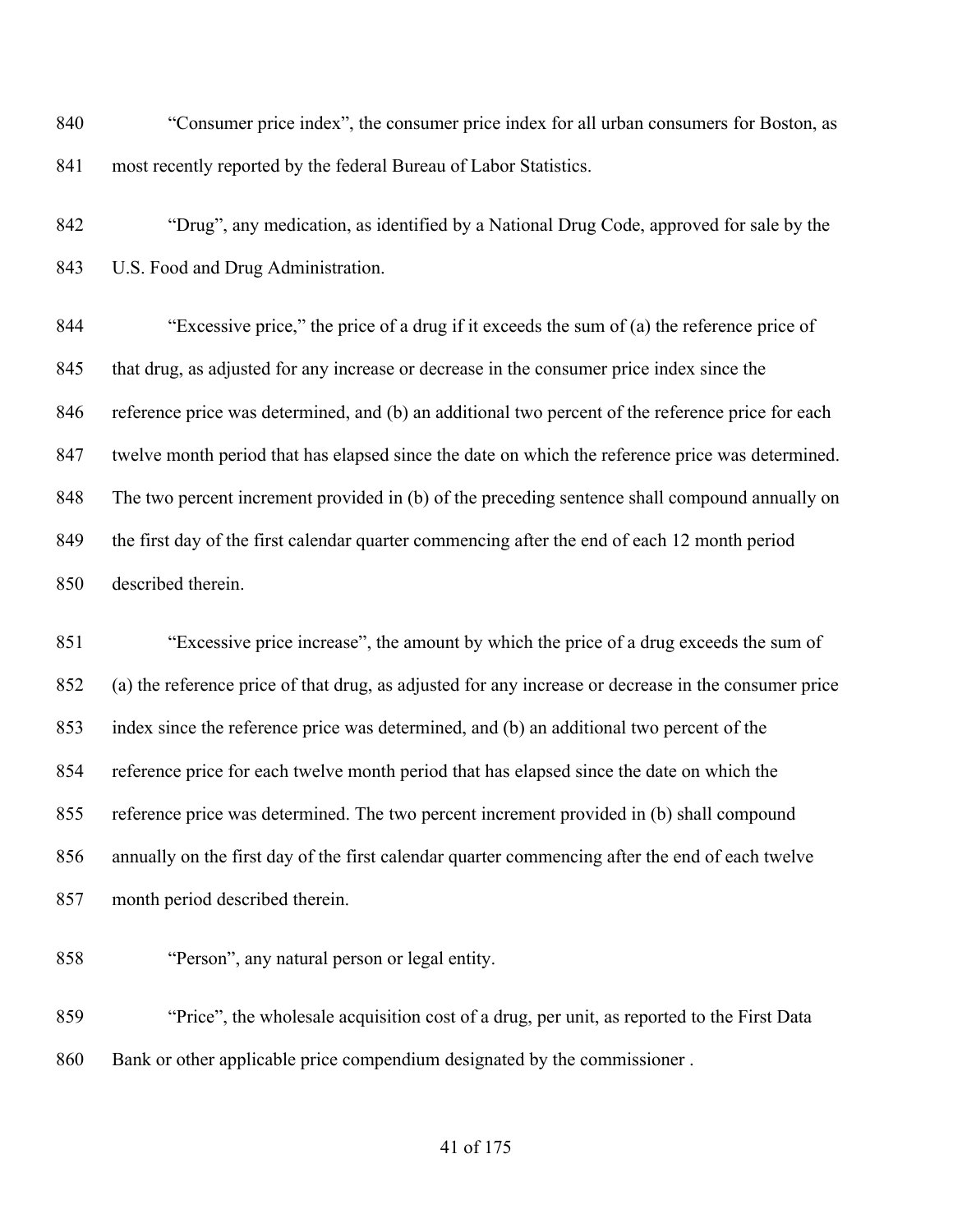"Consumer price index", the consumer price index for all urban consumers for Boston, as most recently reported by the federal Bureau of Labor Statistics.

"Drug", any medication, as identified by a National Drug Code, approved for sale by the U.S. Food and Drug Administration.

"Excessive price," the price of a drug if it exceeds the sum of (a) the reference price of that drug, as adjusted for any increase or decrease in the consumer price index since the reference price was determined, and (b) an additional two percent of the reference price for each twelve month period that has elapsed since the date on which the reference price was determined. The two percent increment provided in (b) of the preceding sentence shall compound annually on the first day of the first calendar quarter commencing after the end of each 12 month period described therein.

"Excessive price increase", the amount by which the price of a drug exceeds the sum of (a) the reference price of that drug, as adjusted for any increase or decrease in the consumer price index since the reference price was determined, and (b) an additional two percent of the reference price for each twelve month period that has elapsed since the date on which the reference price was determined. The two percent increment provided in (b) shall compound annually on the first day of the first calendar quarter commencing after the end of each twelve month period described therein.

"Person", any natural person or legal entity.

"Price", the wholesale acquisition cost of a drug, per unit, as reported to the First Data Bank or other applicable price compendium designated by the commissioner .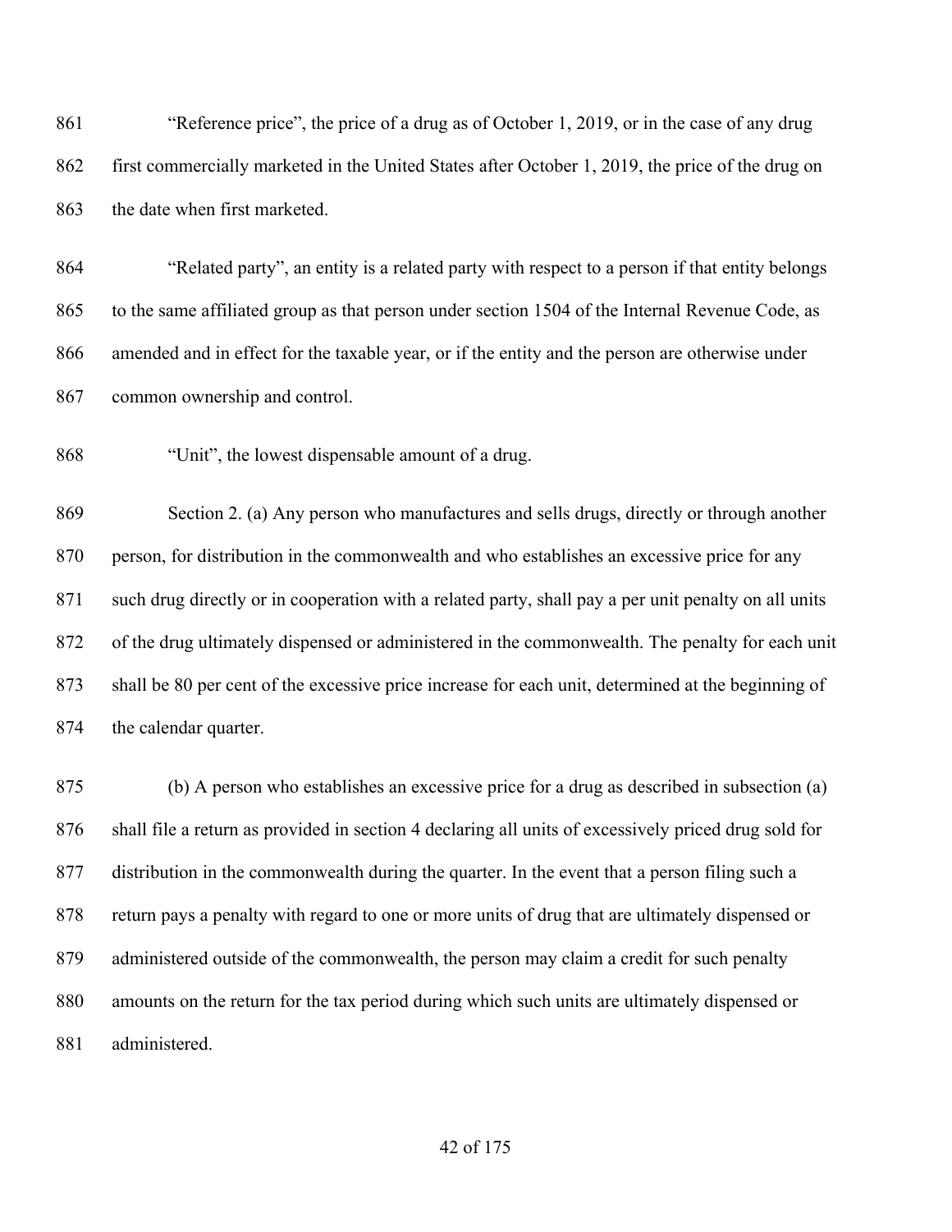"Reference price", the price of a drug as of October 1, 2019, or in the case of any drug first commercially marketed in the United States after October 1, 2019, the price of the drug on the date when first marketed.

"Related party", an entity is a related party with respect to a person if that entity belongs to the same affiliated group as that person under section 1504 of the Internal Revenue Code, as amended and in effect for the taxable year, or if the entity and the person are otherwise under common ownership and control.

"Unit", the lowest dispensable amount of a drug.

Section 2. (a) Any person who manufactures and sells drugs, directly or through another person, for distribution in the commonwealth and who establishes an excessive price for any such drug directly or in cooperation with a related party, shall pay a per unit penalty on all units of the drug ultimately dispensed or administered in the commonwealth. The penalty for each unit shall be 80 per cent of the excessive price increase for each unit, determined at the beginning of the calendar quarter.

(b) A person who establishes an excessive price for a drug as described in subsection (a) shall file a return as provided in section 4 declaring all units of excessively priced drug sold for distribution in the commonwealth during the quarter. In the event that a person filing such a return pays a penalty with regard to one or more units of drug that are ultimately dispensed or administered outside of the commonwealth, the person may claim a credit for such penalty amounts on the return for the tax period during which such units are ultimately dispensed or administered.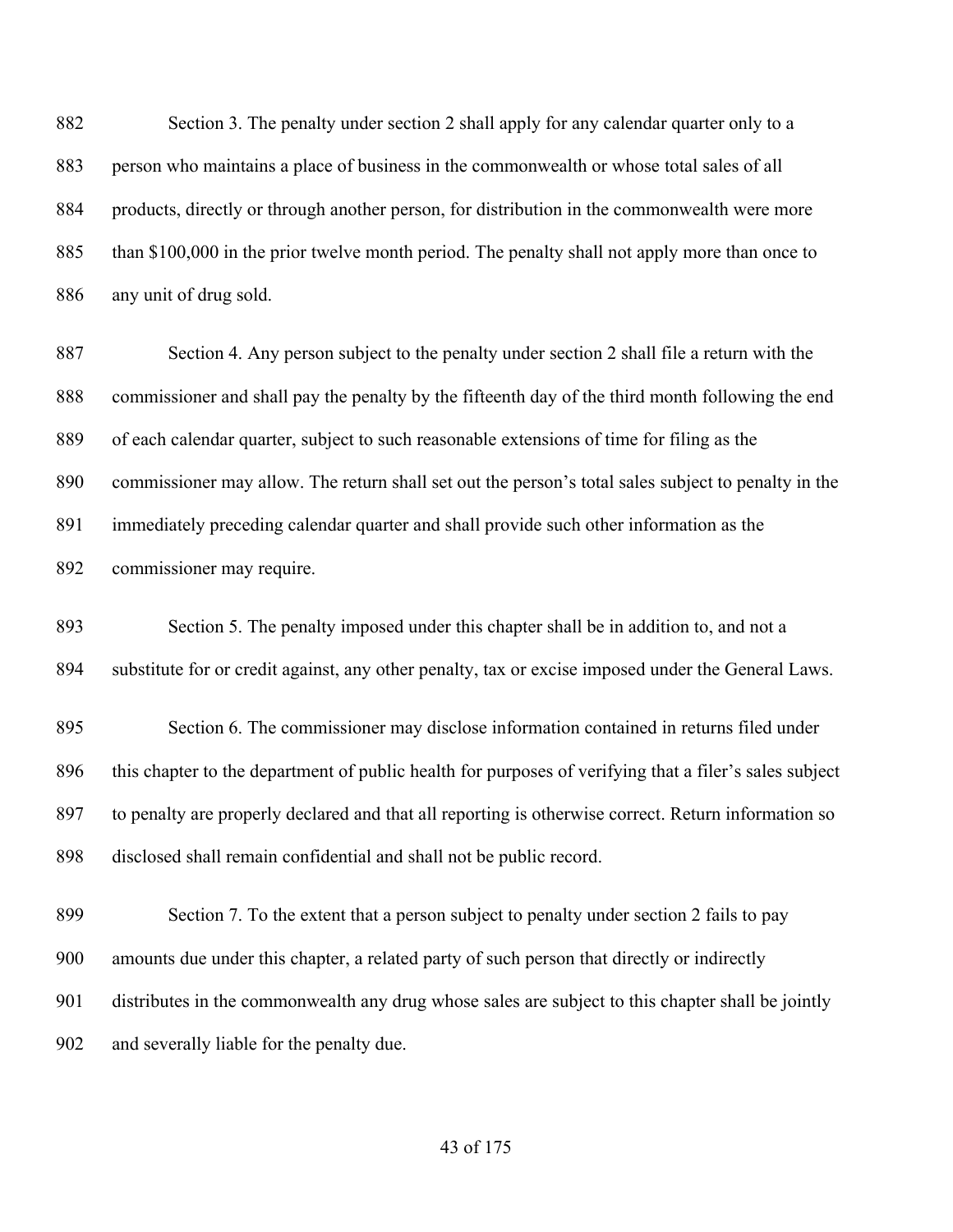Section 3. The penalty under section 2 shall apply for any calendar quarter only to a person who maintains a place of business in the commonwealth or whose total sales of all products, directly or through another person, for distribution in the commonwealth were more than $100,000 in the prior twelve month period. The penalty shall not apply more than once to any unit of drug sold.

Section 4. Any person subject to the penalty under section 2 shall file a return with the commissioner and shall pay the penalty by the fifteenth day of the third month following the end of each calendar quarter, subject to such reasonable extensions of time for filing as the commissioner may allow. The return shall set out the person's total sales subject to penalty in the immediately preceding calendar quarter and shall provide such other information as the commissioner may require.

Section 5. The penalty imposed under this chapter shall be in addition to, and not a substitute for or credit against, any other penalty, tax or excise imposed under the General Laws.

Section 6. The commissioner may disclose information contained in returns filed under this chapter to the department of public health for purposes of verifying that a filer's sales subject to penalty are properly declared and that all reporting is otherwise correct. Return information so disclosed shall remain confidential and shall not be public record.

Section 7. To the extent that a person subject to penalty under section 2 fails to pay amounts due under this chapter, a related party of such person that directly or indirectly distributes in the commonwealth any drug whose sales are subject to this chapter shall be jointly and severally liable for the penalty due.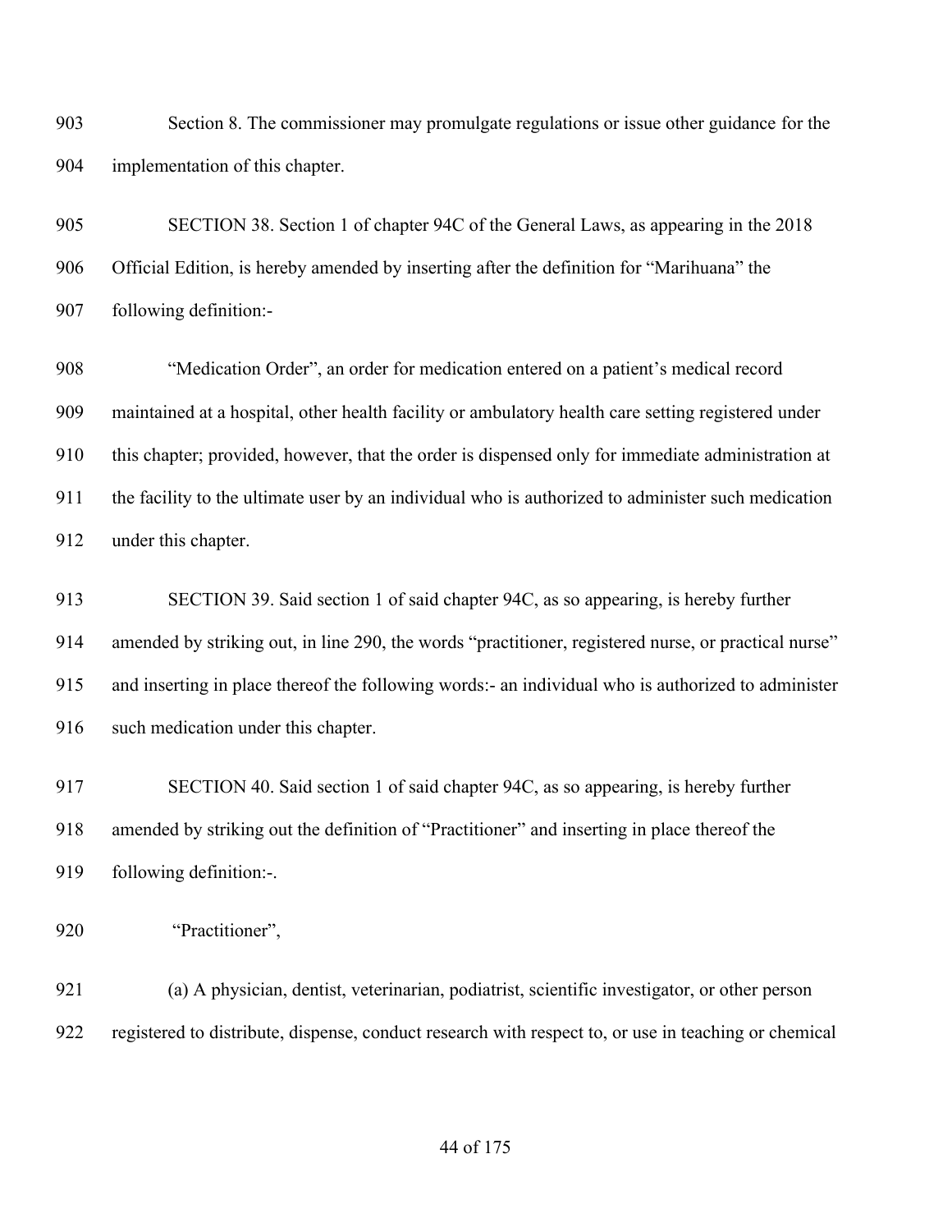Section 8. The commissioner may promulgate regulations or issue other guidance for the implementation of this chapter.

SECTION 38. Section 1 of chapter 94C of the General Laws, as appearing in the 2018 Official Edition, is hereby amended by inserting after the definition for "Marihuana" the following definition:-

"Medication Order", an order for medication entered on a patient's medical record maintained at a hospital, other health facility or ambulatory health care setting registered under this chapter; provided, however, that the order is dispensed only for immediate administration at the facility to the ultimate user by an individual who is authorized to administer such medication under this chapter.

SECTION 39. Said section 1 of said chapter 94C, as so appearing, is hereby further amended by striking out, in line 290, the words "practitioner, registered nurse, or practical nurse" and inserting in place thereof the following words:- an individual who is authorized to administer such medication under this chapter.

SECTION 40. Said section 1 of said chapter 94C, as so appearing, is hereby further amended by striking out the definition of "Practitioner" and inserting in place thereof the following definition:-.

"Practitioner",

(a) A physician, dentist, veterinarian, podiatrist, scientific investigator, or other person registered to distribute, dispense, conduct research with respect to, or use in teaching or chemical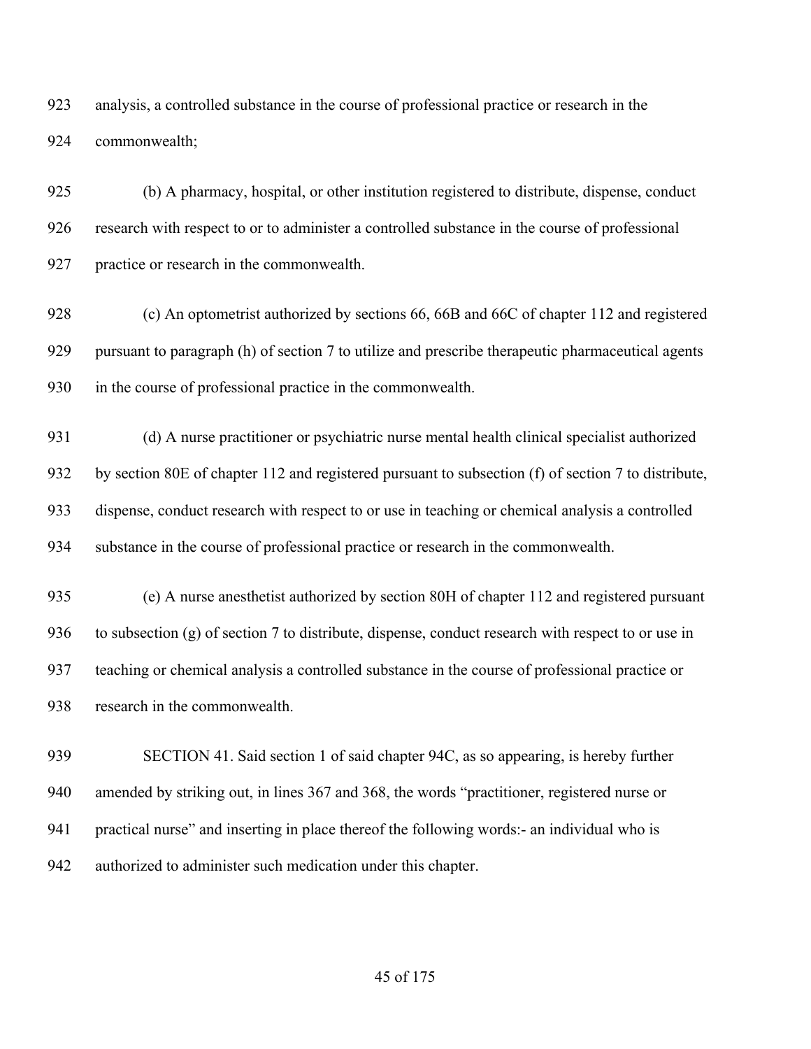analysis, a controlled substance in the course of professional practice or research in the commonwealth;

(b) A pharmacy, hospital, or other institution registered to distribute, dispense, conduct research with respect to or to administer a controlled substance in the course of professional practice or research in the commonwealth.

(c) An optometrist authorized by sections 66, 66B and 66C of chapter 112 and registered pursuant to paragraph (h) of section 7 to utilize and prescribe therapeutic pharmaceutical agents in the course of professional practice in the commonwealth.

(d) A nurse practitioner or psychiatric nurse mental health clinical specialist authorized by section 80E of chapter 112 and registered pursuant to subsection (f) of section 7 to distribute, dispense, conduct research with respect to or use in teaching or chemical analysis a controlled substance in the course of professional practice or research in the commonwealth.

(e) A nurse anesthetist authorized by section 80H of chapter 112 and registered pursuant to subsection (g) of section 7 to distribute, dispense, conduct research with respect to or use in teaching or chemical analysis a controlled substance in the course of professional practice or research in the commonwealth.

SECTION 41. Said section 1 of said chapter 94C, as so appearing, is hereby further amended by striking out, in lines 367 and 368, the words "practitioner, registered nurse or practical nurse" and inserting in place thereof the following words:- an individual who is authorized to administer such medication under this chapter.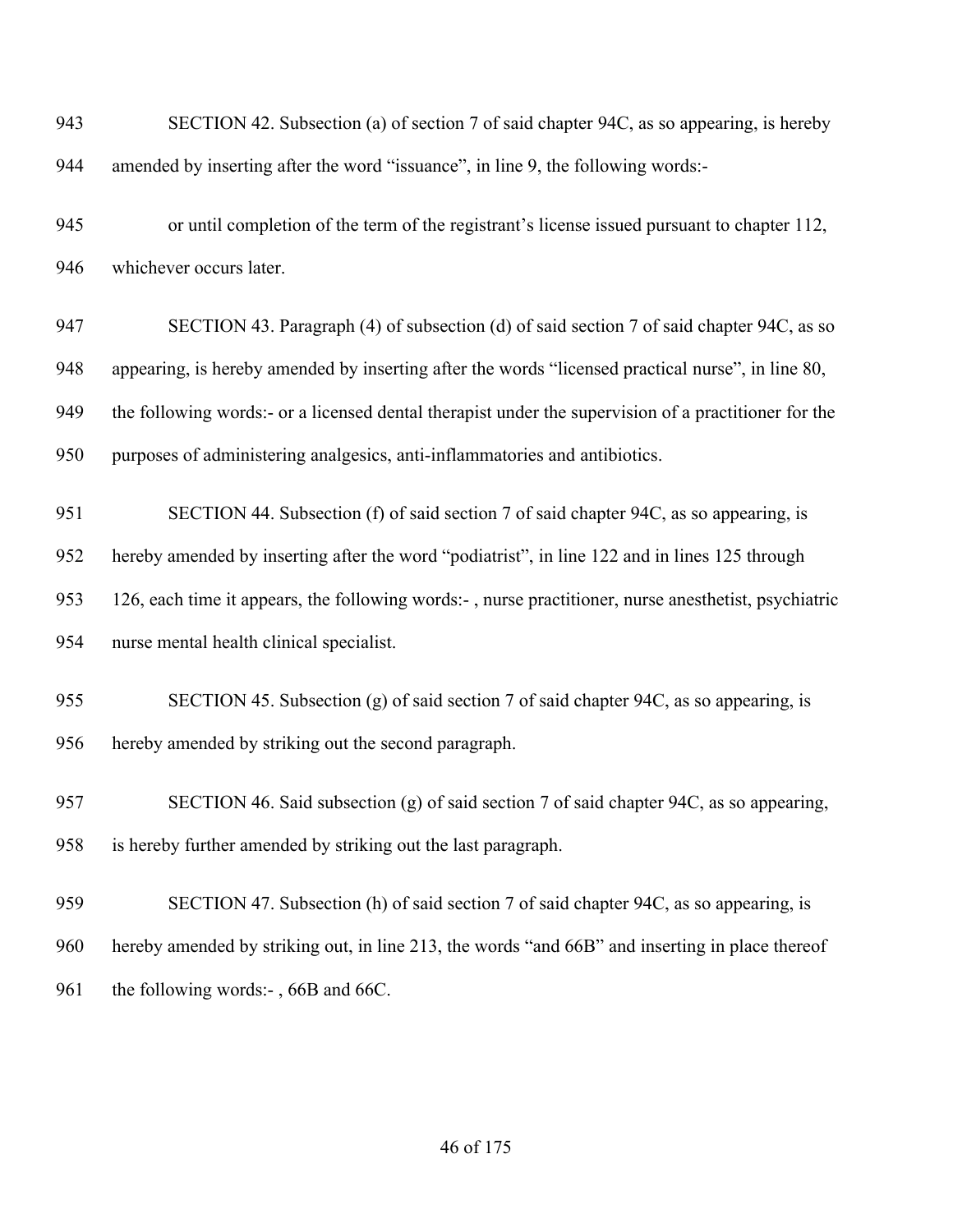SECTION 42. Subsection (a) of section 7 of said chapter 94C, as so appearing, is hereby amended by inserting after the word "issuance", in line 9, the following words:-

or until completion of the term of the registrant's license issued pursuant to chapter 112, whichever occurs later.

SECTION 43. Paragraph (4) of subsection (d) of said section 7 of said chapter 94C, as so appearing, is hereby amended by inserting after the words "licensed practical nurse", in line 80, the following words:- or a licensed dental therapist under the supervision of a practitioner for the purposes of administering analgesics, anti-inflammatories and antibiotics.

SECTION 44. Subsection (f) of said section 7 of said chapter 94C, as so appearing, is hereby amended by inserting after the word "podiatrist", in line 122 and in lines 125 through 126, each time it appears, the following words:- , nurse practitioner, nurse anesthetist, psychiatric nurse mental health clinical specialist.

SECTION 45. Subsection (g) of said section 7 of said chapter 94C, as so appearing, is hereby amended by striking out the second paragraph.

SECTION 46. Said subsection (g) of said section 7 of said chapter 94C, as so appearing, is hereby further amended by striking out the last paragraph.

SECTION 47. Subsection (h) of said section 7 of said chapter 94C, as so appearing, is hereby amended by striking out, in line 213, the words "and 66B" and inserting in place thereof the following words:- , 66B and 66C.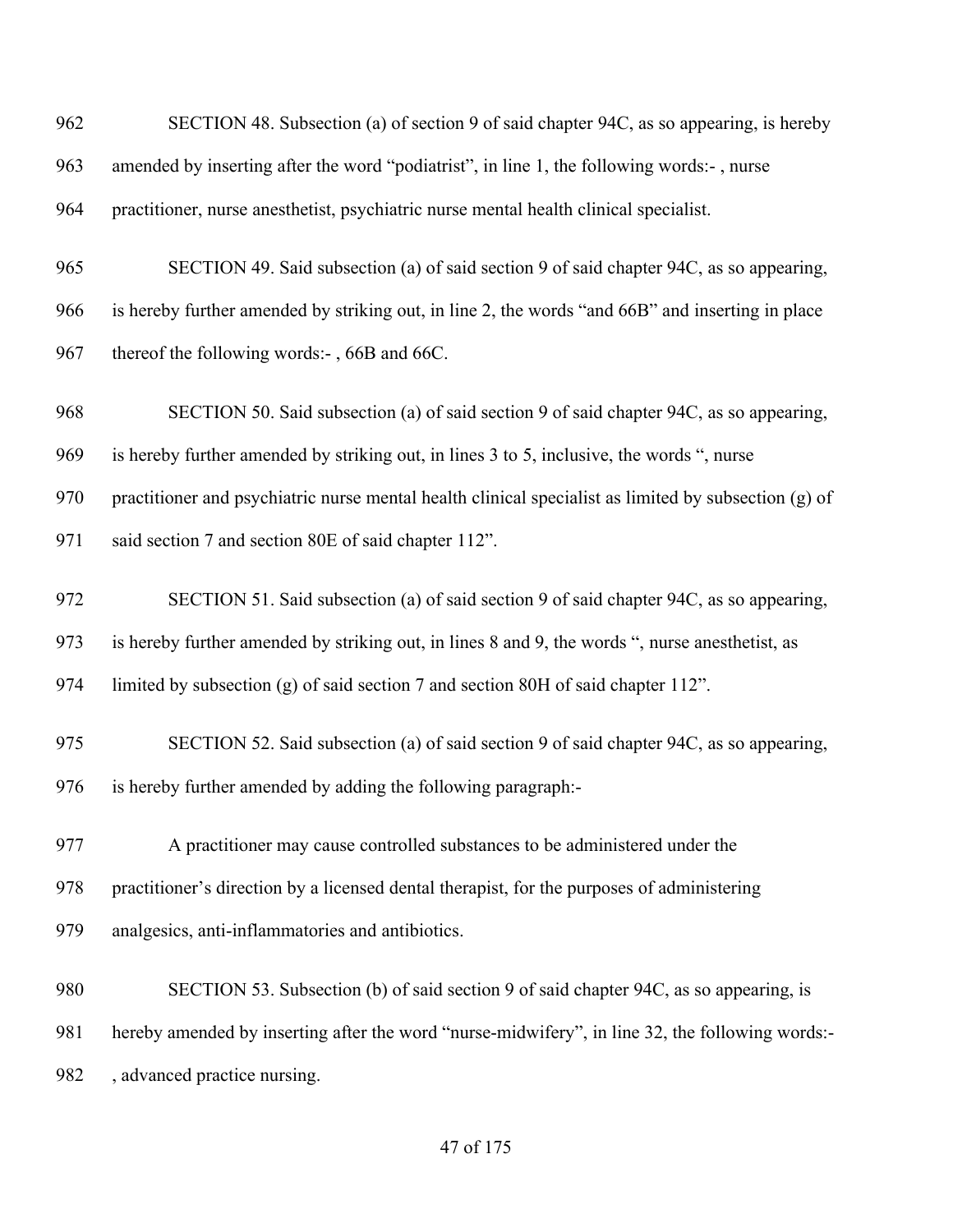962 SECTION 48. Subsection (a) of section 9 of said chapter 94C, as so appearing, is hereby
963 amended by inserting after the word "podiatrist", in line 1, the following words:- , nurse
964 practitioner, nurse anesthetist, psychiatric nurse mental health clinical specialist.

965 SECTION 49. Said subsection (a) of said section 9 of said chapter 94C, as so appearing,
966 is hereby further amended by striking out, in line 2, the words "and 66B" and inserting in place
967 thereof the following words:- , 66B and 66C.

968 SECTION 50. Said subsection (a) of said section 9 of said chapter 94C, as so appearing,
969 is hereby further amended by striking out, in lines 3 to 5, inclusive, the words ", nurse
970 practitioner and psychiatric nurse mental health clinical specialist as limited by subsection (g) of
971 said section 7 and section 80E of said chapter 112".

972 SECTION 51. Said subsection (a) of said section 9 of said chapter 94C, as so appearing,
973 is hereby further amended by striking out, in lines 8 and 9, the words ", nurse anesthetist, as
974 limited by subsection (g) of said section 7 and section 80H of said chapter 112".

975 SECTION 52. Said subsection (a) of said section 9 of said chapter 94C, as so appearing,
976 is hereby further amended by adding the following paragraph:-

977 A practitioner may cause controlled substances to be administered under the
978 practitioner's direction by a licensed dental therapist, for the purposes of administering
979 analgesics, anti-inflammatories and antibiotics.

980 SECTION 53. Subsection (b) of said section 9 of said chapter 94C, as so appearing, is
981 hereby amended by inserting after the word "nurse-midwifery", in line 32, the following words:-
982 , advanced practice nursing.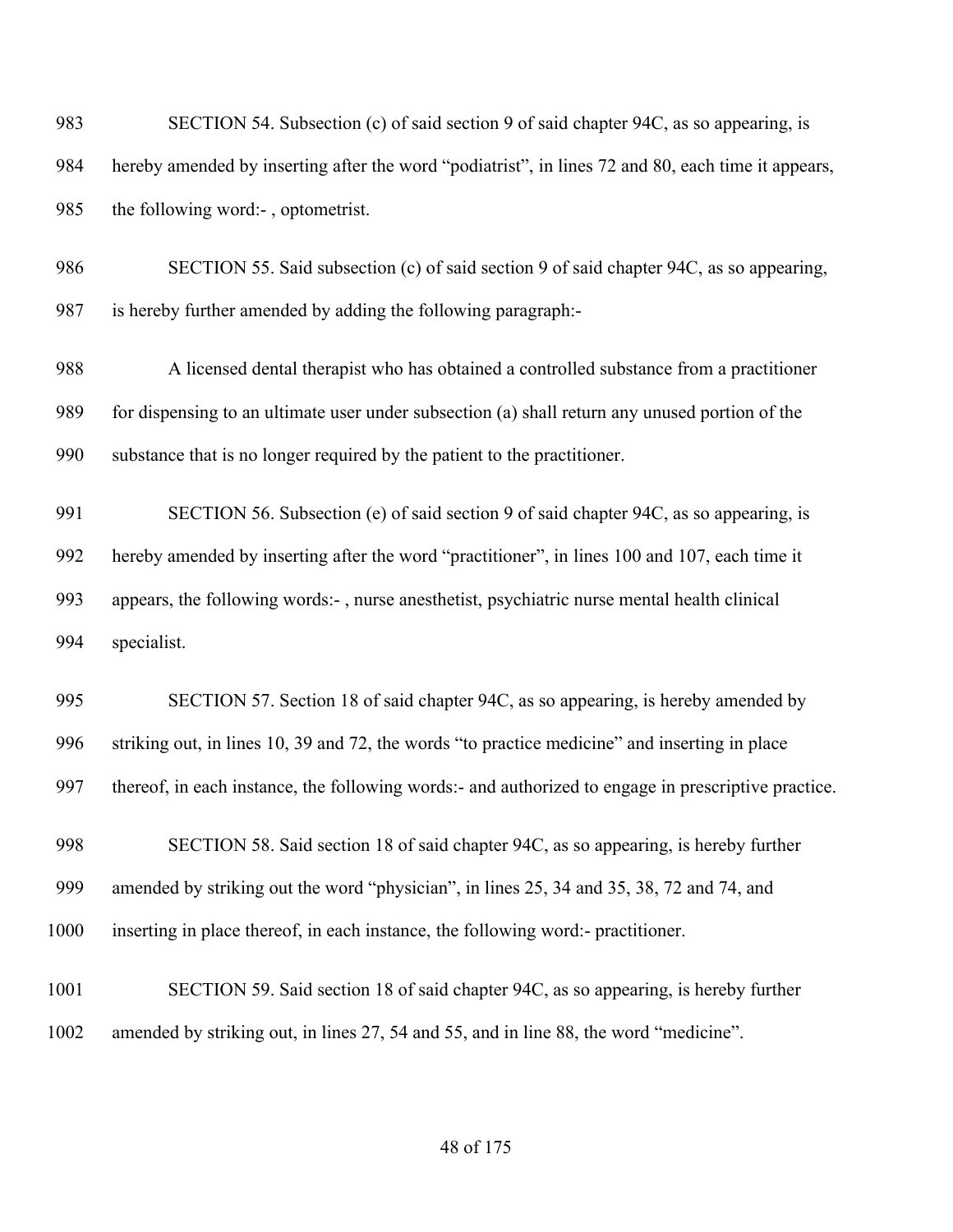SECTION 54. Subsection (c) of said section 9 of said chapter 94C, as so appearing, is hereby amended by inserting after the word "podiatrist", in lines 72 and 80, each time it appears, the following word:- , optometrist.

SECTION 55. Said subsection (c) of said section 9 of said chapter 94C, as so appearing, is hereby further amended by adding the following paragraph:-

A licensed dental therapist who has obtained a controlled substance from a practitioner for dispensing to an ultimate user under subsection (a) shall return any unused portion of the substance that is no longer required by the patient to the practitioner.

SECTION 56. Subsection (e) of said section 9 of said chapter 94C, as so appearing, is hereby amended by inserting after the word "practitioner", in lines 100 and 107, each time it appears, the following words:- , nurse anesthetist, psychiatric nurse mental health clinical specialist.

SECTION 57. Section 18 of said chapter 94C, as so appearing, is hereby amended by striking out, in lines 10, 39 and 72, the words "to practice medicine" and inserting in place thereof, in each instance, the following words:- and authorized to engage in prescriptive practice.

SECTION 58. Said section 18 of said chapter 94C, as so appearing, is hereby further amended by striking out the word "physician", in lines 25, 34 and 35, 38, 72 and 74, and inserting in place thereof, in each instance, the following word:- practitioner.

SECTION 59. Said section 18 of said chapter 94C, as so appearing, is hereby further amended by striking out, in lines 27, 54 and 55, and in line 88, the word "medicine".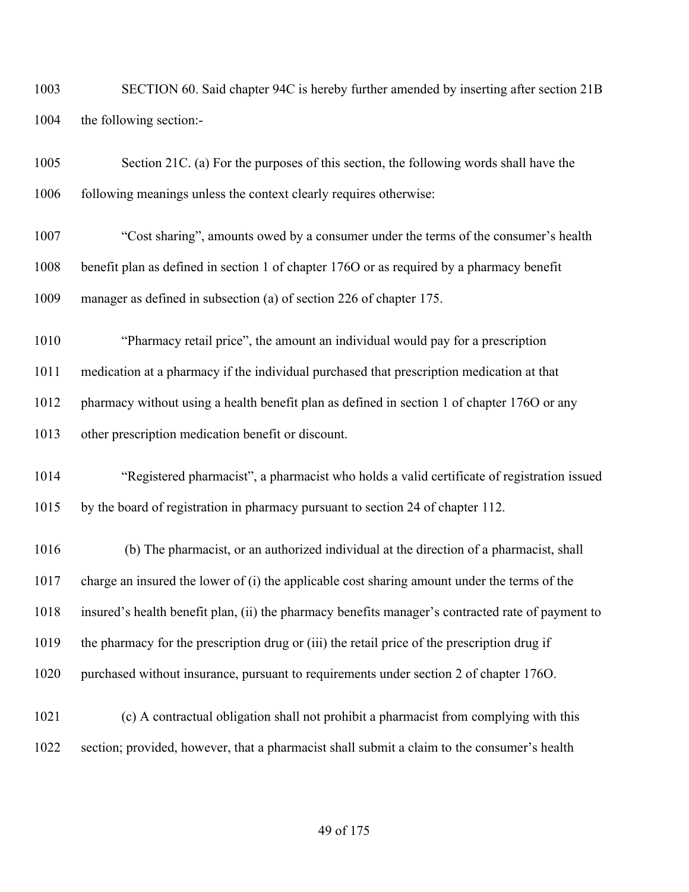SECTION 60. Said chapter 94C is hereby further amended by inserting after section 21B the following section:-

Section 21C. (a) For the purposes of this section, the following words shall have the following meanings unless the context clearly requires otherwise:

"Cost sharing", amounts owed by a consumer under the terms of the consumer's health benefit plan as defined in section 1 of chapter 176O or as required by a pharmacy benefit manager as defined in subsection (a) of section 226 of chapter 175.

"Pharmacy retail price", the amount an individual would pay for a prescription medication at a pharmacy if the individual purchased that prescription medication at that pharmacy without using a health benefit plan as defined in section 1 of chapter 176O or any other prescription medication benefit or discount.

"Registered pharmacist", a pharmacist who holds a valid certificate of registration issued by the board of registration in pharmacy pursuant to section 24 of chapter 112.

(b) The pharmacist, or an authorized individual at the direction of a pharmacist, shall charge an insured the lower of (i) the applicable cost sharing amount under the terms of the insured's health benefit plan, (ii) the pharmacy benefits manager's contracted rate of payment to the pharmacy for the prescription drug or (iii) the retail price of the prescription drug if purchased without insurance, pursuant to requirements under section 2 of chapter 176O.

(c) A contractual obligation shall not prohibit a pharmacist from complying with this section; provided, however, that a pharmacist shall submit a claim to the consumer's health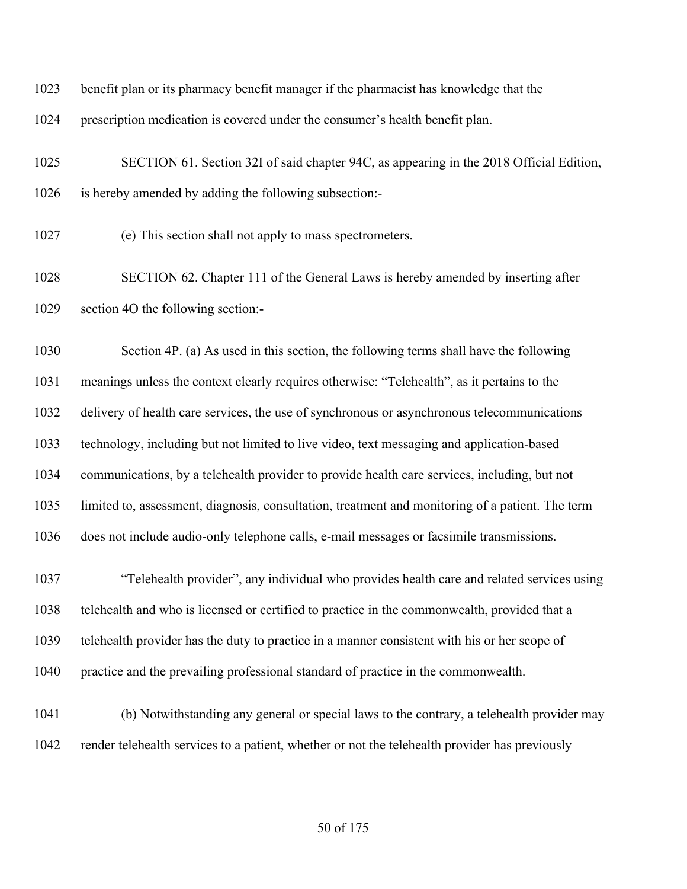benefit plan or its pharmacy benefit manager if the pharmacist has knowledge that the prescription medication is covered under the consumer's health benefit plan.

SECTION 61. Section 32I of said chapter 94C, as appearing in the 2018 Official Edition, is hereby amended by adding the following subsection:-

(e) This section shall not apply to mass spectrometers.

SECTION 62. Chapter 111 of the General Laws is hereby amended by inserting after section 4O the following section:-

Section 4P. (a) As used in this section, the following terms shall have the following meanings unless the context clearly requires otherwise: "Telehealth", as it pertains to the delivery of health care services, the use of synchronous or asynchronous telecommunications technology, including but not limited to live video, text messaging and application-based communications, by a telehealth provider to provide health care services, including, but not limited to, assessment, diagnosis, consultation, treatment and monitoring of a patient. The term does not include audio-only telephone calls, e-mail messages or facsimile transmissions.

"Telehealth provider", any individual who provides health care and related services using telehealth and who is licensed or certified to practice in the commonwealth, provided that a telehealth provider has the duty to practice in a manner consistent with his or her scope of practice and the prevailing professional standard of practice in the commonwealth.

(b) Notwithstanding any general or special laws to the contrary, a telehealth provider may render telehealth services to a patient, whether or not the telehealth provider has previously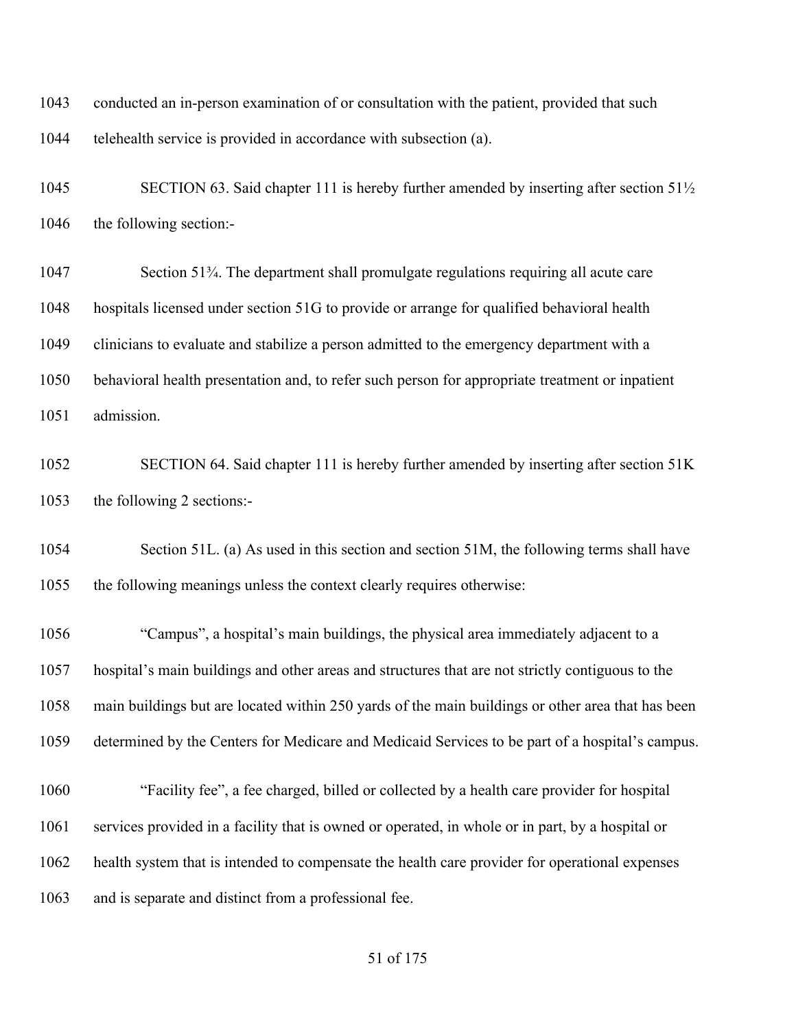conducted an in-person examination of or consultation with the patient, provided that such telehealth service is provided in accordance with subsection (a).

SECTION 63. Said chapter 111 is hereby further amended by inserting after section 51½ the following section:-

Section 51¾. The department shall promulgate regulations requiring all acute care hospitals licensed under section 51G to provide or arrange for qualified behavioral health clinicians to evaluate and stabilize a person admitted to the emergency department with a behavioral health presentation and, to refer such person for appropriate treatment or inpatient admission.

SECTION 64. Said chapter 111 is hereby further amended by inserting after section 51K the following 2 sections:-

Section 51L. (a) As used in this section and section 51M, the following terms shall have the following meanings unless the context clearly requires otherwise:

"Campus", a hospital's main buildings, the physical area immediately adjacent to a hospital's main buildings and other areas and structures that are not strictly contiguous to the main buildings but are located within 250 yards of the main buildings or other area that has been determined by the Centers for Medicare and Medicaid Services to be part of a hospital's campus.

"Facility fee", a fee charged, billed or collected by a health care provider for hospital services provided in a facility that is owned or operated, in whole or in part, by a hospital or health system that is intended to compensate the health care provider for operational expenses and is separate and distinct from a professional fee.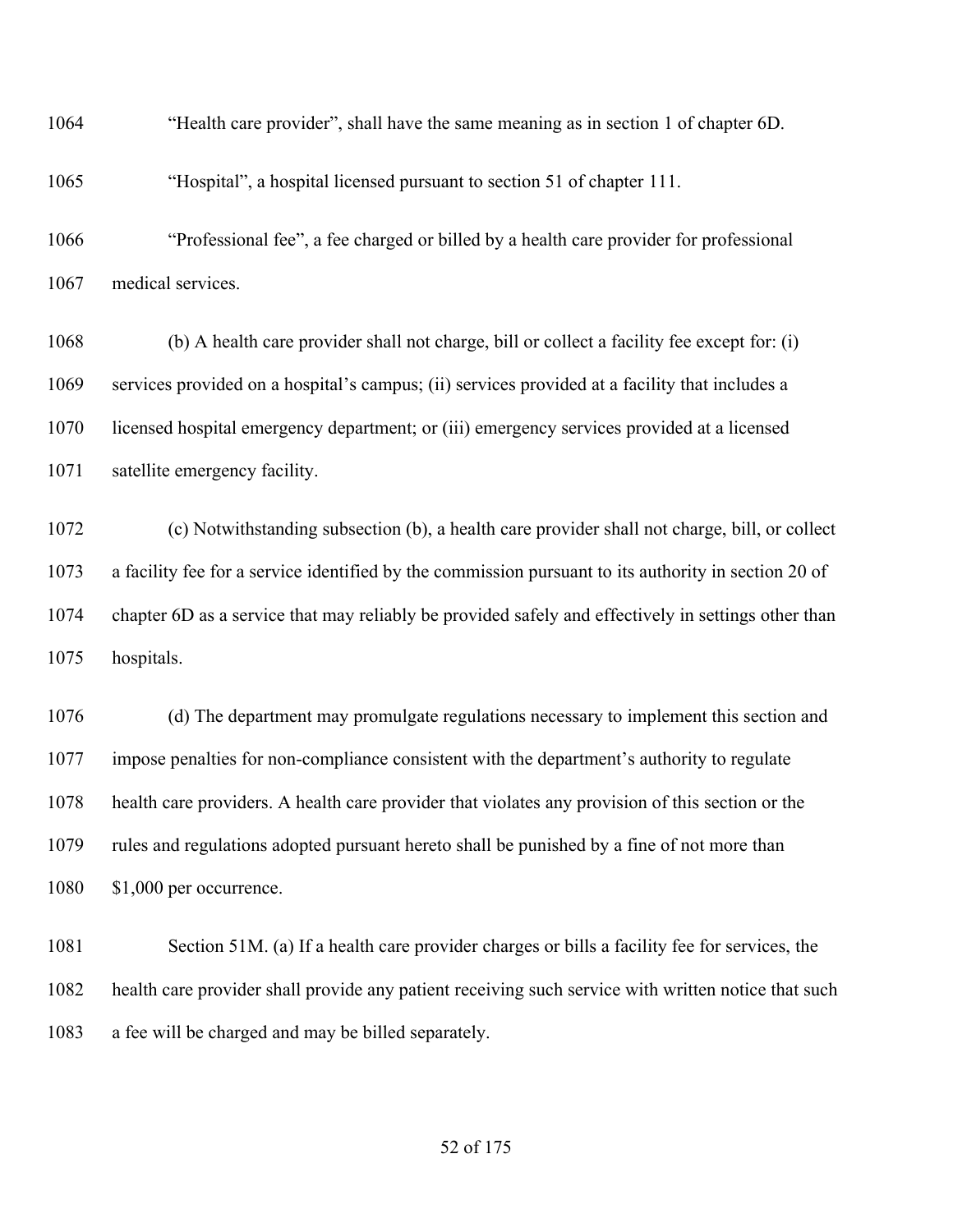"Health care provider", shall have the same meaning as in section 1 of chapter 6D.

"Hospital", a hospital licensed pursuant to section 51 of chapter 111.

"Professional fee", a fee charged or billed by a health care provider for professional medical services.

(b) A health care provider shall not charge, bill or collect a facility fee except for: (i) services provided on a hospital's campus; (ii) services provided at a facility that includes a licensed hospital emergency department; or (iii) emergency services provided at a licensed satellite emergency facility.

(c) Notwithstanding subsection (b), a health care provider shall not charge, bill, or collect a facility fee for a service identified by the commission pursuant to its authority in section 20 of chapter 6D as a service that may reliably be provided safely and effectively in settings other than hospitals.

(d) The department may promulgate regulations necessary to implement this section and impose penalties for non-compliance consistent with the department's authority to regulate health care providers. A health care provider that violates any provision of this section or the rules and regulations adopted pursuant hereto shall be punished by a fine of not more than $1,000 per occurrence.

Section 51M. (a) If a health care provider charges or bills a facility fee for services, the health care provider shall provide any patient receiving such service with written notice that such a fee will be charged and may be billed separately.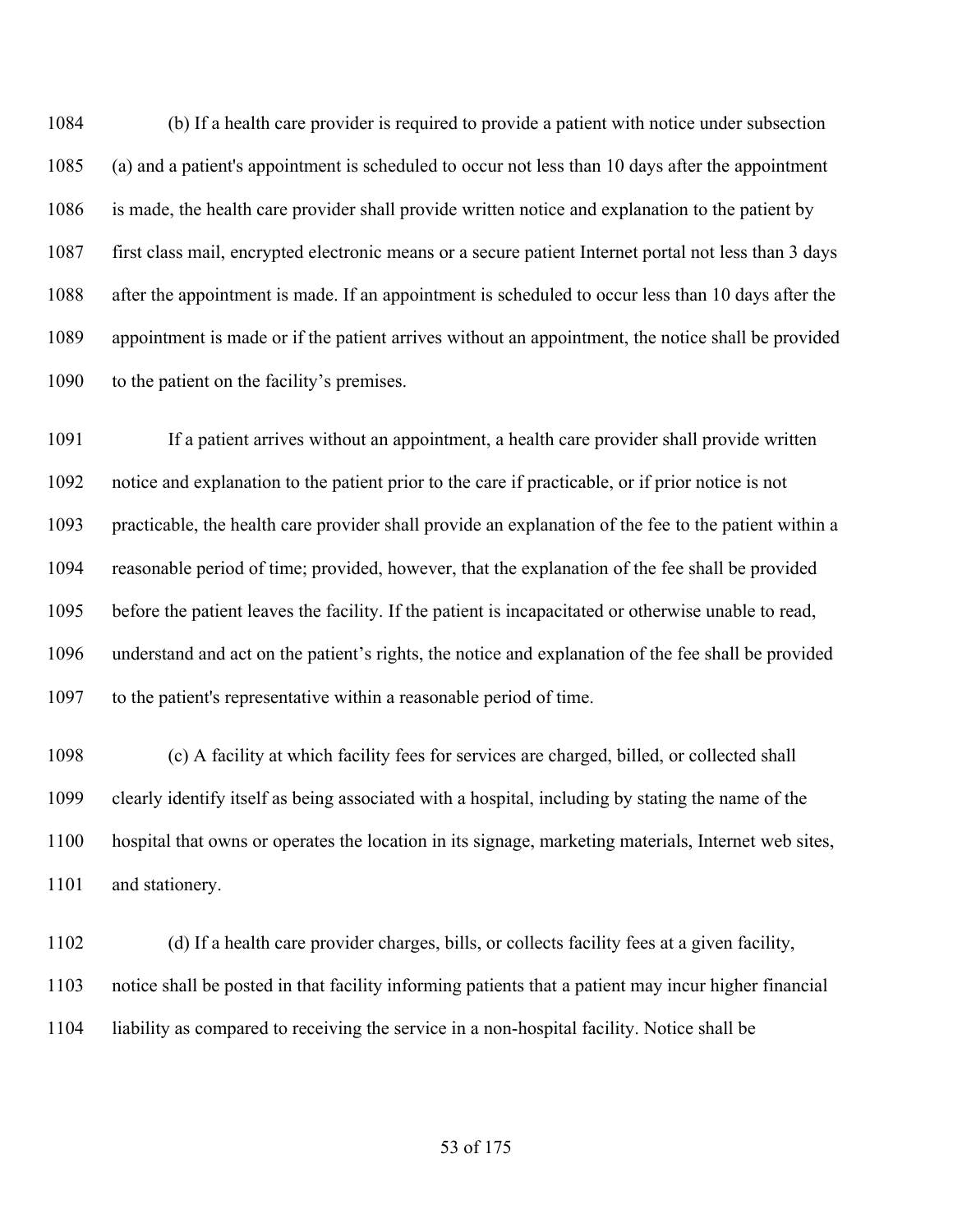(b) If a health care provider is required to provide a patient with notice under subsection (a) and a patient's appointment is scheduled to occur not less than 10 days after the appointment is made, the health care provider shall provide written notice and explanation to the patient by first class mail, encrypted electronic means or a secure patient Internet portal not less than 3 days after the appointment is made. If an appointment is scheduled to occur less than 10 days after the appointment is made or if the patient arrives without an appointment, the notice shall be provided to the patient on the facility's premises.

If a patient arrives without an appointment, a health care provider shall provide written notice and explanation to the patient prior to the care if practicable, or if prior notice is not practicable, the health care provider shall provide an explanation of the fee to the patient within a reasonable period of time; provided, however, that the explanation of the fee shall be provided before the patient leaves the facility. If the patient is incapacitated or otherwise unable to read, understand and act on the patient's rights, the notice and explanation of the fee shall be provided to the patient's representative within a reasonable period of time.

(c) A facility at which facility fees for services are charged, billed, or collected shall clearly identify itself as being associated with a hospital, including by stating the name of the hospital that owns or operates the location in its signage, marketing materials, Internet web sites, and stationery.

(d) If a health care provider charges, bills, or collects facility fees at a given facility, notice shall be posted in that facility informing patients that a patient may incur higher financial liability as compared to receiving the service in a non-hospital facility. Notice shall be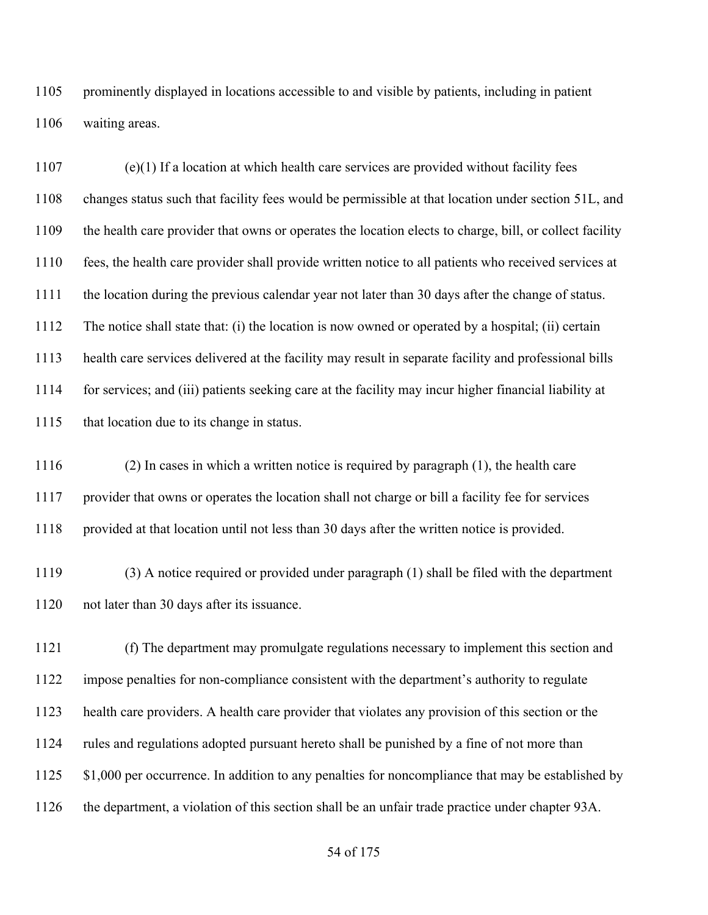prominently displayed in locations accessible to and visible by patients, including in patient waiting areas.

(e)(1) If a location at which health care services are provided without facility fees changes status such that facility fees would be permissible at that location under section 51L, and the health care provider that owns or operates the location elects to charge, bill, or collect facility fees, the health care provider shall provide written notice to all patients who received services at the location during the previous calendar year not later than 30 days after the change of status. The notice shall state that: (i) the location is now owned or operated by a hospital; (ii) certain health care services delivered at the facility may result in separate facility and professional bills for services; and (iii) patients seeking care at the facility may incur higher financial liability at that location due to its change in status.

(2) In cases in which a written notice is required by paragraph (1), the health care provider that owns or operates the location shall not charge or bill a facility fee for services provided at that location until not less than 30 days after the written notice is provided.

(3) A notice required or provided under paragraph (1) shall be filed with the department not later than 30 days after its issuance.

(f) The department may promulgate regulations necessary to implement this section and impose penalties for non-compliance consistent with the department's authority to regulate health care providers. A health care provider that violates any provision of this section or the rules and regulations adopted pursuant hereto shall be punished by a fine of not more than $1,000 per occurrence. In addition to any penalties for noncompliance that may be established by the department, a violation of this section shall be an unfair trade practice under chapter 93A.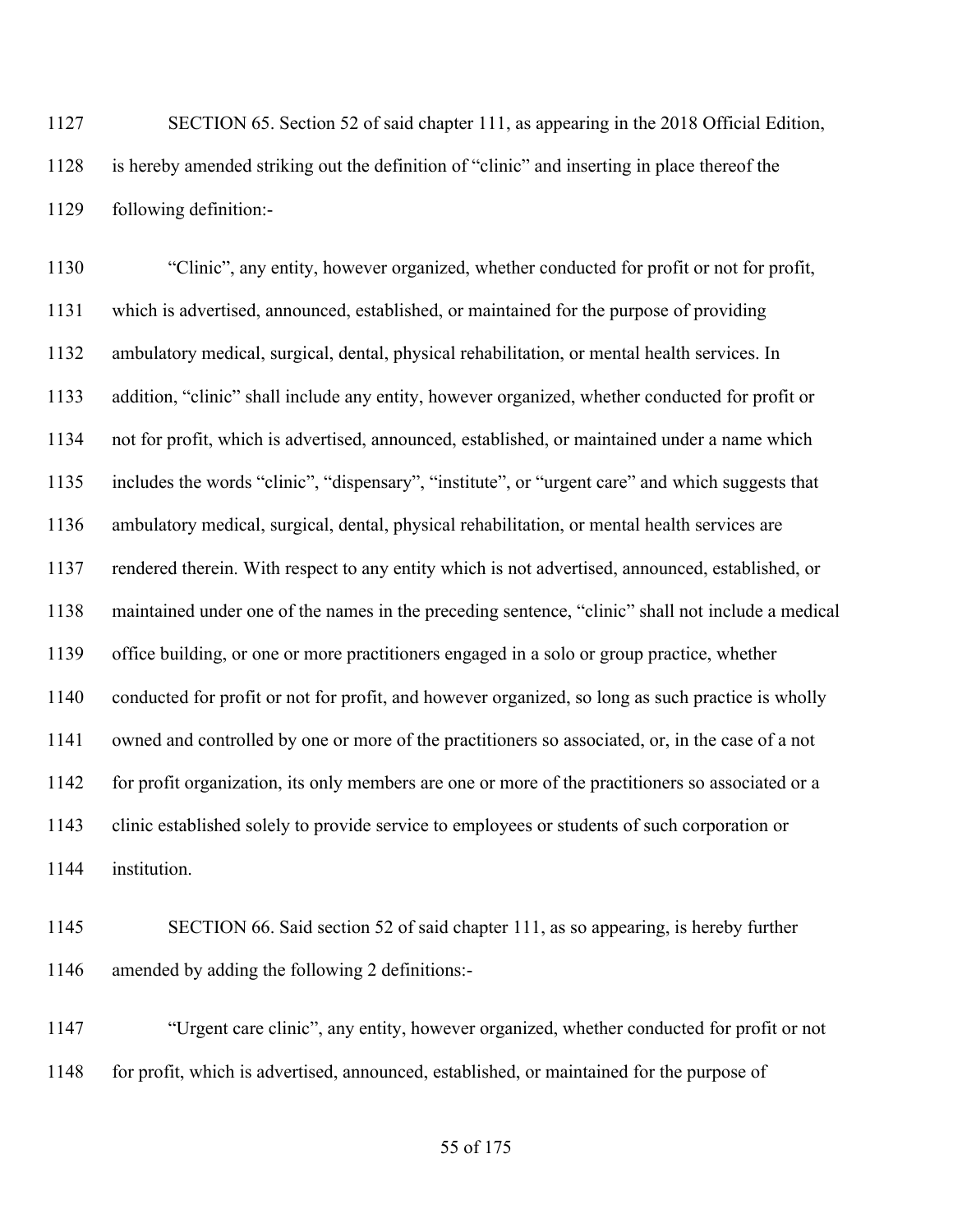SECTION 65. Section 52 of said chapter 111, as appearing in the 2018 Official Edition, is hereby amended striking out the definition of "clinic" and inserting in place thereof the following definition:-

"Clinic", any entity, however organized, whether conducted for profit or not for profit, which is advertised, announced, established, or maintained for the purpose of providing ambulatory medical, surgical, dental, physical rehabilitation, or mental health services. In addition, "clinic" shall include any entity, however organized, whether conducted for profit or not for profit, which is advertised, announced, established, or maintained under a name which includes the words "clinic", "dispensary", "institute", or "urgent care" and which suggests that ambulatory medical, surgical, dental, physical rehabilitation, or mental health services are rendered therein. With respect to any entity which is not advertised, announced, established, or maintained under one of the names in the preceding sentence, "clinic" shall not include a medical office building, or one or more practitioners engaged in a solo or group practice, whether conducted for profit or not for profit, and however organized, so long as such practice is wholly owned and controlled by one or more of the practitioners so associated, or, in the case of a not for profit organization, its only members are one or more of the practitioners so associated or a clinic established solely to provide service to employees or students of such corporation or institution.

SECTION 66. Said section 52 of said chapter 111, as so appearing, is hereby further amended by adding the following 2 definitions:-

"Urgent care clinic", any entity, however organized, whether conducted for profit or not for profit, which is advertised, announced, established, or maintained for the purpose of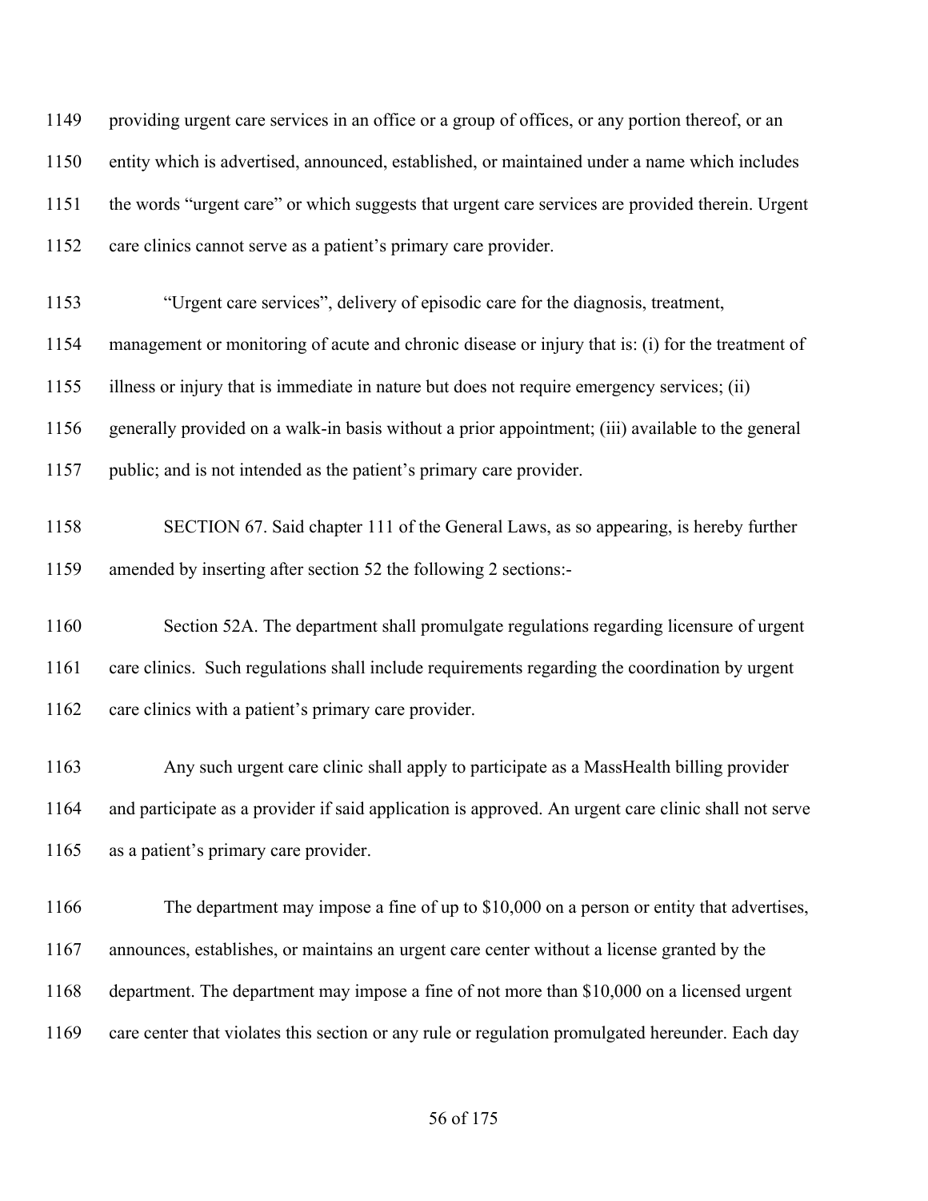providing urgent care services in an office or a group of offices, or any portion thereof, or an entity which is advertised, announced, established, or maintained under a name which includes the words "urgent care" or which suggests that urgent care services are provided therein. Urgent care clinics cannot serve as a patient's primary care provider.

"Urgent care services", delivery of episodic care for the diagnosis, treatment, management or monitoring of acute and chronic disease or injury that is: (i) for the treatment of illness or injury that is immediate in nature but does not require emergency services; (ii) generally provided on a walk-in basis without a prior appointment; (iii) available to the general public; and is not intended as the patient's primary care provider.

SECTION 67. Said chapter 111 of the General Laws, as so appearing, is hereby further amended by inserting after section 52 the following 2 sections:-

Section 52A. The department shall promulgate regulations regarding licensure of urgent care clinics. Such regulations shall include requirements regarding the coordination by urgent care clinics with a patient's primary care provider.

Any such urgent care clinic shall apply to participate as a MassHealth billing provider and participate as a provider if said application is approved. An urgent care clinic shall not serve as a patient's primary care provider.

The department may impose a fine of up to $10,000 on a person or entity that advertises, announces, establishes, or maintains an urgent care center without a license granted by the department. The department may impose a fine of not more than $10,000 on a licensed urgent care center that violates this section or any rule or regulation promulgated hereunder. Each day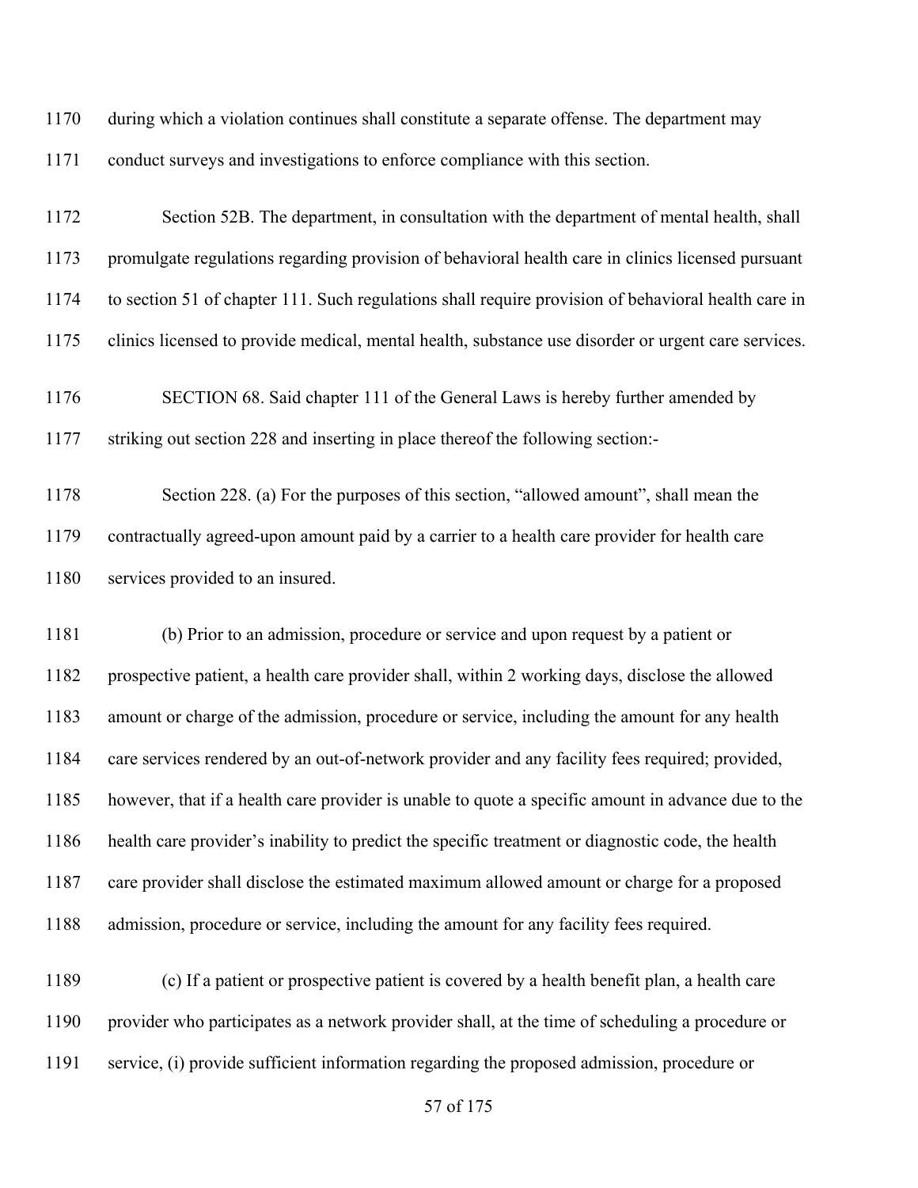during which a violation continues shall constitute a separate offense. The department may conduct surveys and investigations to enforce compliance with this section.

Section 52B. The department, in consultation with the department of mental health, shall promulgate regulations regarding provision of behavioral health care in clinics licensed pursuant to section 51 of chapter 111. Such regulations shall require provision of behavioral health care in clinics licensed to provide medical, mental health, substance use disorder or urgent care services.

SECTION 68. Said chapter 111 of the General Laws is hereby further amended by striking out section 228 and inserting in place thereof the following section:-

Section 228. (a) For the purposes of this section, "allowed amount", shall mean the contractually agreed-upon amount paid by a carrier to a health care provider for health care services provided to an insured.

(b) Prior to an admission, procedure or service and upon request by a patient or prospective patient, a health care provider shall, within 2 working days, disclose the allowed amount or charge of the admission, procedure or service, including the amount for any health care services rendered by an out-of-network provider and any facility fees required; provided, however, that if a health care provider is unable to quote a specific amount in advance due to the health care provider's inability to predict the specific treatment or diagnostic code, the health care provider shall disclose the estimated maximum allowed amount or charge for a proposed admission, procedure or service, including the amount for any facility fees required.

(c) If a patient or prospective patient is covered by a health benefit plan, a health care provider who participates as a network provider shall, at the time of scheduling a procedure or service, (i) provide sufficient information regarding the proposed admission, procedure or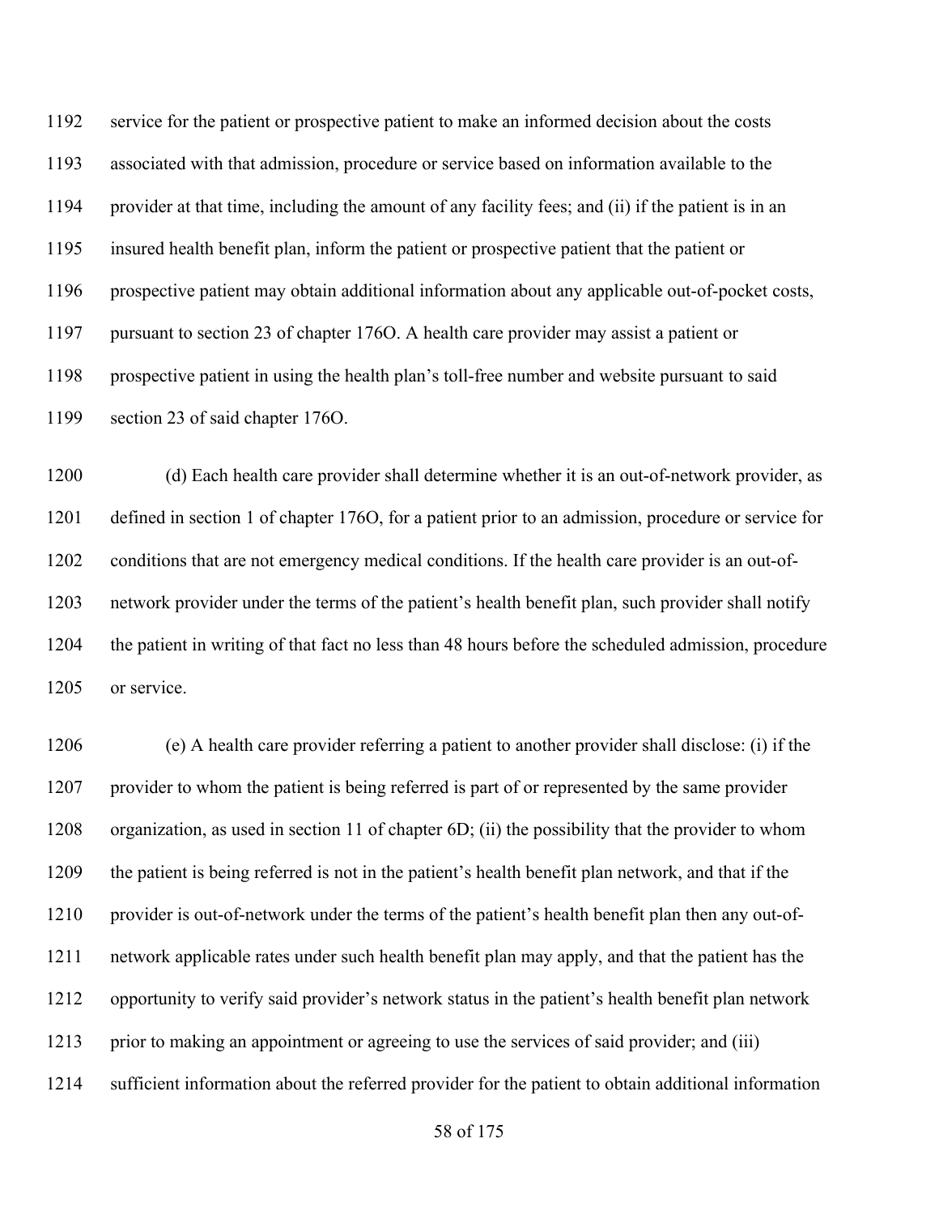service for the patient or prospective patient to make an informed decision about the costs associated with that admission, procedure or service based on information available to the provider at that time, including the amount of any facility fees; and (ii) if the patient is in an insured health benefit plan, inform the patient or prospective patient that the patient or prospective patient may obtain additional information about any applicable out-of-pocket costs, pursuant to section 23 of chapter 176O. A health care provider may assist a patient or prospective patient in using the health plan's toll-free number and website pursuant to said section 23 of said chapter 176O.

(d) Each health care provider shall determine whether it is an out-of-network provider, as defined in section 1 of chapter 176O, for a patient prior to an admission, procedure or service for conditions that are not emergency medical conditions. If the health care provider is an out-of-network provider under the terms of the patient's health benefit plan, such provider shall notify the patient in writing of that fact no less than 48 hours before the scheduled admission, procedure or service.

(e) A health care provider referring a patient to another provider shall disclose: (i) if the provider to whom the patient is being referred is part of or represented by the same provider organization, as used in section 11 of chapter 6D; (ii) the possibility that the provider to whom the patient is being referred is not in the patient's health benefit plan network, and that if the provider is out-of-network under the terms of the patient's health benefit plan then any out-of-network applicable rates under such health benefit plan may apply, and that the patient has the opportunity to verify said provider's network status in the patient's health benefit plan network prior to making an appointment or agreeing to use the services of said provider; and (iii) sufficient information about the referred provider for the patient to obtain additional information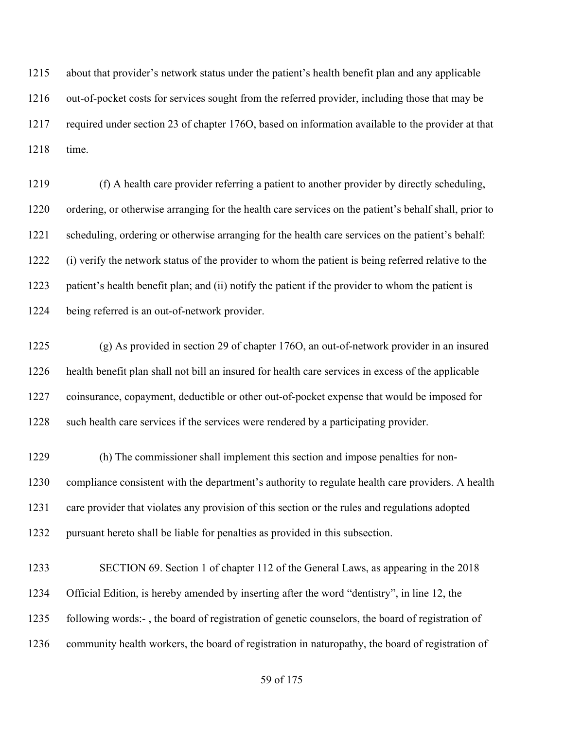about that provider's network status under the patient's health benefit plan and any applicable out-of-pocket costs for services sought from the referred provider, including those that may be required under section 23 of chapter 176O, based on information available to the provider at that time.

(f) A health care provider referring a patient to another provider by directly scheduling, ordering, or otherwise arranging for the health care services on the patient's behalf shall, prior to scheduling, ordering or otherwise arranging for the health care services on the patient's behalf: (i) verify the network status of the provider to whom the patient is being referred relative to the patient's health benefit plan; and (ii) notify the patient if the provider to whom the patient is being referred is an out-of-network provider.

(g) As provided in section 29 of chapter 176O, an out-of-network provider in an insured health benefit plan shall not bill an insured for health care services in excess of the applicable coinsurance, copayment, deductible or other out-of-pocket expense that would be imposed for such health care services if the services were rendered by a participating provider.

(h) The commissioner shall implement this section and impose penalties for non-compliance consistent with the department's authority to regulate health care providers. A health care provider that violates any provision of this section or the rules and regulations adopted pursuant hereto shall be liable for penalties as provided in this subsection.

SECTION 69. Section 1 of chapter 112 of the General Laws, as appearing in the 2018 Official Edition, is hereby amended by inserting after the word "dentistry", in line 12, the following words:- , the board of registration of genetic counselors, the board of registration of community health workers, the board of registration in naturopathy, the board of registration of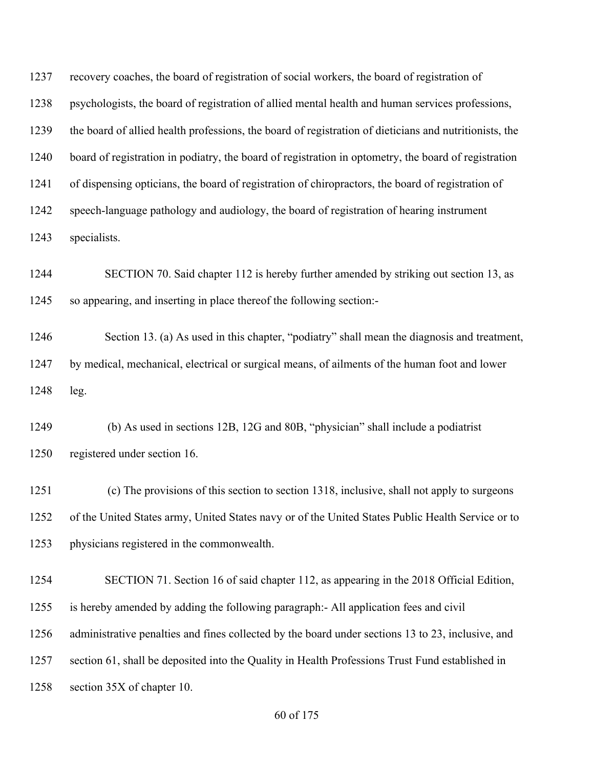recovery coaches, the board of registration of social workers, the board of registration of psychologists, the board of registration of allied mental health and human services professions, the board of allied health professions, the board of registration of dieticians and nutritionists, the board of registration in podiatry, the board of registration in optometry, the board of registration of dispensing opticians, the board of registration of chiropractors, the board of registration of speech-language pathology and audiology, the board of registration of hearing instrument specialists.

SECTION 70. Said chapter 112 is hereby further amended by striking out section 13, as so appearing, and inserting in place thereof the following section:-

Section 13. (a) As used in this chapter, "podiatry" shall mean the diagnosis and treatment, by medical, mechanical, electrical or surgical means, of ailments of the human foot and lower leg.

(b) As used in sections 12B, 12G and 80B, "physician" shall include a podiatrist registered under section 16.

(c) The provisions of this section to section 1318, inclusive, shall not apply to surgeons of the United States army, United States navy or of the United States Public Health Service or to physicians registered in the commonwealth.

SECTION 71. Section 16 of said chapter 112, as appearing in the 2018 Official Edition, is hereby amended by adding the following paragraph:- All application fees and civil administrative penalties and fines collected by the board under sections 13 to 23, inclusive, and section 61, shall be deposited into the Quality in Health Professions Trust Fund established in section 35X of chapter 10.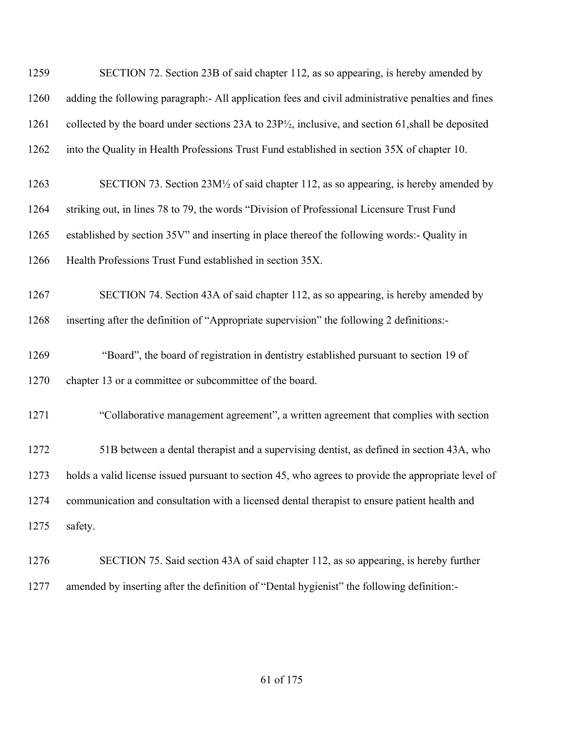SECTION 72. Section 23B of said chapter 112, as so appearing, is hereby amended by adding the following paragraph:- All application fees and civil administrative penalties and fines collected by the board under sections 23A to 23P½, inclusive, and section 61,shall be deposited into the Quality in Health Professions Trust Fund established in section 35X of chapter 10.

SECTION 73. Section 23M½ of said chapter 112, as so appearing, is hereby amended by striking out, in lines 78 to 79, the words "Division of Professional Licensure Trust Fund established by section 35V" and inserting in place thereof the following words:- Quality in Health Professions Trust Fund established in section 35X.

SECTION 74. Section 43A of said chapter 112, as so appearing, is hereby amended by inserting after the definition of "Appropriate supervision" the following 2 definitions:-

"Board", the board of registration in dentistry established pursuant to section 19 of chapter 13 or a committee or subcommittee of the board.

"Collaborative management agreement", a written agreement that complies with section 51B between a dental therapist and a supervising dentist, as defined in section 43A, who holds a valid license issued pursuant to section 45, who agrees to provide the appropriate level of communication and consultation with a licensed dental therapist to ensure patient health and safety.

SECTION 75. Said section 43A of said chapter 112, as so appearing, is hereby further amended by inserting after the definition of "Dental hygienist" the following definition:-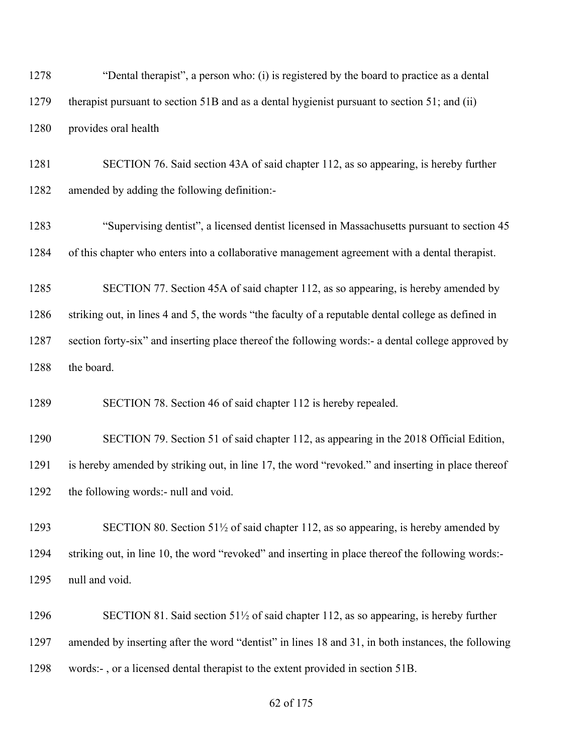"Dental therapist", a person who: (i) is registered by the board to practice as a dental therapist pursuant to section 51B and as a dental hygienist pursuant to section 51; and (ii) provides oral health

SECTION 76. Said section 43A of said chapter 112, as so appearing, is hereby further amended by adding the following definition:-

"Supervising dentist", a licensed dentist licensed in Massachusetts pursuant to section 45 of this chapter who enters into a collaborative management agreement with a dental therapist.

SECTION 77. Section 45A of said chapter 112, as so appearing, is hereby amended by striking out, in lines 4 and 5, the words "the faculty of a reputable dental college as defined in section forty-six" and inserting place thereof the following words:- a dental college approved by the board.

SECTION 78. Section 46 of said chapter 112 is hereby repealed.

SECTION 79. Section 51 of said chapter 112, as appearing in the 2018 Official Edition, is hereby amended by striking out, in line 17, the word "revoked." and inserting in place thereof the following words:- null and void.

SECTION 80. Section 51½ of said chapter 112, as so appearing, is hereby amended by striking out, in line 10, the word "revoked" and inserting in place thereof the following words:- null and void.

SECTION 81. Said section 51½ of said chapter 112, as so appearing, is hereby further amended by inserting after the word "dentist" in lines 18 and 31, in both instances, the following words:- , or a licensed dental therapist to the extent provided in section 51B.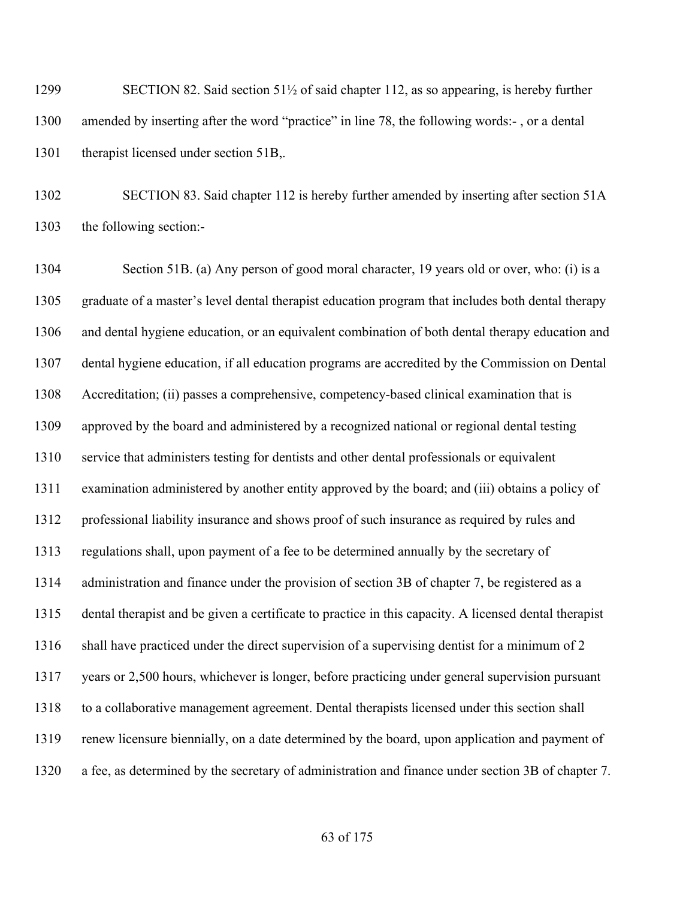SECTION 82. Said section 51½ of said chapter 112, as so appearing, is hereby further amended by inserting after the word "practice" in line 78, the following words:- , or a dental therapist licensed under section 51B,.

SECTION 83. Said chapter 112 is hereby further amended by inserting after section 51A the following section:-

Section 51B. (a) Any person of good moral character, 19 years old or over, who: (i) is a graduate of a master's level dental therapist education program that includes both dental therapy and dental hygiene education, or an equivalent combination of both dental therapy education and dental hygiene education, if all education programs are accredited by the Commission on Dental Accreditation; (ii) passes a comprehensive, competency-based clinical examination that is approved by the board and administered by a recognized national or regional dental testing service that administers testing for dentists and other dental professionals or equivalent examination administered by another entity approved by the board; and (iii) obtains a policy of professional liability insurance and shows proof of such insurance as required by rules and regulations shall, upon payment of a fee to be determined annually by the secretary of administration and finance under the provision of section 3B of chapter 7, be registered as a dental therapist and be given a certificate to practice in this capacity. A licensed dental therapist shall have practiced under the direct supervision of a supervising dentist for a minimum of 2 years or 2,500 hours, whichever is longer, before practicing under general supervision pursuant to a collaborative management agreement. Dental therapists licensed under this section shall renew licensure biennially, on a date determined by the board, upon application and payment of a fee, as determined by the secretary of administration and finance under section 3B of chapter 7.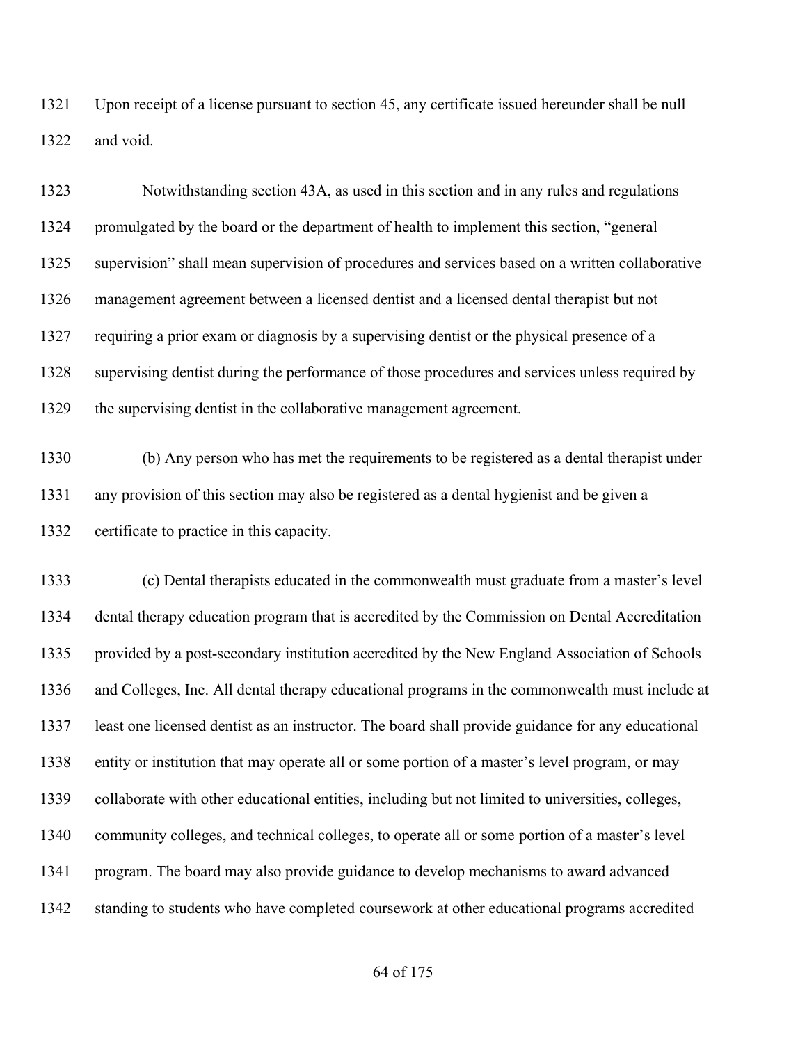Upon receipt of a license pursuant to section 45, any certificate issued hereunder shall be null and void.

Notwithstanding section 43A, as used in this section and in any rules and regulations promulgated by the board or the department of health to implement this section, "general supervision" shall mean supervision of procedures and services based on a written collaborative management agreement between a licensed dentist and a licensed dental therapist but not requiring a prior exam or diagnosis by a supervising dentist or the physical presence of a supervising dentist during the performance of those procedures and services unless required by the supervising dentist in the collaborative management agreement.

(b) Any person who has met the requirements to be registered as a dental therapist under any provision of this section may also be registered as a dental hygienist and be given a certificate to practice in this capacity.

(c) Dental therapists educated in the commonwealth must graduate from a master's level dental therapy education program that is accredited by the Commission on Dental Accreditation provided by a post-secondary institution accredited by the New England Association of Schools and Colleges, Inc. All dental therapy educational programs in the commonwealth must include at least one licensed dentist as an instructor. The board shall provide guidance for any educational entity or institution that may operate all or some portion of a master's level program, or may collaborate with other educational entities, including but not limited to universities, colleges, community colleges, and technical colleges, to operate all or some portion of a master's level program. The board may also provide guidance to develop mechanisms to award advanced standing to students who have completed coursework at other educational programs accredited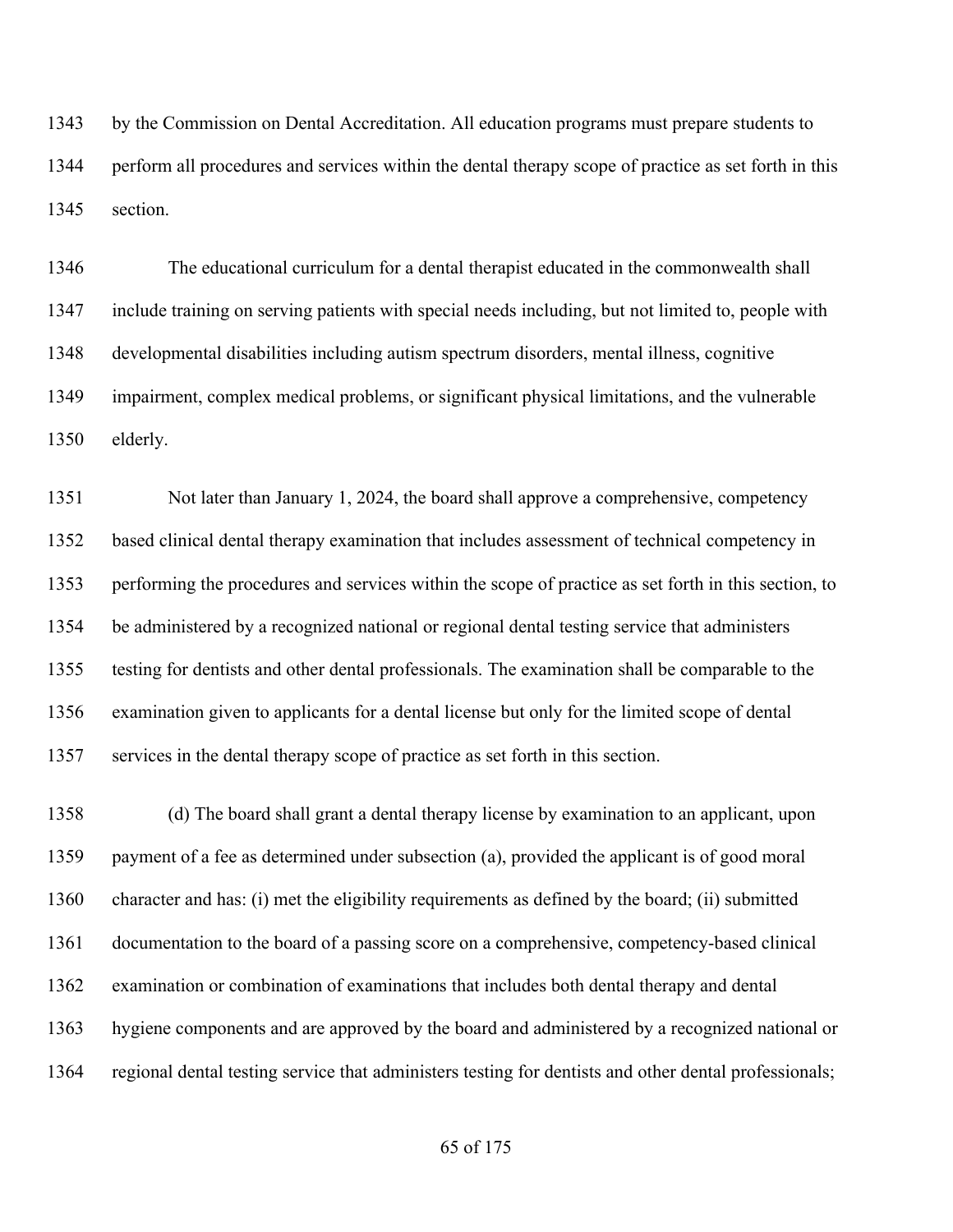by the Commission on Dental Accreditation. All education programs must prepare students to perform all procedures and services within the dental therapy scope of practice as set forth in this section.

The educational curriculum for a dental therapist educated in the commonwealth shall include training on serving patients with special needs including, but not limited to, people with developmental disabilities including autism spectrum disorders, mental illness, cognitive impairment, complex medical problems, or significant physical limitations, and the vulnerable elderly.

Not later than January 1, 2024, the board shall approve a comprehensive, competency based clinical dental therapy examination that includes assessment of technical competency in performing the procedures and services within the scope of practice as set forth in this section, to be administered by a recognized national or regional dental testing service that administers testing for dentists and other dental professionals. The examination shall be comparable to the examination given to applicants for a dental license but only for the limited scope of dental services in the dental therapy scope of practice as set forth in this section.

(d) The board shall grant a dental therapy license by examination to an applicant, upon payment of a fee as determined under subsection (a), provided the applicant is of good moral character and has: (i) met the eligibility requirements as defined by the board; (ii) submitted documentation to the board of a passing score on a comprehensive, competency-based clinical examination or combination of examinations that includes both dental therapy and dental hygiene components and are approved by the board and administered by a recognized national or regional dental testing service that administers testing for dentists and other dental professionals;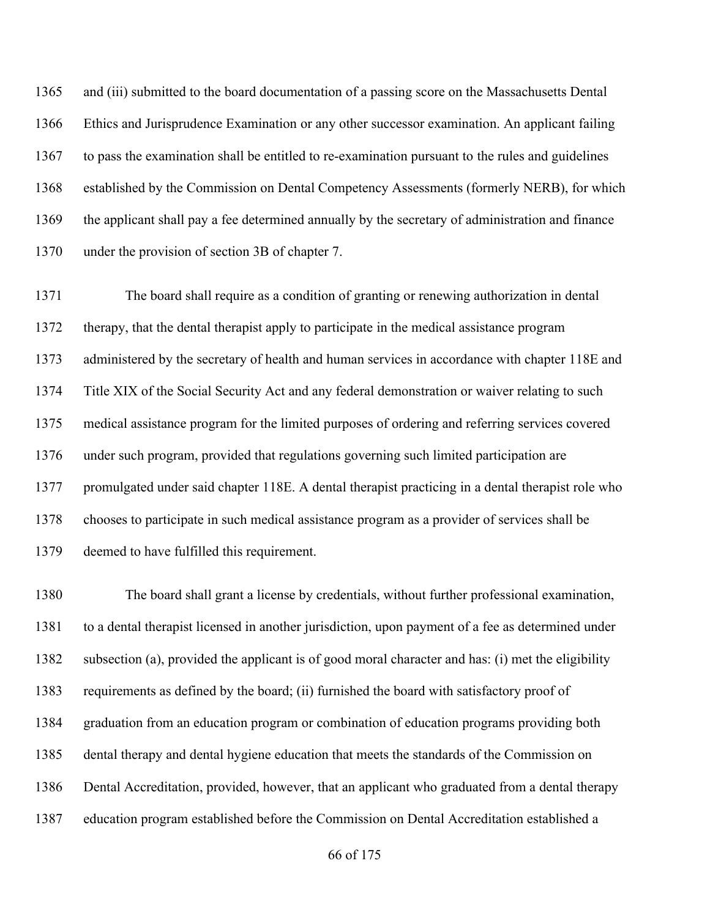and (iii) submitted to the board documentation of a passing score on the Massachusetts Dental Ethics and Jurisprudence Examination or any other successor examination. An applicant failing to pass the examination shall be entitled to re-examination pursuant to the rules and guidelines established by the Commission on Dental Competency Assessments (formerly NERB), for which the applicant shall pay a fee determined annually by the secretary of administration and finance under the provision of section 3B of chapter 7.

The board shall require as a condition of granting or renewing authorization in dental therapy, that the dental therapist apply to participate in the medical assistance program administered by the secretary of health and human services in accordance with chapter 118E and Title XIX of the Social Security Act and any federal demonstration or waiver relating to such medical assistance program for the limited purposes of ordering and referring services covered under such program, provided that regulations governing such limited participation are promulgated under said chapter 118E. A dental therapist practicing in a dental therapist role who chooses to participate in such medical assistance program as a provider of services shall be deemed to have fulfilled this requirement.

The board shall grant a license by credentials, without further professional examination, to a dental therapist licensed in another jurisdiction, upon payment of a fee as determined under subsection (a), provided the applicant is of good moral character and has: (i) met the eligibility requirements as defined by the board; (ii) furnished the board with satisfactory proof of graduation from an education program or combination of education programs providing both dental therapy and dental hygiene education that meets the standards of the Commission on Dental Accreditation, provided, however, that an applicant who graduated from a dental therapy education program established before the Commission on Dental Accreditation established a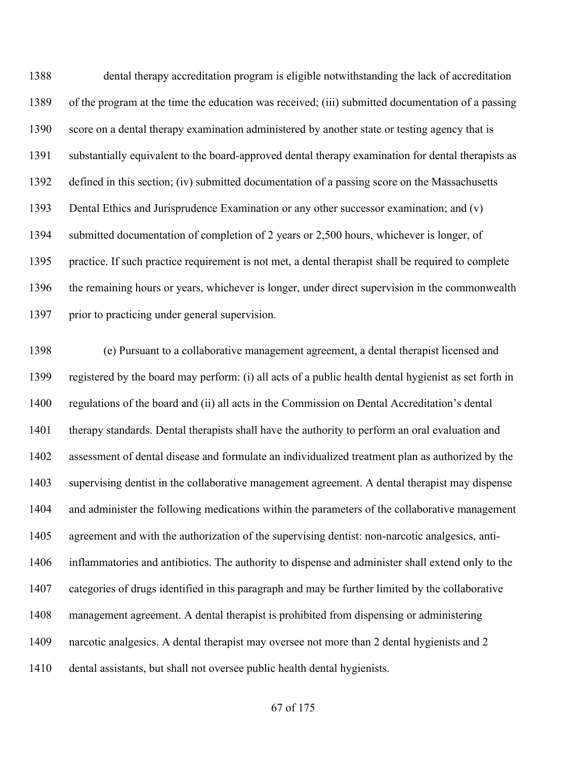dental therapy accreditation program is eligible notwithstanding the lack of accreditation of the program at the time the education was received; (iii) submitted documentation of a passing score on a dental therapy examination administered by another state or testing agency that is substantially equivalent to the board-approved dental therapy examination for dental therapists as defined in this section; (iv) submitted documentation of a passing score on the Massachusetts Dental Ethics and Jurisprudence Examination or any other successor examination; and (v) submitted documentation of completion of 2 years or 2,500 hours, whichever is longer, of practice. If such practice requirement is not met, a dental therapist shall be required to complete the remaining hours or years, whichever is longer, under direct supervision in the commonwealth prior to practicing under general supervision.

(e) Pursuant to a collaborative management agreement, a dental therapist licensed and registered by the board may perform: (i) all acts of a public health dental hygienist as set forth in regulations of the board and (ii) all acts in the Commission on Dental Accreditation's dental therapy standards. Dental therapists shall have the authority to perform an oral evaluation and assessment of dental disease and formulate an individualized treatment plan as authorized by the supervising dentist in the collaborative management agreement. A dental therapist may dispense and administer the following medications within the parameters of the collaborative management agreement and with the authorization of the supervising dentist: non-narcotic analgesics, anti-inflammatories and antibiotics. The authority to dispense and administer shall extend only to the categories of drugs identified in this paragraph and may be further limited by the collaborative management agreement. A dental therapist is prohibited from dispensing or administering narcotic analgesics. A dental therapist may oversee not more than 2 dental hygienists and 2 dental assistants, but shall not oversee public health dental hygienists.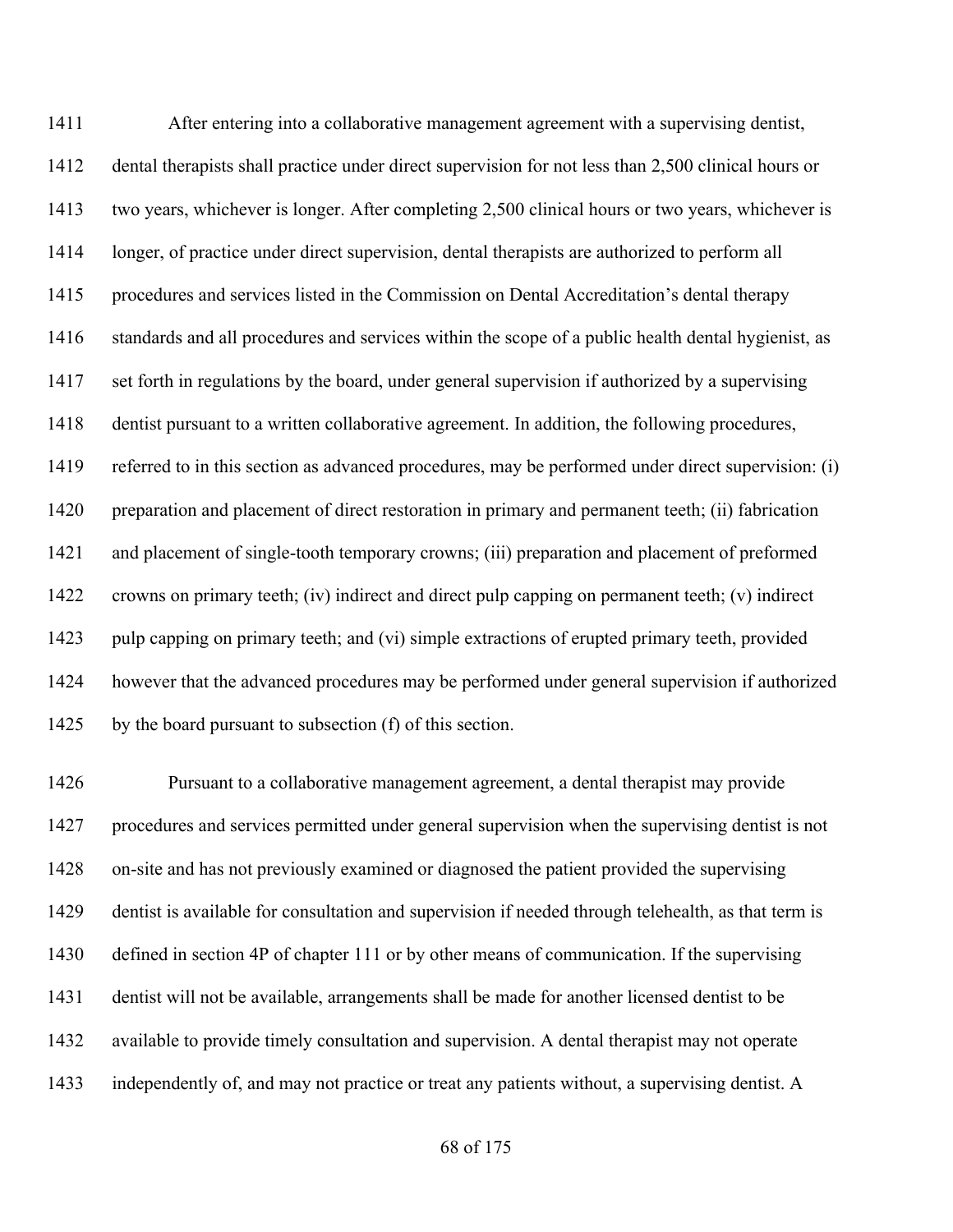After entering into a collaborative management agreement with a supervising dentist, dental therapists shall practice under direct supervision for not less than 2,500 clinical hours or two years, whichever is longer. After completing 2,500 clinical hours or two years, whichever is longer, of practice under direct supervision, dental therapists are authorized to perform all procedures and services listed in the Commission on Dental Accreditation's dental therapy standards and all procedures and services within the scope of a public health dental hygienist, as set forth in regulations by the board, under general supervision if authorized by a supervising dentist pursuant to a written collaborative agreement. In addition, the following procedures, referred to in this section as advanced procedures, may be performed under direct supervision: (i) preparation and placement of direct restoration in primary and permanent teeth; (ii) fabrication and placement of single-tooth temporary crowns; (iii) preparation and placement of preformed crowns on primary teeth; (iv) indirect and direct pulp capping on permanent teeth; (v) indirect pulp capping on primary teeth; and (vi) simple extractions of erupted primary teeth, provided however that the advanced procedures may be performed under general supervision if authorized by the board pursuant to subsection (f) of this section.

Pursuant to a collaborative management agreement, a dental therapist may provide procedures and services permitted under general supervision when the supervising dentist is not on-site and has not previously examined or diagnosed the patient provided the supervising dentist is available for consultation and supervision if needed through telehealth, as that term is defined in section 4P of chapter 111 or by other means of communication. If the supervising dentist will not be available, arrangements shall be made for another licensed dentist to be available to provide timely consultation and supervision. A dental therapist may not operate independently of, and may not practice or treat any patients without, a supervising dentist. A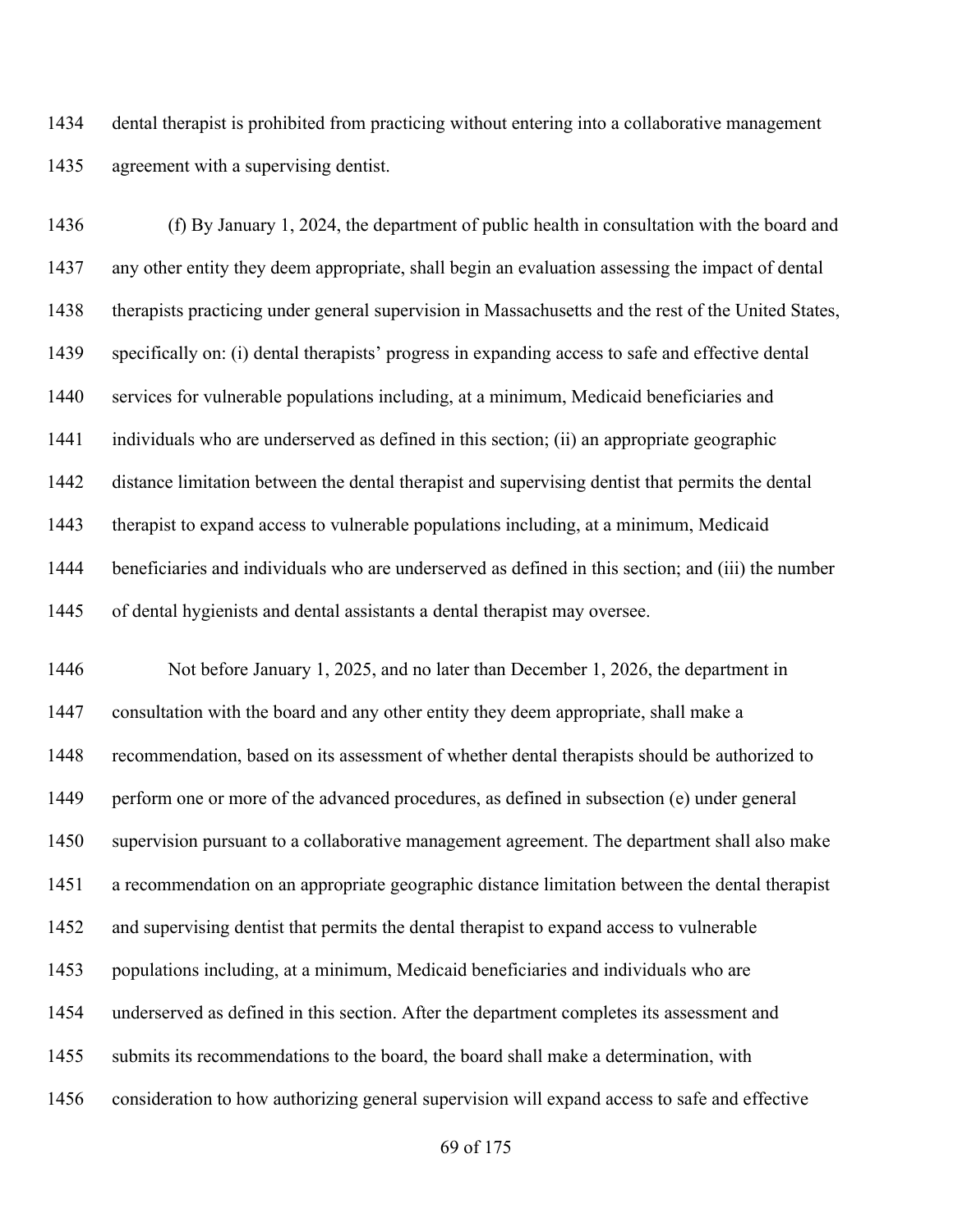dental therapist is prohibited from practicing without entering into a collaborative management agreement with a supervising dentist.

(f) By January 1, 2024, the department of public health in consultation with the board and any other entity they deem appropriate, shall begin an evaluation assessing the impact of dental therapists practicing under general supervision in Massachusetts and the rest of the United States, specifically on: (i) dental therapists' progress in expanding access to safe and effective dental services for vulnerable populations including, at a minimum, Medicaid beneficiaries and individuals who are underserved as defined in this section; (ii) an appropriate geographic distance limitation between the dental therapist and supervising dentist that permits the dental therapist to expand access to vulnerable populations including, at a minimum, Medicaid beneficiaries and individuals who are underserved as defined in this section; and (iii) the number of dental hygienists and dental assistants a dental therapist may oversee.

Not before January 1, 2025, and no later than December 1, 2026, the department in consultation with the board and any other entity they deem appropriate, shall make a recommendation, based on its assessment of whether dental therapists should be authorized to perform one or more of the advanced procedures, as defined in subsection (e) under general supervision pursuant to a collaborative management agreement. The department shall also make a recommendation on an appropriate geographic distance limitation between the dental therapist and supervising dentist that permits the dental therapist to expand access to vulnerable populations including, at a minimum, Medicaid beneficiaries and individuals who are underserved as defined in this section. After the department completes its assessment and submits its recommendations to the board, the board shall make a determination, with consideration to how authorizing general supervision will expand access to safe and effective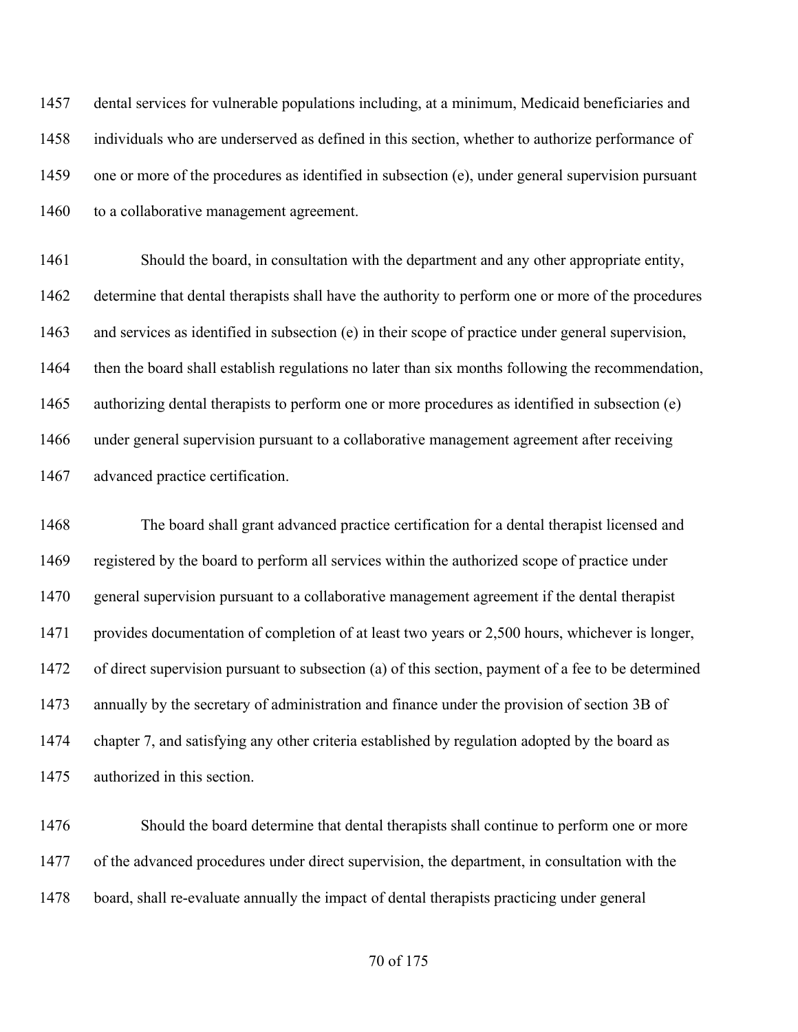dental services for vulnerable populations including, at a minimum, Medicaid beneficiaries and individuals who are underserved as defined in this section, whether to authorize performance of one or more of the procedures as identified in subsection (e), under general supervision pursuant to a collaborative management agreement.

Should the board, in consultation with the department and any other appropriate entity, determine that dental therapists shall have the authority to perform one or more of the procedures and services as identified in subsection (e) in their scope of practice under general supervision, then the board shall establish regulations no later than six months following the recommendation, authorizing dental therapists to perform one or more procedures as identified in subsection (e) under general supervision pursuant to a collaborative management agreement after receiving advanced practice certification.

The board shall grant advanced practice certification for a dental therapist licensed and registered by the board to perform all services within the authorized scope of practice under general supervision pursuant to a collaborative management agreement if the dental therapist provides documentation of completion of at least two years or 2,500 hours, whichever is longer, of direct supervision pursuant to subsection (a) of this section, payment of a fee to be determined annually by the secretary of administration and finance under the provision of section 3B of chapter 7, and satisfying any other criteria established by regulation adopted by the board as authorized in this section.

Should the board determine that dental therapists shall continue to perform one or more of the advanced procedures under direct supervision, the department, in consultation with the board, shall re-evaluate annually the impact of dental therapists practicing under general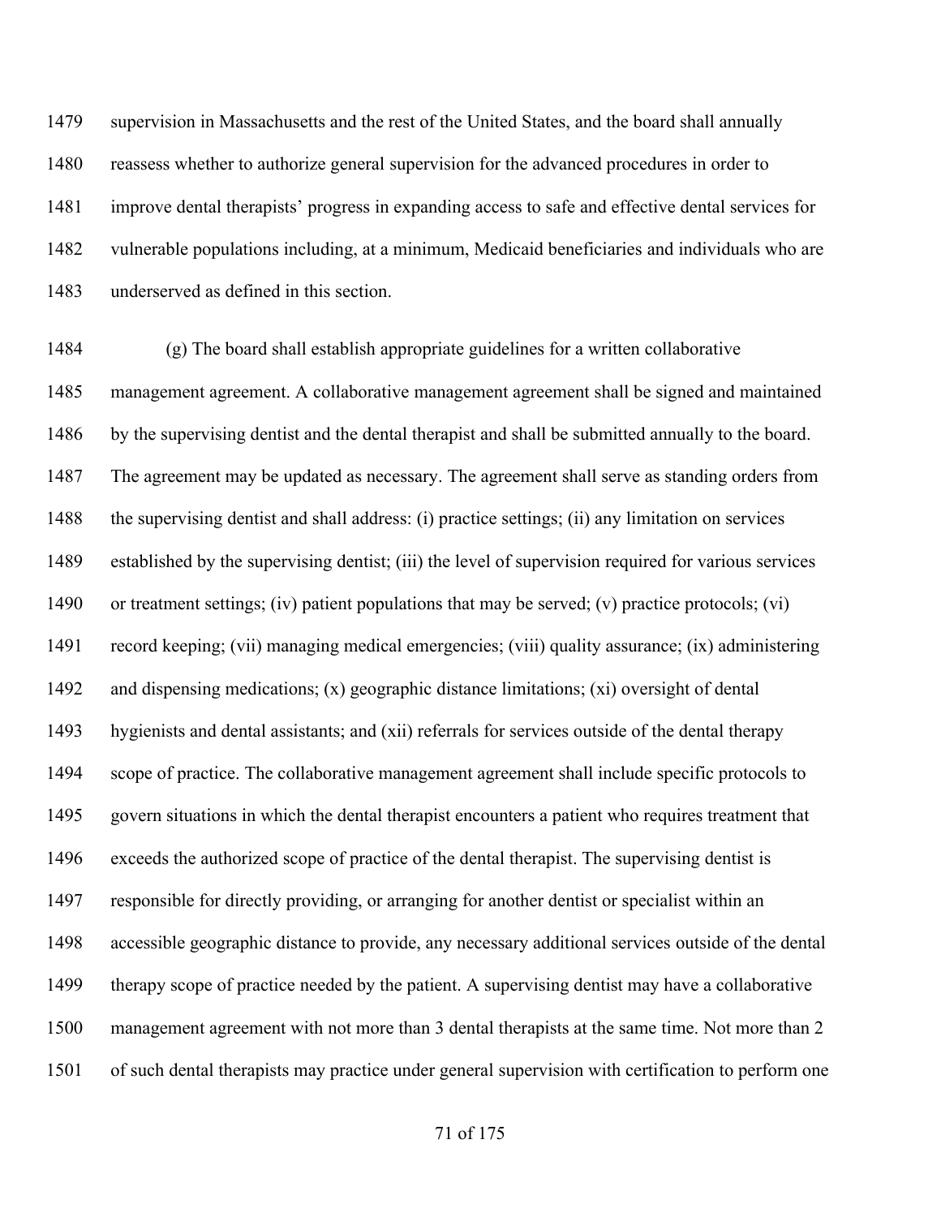supervision in Massachusetts and the rest of the United States, and the board shall annually reassess whether to authorize general supervision for the advanced procedures in order to improve dental therapists' progress in expanding access to safe and effective dental services for vulnerable populations including, at a minimum, Medicaid beneficiaries and individuals who are underserved as defined in this section.

(g) The board shall establish appropriate guidelines for a written collaborative management agreement. A collaborative management agreement shall be signed and maintained by the supervising dentist and the dental therapist and shall be submitted annually to the board. The agreement may be updated as necessary. The agreement shall serve as standing orders from the supervising dentist and shall address: (i) practice settings; (ii) any limitation on services established by the supervising dentist; (iii) the level of supervision required for various services or treatment settings; (iv) patient populations that may be served; (v) practice protocols; (vi) record keeping; (vii) managing medical emergencies; (viii) quality assurance; (ix) administering and dispensing medications; (x) geographic distance limitations; (xi) oversight of dental hygienists and dental assistants; and (xii) referrals for services outside of the dental therapy scope of practice. The collaborative management agreement shall include specific protocols to govern situations in which the dental therapist encounters a patient who requires treatment that exceeds the authorized scope of practice of the dental therapist. The supervising dentist is responsible for directly providing, or arranging for another dentist or specialist within an accessible geographic distance to provide, any necessary additional services outside of the dental therapy scope of practice needed by the patient. A supervising dentist may have a collaborative management agreement with not more than 3 dental therapists at the same time. Not more than 2 of such dental therapists may practice under general supervision with certification to perform one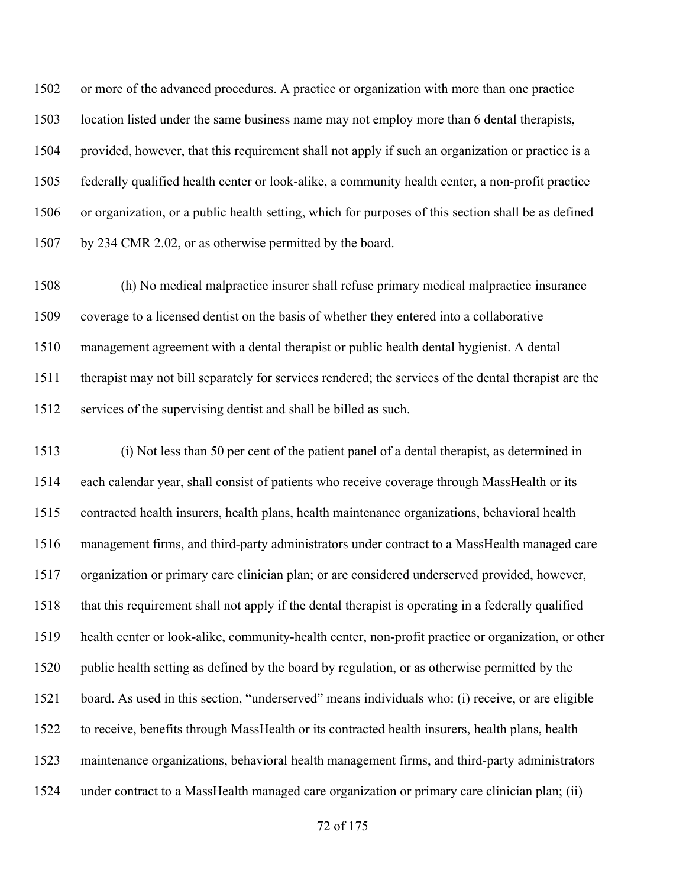or more of the advanced procedures. A practice or organization with more than one practice location listed under the same business name may not employ more than 6 dental therapists, provided, however, that this requirement shall not apply if such an organization or practice is a federally qualified health center or look-alike, a community health center, a non-profit practice or organization, or a public health setting, which for purposes of this section shall be as defined by 234 CMR 2.02, or as otherwise permitted by the board.

(h) No medical malpractice insurer shall refuse primary medical malpractice insurance coverage to a licensed dentist on the basis of whether they entered into a collaborative management agreement with a dental therapist or public health dental hygienist. A dental therapist may not bill separately for services rendered; the services of the dental therapist are the services of the supervising dentist and shall be billed as such.

(i) Not less than 50 per cent of the patient panel of a dental therapist, as determined in each calendar year, shall consist of patients who receive coverage through MassHealth or its contracted health insurers, health plans, health maintenance organizations, behavioral health management firms, and third-party administrators under contract to a MassHealth managed care organization or primary care clinician plan; or are considered underserved provided, however, that this requirement shall not apply if the dental therapist is operating in a federally qualified health center or look-alike, community-health center, non-profit practice or organization, or other public health setting as defined by the board by regulation, or as otherwise permitted by the board. As used in this section, "underserved" means individuals who: (i) receive, or are eligible to receive, benefits through MassHealth or its contracted health insurers, health plans, health maintenance organizations, behavioral health management firms, and third-party administrators under contract to a MassHealth managed care organization or primary care clinician plan; (ii)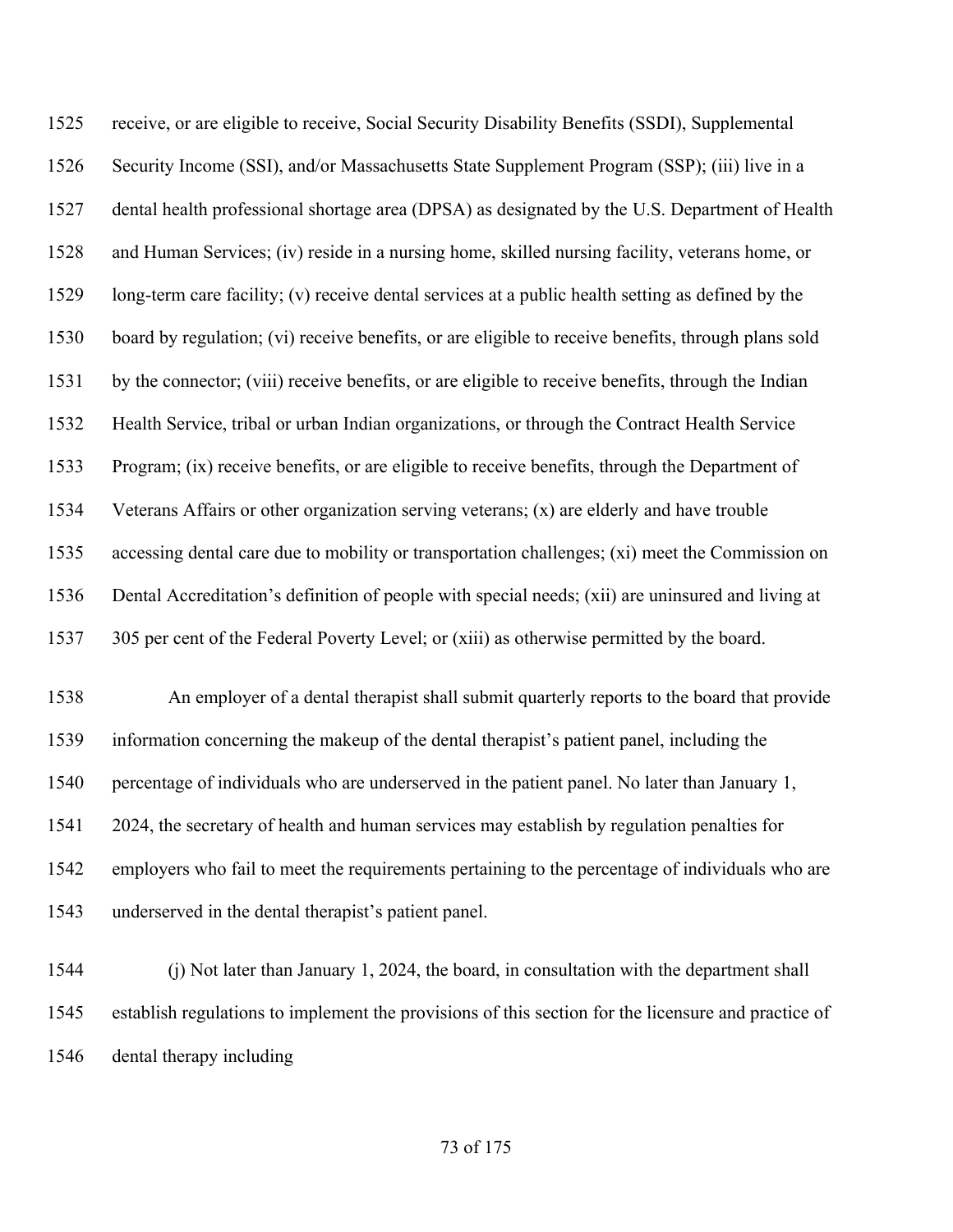receive, or are eligible to receive, Social Security Disability Benefits (SSDI), Supplemental Security Income (SSI), and/or Massachusetts State Supplement Program (SSP); (iii) live in a dental health professional shortage area (DPSA) as designated by the U.S. Department of Health and Human Services; (iv) reside in a nursing home, skilled nursing facility, veterans home, or long-term care facility; (v) receive dental services at a public health setting as defined by the board by regulation; (vi) receive benefits, or are eligible to receive benefits, through plans sold by the connector; (viii) receive benefits, or are eligible to receive benefits, through the Indian Health Service, tribal or urban Indian organizations, or through the Contract Health Service Program; (ix) receive benefits, or are eligible to receive benefits, through the Department of Veterans Affairs or other organization serving veterans; (x) are elderly and have trouble accessing dental care due to mobility or transportation challenges; (xi) meet the Commission on Dental Accreditation's definition of people with special needs; (xii) are uninsured and living at 305 per cent of the Federal Poverty Level; or (xiii) as otherwise permitted by the board.

An employer of a dental therapist shall submit quarterly reports to the board that provide information concerning the makeup of the dental therapist's patient panel, including the percentage of individuals who are underserved in the patient panel. No later than January 1, 2024, the secretary of health and human services may establish by regulation penalties for employers who fail to meet the requirements pertaining to the percentage of individuals who are underserved in the dental therapist's patient panel.

(j) Not later than January 1, 2024, the board, in consultation with the department shall establish regulations to implement the provisions of this section for the licensure and practice of dental therapy including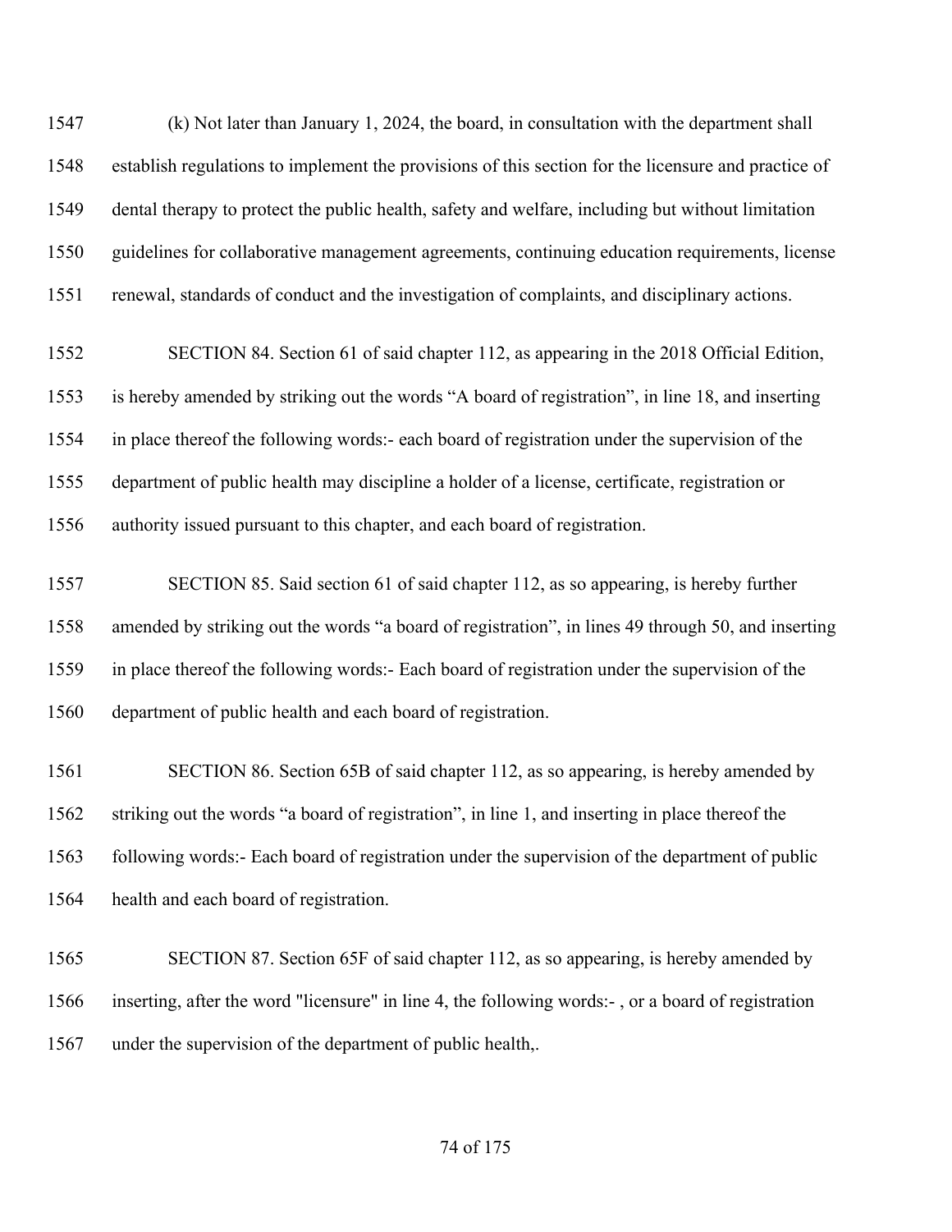(k) Not later than January 1, 2024, the board, in consultation with the department shall establish regulations to implement the provisions of this section for the licensure and practice of dental therapy to protect the public health, safety and welfare, including but without limitation guidelines for collaborative management agreements, continuing education requirements, license renewal, standards of conduct and the investigation of complaints, and disciplinary actions.

SECTION 84. Section 61 of said chapter 112, as appearing in the 2018 Official Edition, is hereby amended by striking out the words "A board of registration", in line 18, and inserting in place thereof the following words:- each board of registration under the supervision of the department of public health may discipline a holder of a license, certificate, registration or authority issued pursuant to this chapter, and each board of registration.

SECTION 85. Said section 61 of said chapter 112, as so appearing, is hereby further amended by striking out the words "a board of registration", in lines 49 through 50, and inserting in place thereof the following words:- Each board of registration under the supervision of the department of public health and each board of registration.

SECTION 86. Section 65B of said chapter 112, as so appearing, is hereby amended by striking out the words "a board of registration", in line 1, and inserting in place thereof the following words:- Each board of registration under the supervision of the department of public health and each board of registration.

SECTION 87. Section 65F of said chapter 112, as so appearing, is hereby amended by inserting, after the word "licensure" in line 4, the following words:- , or a board of registration under the supervision of the department of public health,.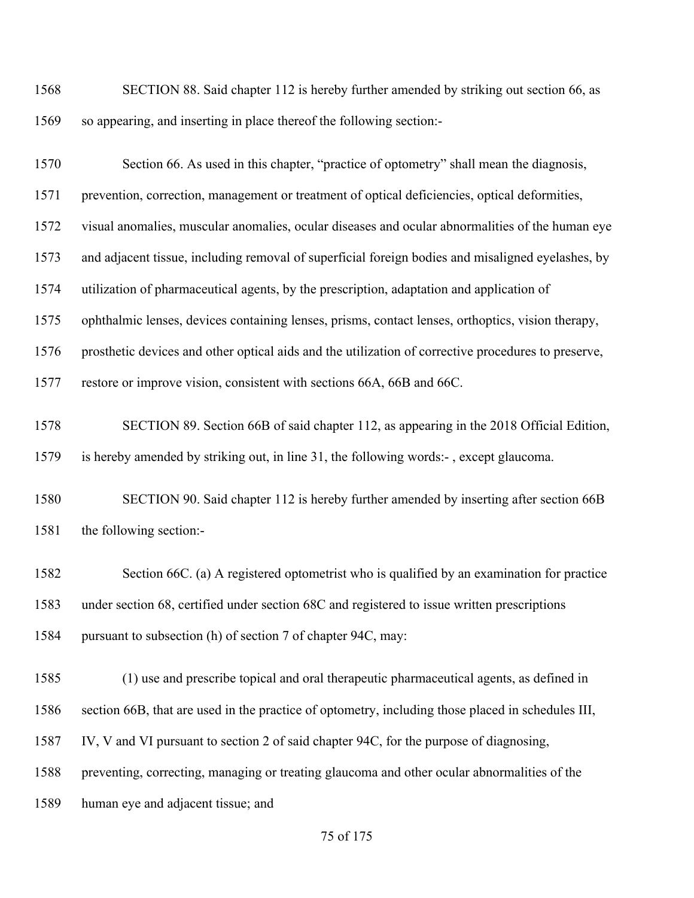SECTION 88. Said chapter 112 is hereby further amended by striking out section 66, as so appearing, and inserting in place thereof the following section:-

Section 66. As used in this chapter, "practice of optometry" shall mean the diagnosis, prevention, correction, management or treatment of optical deficiencies, optical deformities, visual anomalies, muscular anomalies, ocular diseases and ocular abnormalities of the human eye and adjacent tissue, including removal of superficial foreign bodies and misaligned eyelashes, by utilization of pharmaceutical agents, by the prescription, adaptation and application of ophthalmic lenses, devices containing lenses, prisms, contact lenses, orthoptics, vision therapy, prosthetic devices and other optical aids and the utilization of corrective procedures to preserve, restore or improve vision, consistent with sections 66A, 66B and 66C.

SECTION 89. Section 66B of said chapter 112, as appearing in the 2018 Official Edition, is hereby amended by striking out, in line 31, the following words:- , except glaucoma.

SECTION 90. Said chapter 112 is hereby further amended by inserting after section 66B the following section:-

Section 66C. (a) A registered optometrist who is qualified by an examination for practice under section 68, certified under section 68C and registered to issue written prescriptions pursuant to subsection (h) of section 7 of chapter 94C, may:

(1) use and prescribe topical and oral therapeutic pharmaceutical agents, as defined in section 66B, that are used in the practice of optometry, including those placed in schedules III, IV, V and VI pursuant to section 2 of said chapter 94C, for the purpose of diagnosing, preventing, correcting, managing or treating glaucoma and other ocular abnormalities of the human eye and adjacent tissue; and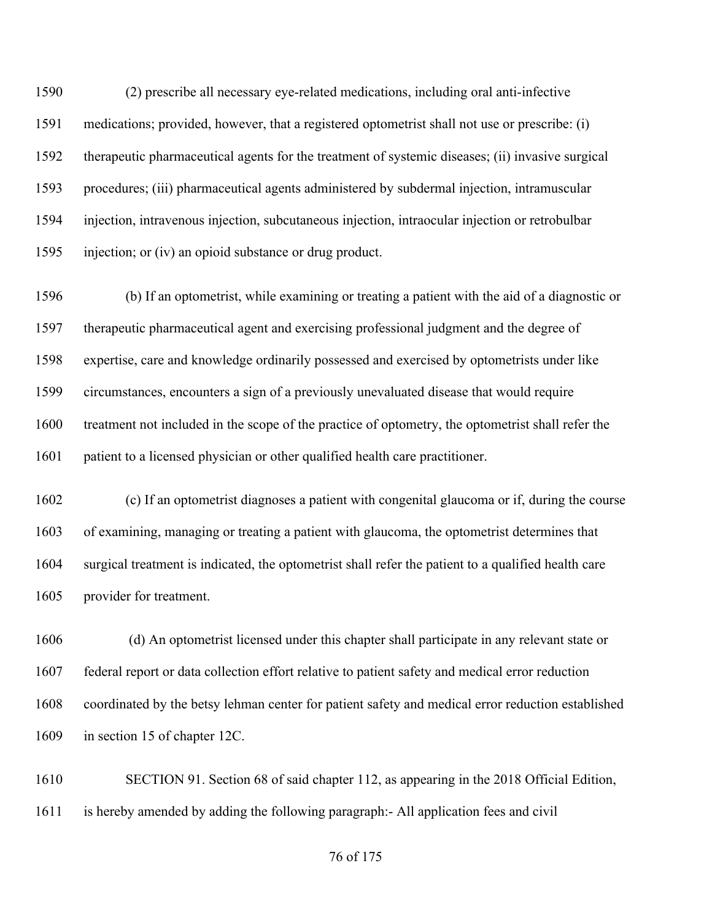(2) prescribe all necessary eye-related medications, including oral anti-infective medications; provided, however, that a registered optometrist shall not use or prescribe: (i) therapeutic pharmaceutical agents for the treatment of systemic diseases; (ii) invasive surgical procedures; (iii) pharmaceutical agents administered by subdermal injection, intramuscular injection, intravenous injection, subcutaneous injection, intraocular injection or retrobulbar injection; or (iv) an opioid substance or drug product.

(b) If an optometrist, while examining or treating a patient with the aid of a diagnostic or therapeutic pharmaceutical agent and exercising professional judgment and the degree of expertise, care and knowledge ordinarily possessed and exercised by optometrists under like circumstances, encounters a sign of a previously unevaluated disease that would require treatment not included in the scope of the practice of optometry, the optometrist shall refer the patient to a licensed physician or other qualified health care practitioner.

(c) If an optometrist diagnoses a patient with congenital glaucoma or if, during the course of examining, managing or treating a patient with glaucoma, the optometrist determines that surgical treatment is indicated, the optometrist shall refer the patient to a qualified health care provider for treatment.

(d) An optometrist licensed under this chapter shall participate in any relevant state or federal report or data collection effort relative to patient safety and medical error reduction coordinated by the betsy lehman center for patient safety and medical error reduction established in section 15 of chapter 12C.

SECTION 91. Section 68 of said chapter 112, as appearing in the 2018 Official Edition, is hereby amended by adding the following paragraph:- All application fees and civil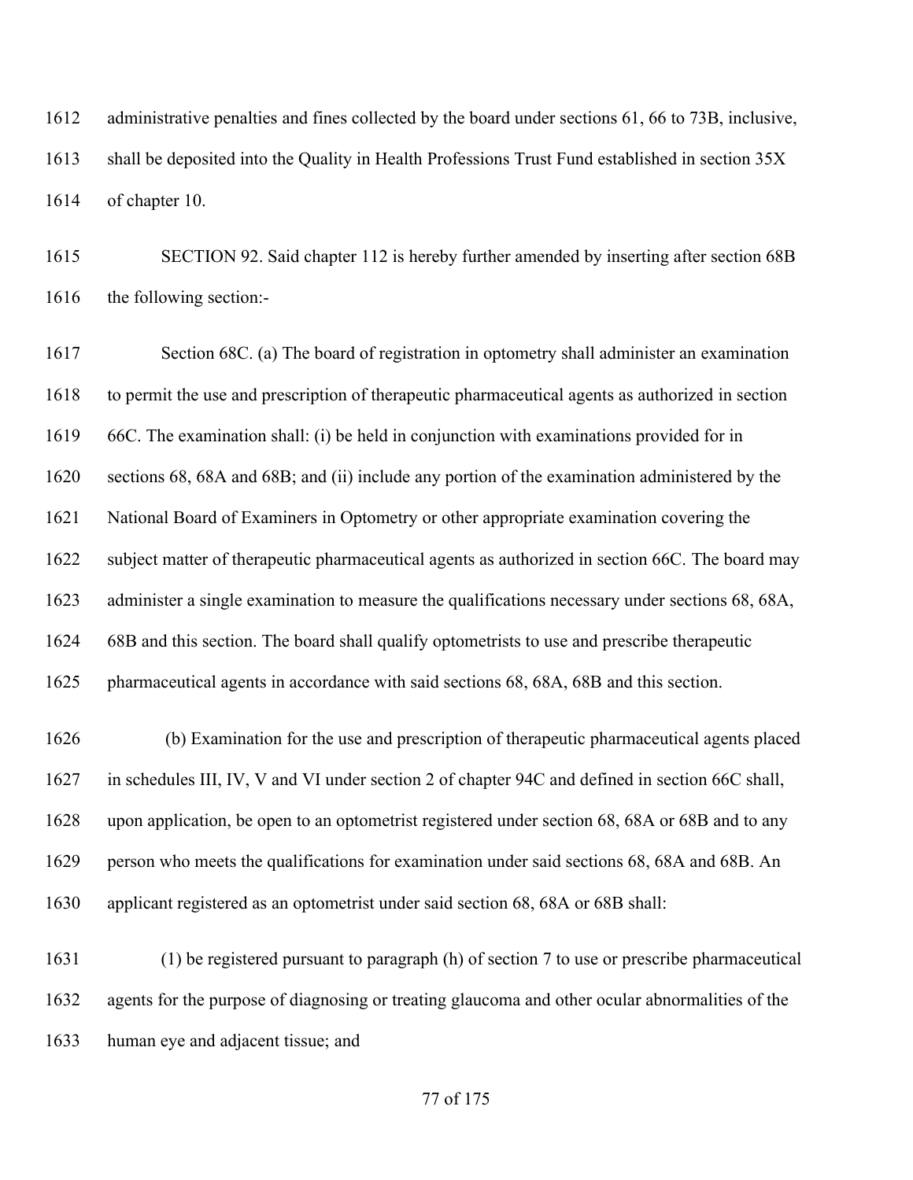administrative penalties and fines collected by the board under sections 61, 66 to 73B, inclusive, shall be deposited into the Quality in Health Professions Trust Fund established in section 35X of chapter 10.

SECTION 92. Said chapter 112 is hereby further amended by inserting after section 68B the following section:-

Section 68C. (a) The board of registration in optometry shall administer an examination to permit the use and prescription of therapeutic pharmaceutical agents as authorized in section 66C. The examination shall: (i) be held in conjunction with examinations provided for in sections 68, 68A and 68B; and (ii) include any portion of the examination administered by the National Board of Examiners in Optometry or other appropriate examination covering the subject matter of therapeutic pharmaceutical agents as authorized in section 66C. The board may administer a single examination to measure the qualifications necessary under sections 68, 68A, 68B and this section. The board shall qualify optometrists to use and prescribe therapeutic pharmaceutical agents in accordance with said sections 68, 68A, 68B and this section.

(b) Examination for the use and prescription of therapeutic pharmaceutical agents placed in schedules III, IV, V and VI under section 2 of chapter 94C and defined in section 66C shall, upon application, be open to an optometrist registered under section 68, 68A or 68B and to any person who meets the qualifications for examination under said sections 68, 68A and 68B. An applicant registered as an optometrist under said section 68, 68A or 68B shall:

(1) be registered pursuant to paragraph (h) of section 7 to use or prescribe pharmaceutical agents for the purpose of diagnosing or treating glaucoma and other ocular abnormalities of the human eye and adjacent tissue; and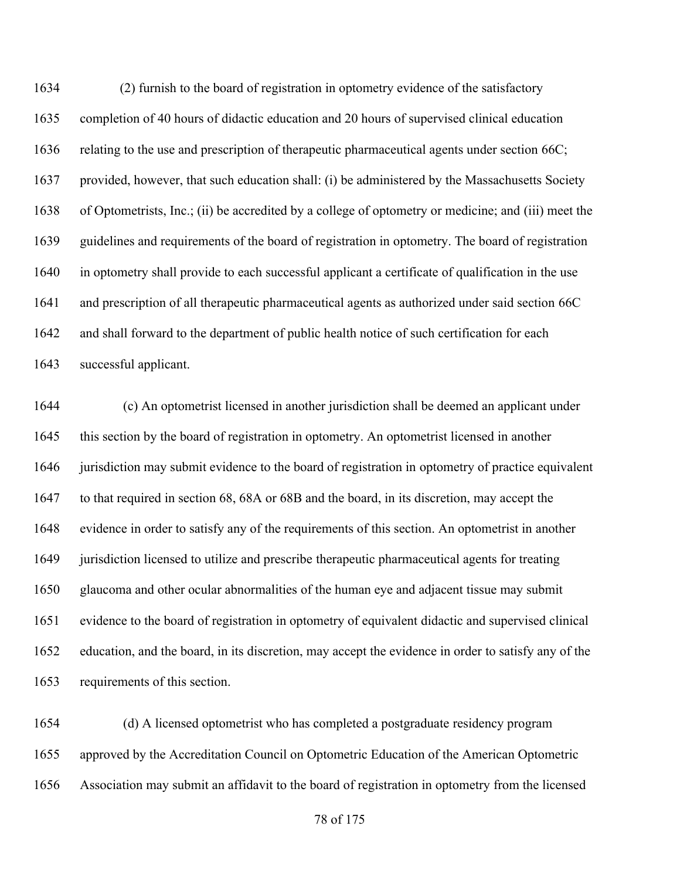(2) furnish to the board of registration in optometry evidence of the satisfactory completion of 40 hours of didactic education and 20 hours of supervised clinical education relating to the use and prescription of therapeutic pharmaceutical agents under section 66C; provided, however, that such education shall: (i) be administered by the Massachusetts Society of Optometrists, Inc.; (ii) be accredited by a college of optometry or medicine; and (iii) meet the guidelines and requirements of the board of registration in optometry. The board of registration in optometry shall provide to each successful applicant a certificate of qualification in the use and prescription of all therapeutic pharmaceutical agents as authorized under said section 66C and shall forward to the department of public health notice of such certification for each successful applicant.

(c) An optometrist licensed in another jurisdiction shall be deemed an applicant under this section by the board of registration in optometry. An optometrist licensed in another jurisdiction may submit evidence to the board of registration in optometry of practice equivalent to that required in section 68, 68A or 68B and the board, in its discretion, may accept the evidence in order to satisfy any of the requirements of this section. An optometrist in another jurisdiction licensed to utilize and prescribe therapeutic pharmaceutical agents for treating glaucoma and other ocular abnormalities of the human eye and adjacent tissue may submit evidence to the board of registration in optometry of equivalent didactic and supervised clinical education, and the board, in its discretion, may accept the evidence in order to satisfy any of the requirements of this section.

(d) A licensed optometrist who has completed a postgraduate residency program approved by the Accreditation Council on Optometric Education of the American Optometric Association may submit an affidavit to the board of registration in optometry from the licensed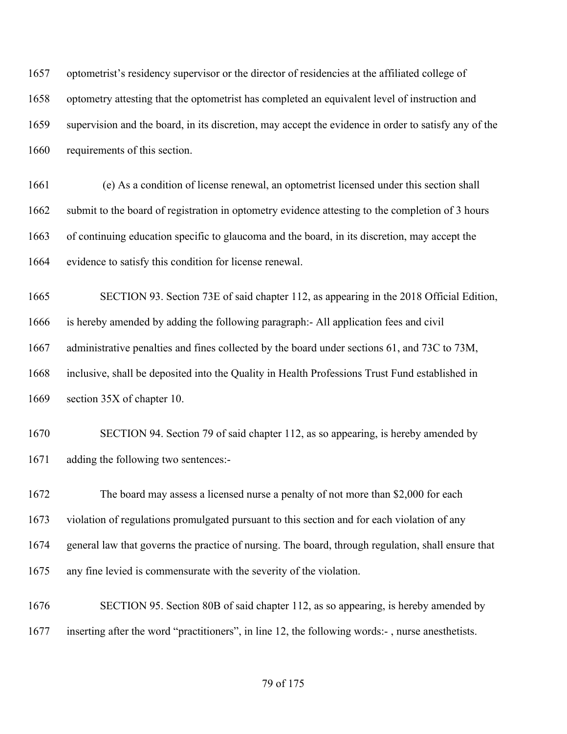optometrist's residency supervisor or the director of residencies at the affiliated college of optometry attesting that the optometrist has completed an equivalent level of instruction and supervision and the board, in its discretion, may accept the evidence in order to satisfy any of the requirements of this section.

(e) As a condition of license renewal, an optometrist licensed under this section shall submit to the board of registration in optometry evidence attesting to the completion of 3 hours of continuing education specific to glaucoma and the board, in its discretion, may accept the evidence to satisfy this condition for license renewal.

SECTION 93. Section 73E of said chapter 112, as appearing in the 2018 Official Edition, is hereby amended by adding the following paragraph:- All application fees and civil administrative penalties and fines collected by the board under sections 61, and 73C to 73M, inclusive, shall be deposited into the Quality in Health Professions Trust Fund established in section 35X of chapter 10.

SECTION 94. Section 79 of said chapter 112, as so appearing, is hereby amended by adding the following two sentences:-

The board may assess a licensed nurse a penalty of not more than $2,000 for each violation of regulations promulgated pursuant to this section and for each violation of any general law that governs the practice of nursing. The board, through regulation, shall ensure that any fine levied is commensurate with the severity of the violation.

SECTION 95. Section 80B of said chapter 112, as so appearing, is hereby amended by inserting after the word "practitioners", in line 12, the following words:- , nurse anesthetists.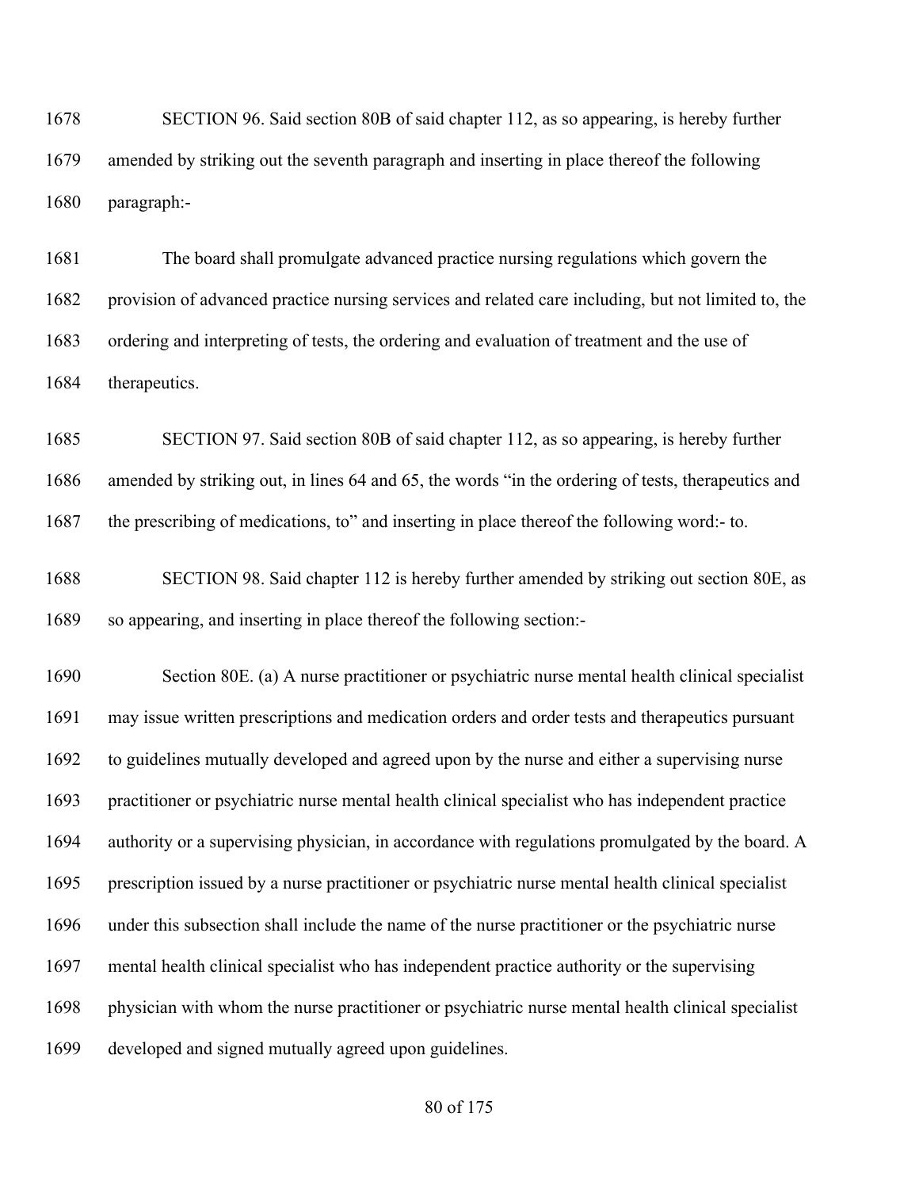SECTION 96. Said section 80B of said chapter 112, as so appearing, is hereby further amended by striking out the seventh paragraph and inserting in place thereof the following paragraph:-

The board shall promulgate advanced practice nursing regulations which govern the provision of advanced practice nursing services and related care including, but not limited to, the ordering and interpreting of tests, the ordering and evaluation of treatment and the use of therapeutics.

SECTION 97. Said section 80B of said chapter 112, as so appearing, is hereby further amended by striking out, in lines 64 and 65, the words "in the ordering of tests, therapeutics and the prescribing of medications, to" and inserting in place thereof the following word:- to.

SECTION 98. Said chapter 112 is hereby further amended by striking out section 80E, as so appearing, and inserting in place thereof the following section:-

Section 80E. (a) A nurse practitioner or psychiatric nurse mental health clinical specialist may issue written prescriptions and medication orders and order tests and therapeutics pursuant to guidelines mutually developed and agreed upon by the nurse and either a supervising nurse practitioner or psychiatric nurse mental health clinical specialist who has independent practice authority or a supervising physician, in accordance with regulations promulgated by the board. A prescription issued by a nurse practitioner or psychiatric nurse mental health clinical specialist under this subsection shall include the name of the nurse practitioner or the psychiatric nurse mental health clinical specialist who has independent practice authority or the supervising physician with whom the nurse practitioner or psychiatric nurse mental health clinical specialist developed and signed mutually agreed upon guidelines.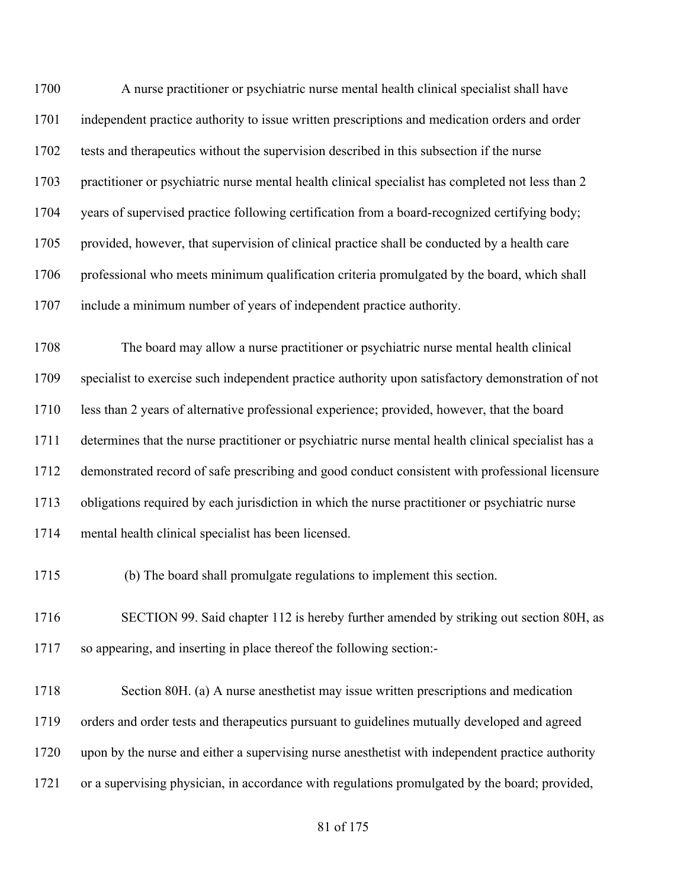A nurse practitioner or psychiatric nurse mental health clinical specialist shall have independent practice authority to issue written prescriptions and medication orders and order tests and therapeutics without the supervision described in this subsection if the nurse practitioner or psychiatric nurse mental health clinical specialist has completed not less than 2 years of supervised practice following certification from a board-recognized certifying body; provided, however, that supervision of clinical practice shall be conducted by a health care professional who meets minimum qualification criteria promulgated by the board, which shall include a minimum number of years of independent practice authority.

The board may allow a nurse practitioner or psychiatric nurse mental health clinical specialist to exercise such independent practice authority upon satisfactory demonstration of not less than 2 years of alternative professional experience; provided, however, that the board determines that the nurse practitioner or psychiatric nurse mental health clinical specialist has a demonstrated record of safe prescribing and good conduct consistent with professional licensure obligations required by each jurisdiction in which the nurse practitioner or psychiatric nurse mental health clinical specialist has been licensed.

(b) The board shall promulgate regulations to implement this section.

SECTION 99. Said chapter 112 is hereby further amended by striking out section 80H, as so appearing, and inserting in place thereof the following section:-

Section 80H. (a) A nurse anesthetist may issue written prescriptions and medication orders and order tests and therapeutics pursuant to guidelines mutually developed and agreed upon by the nurse and either a supervising nurse anesthetist with independent practice authority or a supervising physician, in accordance with regulations promulgated by the board; provided,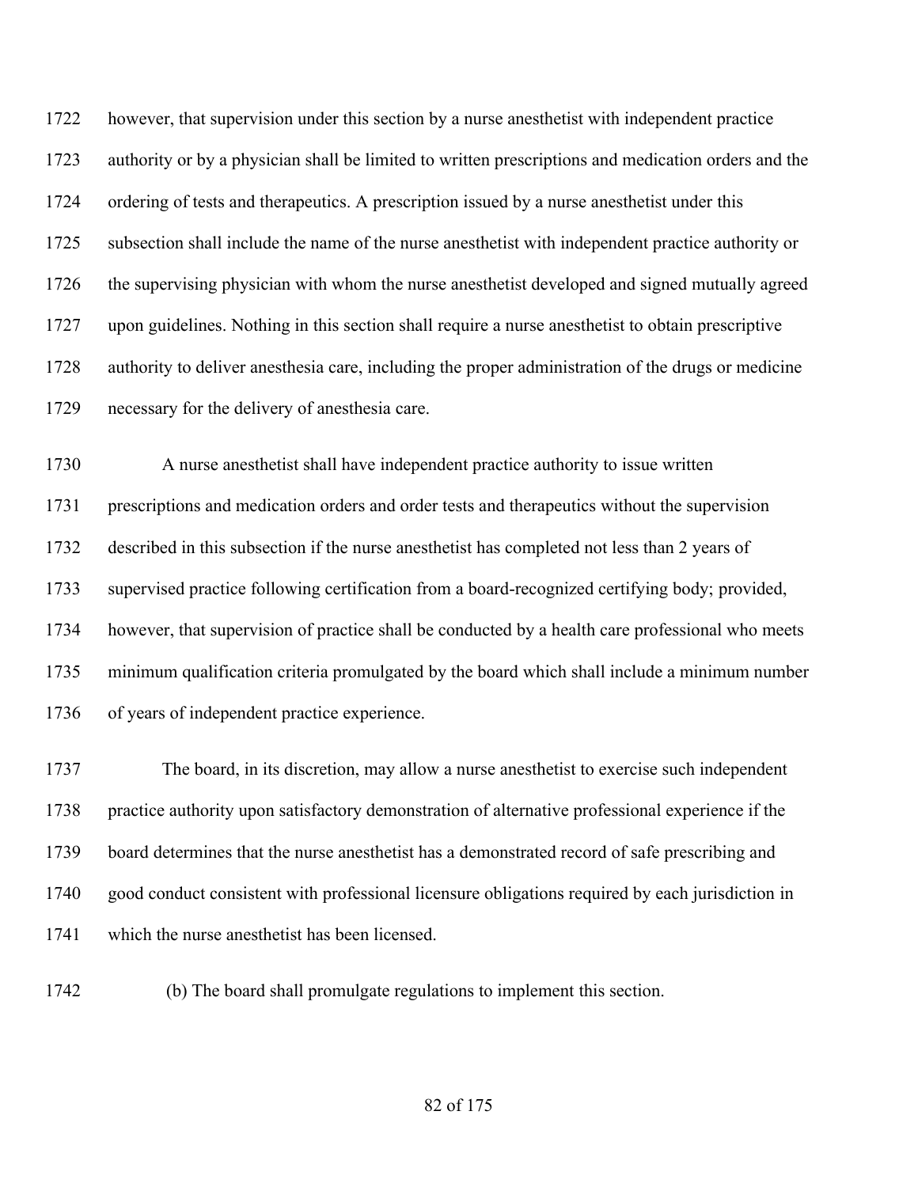however, that supervision under this section by a nurse anesthetist with independent practice authority or by a physician shall be limited to written prescriptions and medication orders and the ordering of tests and therapeutics. A prescription issued by a nurse anesthetist under this subsection shall include the name of the nurse anesthetist with independent practice authority or the supervising physician with whom the nurse anesthetist developed and signed mutually agreed upon guidelines. Nothing in this section shall require a nurse anesthetist to obtain prescriptive authority to deliver anesthesia care, including the proper administration of the drugs or medicine necessary for the delivery of anesthesia care.

A nurse anesthetist shall have independent practice authority to issue written prescriptions and medication orders and order tests and therapeutics without the supervision described in this subsection if the nurse anesthetist has completed not less than 2 years of supervised practice following certification from a board-recognized certifying body; provided, however, that supervision of practice shall be conducted by a health care professional who meets minimum qualification criteria promulgated by the board which shall include a minimum number of years of independent practice experience.

The board, in its discretion, may allow a nurse anesthetist to exercise such independent practice authority upon satisfactory demonstration of alternative professional experience if the board determines that the nurse anesthetist has a demonstrated record of safe prescribing and good conduct consistent with professional licensure obligations required by each jurisdiction in which the nurse anesthetist has been licensed.

(b) The board shall promulgate regulations to implement this section.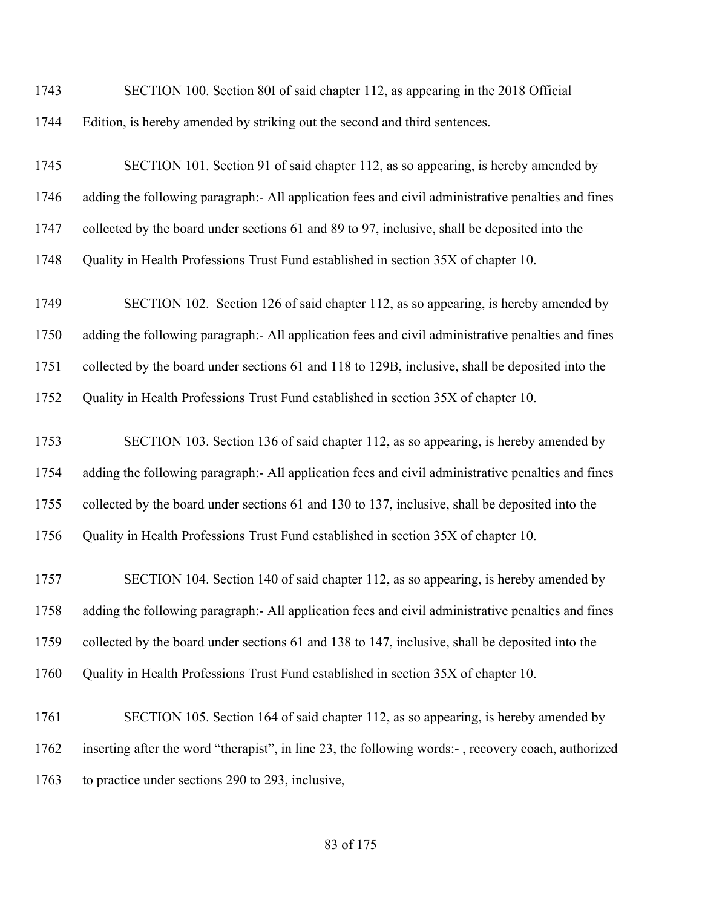SECTION 100. Section 80I of said chapter 112, as appearing in the 2018 Official Edition, is hereby amended by striking out the second and third sentences.

SECTION 101. Section 91 of said chapter 112, as so appearing, is hereby amended by adding the following paragraph:- All application fees and civil administrative penalties and fines collected by the board under sections 61 and 89 to 97, inclusive, shall be deposited into the Quality in Health Professions Trust Fund established in section 35X of chapter 10.

SECTION 102. Section 126 of said chapter 112, as so appearing, is hereby amended by adding the following paragraph:- All application fees and civil administrative penalties and fines collected by the board under sections 61 and 118 to 129B, inclusive, shall be deposited into the Quality in Health Professions Trust Fund established in section 35X of chapter 10.

SECTION 103. Section 136 of said chapter 112, as so appearing, is hereby amended by adding the following paragraph:- All application fees and civil administrative penalties and fines collected by the board under sections 61 and 130 to 137, inclusive, shall be deposited into the Quality in Health Professions Trust Fund established in section 35X of chapter 10.

SECTION 104. Section 140 of said chapter 112, as so appearing, is hereby amended by adding the following paragraph:- All application fees and civil administrative penalties and fines collected by the board under sections 61 and 138 to 147, inclusive, shall be deposited into the Quality in Health Professions Trust Fund established in section 35X of chapter 10.

SECTION 105. Section 164 of said chapter 112, as so appearing, is hereby amended by inserting after the word "therapist", in line 23, the following words:- , recovery coach, authorized to practice under sections 290 to 293, inclusive,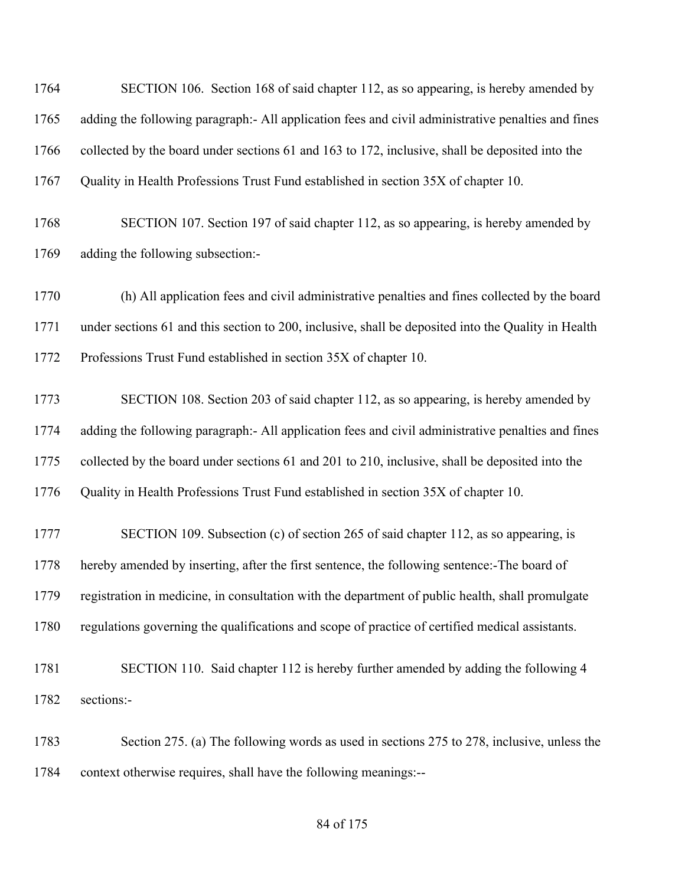SECTION 106. Section 168 of said chapter 112, as so appearing, is hereby amended by adding the following paragraph:- All application fees and civil administrative penalties and fines collected by the board under sections 61 and 163 to 172, inclusive, shall be deposited into the Quality in Health Professions Trust Fund established in section 35X of chapter 10.

SECTION 107. Section 197 of said chapter 112, as so appearing, is hereby amended by adding the following subsection:-

(h) All application fees and civil administrative penalties and fines collected by the board under sections 61 and this section to 200, inclusive, shall be deposited into the Quality in Health Professions Trust Fund established in section 35X of chapter 10.

SECTION 108. Section 203 of said chapter 112, as so appearing, is hereby amended by adding the following paragraph:- All application fees and civil administrative penalties and fines collected by the board under sections 61 and 201 to 210, inclusive, shall be deposited into the Quality in Health Professions Trust Fund established in section 35X of chapter 10.

SECTION 109. Subsection (c) of section 265 of said chapter 112, as so appearing, is hereby amended by inserting, after the first sentence, the following sentence:-The board of registration in medicine, in consultation with the department of public health, shall promulgate regulations governing the qualifications and scope of practice of certified medical assistants.

SECTION 110. Said chapter 112 is hereby further amended by adding the following 4 sections:-

Section 275. (a) The following words as used in sections 275 to 278, inclusive, unless the context otherwise requires, shall have the following meanings:--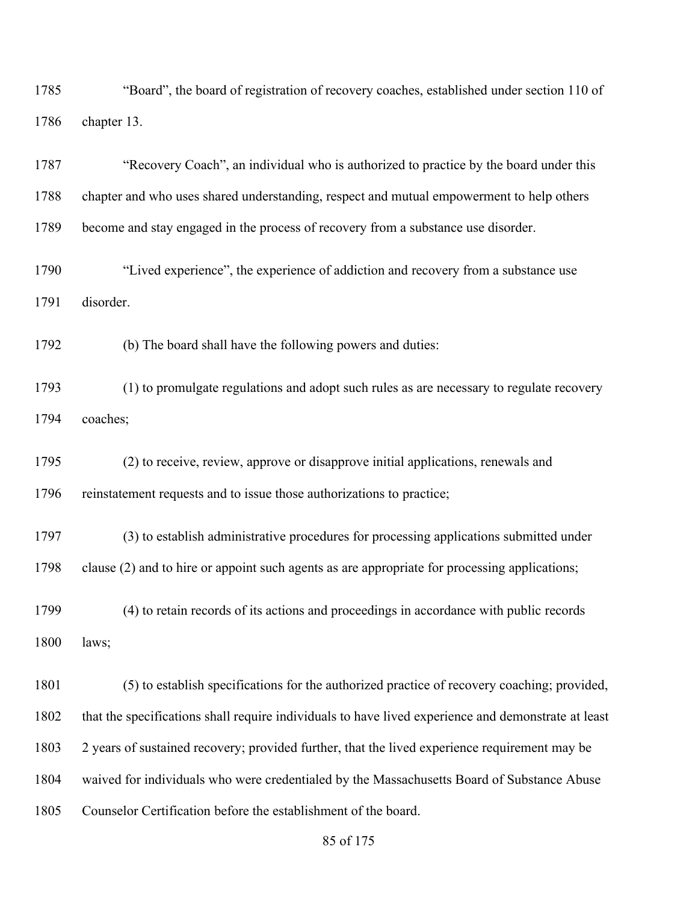"Board", the board of registration of recovery coaches, established under section 110 of chapter 13.

"Recovery Coach", an individual who is authorized to practice by the board under this chapter and who uses shared understanding, respect and mutual empowerment to help others become and stay engaged in the process of recovery from a substance use disorder.

"Lived experience", the experience of addiction and recovery from a substance use disorder.

(b) The board shall have the following powers and duties:

(1) to promulgate regulations and adopt such rules as are necessary to regulate recovery coaches;

(2) to receive, review, approve or disapprove initial applications, renewals and reinstatement requests and to issue those authorizations to practice;

(3) to establish administrative procedures for processing applications submitted under clause (2) and to hire or appoint such agents as are appropriate for processing applications;

(4) to retain records of its actions and proceedings in accordance with public records laws;

(5) to establish specifications for the authorized practice of recovery coaching; provided, that the specifications shall require individuals to have lived experience and demonstrate at least 2 years of sustained recovery; provided further, that the lived experience requirement may be waived for individuals who were credentialed by the Massachusetts Board of Substance Abuse Counselor Certification before the establishment of the board.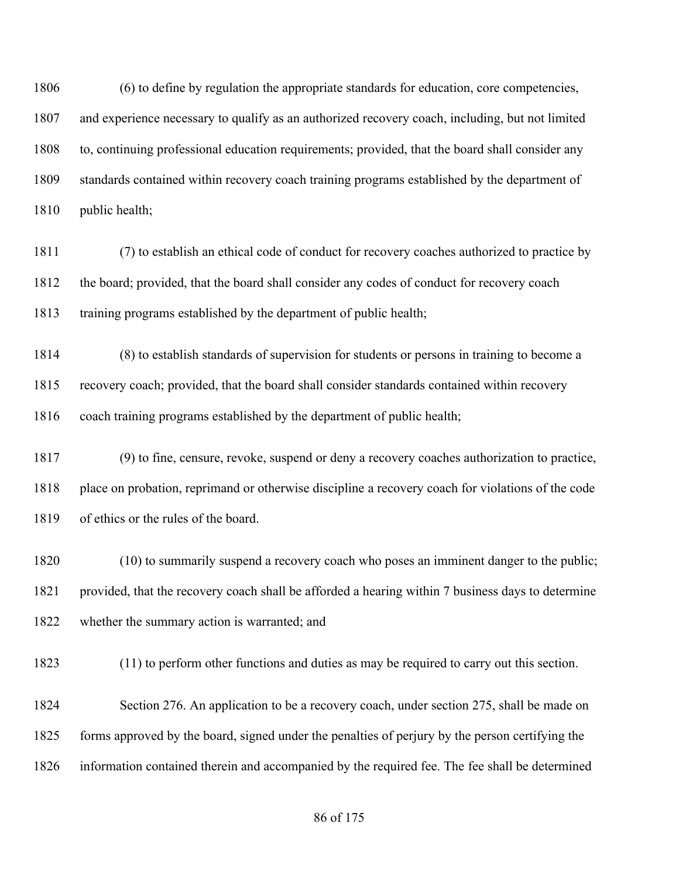(6) to define by regulation the appropriate standards for education, core competencies, and experience necessary to qualify as an authorized recovery coach, including, but not limited to, continuing professional education requirements; provided, that the board shall consider any standards contained within recovery coach training programs established by the department of public health;

(7) to establish an ethical code of conduct for recovery coaches authorized to practice by the board; provided, that the board shall consider any codes of conduct for recovery coach training programs established by the department of public health;

(8) to establish standards of supervision for students or persons in training to become a recovery coach; provided, that the board shall consider standards contained within recovery coach training programs established by the department of public health;

(9) to fine, censure, revoke, suspend or deny a recovery coaches authorization to practice, place on probation, reprimand or otherwise discipline a recovery coach for violations of the code of ethics or the rules of the board.

(10) to summarily suspend a recovery coach who poses an imminent danger to the public; provided, that the recovery coach shall be afforded a hearing within 7 business days to determine whether the summary action is warranted; and

(11) to perform other functions and duties as may be required to carry out this section.

Section 276. An application to be a recovery coach, under section 275, shall be made on forms approved by the board, signed under the penalties of perjury by the person certifying the information contained therein and accompanied by the required fee. The fee shall be determined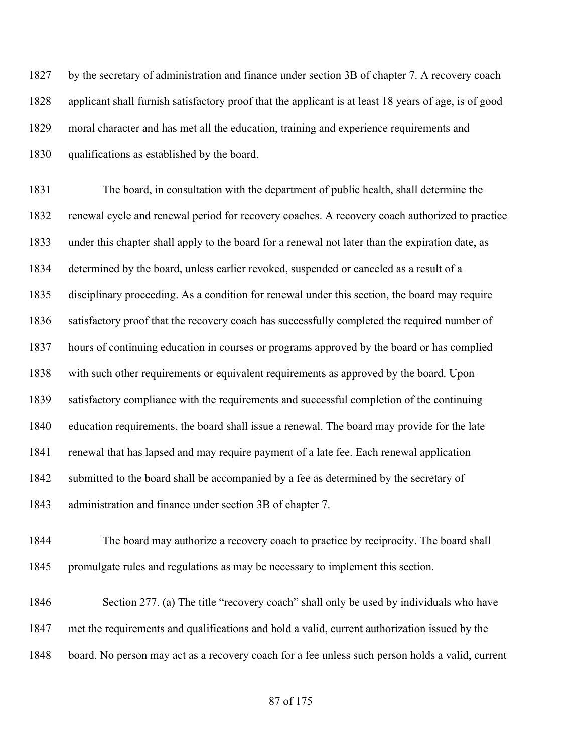by the secretary of administration and finance under section 3B of chapter 7. A recovery coach applicant shall furnish satisfactory proof that the applicant is at least 18 years of age, is of good moral character and has met all the education, training and experience requirements and qualifications as established by the board.

The board, in consultation with the department of public health, shall determine the renewal cycle and renewal period for recovery coaches. A recovery coach authorized to practice under this chapter shall apply to the board for a renewal not later than the expiration date, as determined by the board, unless earlier revoked, suspended or canceled as a result of a disciplinary proceeding. As a condition for renewal under this section, the board may require satisfactory proof that the recovery coach has successfully completed the required number of hours of continuing education in courses or programs approved by the board or has complied with such other requirements or equivalent requirements as approved by the board. Upon satisfactory compliance with the requirements and successful completion of the continuing education requirements, the board shall issue a renewal. The board may provide for the late renewal that has lapsed and may require payment of a late fee. Each renewal application submitted to the board shall be accompanied by a fee as determined by the secretary of administration and finance under section 3B of chapter 7.

The board may authorize a recovery coach to practice by reciprocity. The board shall promulgate rules and regulations as may be necessary to implement this section.

Section 277. (a) The title "recovery coach" shall only be used by individuals who have met the requirements and qualifications and hold a valid, current authorization issued by the board. No person may act as a recovery coach for a fee unless such person holds a valid, current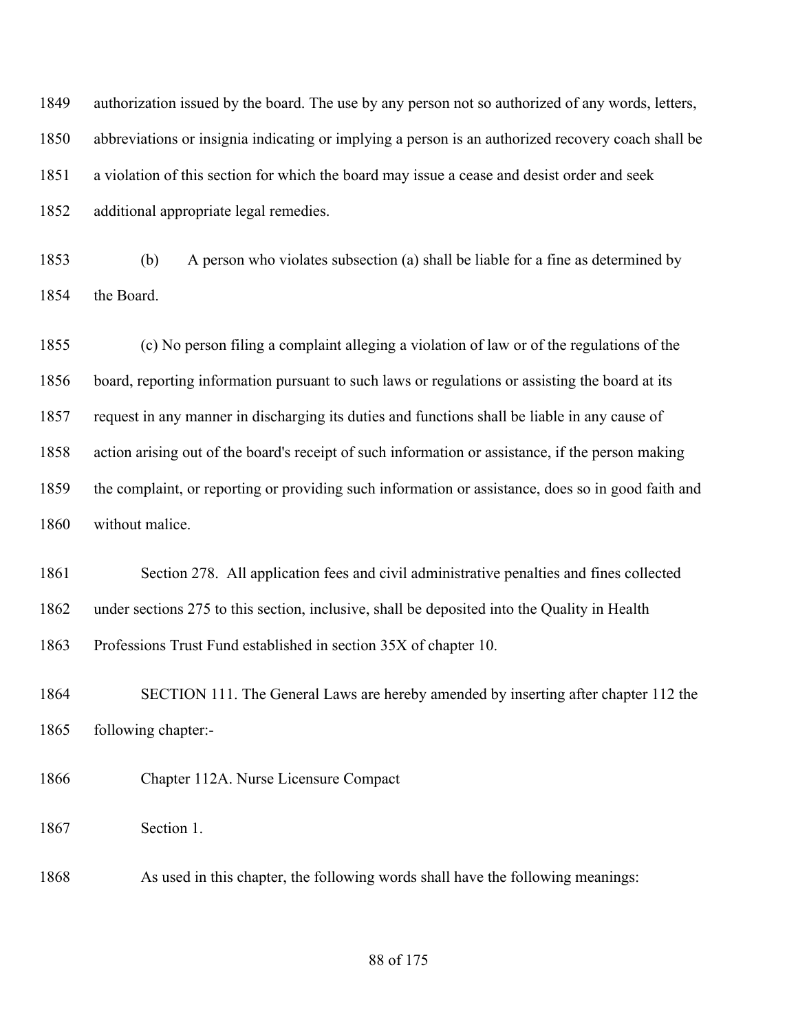authorization issued by the board. The use by any person not so authorized of any words, letters, abbreviations or insignia indicating or implying a person is an authorized recovery coach shall be a violation of this section for which the board may issue a cease and desist order and seek additional appropriate legal remedies.

(b) A person who violates subsection (a) shall be liable for a fine as determined by the Board.

(c) No person filing a complaint alleging a violation of law or of the regulations of the board, reporting information pursuant to such laws or regulations or assisting the board at its request in any manner in discharging its duties and functions shall be liable in any cause of action arising out of the board's receipt of such information or assistance, if the person making the complaint, or reporting or providing such information or assistance, does so in good faith and without malice.

Section 278. All application fees and civil administrative penalties and fines collected under sections 275 to this section, inclusive, shall be deposited into the Quality in Health Professions Trust Fund established in section 35X of chapter 10.

SECTION 111. The General Laws are hereby amended by inserting after chapter 112 the following chapter:-

Chapter 112A. Nurse Licensure Compact

Section 1.

As used in this chapter, the following words shall have the following meanings: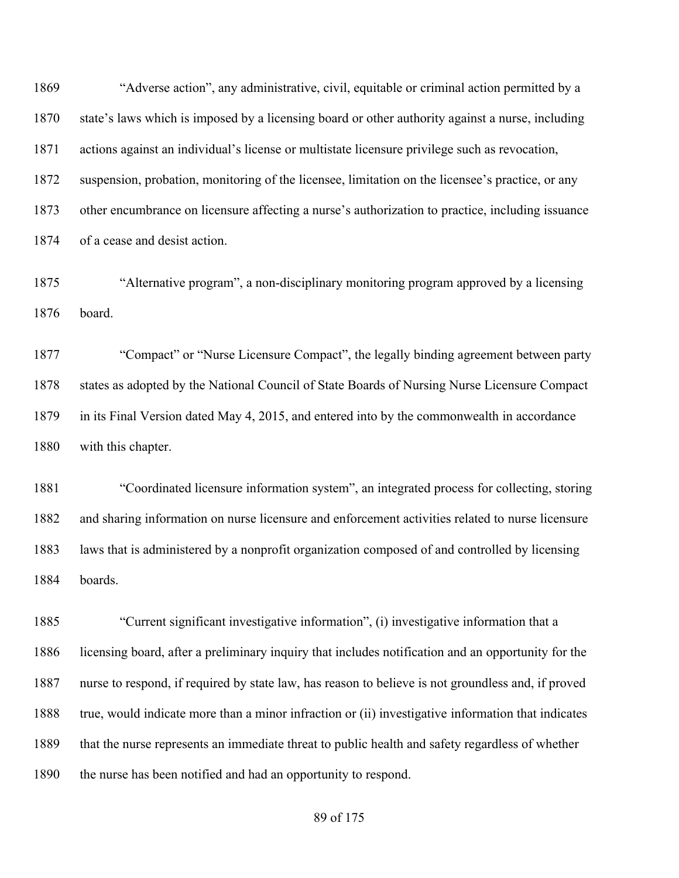"Adverse action", any administrative, civil, equitable or criminal action permitted by a state's laws which is imposed by a licensing board or other authority against a nurse, including actions against an individual's license or multistate licensure privilege such as revocation, suspension, probation, monitoring of the licensee, limitation on the licensee's practice, or any other encumbrance on licensure affecting a nurse's authorization to practice, including issuance of a cease and desist action.

"Alternative program", a non-disciplinary monitoring program approved by a licensing board.

"Compact" or "Nurse Licensure Compact", the legally binding agreement between party states as adopted by the National Council of State Boards of Nursing Nurse Licensure Compact in its Final Version dated May 4, 2015, and entered into by the commonwealth in accordance with this chapter.

"Coordinated licensure information system", an integrated process for collecting, storing and sharing information on nurse licensure and enforcement activities related to nurse licensure laws that is administered by a nonprofit organization composed of and controlled by licensing boards.

"Current significant investigative information", (i) investigative information that a licensing board, after a preliminary inquiry that includes notification and an opportunity for the nurse to respond, if required by state law, has reason to believe is not groundless and, if proved true, would indicate more than a minor infraction or (ii) investigative information that indicates that the nurse represents an immediate threat to public health and safety regardless of whether the nurse has been notified and had an opportunity to respond.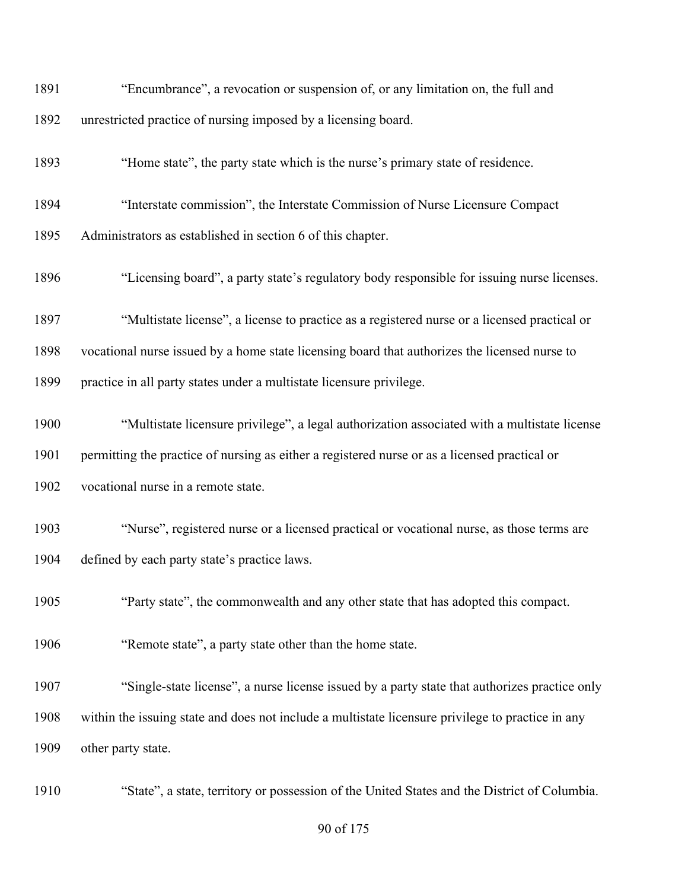1891 "Encumbrance", a revocation or suspension of, or any limitation on, the full and
1892 unrestricted practice of nursing imposed by a licensing board.

1893 "Home state", the party state which is the nurse's primary state of residence.

1894 "Interstate commission", the Interstate Commission of Nurse Licensure Compact
1895 Administrators as established in section 6 of this chapter.

1896 "Licensing board", a party state's regulatory body responsible for issuing nurse licenses.

1897 "Multistate license", a license to practice as a registered nurse or a licensed practical or
1898 vocational nurse issued by a home state licensing board that authorizes the licensed nurse to
1899 practice in all party states under a multistate licensure privilege.

1900 "Multistate licensure privilege", a legal authorization associated with a multistate license
1901 permitting the practice of nursing as either a registered nurse or as a licensed practical or
1902 vocational nurse in a remote state.

1903 "Nurse", registered nurse or a licensed practical or vocational nurse, as those terms are
1904 defined by each party state's practice laws.

1905 "Party state", the commonwealth and any other state that has adopted this compact.

1906 "Remote state", a party state other than the home state.

1907 "Single-state license", a nurse license issued by a party state that authorizes practice only
1908 within the issuing state and does not include a multistate licensure privilege to practice in any
1909 other party state.

1910 "State", a state, territory or possession of the United States and the District of Columbia.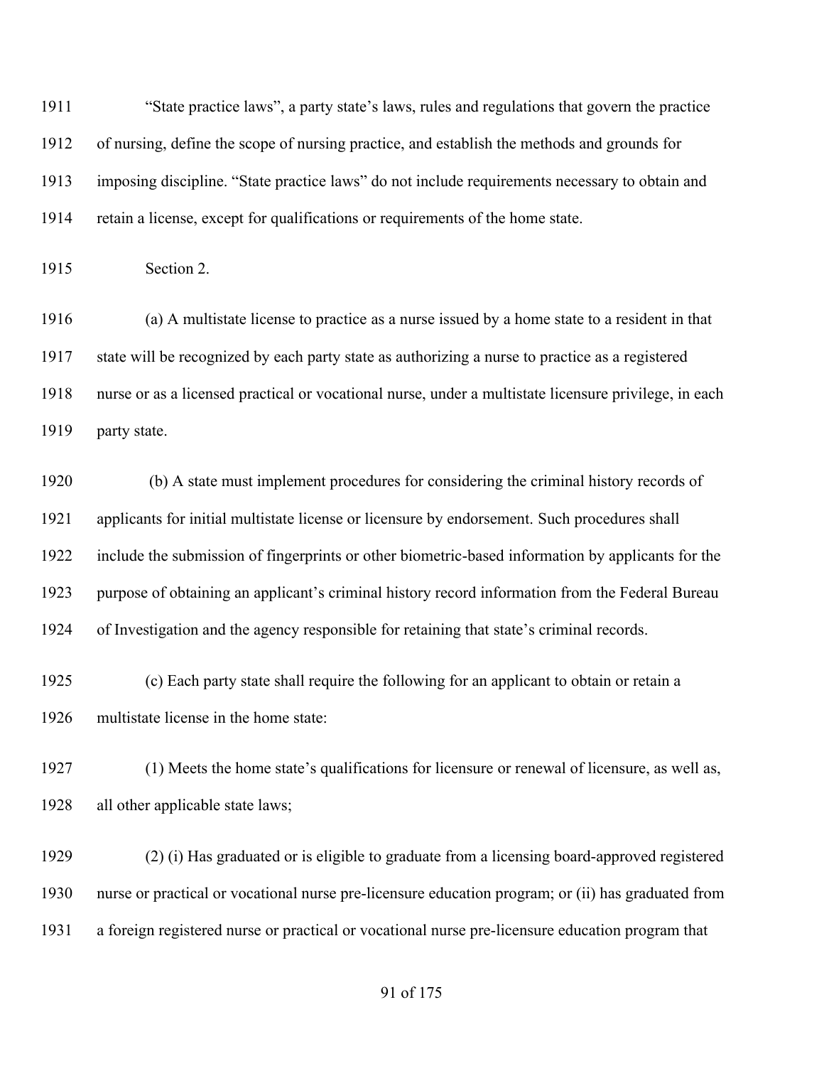"State practice laws", a party state's laws, rules and regulations that govern the practice of nursing, define the scope of nursing practice, and establish the methods and grounds for imposing discipline. "State practice laws" do not include requirements necessary to obtain and retain a license, except for qualifications or requirements of the home state.

Section 2.

(a) A multistate license to practice as a nurse issued by a home state to a resident in that state will be recognized by each party state as authorizing a nurse to practice as a registered nurse or as a licensed practical or vocational nurse, under a multistate licensure privilege, in each party state.

(b) A state must implement procedures for considering the criminal history records of applicants for initial multistate license or licensure by endorsement. Such procedures shall include the submission of fingerprints or other biometric-based information by applicants for the purpose of obtaining an applicant's criminal history record information from the Federal Bureau of Investigation and the agency responsible for retaining that state's criminal records.

(c) Each party state shall require the following for an applicant to obtain or retain a multistate license in the home state:

(1) Meets the home state's qualifications for licensure or renewal of licensure, as well as, all other applicable state laws;

(2) (i) Has graduated or is eligible to graduate from a licensing board-approved registered nurse or practical or vocational nurse pre-licensure education program; or (ii) has graduated from a foreign registered nurse or practical or vocational nurse pre-licensure education program that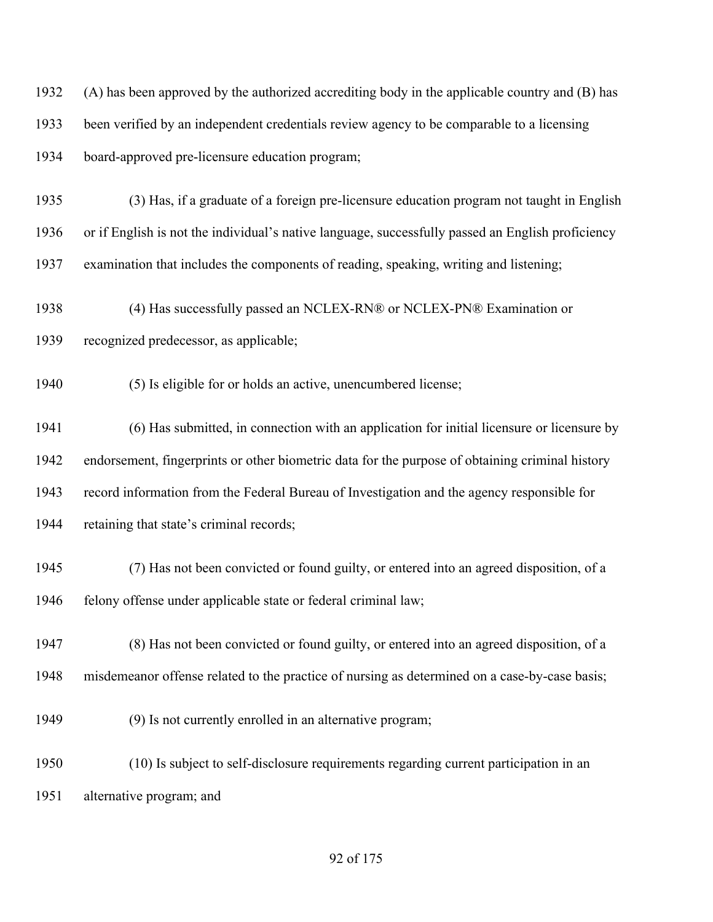(A) has been approved by the authorized accrediting body in the applicable country and (B) has been verified by an independent credentials review agency to be comparable to a licensing board-approved pre-licensure education program;

(3) Has, if a graduate of a foreign pre-licensure education program not taught in English or if English is not the individual's native language, successfully passed an English proficiency examination that includes the components of reading, speaking, writing and listening;

(4) Has successfully passed an NCLEX-RN® or NCLEX-PN® Examination or recognized predecessor, as applicable;

(5) Is eligible for or holds an active, unencumbered license;

(6) Has submitted, in connection with an application for initial licensure or licensure by endorsement, fingerprints or other biometric data for the purpose of obtaining criminal history record information from the Federal Bureau of Investigation and the agency responsible for retaining that state's criminal records;

(7) Has not been convicted or found guilty, or entered into an agreed disposition, of a felony offense under applicable state or federal criminal law;

(8) Has not been convicted or found guilty, or entered into an agreed disposition, of a misdemeanor offense related to the practice of nursing as determined on a case-by-case basis;

(9) Is not currently enrolled in an alternative program;

(10) Is subject to self-disclosure requirements regarding current participation in an alternative program; and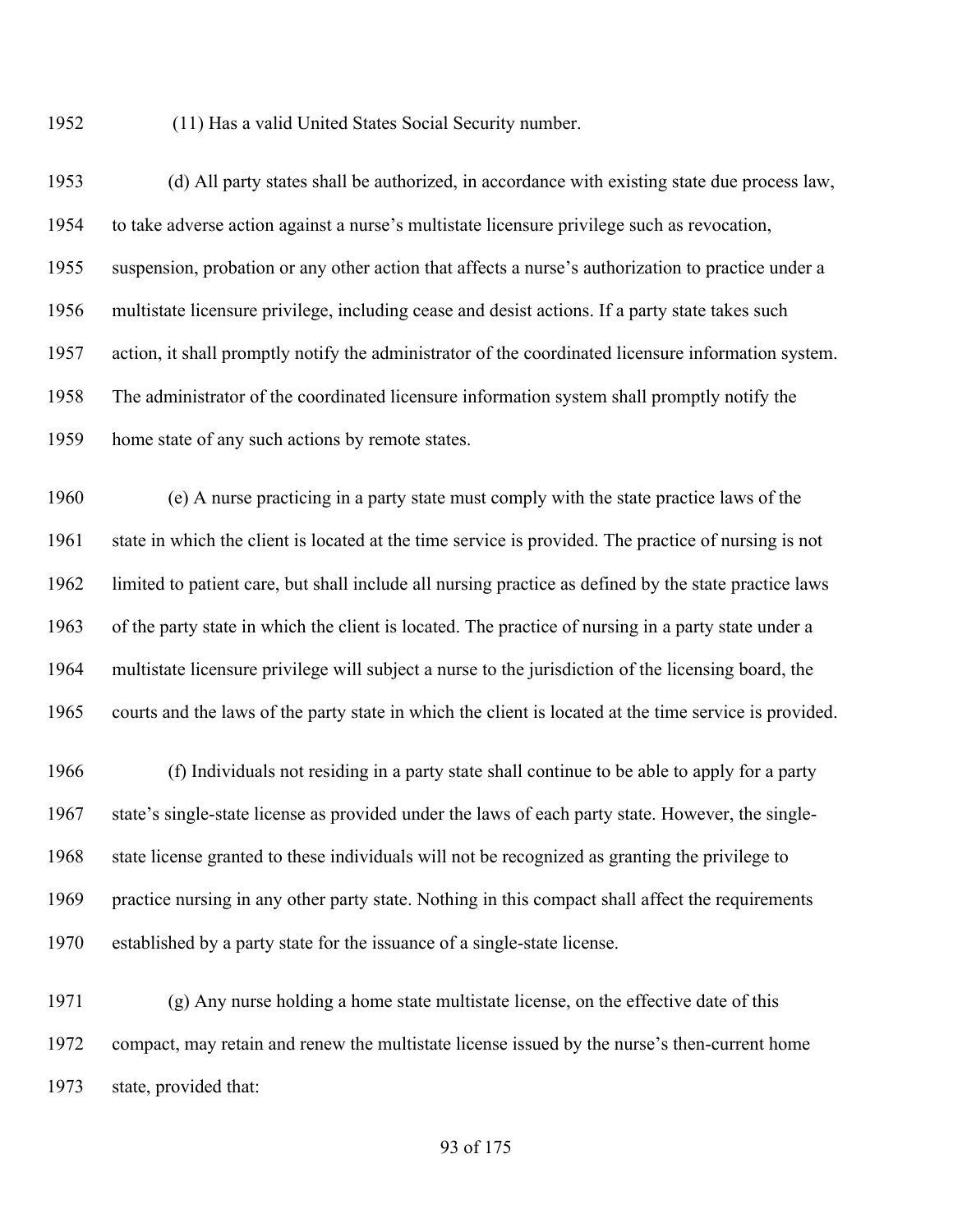1952 (11) Has a valid United States Social Security number.

1953 (d) All party states shall be authorized, in accordance with existing state due process law,
1954 to take adverse action against a nurse's multistate licensure privilege such as revocation,
1955 suspension, probation or any other action that affects a nurse's authorization to practice under a
1956 multistate licensure privilege, including cease and desist actions. If a party state takes such
1957 action, it shall promptly notify the administrator of the coordinated licensure information system.
1958 The administrator of the coordinated licensure information system shall promptly notify the
1959 home state of any such actions by remote states.

1960 (e) A nurse practicing in a party state must comply with the state practice laws of the
1961 state in which the client is located at the time service is provided. The practice of nursing is not
1962 limited to patient care, but shall include all nursing practice as defined by the state practice laws
1963 of the party state in which the client is located. The practice of nursing in a party state under a
1964 multistate licensure privilege will subject a nurse to the jurisdiction of the licensing board, the
1965 courts and the laws of the party state in which the client is located at the time service is provided.

1966 (f) Individuals not residing in a party state shall continue to be able to apply for a party
1967 state's single-state license as provided under the laws of each party state. However, the single-
1968 state license granted to these individuals will not be recognized as granting the privilege to
1969 practice nursing in any other party state. Nothing in this compact shall affect the requirements
1970 established by a party state for the issuance of a single-state license.

1971 (g) Any nurse holding a home state multistate license, on the effective date of this
1972 compact, may retain and renew the multistate license issued by the nurse's then-current home
1973 state, provided that: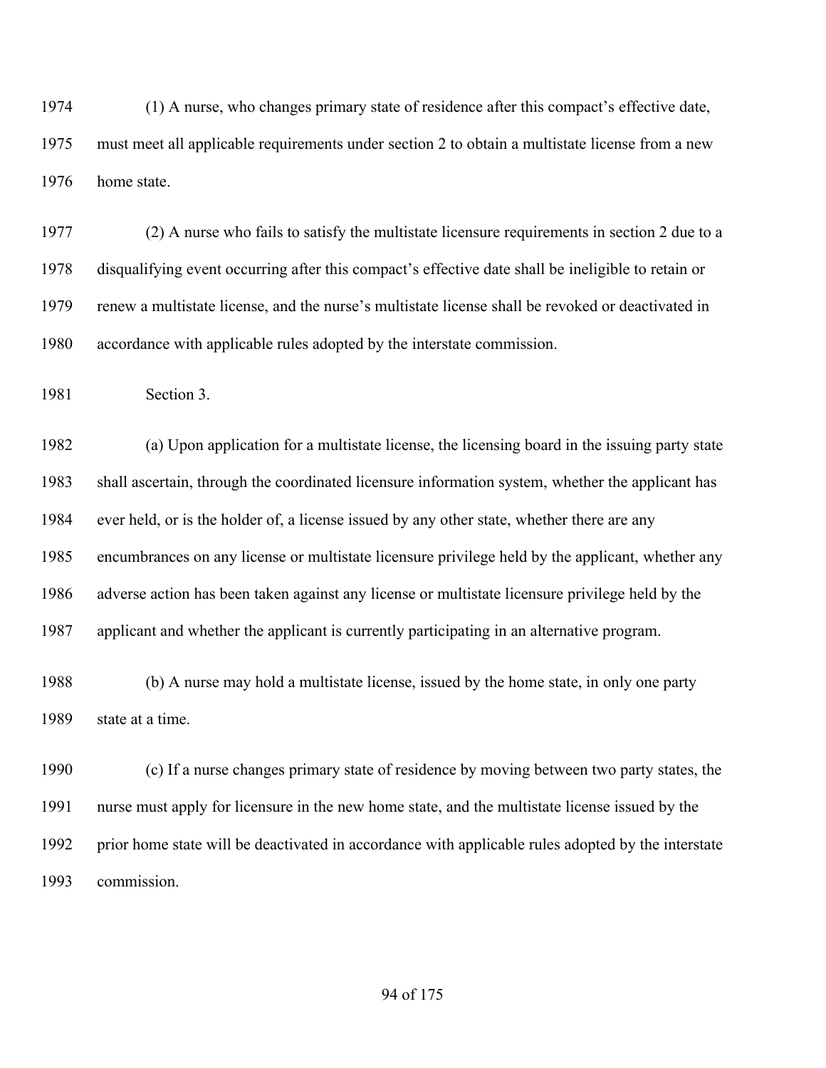(1) A nurse, who changes primary state of residence after this compact's effective date, must meet all applicable requirements under section 2 to obtain a multistate license from a new home state.

(2) A nurse who fails to satisfy the multistate licensure requirements in section 2 due to a disqualifying event occurring after this compact's effective date shall be ineligible to retain or renew a multistate license, and the nurse's multistate license shall be revoked or deactivated in accordance with applicable rules adopted by the interstate commission.

Section 3.

(a) Upon application for a multistate license, the licensing board in the issuing party state shall ascertain, through the coordinated licensure information system, whether the applicant has ever held, or is the holder of, a license issued by any other state, whether there are any encumbrances on any license or multistate licensure privilege held by the applicant, whether any adverse action has been taken against any license or multistate licensure privilege held by the applicant and whether the applicant is currently participating in an alternative program.

(b) A nurse may hold a multistate license, issued by the home state, in only one party state at a time.

(c) If a nurse changes primary state of residence by moving between two party states, the nurse must apply for licensure in the new home state, and the multistate license issued by the prior home state will be deactivated in accordance with applicable rules adopted by the interstate commission.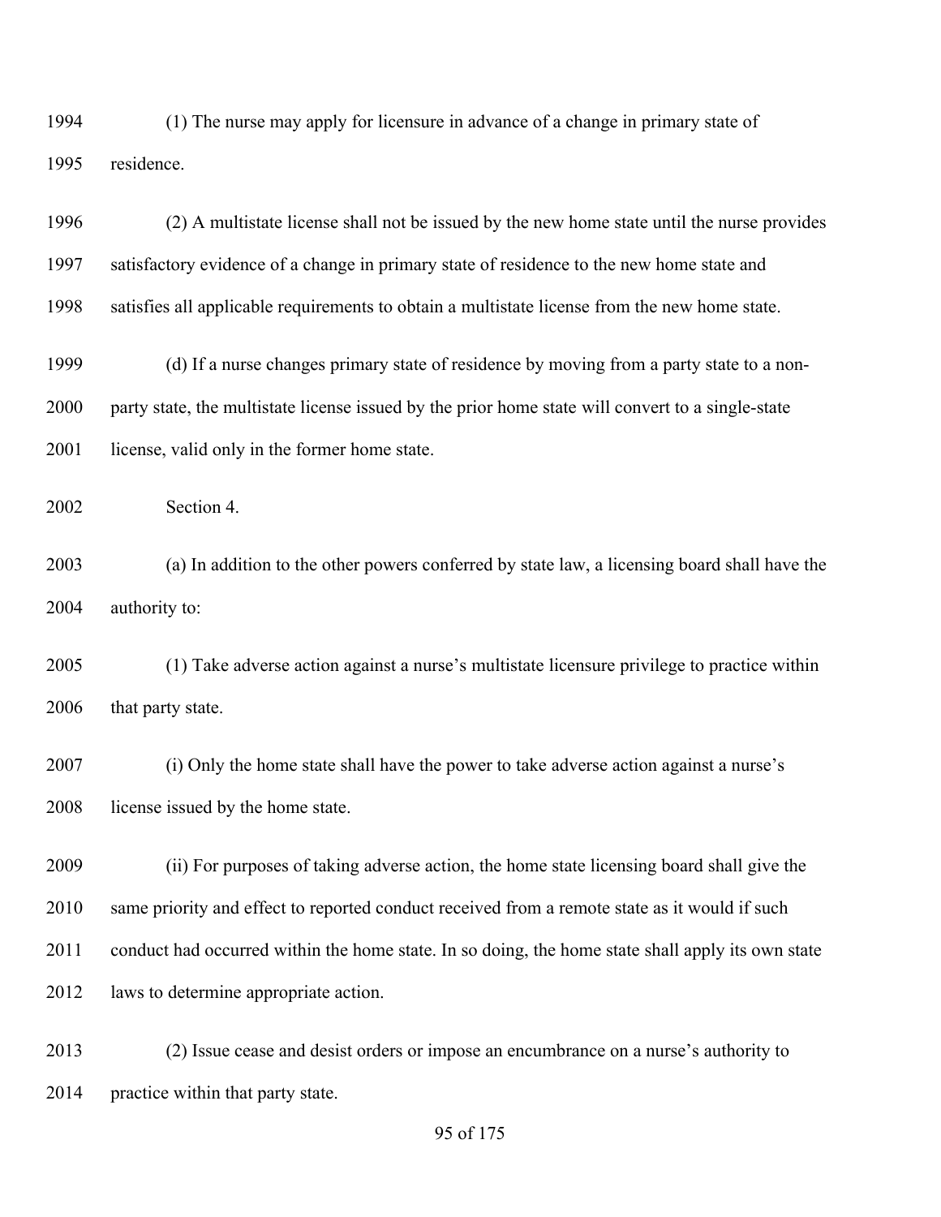(1) The nurse may apply for licensure in advance of a change in primary state of residence.

(2) A multistate license shall not be issued by the new home state until the nurse provides satisfactory evidence of a change in primary state of residence to the new home state and satisfies all applicable requirements to obtain a multistate license from the new home state.

(d) If a nurse changes primary state of residence by moving from a party state to a non-party state, the multistate license issued by the prior home state will convert to a single-state license, valid only in the former home state.

Section 4.

(a) In addition to the other powers conferred by state law, a licensing board shall have the authority to:

(1) Take adverse action against a nurse's multistate licensure privilege to practice within that party state.

(i) Only the home state shall have the power to take adverse action against a nurse's license issued by the home state.

(ii) For purposes of taking adverse action, the home state licensing board shall give the same priority and effect to reported conduct received from a remote state as it would if such conduct had occurred within the home state. In so doing, the home state shall apply its own state laws to determine appropriate action.

(2) Issue cease and desist orders or impose an encumbrance on a nurse's authority to practice within that party state.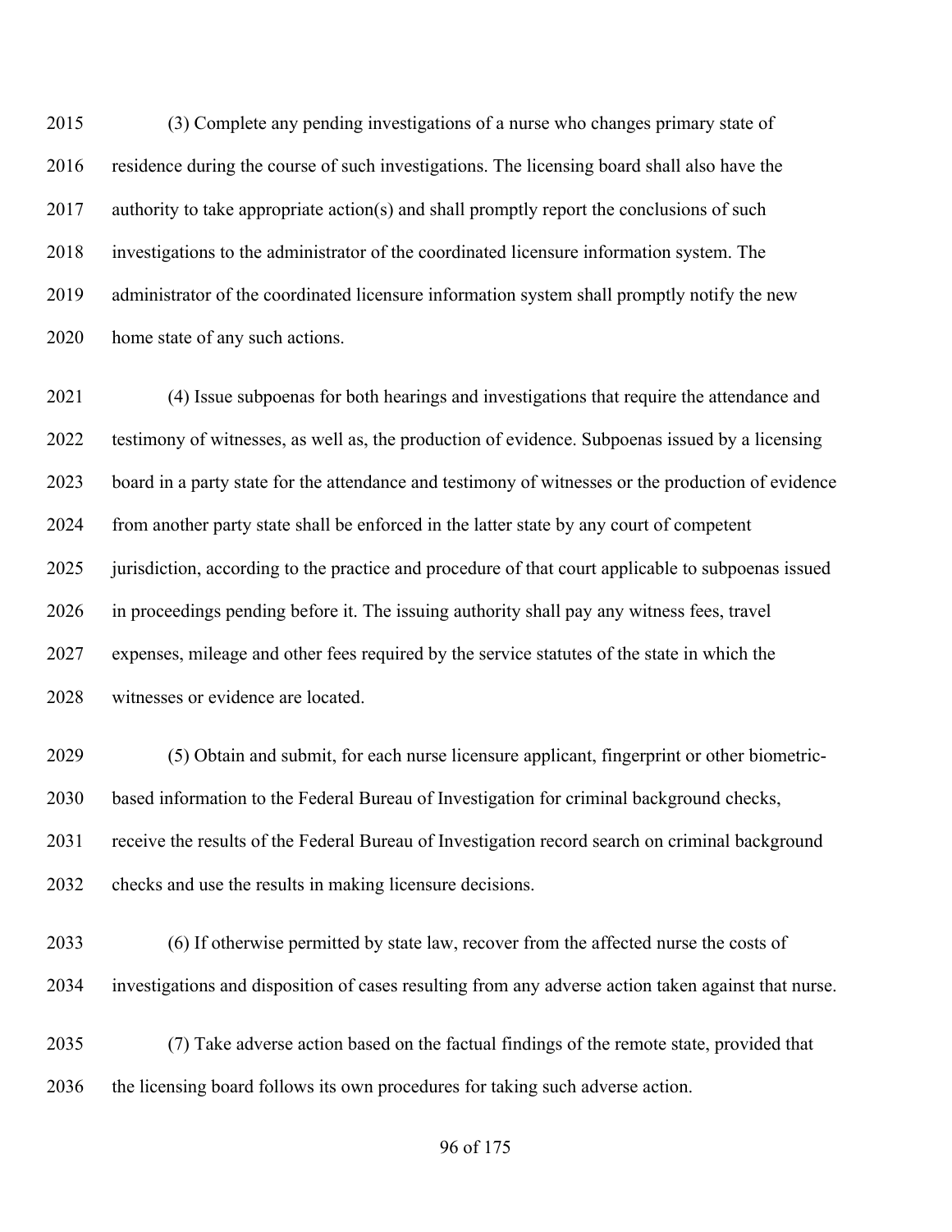(3) Complete any pending investigations of a nurse who changes primary state of residence during the course of such investigations. The licensing board shall also have the authority to take appropriate action(s) and shall promptly report the conclusions of such investigations to the administrator of the coordinated licensure information system. The administrator of the coordinated licensure information system shall promptly notify the new home state of any such actions.

(4) Issue subpoenas for both hearings and investigations that require the attendance and testimony of witnesses, as well as, the production of evidence. Subpoenas issued by a licensing board in a party state for the attendance and testimony of witnesses or the production of evidence from another party state shall be enforced in the latter state by any court of competent jurisdiction, according to the practice and procedure of that court applicable to subpoenas issued in proceedings pending before it. The issuing authority shall pay any witness fees, travel expenses, mileage and other fees required by the service statutes of the state in which the witnesses or evidence are located.

(5) Obtain and submit, for each nurse licensure applicant, fingerprint or other biometric-based information to the Federal Bureau of Investigation for criminal background checks, receive the results of the Federal Bureau of Investigation record search on criminal background checks and use the results in making licensure decisions.

(6) If otherwise permitted by state law, recover from the affected nurse the costs of investigations and disposition of cases resulting from any adverse action taken against that nurse.

(7) Take adverse action based on the factual findings of the remote state, provided that the licensing board follows its own procedures for taking such adverse action.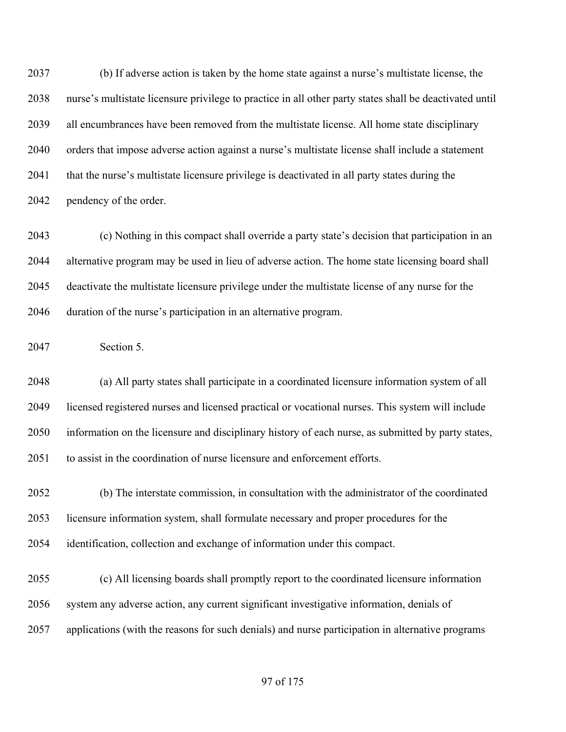(b) If adverse action is taken by the home state against a nurse's multistate license, the nurse's multistate licensure privilege to practice in all other party states shall be deactivated until all encumbrances have been removed from the multistate license. All home state disciplinary orders that impose adverse action against a nurse's multistate license shall include a statement that the nurse's multistate licensure privilege is deactivated in all party states during the pendency of the order.

(c) Nothing in this compact shall override a party state's decision that participation in an alternative program may be used in lieu of adverse action. The home state licensing board shall deactivate the multistate licensure privilege under the multistate license of any nurse for the duration of the nurse's participation in an alternative program.

Section 5.

(a) All party states shall participate in a coordinated licensure information system of all licensed registered nurses and licensed practical or vocational nurses. This system will include information on the licensure and disciplinary history of each nurse, as submitted by party states, to assist in the coordination of nurse licensure and enforcement efforts.

(b) The interstate commission, in consultation with the administrator of the coordinated licensure information system, shall formulate necessary and proper procedures for the identification, collection and exchange of information under this compact.

(c) All licensing boards shall promptly report to the coordinated licensure information system any adverse action, any current significant investigative information, denials of applications (with the reasons for such denials) and nurse participation in alternative programs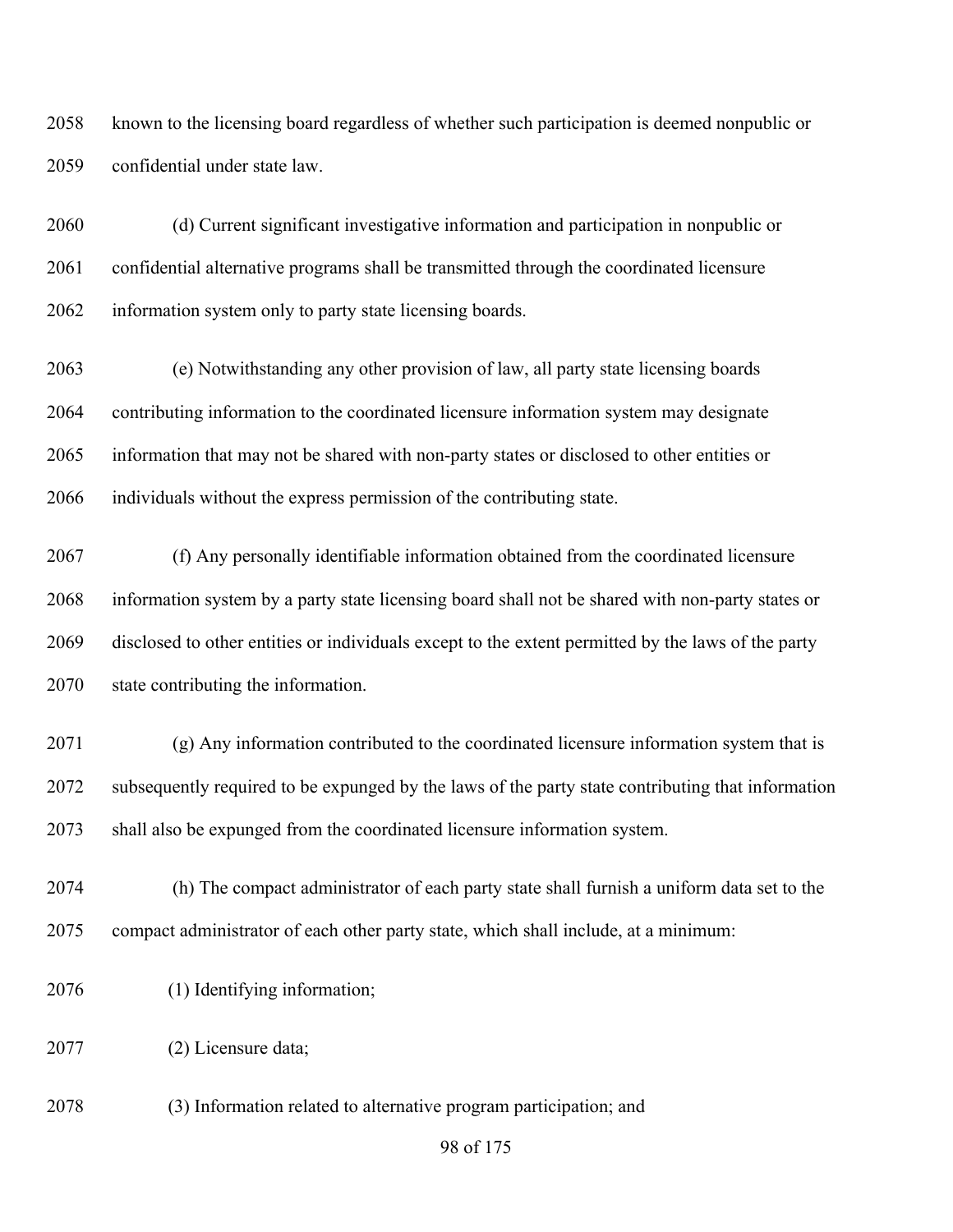known to the licensing board regardless of whether such participation is deemed nonpublic or confidential under state law.

(d) Current significant investigative information and participation in nonpublic or confidential alternative programs shall be transmitted through the coordinated licensure information system only to party state licensing boards.

(e) Notwithstanding any other provision of law, all party state licensing boards contributing information to the coordinated licensure information system may designate information that may not be shared with non-party states or disclosed to other entities or individuals without the express permission of the contributing state.

(f) Any personally identifiable information obtained from the coordinated licensure information system by a party state licensing board shall not be shared with non-party states or disclosed to other entities or individuals except to the extent permitted by the laws of the party state contributing the information.

(g) Any information contributed to the coordinated licensure information system that is subsequently required to be expunged by the laws of the party state contributing that information shall also be expunged from the coordinated licensure information system.

(h) The compact administrator of each party state shall furnish a uniform data set to the compact administrator of each other party state, which shall include, at a minimum:

(1) Identifying information;

(2) Licensure data;

(3) Information related to alternative program participation; and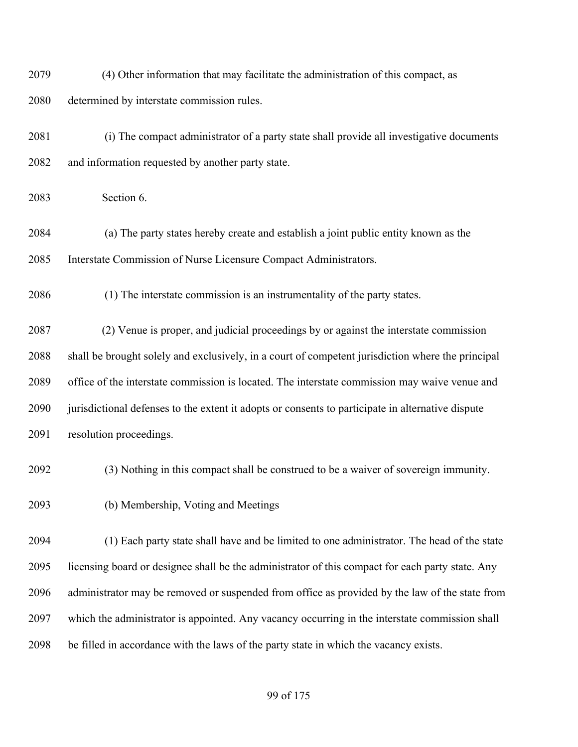(4) Other information that may facilitate the administration of this compact, as determined by interstate commission rules.

(i) The compact administrator of a party state shall provide all investigative documents and information requested by another party state.

Section 6.

(a) The party states hereby create and establish a joint public entity known as the Interstate Commission of Nurse Licensure Compact Administrators.

(1) The interstate commission is an instrumentality of the party states.

(2) Venue is proper, and judicial proceedings by or against the interstate commission shall be brought solely and exclusively, in a court of competent jurisdiction where the principal office of the interstate commission is located. The interstate commission may waive venue and jurisdictional defenses to the extent it adopts or consents to participate in alternative dispute resolution proceedings.

(3) Nothing in this compact shall be construed to be a waiver of sovereign immunity.

(b) Membership, Voting and Meetings

(1) Each party state shall have and be limited to one administrator. The head of the state licensing board or designee shall be the administrator of this compact for each party state. Any administrator may be removed or suspended from office as provided by the law of the state from which the administrator is appointed. Any vacancy occurring in the interstate commission shall be filled in accordance with the laws of the party state in which the vacancy exists.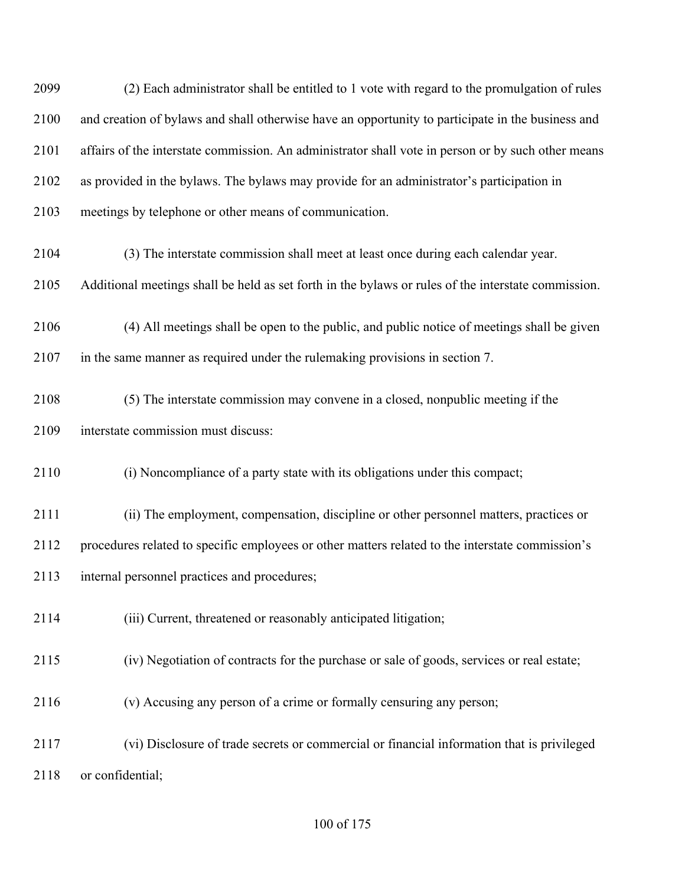(2) Each administrator shall be entitled to 1 vote with regard to the promulgation of rules and creation of bylaws and shall otherwise have an opportunity to participate in the business and affairs of the interstate commission. An administrator shall vote in person or by such other means as provided in the bylaws. The bylaws may provide for an administrator's participation in meetings by telephone or other means of communication.

(3) The interstate commission shall meet at least once during each calendar year. Additional meetings shall be held as set forth in the bylaws or rules of the interstate commission.

(4) All meetings shall be open to the public, and public notice of meetings shall be given in the same manner as required under the rulemaking provisions in section 7.

(5) The interstate commission may convene in a closed, nonpublic meeting if the interstate commission must discuss:

(i) Noncompliance of a party state with its obligations under this compact;

(ii) The employment, compensation, discipline or other personnel matters, practices or procedures related to specific employees or other matters related to the interstate commission's internal personnel practices and procedures;

(iii) Current, threatened or reasonably anticipated litigation;

(iv) Negotiation of contracts for the purchase or sale of goods, services or real estate;

(v) Accusing any person of a crime or formally censuring any person;

(vi) Disclosure of trade secrets or commercial or financial information that is privileged or confidential;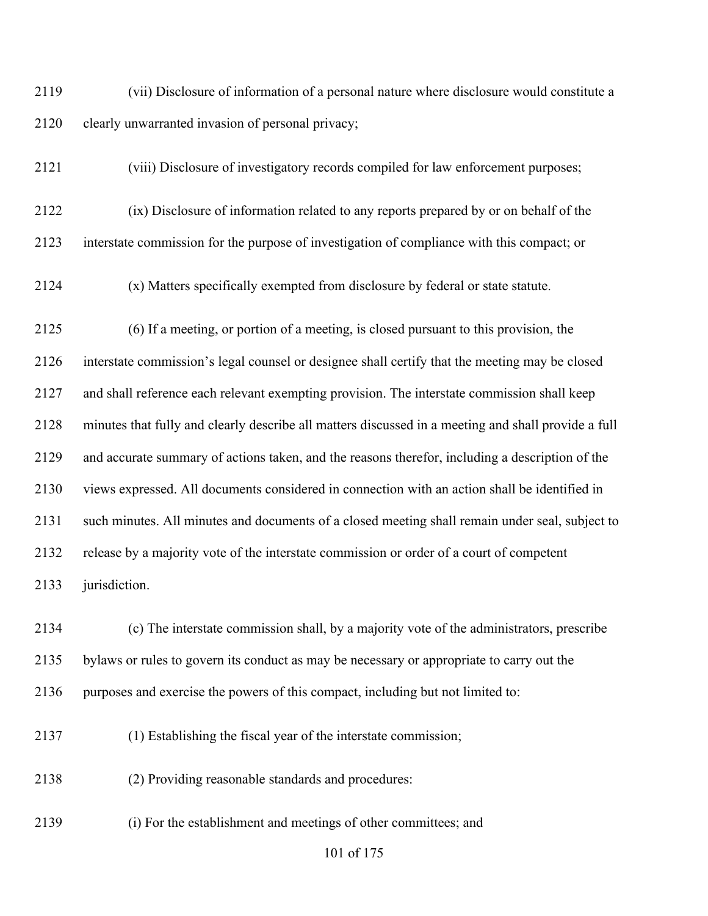2119 (vii) Disclosure of information of a personal nature where disclosure would constitute a

2120 clearly unwarranted invasion of personal privacy;

2121 (viii) Disclosure of investigatory records compiled for law enforcement purposes;

2122 (ix) Disclosure of information related to any reports prepared by or on behalf of the

2123 interstate commission for the purpose of investigation of compliance with this compact; or

2124 (x) Matters specifically exempted from disclosure by federal or state statute.

2125 (6) If a meeting, or portion of a meeting, is closed pursuant to this provision, the

2126 interstate commission's legal counsel or designee shall certify that the meeting may be closed

2127 and shall reference each relevant exempting provision. The interstate commission shall keep

2128 minutes that fully and clearly describe all matters discussed in a meeting and shall provide a full

2129 and accurate summary of actions taken, and the reasons therefor, including a description of the

2130 views expressed. All documents considered in connection with an action shall be identified in

2131 such minutes. All minutes and documents of a closed meeting shall remain under seal, subject to

2132 release by a majority vote of the interstate commission or order of a court of competent

2133 jurisdiction.

2134 (c) The interstate commission shall, by a majority vote of the administrators, prescribe

2135 bylaws or rules to govern its conduct as may be necessary or appropriate to carry out the

2136 purposes and exercise the powers of this compact, including but not limited to:

2137 (1) Establishing the fiscal year of the interstate commission;

2138 (2) Providing reasonable standards and procedures:

2139 (i) For the establishment and meetings of other committees; and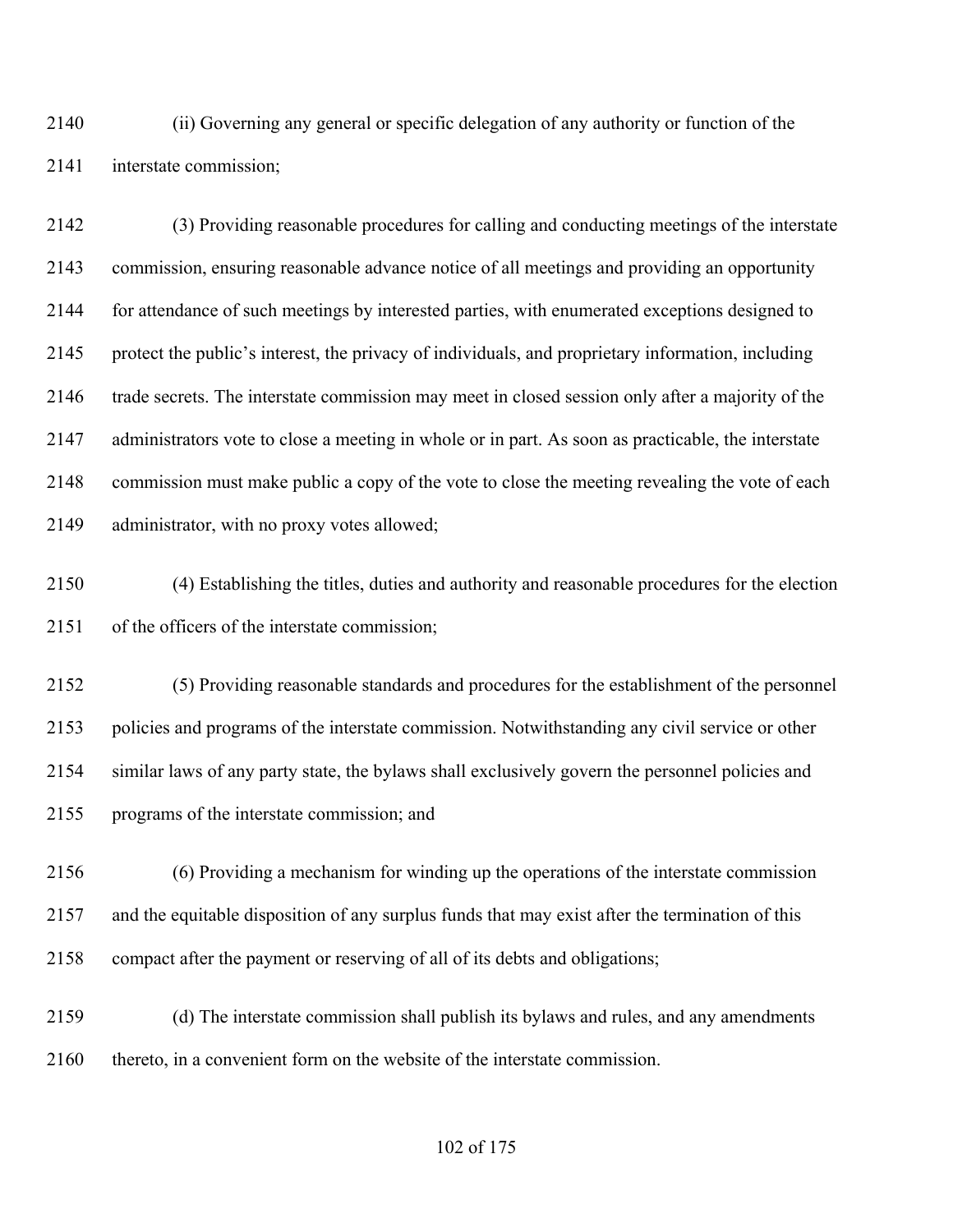(ii) Governing any general or specific delegation of any authority or function of the interstate commission;

(3) Providing reasonable procedures for calling and conducting meetings of the interstate commission, ensuring reasonable advance notice of all meetings and providing an opportunity for attendance of such meetings by interested parties, with enumerated exceptions designed to protect the public's interest, the privacy of individuals, and proprietary information, including trade secrets. The interstate commission may meet in closed session only after a majority of the administrators vote to close a meeting in whole or in part. As soon as practicable, the interstate commission must make public a copy of the vote to close the meeting revealing the vote of each administrator, with no proxy votes allowed;

(4) Establishing the titles, duties and authority and reasonable procedures for the election of the officers of the interstate commission;

(5) Providing reasonable standards and procedures for the establishment of the personnel policies and programs of the interstate commission. Notwithstanding any civil service or other similar laws of any party state, the bylaws shall exclusively govern the personnel policies and programs of the interstate commission; and

(6) Providing a mechanism for winding up the operations of the interstate commission and the equitable disposition of any surplus funds that may exist after the termination of this compact after the payment or reserving of all of its debts and obligations;

(d) The interstate commission shall publish its bylaws and rules, and any amendments thereto, in a convenient form on the website of the interstate commission.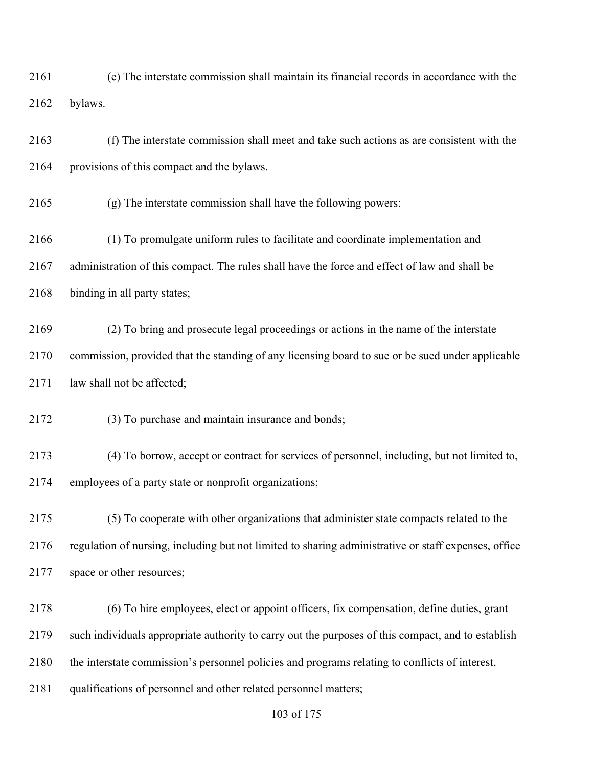(e) The interstate commission shall maintain its financial records in accordance with the bylaws.

(f) The interstate commission shall meet and take such actions as are consistent with the provisions of this compact and the bylaws.

(g) The interstate commission shall have the following powers:

(1) To promulgate uniform rules to facilitate and coordinate implementation and administration of this compact. The rules shall have the force and effect of law and shall be binding in all party states;

(2) To bring and prosecute legal proceedings or actions in the name of the interstate commission, provided that the standing of any licensing board to sue or be sued under applicable law shall not be affected;

(3) To purchase and maintain insurance and bonds;

(4) To borrow, accept or contract for services of personnel, including, but not limited to, employees of a party state or nonprofit organizations;

(5) To cooperate with other organizations that administer state compacts related to the regulation of nursing, including but not limited to sharing administrative or staff expenses, office space or other resources;

(6) To hire employees, elect or appoint officers, fix compensation, define duties, grant such individuals appropriate authority to carry out the purposes of this compact, and to establish the interstate commission's personnel policies and programs relating to conflicts of interest, qualifications of personnel and other related personnel matters;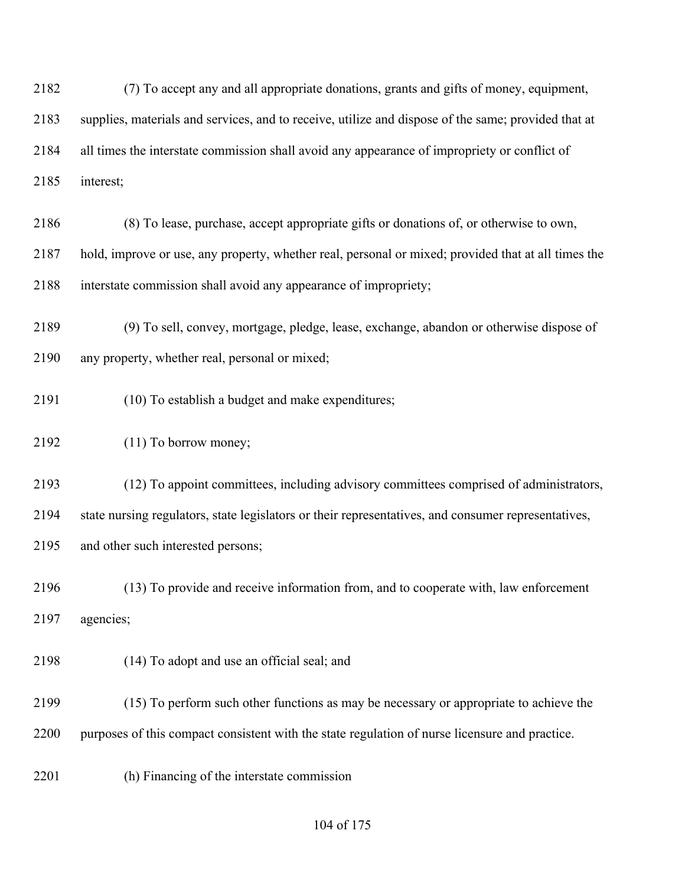(7) To accept any and all appropriate donations, grants and gifts of money, equipment, supplies, materials and services, and to receive, utilize and dispose of the same; provided that at all times the interstate commission shall avoid any appearance of impropriety or conflict of interest;

(8) To lease, purchase, accept appropriate gifts or donations of, or otherwise to own, hold, improve or use, any property, whether real, personal or mixed; provided that at all times the interstate commission shall avoid any appearance of impropriety;

(9) To sell, convey, mortgage, pledge, lease, exchange, abandon or otherwise dispose of any property, whether real, personal or mixed;

(10) To establish a budget and make expenditures;

(11) To borrow money;

(12) To appoint committees, including advisory committees comprised of administrators, state nursing regulators, state legislators or their representatives, and consumer representatives, and other such interested persons;

(13) To provide and receive information from, and to cooperate with, law enforcement agencies;

(14) To adopt and use an official seal; and

(15) To perform such other functions as may be necessary or appropriate to achieve the purposes of this compact consistent with the state regulation of nurse licensure and practice.

(h) Financing of the interstate commission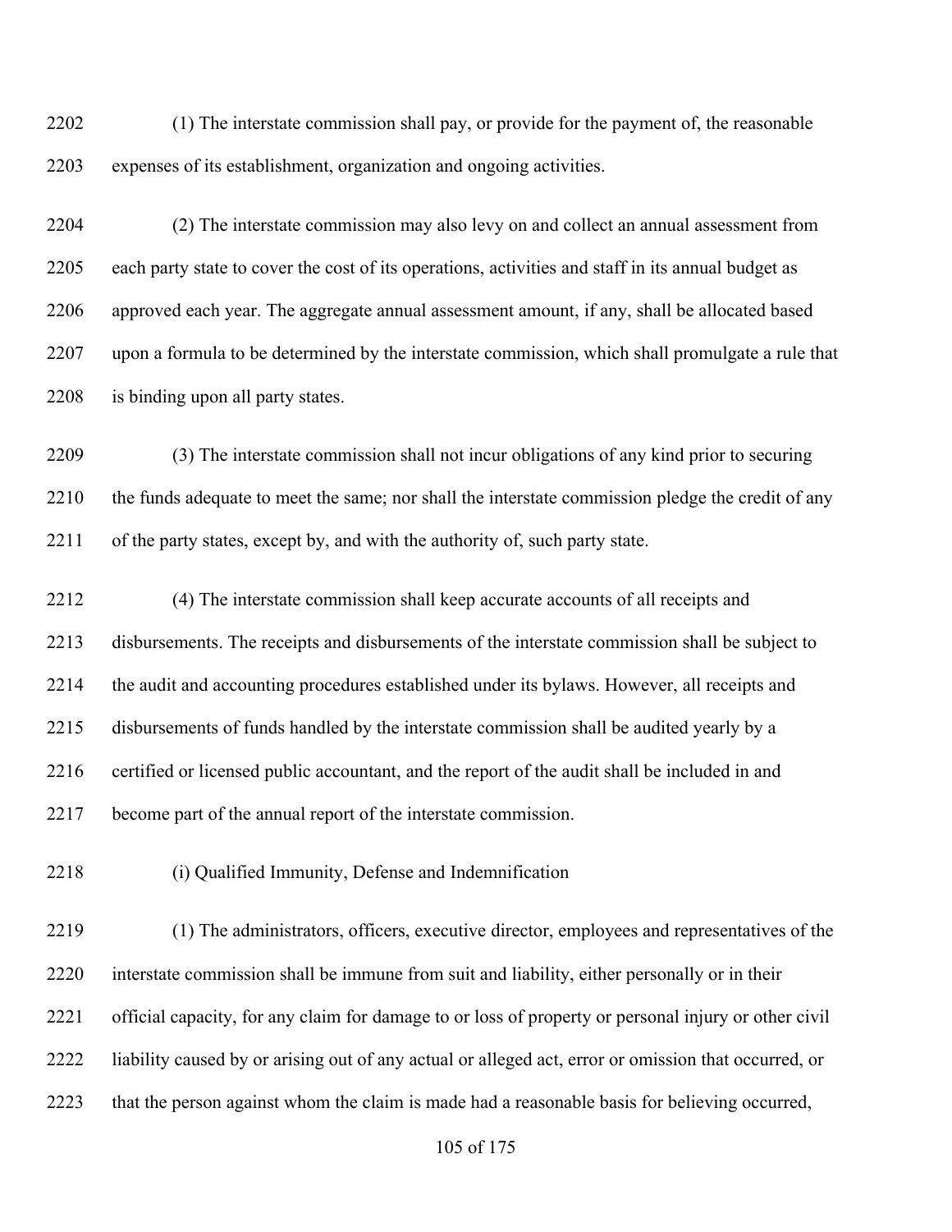(1) The interstate commission shall pay, or provide for the payment of, the reasonable expenses of its establishment, organization and ongoing activities.

(2) The interstate commission may also levy on and collect an annual assessment from each party state to cover the cost of its operations, activities and staff in its annual budget as approved each year. The aggregate annual assessment amount, if any, shall be allocated based upon a formula to be determined by the interstate commission, which shall promulgate a rule that is binding upon all party states.

(3) The interstate commission shall not incur obligations of any kind prior to securing the funds adequate to meet the same; nor shall the interstate commission pledge the credit of any of the party states, except by, and with the authority of, such party state.

(4) The interstate commission shall keep accurate accounts of all receipts and disbursements. The receipts and disbursements of the interstate commission shall be subject to the audit and accounting procedures established under its bylaws. However, all receipts and disbursements of funds handled by the interstate commission shall be audited yearly by a certified or licensed public accountant, and the report of the audit shall be included in and become part of the annual report of the interstate commission.

(i) Qualified Immunity, Defense and Indemnification

(1) The administrators, officers, executive director, employees and representatives of the interstate commission shall be immune from suit and liability, either personally or in their official capacity, for any claim for damage to or loss of property or personal injury or other civil liability caused by or arising out of any actual or alleged act, error or omission that occurred, or that the person against whom the claim is made had a reasonable basis for believing occurred,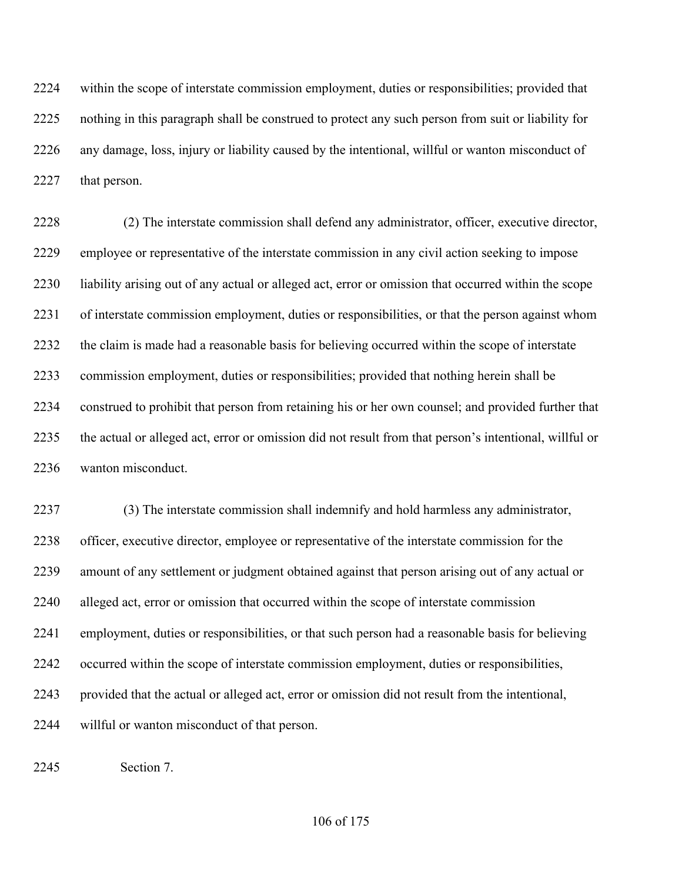within the scope of interstate commission employment, duties or responsibilities; provided that nothing in this paragraph shall be construed to protect any such person from suit or liability for any damage, loss, injury or liability caused by the intentional, willful or wanton misconduct of that person.

(2) The interstate commission shall defend any administrator, officer, executive director, employee or representative of the interstate commission in any civil action seeking to impose liability arising out of any actual or alleged act, error or omission that occurred within the scope of interstate commission employment, duties or responsibilities, or that the person against whom the claim is made had a reasonable basis for believing occurred within the scope of interstate commission employment, duties or responsibilities; provided that nothing herein shall be construed to prohibit that person from retaining his or her own counsel; and provided further that the actual or alleged act, error or omission did not result from that person's intentional, willful or wanton misconduct.

(3) The interstate commission shall indemnify and hold harmless any administrator, officer, executive director, employee or representative of the interstate commission for the amount of any settlement or judgment obtained against that person arising out of any actual or alleged act, error or omission that occurred within the scope of interstate commission employment, duties or responsibilities, or that such person had a reasonable basis for believing occurred within the scope of interstate commission employment, duties or responsibilities, provided that the actual or alleged act, error or omission did not result from the intentional, willful or wanton misconduct of that person.

Section 7.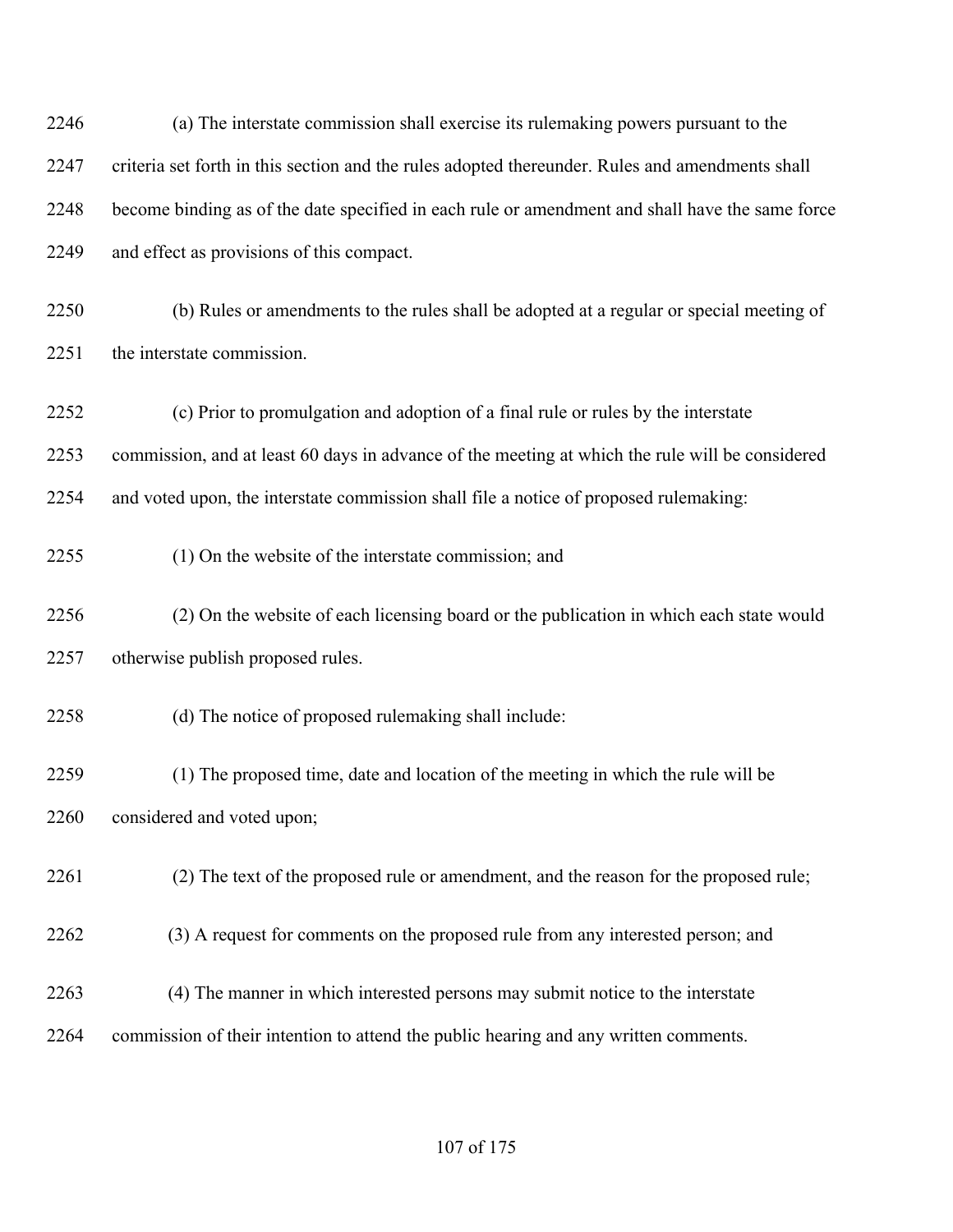(a) The interstate commission shall exercise its rulemaking powers pursuant to the criteria set forth in this section and the rules adopted thereunder. Rules and amendments shall become binding as of the date specified in each rule or amendment and shall have the same force and effect as provisions of this compact.

(b) Rules or amendments to the rules shall be adopted at a regular or special meeting of the interstate commission.

(c) Prior to promulgation and adoption of a final rule or rules by the interstate commission, and at least 60 days in advance of the meeting at which the rule will be considered and voted upon, the interstate commission shall file a notice of proposed rulemaking:

(1) On the website of the interstate commission; and

(2) On the website of each licensing board or the publication in which each state would otherwise publish proposed rules.

(d) The notice of proposed rulemaking shall include:

(1) The proposed time, date and location of the meeting in which the rule will be considered and voted upon;

(2) The text of the proposed rule or amendment, and the reason for the proposed rule;

(3) A request for comments on the proposed rule from any interested person; and

(4) The manner in which interested persons may submit notice to the interstate commission of their intention to attend the public hearing and any written comments.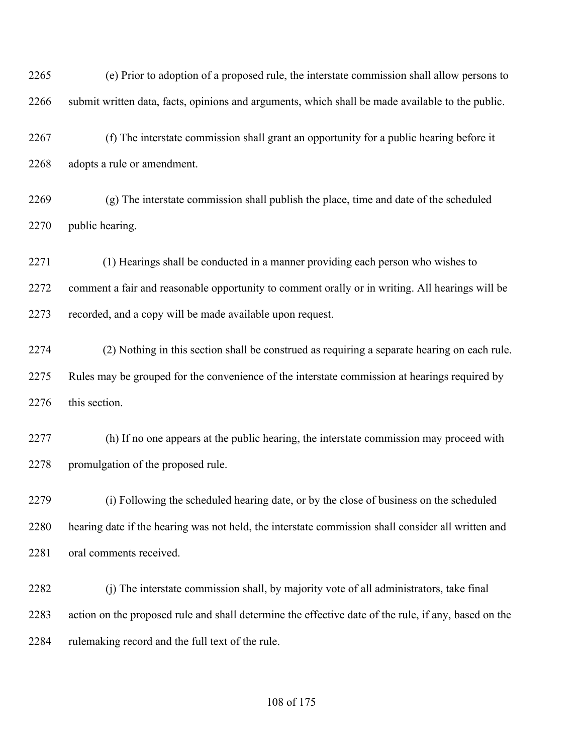2265 (e) Prior to adoption of a proposed rule, the interstate commission shall allow persons to
2266 submit written data, facts, opinions and arguments, which shall be made available to the public.

2267 (f) The interstate commission shall grant an opportunity for a public hearing before it
2268 adopts a rule or amendment.

2269 (g) The interstate commission shall publish the place, time and date of the scheduled
2270 public hearing.

2271 (1) Hearings shall be conducted in a manner providing each person who wishes to
2272 comment a fair and reasonable opportunity to comment orally or in writing. All hearings will be
2273 recorded, and a copy will be made available upon request.

2274 (2) Nothing in this section shall be construed as requiring a separate hearing on each rule.
2275 Rules may be grouped for the convenience of the interstate commission at hearings required by
2276 this section.

2277 (h) If no one appears at the public hearing, the interstate commission may proceed with
2278 promulgation of the proposed rule.

2279 (i) Following the scheduled hearing date, or by the close of business on the scheduled
2280 hearing date if the hearing was not held, the interstate commission shall consider all written and
2281 oral comments received.

2282 (j) The interstate commission shall, by majority vote of all administrators, take final
2283 action on the proposed rule and shall determine the effective date of the rule, if any, based on the
2284 rulemaking record and the full text of the rule.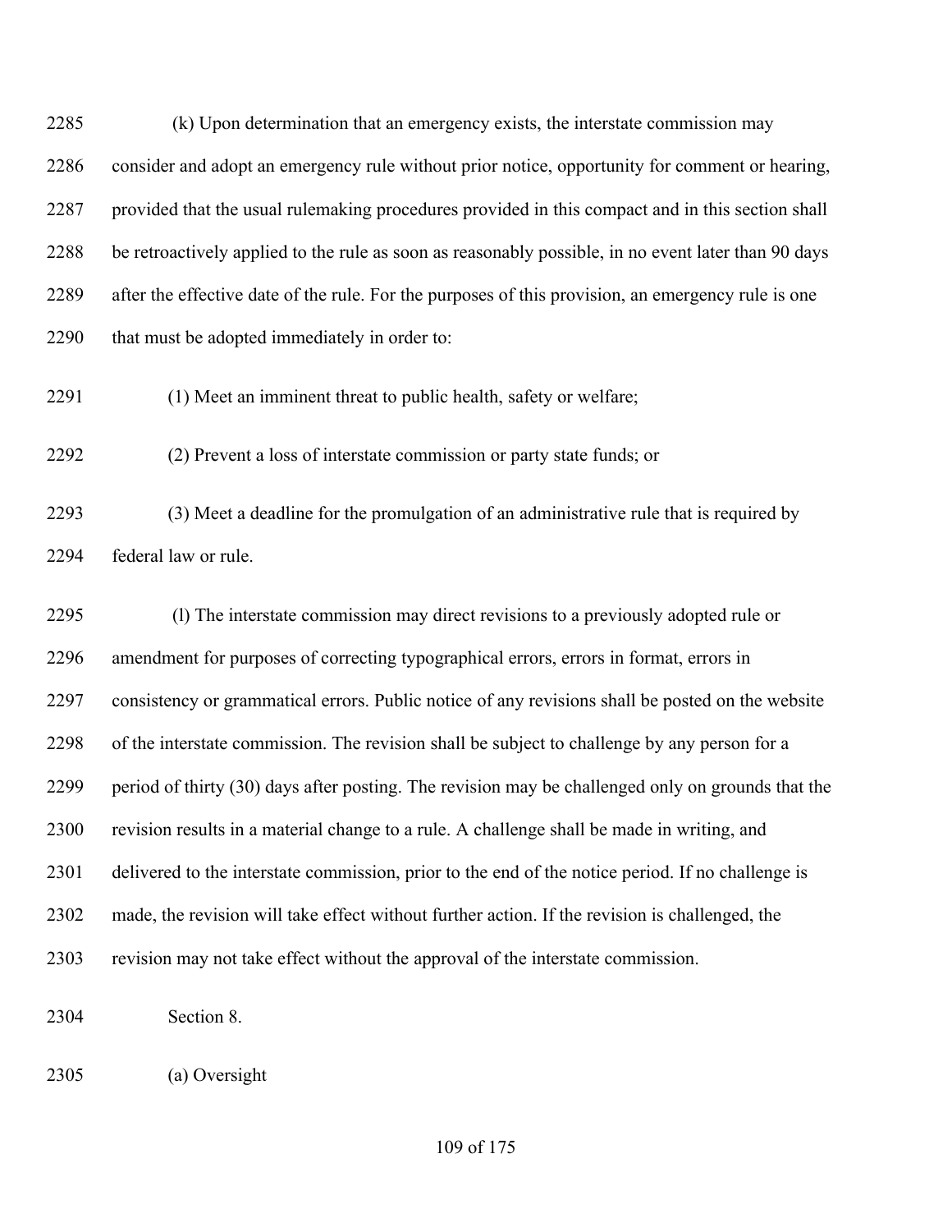(k) Upon determination that an emergency exists, the interstate commission may consider and adopt an emergency rule without prior notice, opportunity for comment or hearing, provided that the usual rulemaking procedures provided in this compact and in this section shall be retroactively applied to the rule as soon as reasonably possible, in no event later than 90 days after the effective date of the rule. For the purposes of this provision, an emergency rule is one that must be adopted immediately in order to:

(1) Meet an imminent threat to public health, safety or welfare;

(2) Prevent a loss of interstate commission or party state funds; or

(3) Meet a deadline for the promulgation of an administrative rule that is required by federal law or rule.

(l) The interstate commission may direct revisions to a previously adopted rule or amendment for purposes of correcting typographical errors, errors in format, errors in consistency or grammatical errors. Public notice of any revisions shall be posted on the website of the interstate commission. The revision shall be subject to challenge by any person for a period of thirty (30) days after posting. The revision may be challenged only on grounds that the revision results in a material change to a rule. A challenge shall be made in writing, and delivered to the interstate commission, prior to the end of the notice period. If no challenge is made, the revision will take effect without further action. If the revision is challenged, the revision may not take effect without the approval of the interstate commission.

Section 8.

(a) Oversight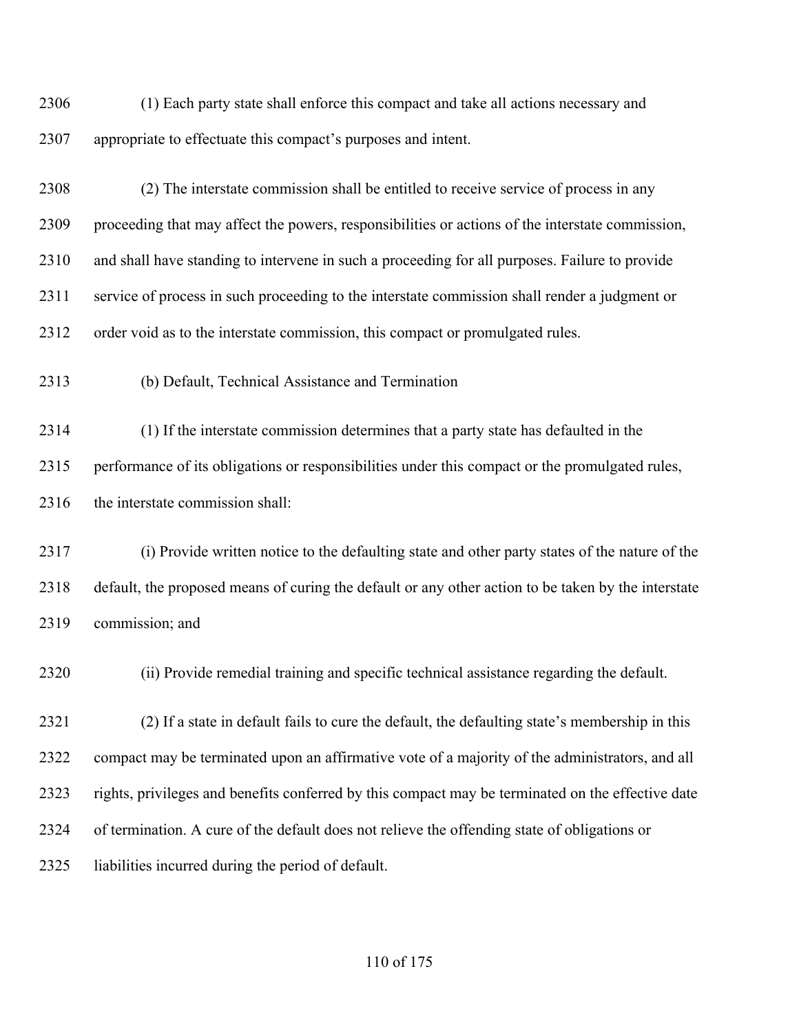(1) Each party state shall enforce this compact and take all actions necessary and appropriate to effectuate this compact's purposes and intent.

(2) The interstate commission shall be entitled to receive service of process in any proceeding that may affect the powers, responsibilities or actions of the interstate commission, and shall have standing to intervene in such a proceeding for all purposes. Failure to provide service of process in such proceeding to the interstate commission shall render a judgment or order void as to the interstate commission, this compact or promulgated rules.

(b) Default, Technical Assistance and Termination

(1) If the interstate commission determines that a party state has defaulted in the performance of its obligations or responsibilities under this compact or the promulgated rules, the interstate commission shall:

(i) Provide written notice to the defaulting state and other party states of the nature of the default, the proposed means of curing the default or any other action to be taken by the interstate commission; and

(ii) Provide remedial training and specific technical assistance regarding the default.

(2) If a state in default fails to cure the default, the defaulting state's membership in this compact may be terminated upon an affirmative vote of a majority of the administrators, and all rights, privileges and benefits conferred by this compact may be terminated on the effective date of termination. A cure of the default does not relieve the offending state of obligations or liabilities incurred during the period of default.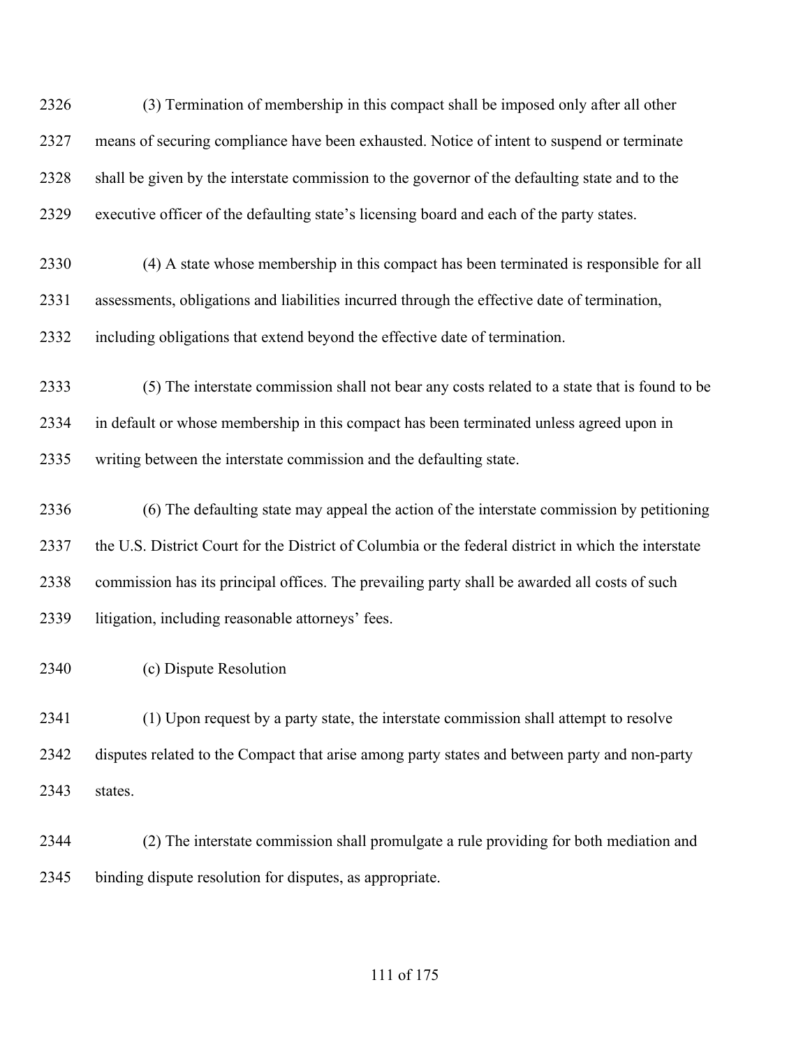(3) Termination of membership in this compact shall be imposed only after all other means of securing compliance have been exhausted. Notice of intent to suspend or terminate shall be given by the interstate commission to the governor of the defaulting state and to the executive officer of the defaulting state's licensing board and each of the party states.

(4) A state whose membership in this compact has been terminated is responsible for all assessments, obligations and liabilities incurred through the effective date of termination, including obligations that extend beyond the effective date of termination.

(5) The interstate commission shall not bear any costs related to a state that is found to be in default or whose membership in this compact has been terminated unless agreed upon in writing between the interstate commission and the defaulting state.

(6) The defaulting state may appeal the action of the interstate commission by petitioning the U.S. District Court for the District of Columbia or the federal district in which the interstate commission has its principal offices. The prevailing party shall be awarded all costs of such litigation, including reasonable attorneys' fees.

(c) Dispute Resolution

(1) Upon request by a party state, the interstate commission shall attempt to resolve disputes related to the Compact that arise among party states and between party and non-party states.

(2) The interstate commission shall promulgate a rule providing for both mediation and binding dispute resolution for disputes, as appropriate.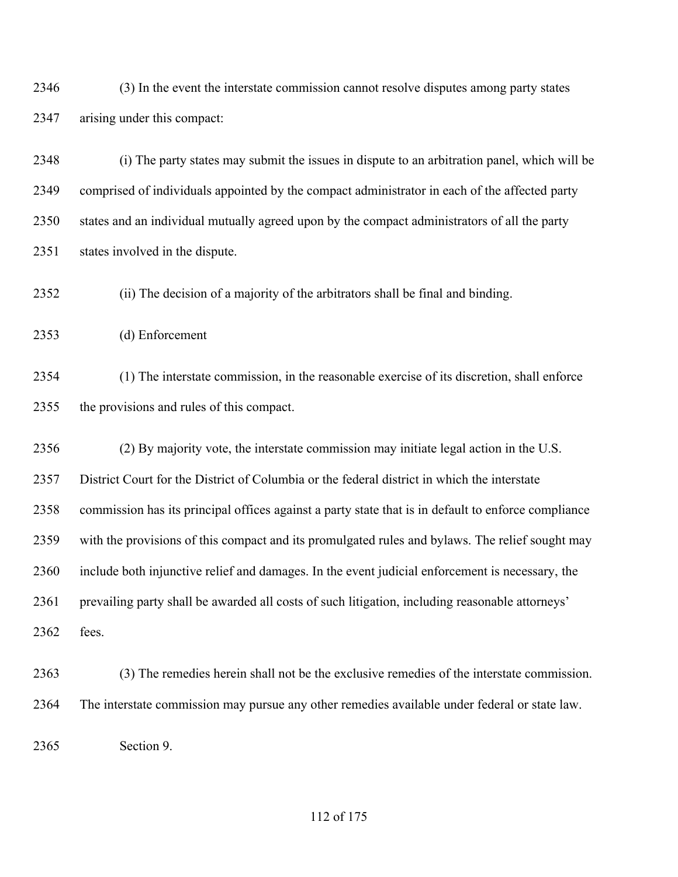(3) In the event the interstate commission cannot resolve disputes among party states arising under this compact:

(i) The party states may submit the issues in dispute to an arbitration panel, which will be comprised of individuals appointed by the compact administrator in each of the affected party states and an individual mutually agreed upon by the compact administrators of all the party states involved in the dispute.

(ii) The decision of a majority of the arbitrators shall be final and binding.

(d) Enforcement

(1) The interstate commission, in the reasonable exercise of its discretion, shall enforce the provisions and rules of this compact.

(2) By majority vote, the interstate commission may initiate legal action in the U.S. District Court for the District of Columbia or the federal district in which the interstate commission has its principal offices against a party state that is in default to enforce compliance with the provisions of this compact and its promulgated rules and bylaws. The relief sought may include both injunctive relief and damages. In the event judicial enforcement is necessary, the prevailing party shall be awarded all costs of such litigation, including reasonable attorneys' fees.

(3) The remedies herein shall not be the exclusive remedies of the interstate commission. The interstate commission may pursue any other remedies available under federal or state law.

Section 9.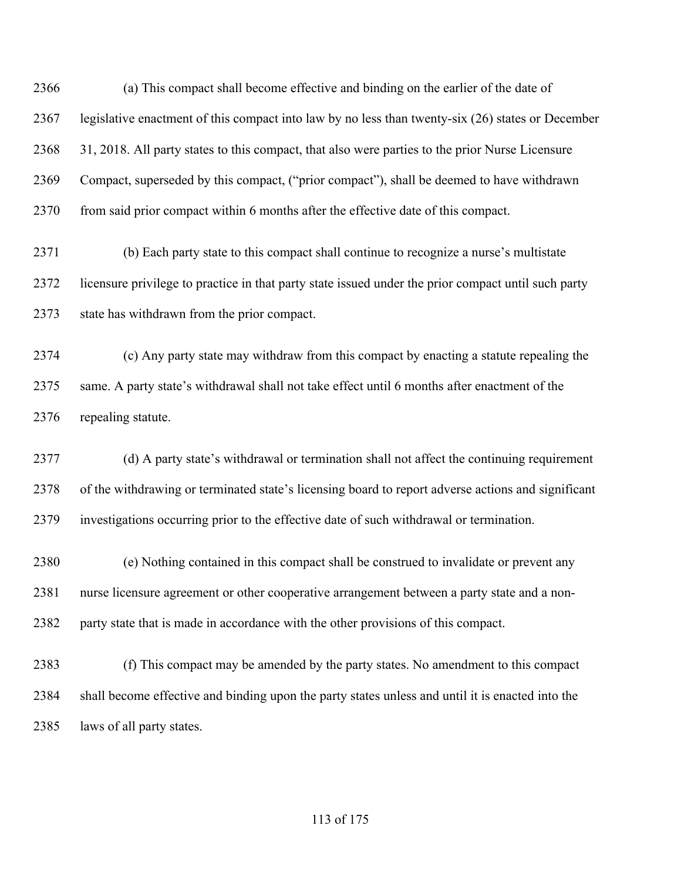(a) This compact shall become effective and binding on the earlier of the date of legislative enactment of this compact into law by no less than twenty-six (26) states or December 31, 2018. All party states to this compact, that also were parties to the prior Nurse Licensure Compact, superseded by this compact, ("prior compact"), shall be deemed to have withdrawn from said prior compact within 6 months after the effective date of this compact.

(b) Each party state to this compact shall continue to recognize a nurse's multistate licensure privilege to practice in that party state issued under the prior compact until such party state has withdrawn from the prior compact.

(c) Any party state may withdraw from this compact by enacting a statute repealing the same. A party state's withdrawal shall not take effect until 6 months after enactment of the repealing statute.

(d) A party state's withdrawal or termination shall not affect the continuing requirement of the withdrawing or terminated state's licensing board to report adverse actions and significant investigations occurring prior to the effective date of such withdrawal or termination.

(e) Nothing contained in this compact shall be construed to invalidate or prevent any nurse licensure agreement or other cooperative arrangement between a party state and a non-party state that is made in accordance with the other provisions of this compact.

(f) This compact may be amended by the party states. No amendment to this compact shall become effective and binding upon the party states unless and until it is enacted into the laws of all party states.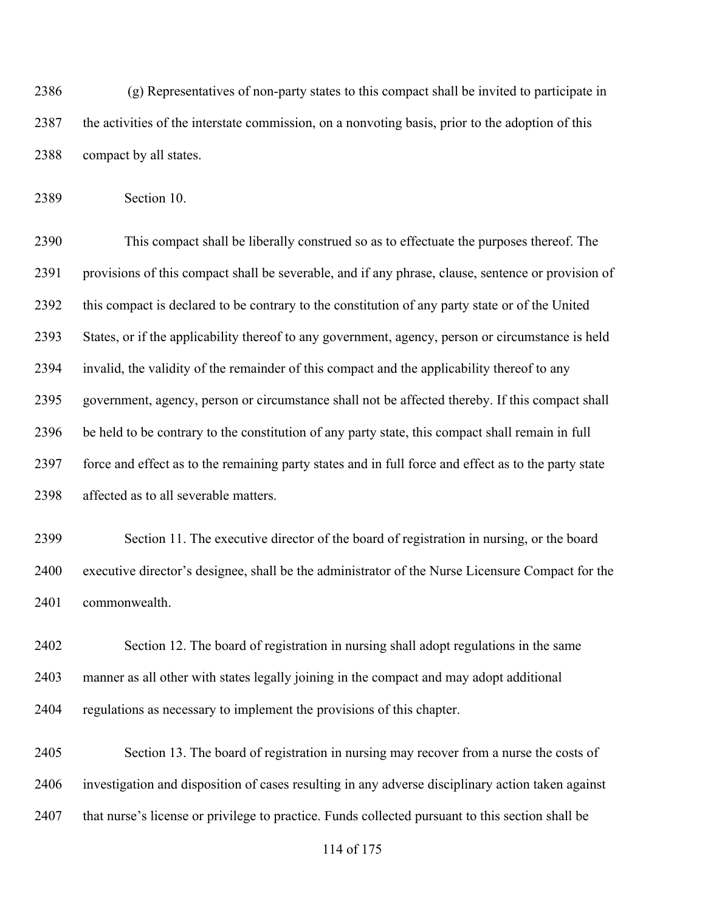(g) Representatives of non-party states to this compact shall be invited to participate in the activities of the interstate commission, on a nonvoting basis, prior to the adoption of this compact by all states.

Section 10.

This compact shall be liberally construed so as to effectuate the purposes thereof. The provisions of this compact shall be severable, and if any phrase, clause, sentence or provision of this compact is declared to be contrary to the constitution of any party state or of the United States, or if the applicability thereof to any government, agency, person or circumstance is held invalid, the validity of the remainder of this compact and the applicability thereof to any government, agency, person or circumstance shall not be affected thereby. If this compact shall be held to be contrary to the constitution of any party state, this compact shall remain in full force and effect as to the remaining party states and in full force and effect as to the party state affected as to all severable matters.

Section 11. The executive director of the board of registration in nursing, or the board executive director's designee, shall be the administrator of the Nurse Licensure Compact for the commonwealth.

Section 12. The board of registration in nursing shall adopt regulations in the same manner as all other with states legally joining in the compact and may adopt additional regulations as necessary to implement the provisions of this chapter.

Section 13. The board of registration in nursing may recover from a nurse the costs of investigation and disposition of cases resulting in any adverse disciplinary action taken against that nurse's license or privilege to practice. Funds collected pursuant to this section shall be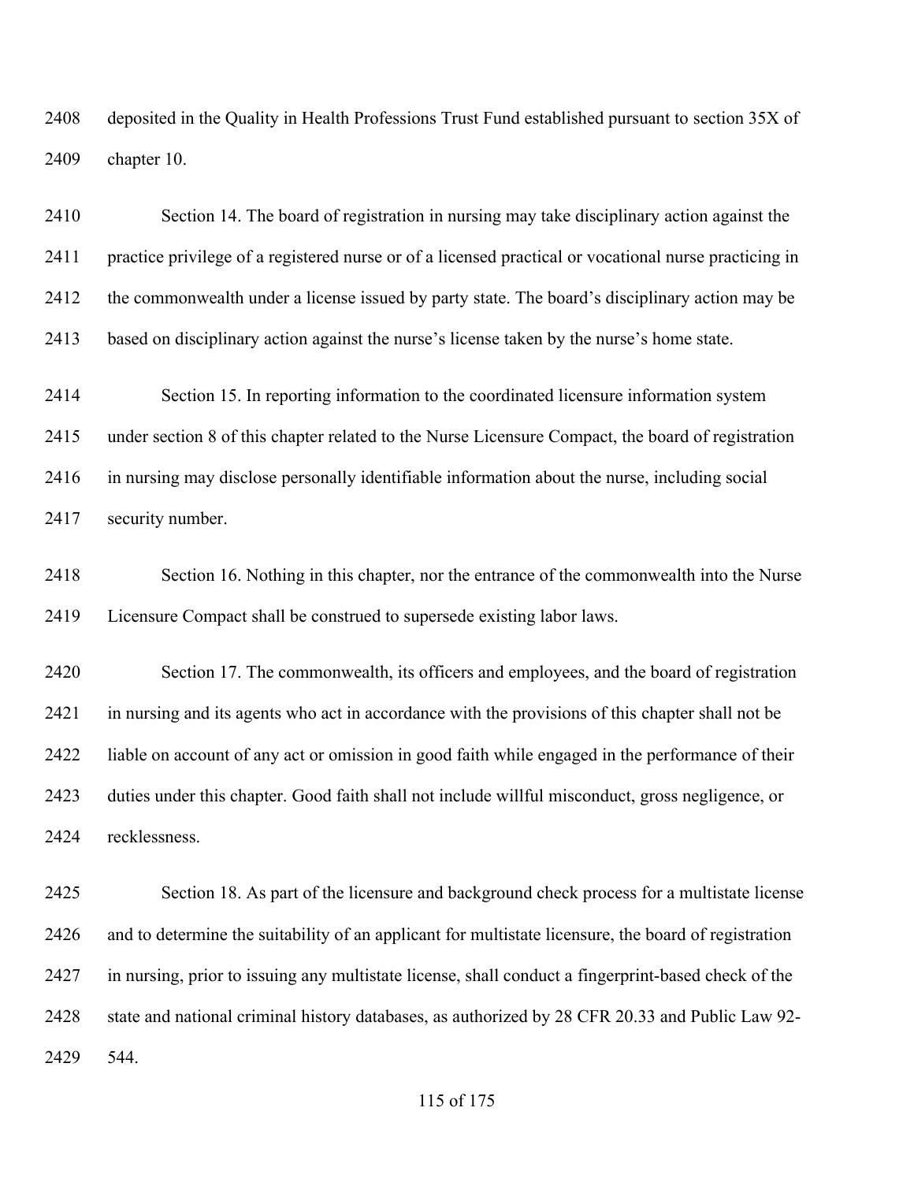deposited in the Quality in Health Professions Trust Fund established pursuant to section 35X of chapter 10.

Section 14. The board of registration in nursing may take disciplinary action against the practice privilege of a registered nurse or of a licensed practical or vocational nurse practicing in the commonwealth under a license issued by party state. The board's disciplinary action may be based on disciplinary action against the nurse's license taken by the nurse's home state.

Section 15. In reporting information to the coordinated licensure information system under section 8 of this chapter related to the Nurse Licensure Compact, the board of registration in nursing may disclose personally identifiable information about the nurse, including social security number.

Section 16. Nothing in this chapter, nor the entrance of the commonwealth into the Nurse Licensure Compact shall be construed to supersede existing labor laws.

Section 17. The commonwealth, its officers and employees, and the board of registration in nursing and its agents who act in accordance with the provisions of this chapter shall not be liable on account of any act or omission in good faith while engaged in the performance of their duties under this chapter. Good faith shall not include willful misconduct, gross negligence, or recklessness.

Section 18. As part of the licensure and background check process for a multistate license and to determine the suitability of an applicant for multistate licensure, the board of registration in nursing, prior to issuing any multistate license, shall conduct a fingerprint-based check of the state and national criminal history databases, as authorized by 28 CFR 20.33 and Public Law 92-544.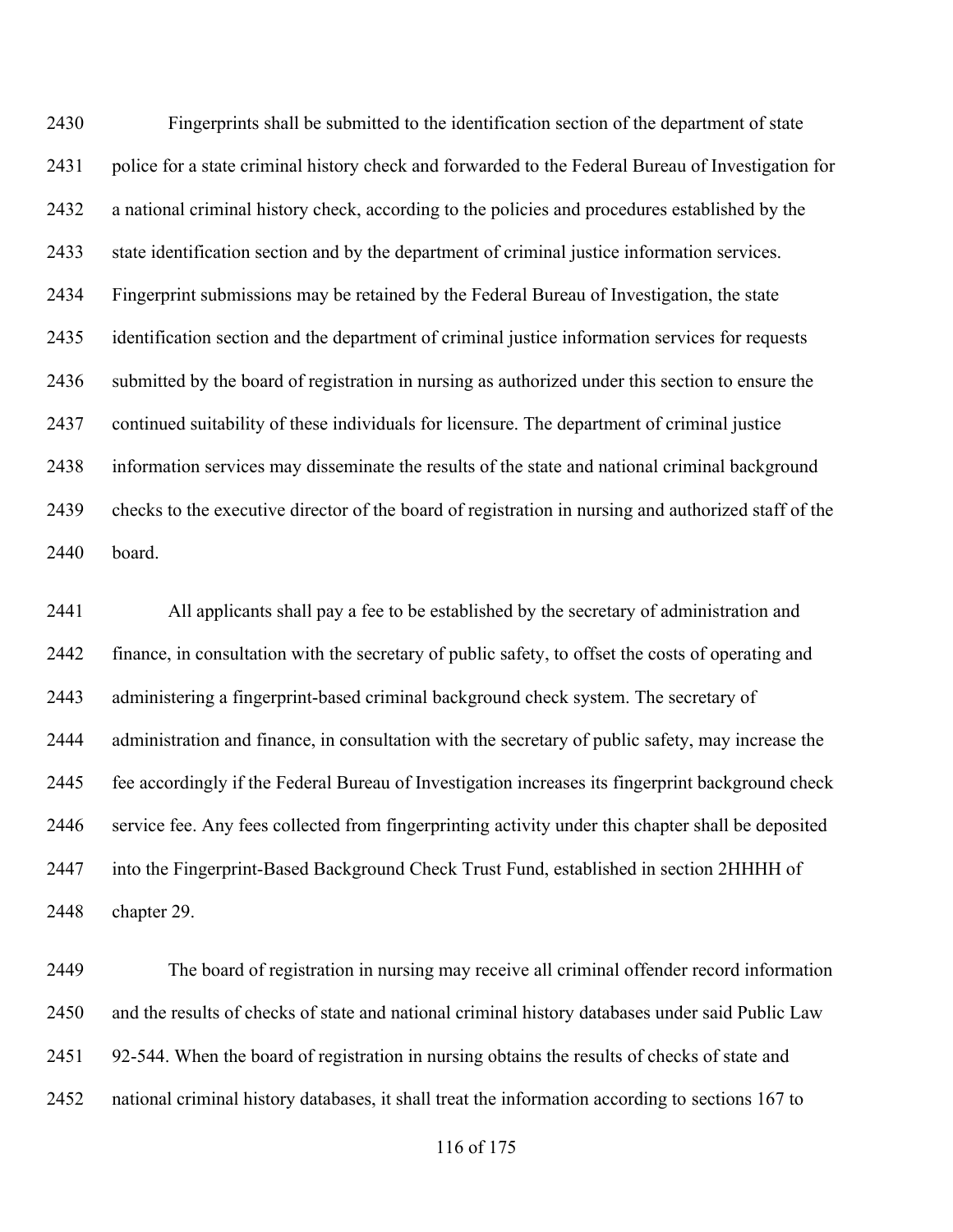Fingerprints shall be submitted to the identification section of the department of state police for a state criminal history check and forwarded to the Federal Bureau of Investigation for a national criminal history check, according to the policies and procedures established by the state identification section and by the department of criminal justice information services. Fingerprint submissions may be retained by the Federal Bureau of Investigation, the state identification section and the department of criminal justice information services for requests submitted by the board of registration in nursing as authorized under this section to ensure the continued suitability of these individuals for licensure. The department of criminal justice information services may disseminate the results of the state and national criminal background checks to the executive director of the board of registration in nursing and authorized staff of the board.

All applicants shall pay a fee to be established by the secretary of administration and finance, in consultation with the secretary of public safety, to offset the costs of operating and administering a fingerprint-based criminal background check system. The secretary of administration and finance, in consultation with the secretary of public safety, may increase the fee accordingly if the Federal Bureau of Investigation increases its fingerprint background check service fee. Any fees collected from fingerprinting activity under this chapter shall be deposited into the Fingerprint-Based Background Check Trust Fund, established in section 2HHHH of chapter 29.

The board of registration in nursing may receive all criminal offender record information and the results of checks of state and national criminal history databases under said Public Law 92-544. When the board of registration in nursing obtains the results of checks of state and national criminal history databases, it shall treat the information according to sections 167 to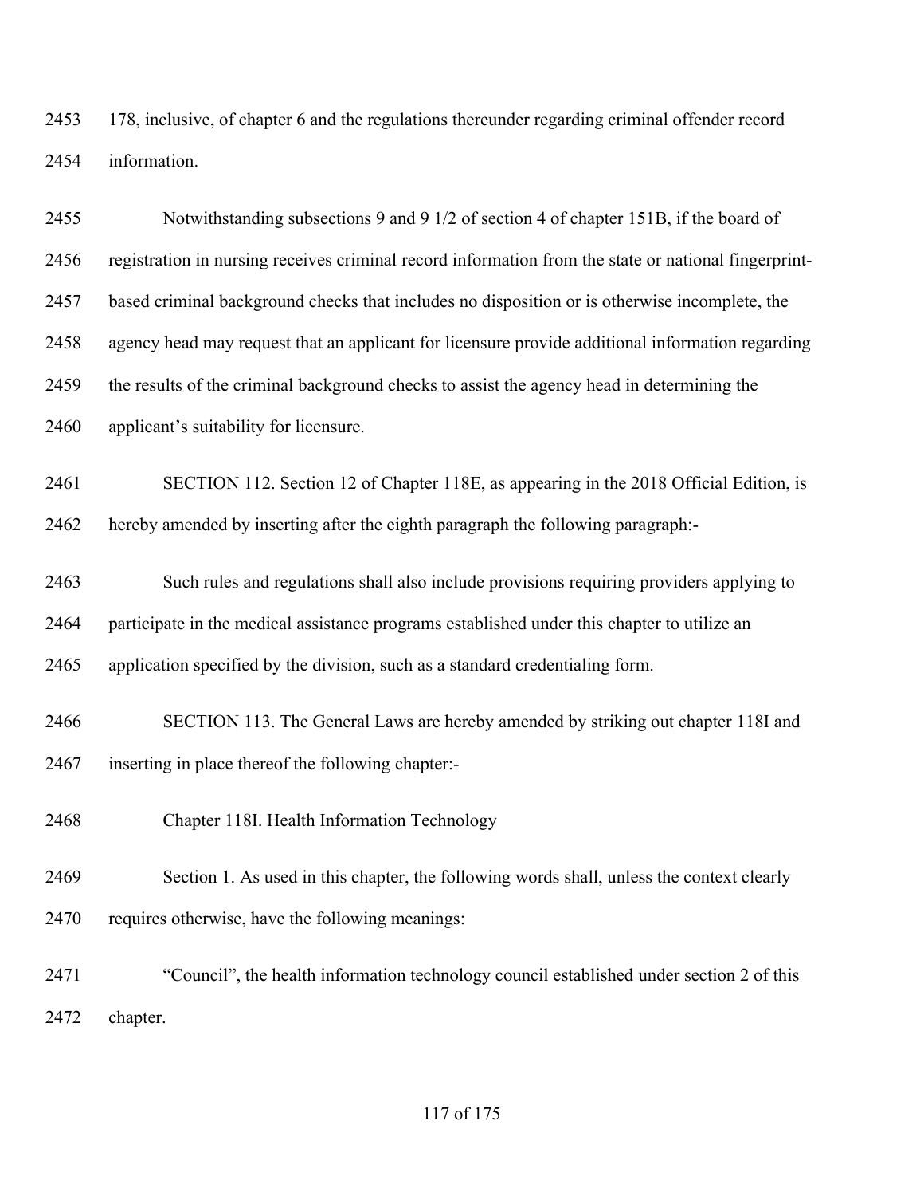178, inclusive, of chapter 6 and the regulations thereunder regarding criminal offender record information.

Notwithstanding subsections 9 and 9 1/2 of section 4 of chapter 151B, if the board of registration in nursing receives criminal record information from the state or national fingerprint-based criminal background checks that includes no disposition or is otherwise incomplete, the agency head may request that an applicant for licensure provide additional information regarding the results of the criminal background checks to assist the agency head in determining the applicant's suitability for licensure.

SECTION 112. Section 12 of Chapter 118E, as appearing in the 2018 Official Edition, is hereby amended by inserting after the eighth paragraph the following paragraph:-

Such rules and regulations shall also include provisions requiring providers applying to participate in the medical assistance programs established under this chapter to utilize an application specified by the division, such as a standard credentialing form.

SECTION 113. The General Laws are hereby amended by striking out chapter 118I and inserting in place thereof the following chapter:-

Chapter 118I. Health Information Technology

Section 1. As used in this chapter, the following words shall, unless the context clearly requires otherwise, have the following meanings:

"Council", the health information technology council established under section 2 of this chapter.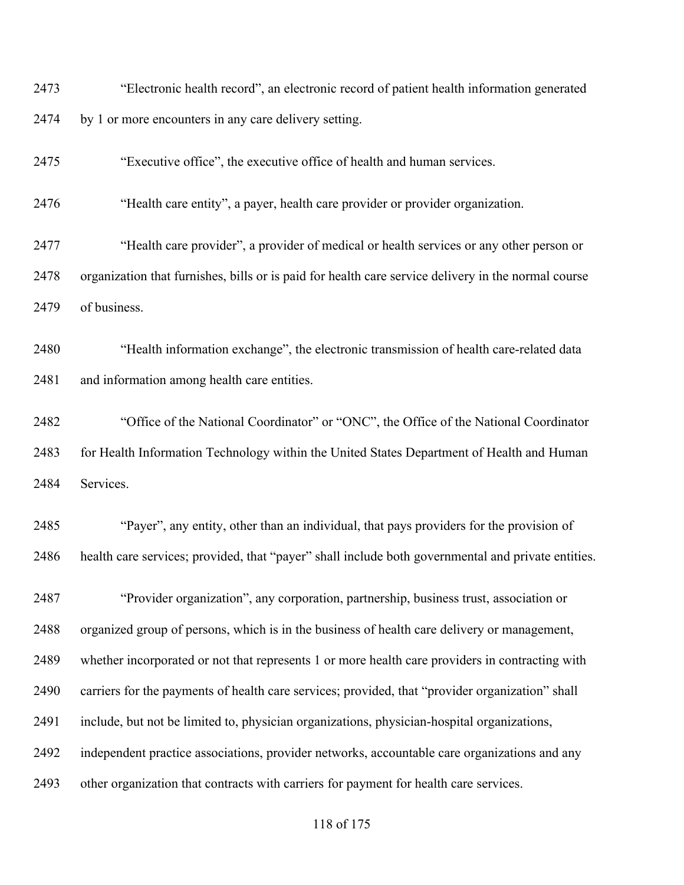"Electronic health record", an electronic record of patient health information generated by 1 or more encounters in any care delivery setting.

"Executive office", the executive office of health and human services.

"Health care entity", a payer, health care provider or provider organization.

"Health care provider", a provider of medical or health services or any other person or organization that furnishes, bills or is paid for health care service delivery in the normal course of business.

"Health information exchange", the electronic transmission of health care-related data and information among health care entities.

"Office of the National Coordinator" or "ONC", the Office of the National Coordinator for Health Information Technology within the United States Department of Health and Human Services.

"Payer", any entity, other than an individual, that pays providers for the provision of health care services; provided, that "payer" shall include both governmental and private entities.

"Provider organization", any corporation, partnership, business trust, association or organized group of persons, which is in the business of health care delivery or management, whether incorporated or not that represents 1 or more health care providers in contracting with carriers for the payments of health care services; provided, that "provider organization" shall include, but not be limited to, physician organizations, physician-hospital organizations, independent practice associations, provider networks, accountable care organizations and any other organization that contracts with carriers for payment for health care services.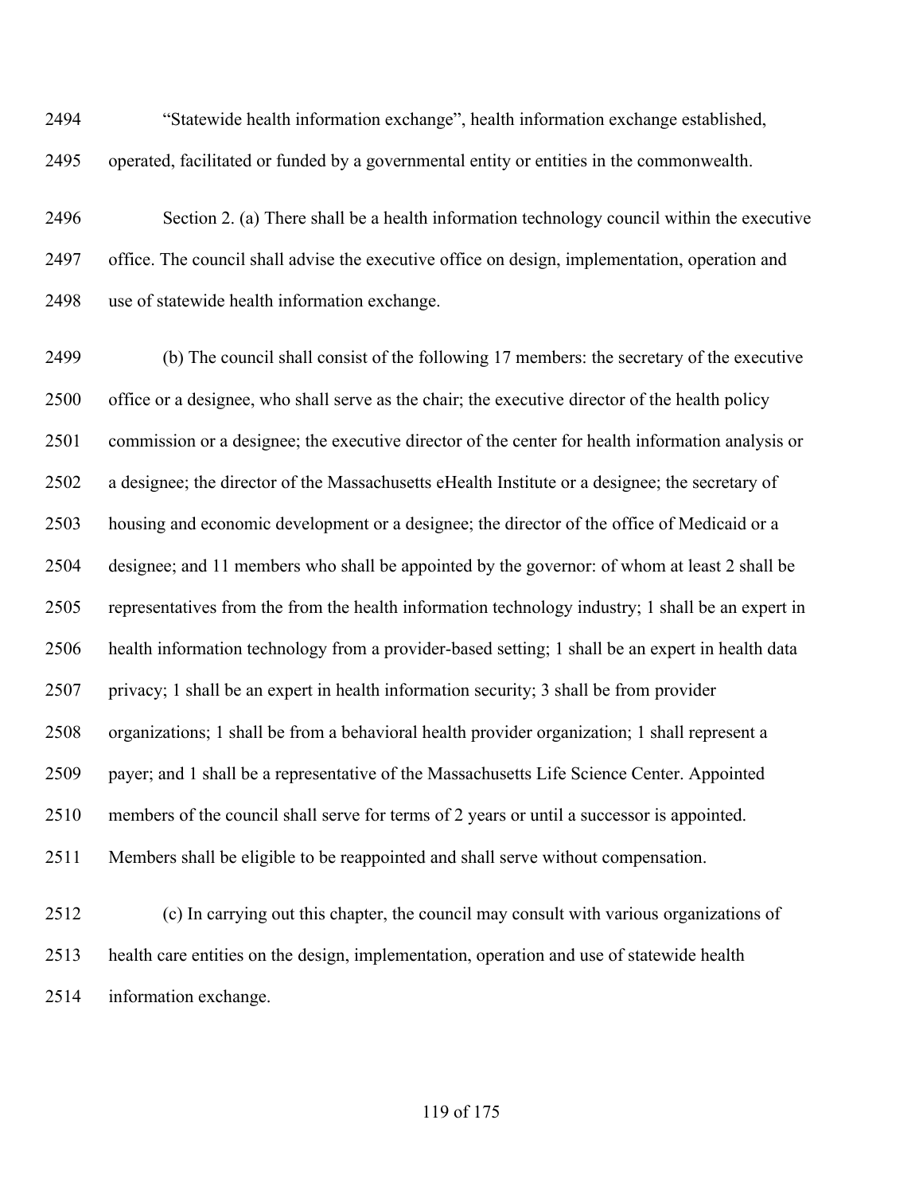"Statewide health information exchange", health information exchange established, operated, facilitated or funded by a governmental entity or entities in the commonwealth.

Section 2. (a) There shall be a health information technology council within the executive office. The council shall advise the executive office on design, implementation, operation and use of statewide health information exchange.

(b) The council shall consist of the following 17 members: the secretary of the executive office or a designee, who shall serve as the chair; the executive director of the health policy commission or a designee; the executive director of the center for health information analysis or a designee; the director of the Massachusetts eHealth Institute or a designee; the secretary of housing and economic development or a designee; the director of the office of Medicaid or a designee; and 11 members who shall be appointed by the governor: of whom at least 2 shall be representatives from the from the health information technology industry; 1 shall be an expert in health information technology from a provider-based setting; 1 shall be an expert in health data privacy; 1 shall be an expert in health information security; 3 shall be from provider organizations; 1 shall be from a behavioral health provider organization; 1 shall represent a payer; and 1 shall be a representative of the Massachusetts Life Science Center. Appointed members of the council shall serve for terms of 2 years or until a successor is appointed. Members shall be eligible to be reappointed and shall serve without compensation.

(c) In carrying out this chapter, the council may consult with various organizations of health care entities on the design, implementation, operation and use of statewide health information exchange.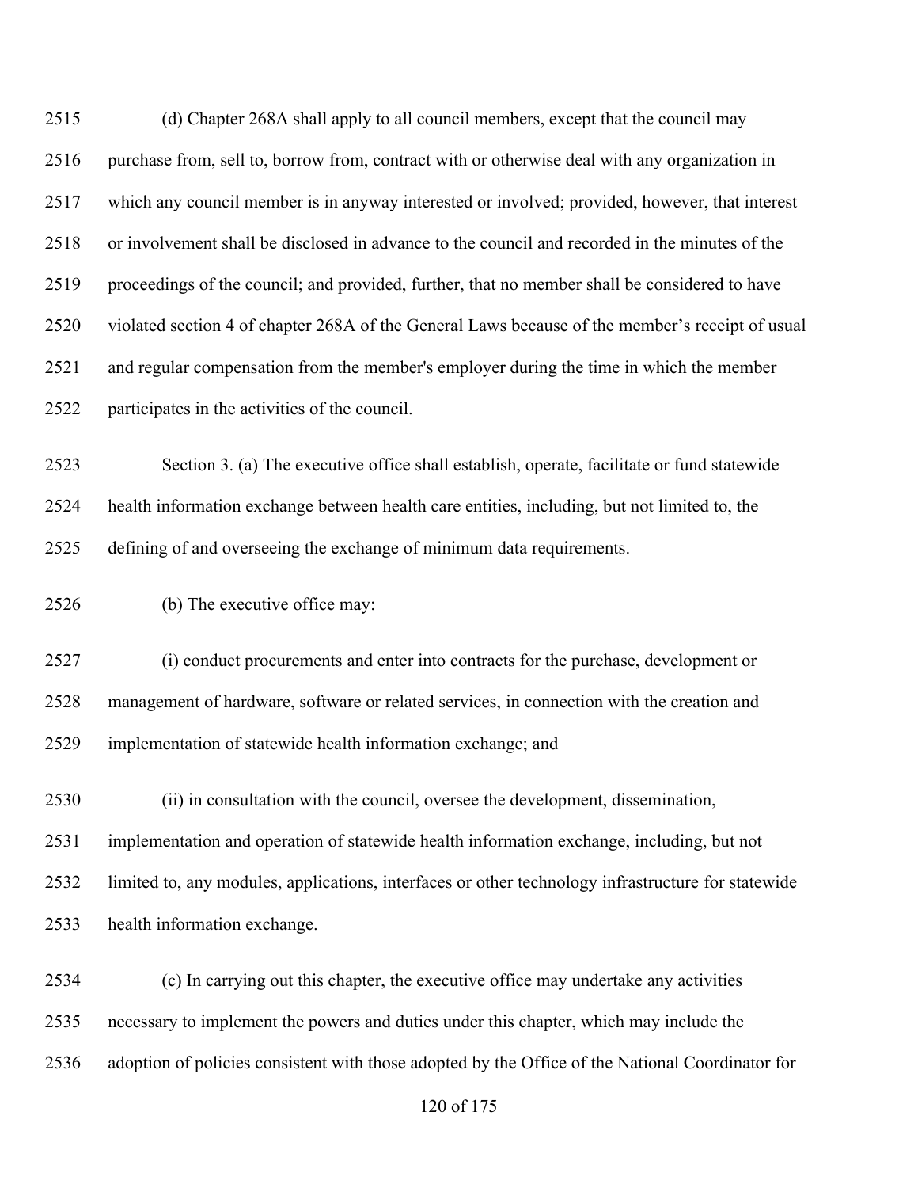(d) Chapter 268A shall apply to all council members, except that the council may purchase from, sell to, borrow from, contract with or otherwise deal with any organization in which any council member is in anyway interested or involved; provided, however, that interest or involvement shall be disclosed in advance to the council and recorded in the minutes of the proceedings of the council; and provided, further, that no member shall be considered to have violated section 4 of chapter 268A of the General Laws because of the member's receipt of usual and regular compensation from the member's employer during the time in which the member participates in the activities of the council.

Section 3. (a) The executive office shall establish, operate, facilitate or fund statewide health information exchange between health care entities, including, but not limited to, the defining of and overseeing the exchange of minimum data requirements.

(b) The executive office may:

(i) conduct procurements and enter into contracts for the purchase, development or management of hardware, software or related services, in connection with the creation and implementation of statewide health information exchange; and

(ii) in consultation with the council, oversee the development, dissemination, implementation and operation of statewide health information exchange, including, but not limited to, any modules, applications, interfaces or other technology infrastructure for statewide health information exchange.

(c) In carrying out this chapter, the executive office may undertake any activities necessary to implement the powers and duties under this chapter, which may include the adoption of policies consistent with those adopted by the Office of the National Coordinator for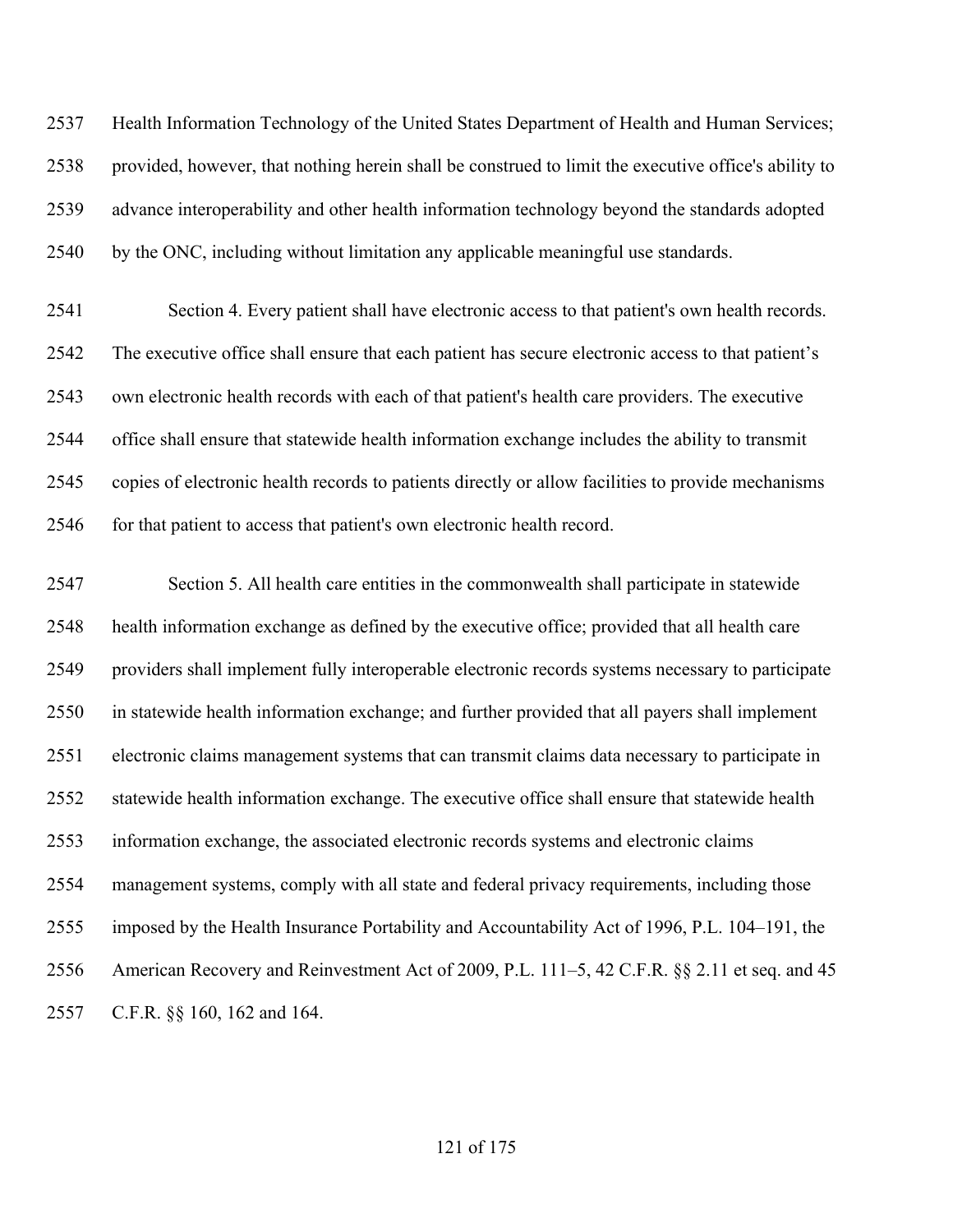Health Information Technology of the United States Department of Health and Human Services; provided, however, that nothing herein shall be construed to limit the executive office's ability to advance interoperability and other health information technology beyond the standards adopted by the ONC, including without limitation any applicable meaningful use standards.

Section 4. Every patient shall have electronic access to that patient's own health records. The executive office shall ensure that each patient has secure electronic access to that patient's own electronic health records with each of that patient's health care providers. The executive office shall ensure that statewide health information exchange includes the ability to transmit copies of electronic health records to patients directly or allow facilities to provide mechanisms for that patient to access that patient's own electronic health record.

Section 5. All health care entities in the commonwealth shall participate in statewide health information exchange as defined by the executive office; provided that all health care providers shall implement fully interoperable electronic records systems necessary to participate in statewide health information exchange; and further provided that all payers shall implement electronic claims management systems that can transmit claims data necessary to participate in statewide health information exchange. The executive office shall ensure that statewide health information exchange, the associated electronic records systems and electronic claims management systems, comply with all state and federal privacy requirements, including those imposed by the Health Insurance Portability and Accountability Act of 1996, P.L. 104–191, the American Recovery and Reinvestment Act of 2009, P.L. 111–5, 42 C.F.R. §§ 2.11 et seq. and 45 C.F.R. §§ 160, 162 and 164.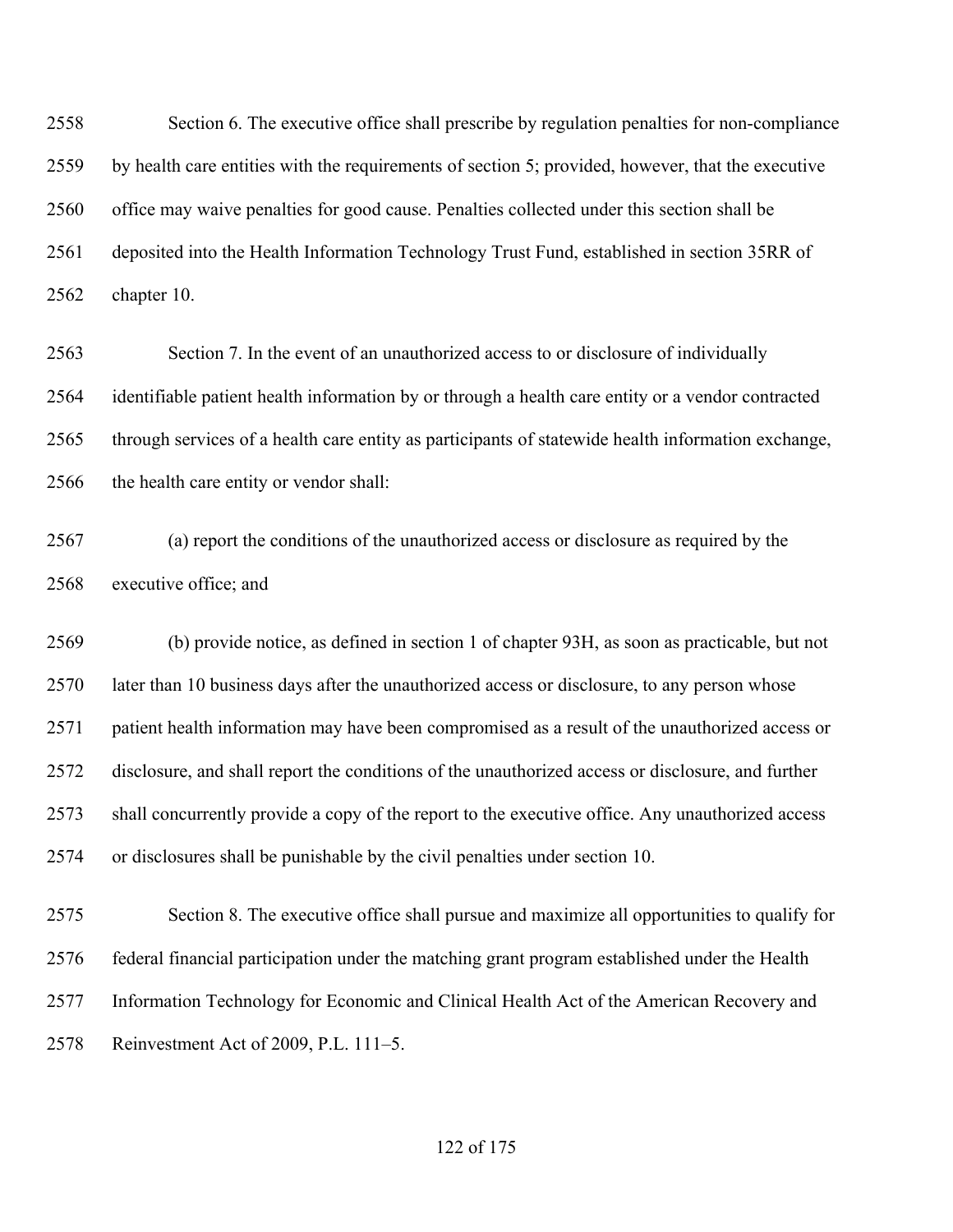Section 6. The executive office shall prescribe by regulation penalties for non-compliance by health care entities with the requirements of section 5; provided, however, that the executive office may waive penalties for good cause. Penalties collected under this section shall be deposited into the Health Information Technology Trust Fund, established in section 35RR of chapter 10.

Section 7. In the event of an unauthorized access to or disclosure of individually identifiable patient health information by or through a health care entity or a vendor contracted through services of a health care entity as participants of statewide health information exchange, the health care entity or vendor shall:

(a) report the conditions of the unauthorized access or disclosure as required by the executive office; and

(b) provide notice, as defined in section 1 of chapter 93H, as soon as practicable, but not later than 10 business days after the unauthorized access or disclosure, to any person whose patient health information may have been compromised as a result of the unauthorized access or disclosure, and shall report the conditions of the unauthorized access or disclosure, and further shall concurrently provide a copy of the report to the executive office. Any unauthorized access or disclosures shall be punishable by the civil penalties under section 10.

Section 8. The executive office shall pursue and maximize all opportunities to qualify for federal financial participation under the matching grant program established under the Health Information Technology for Economic and Clinical Health Act of the American Recovery and Reinvestment Act of 2009, P.L. 111–5.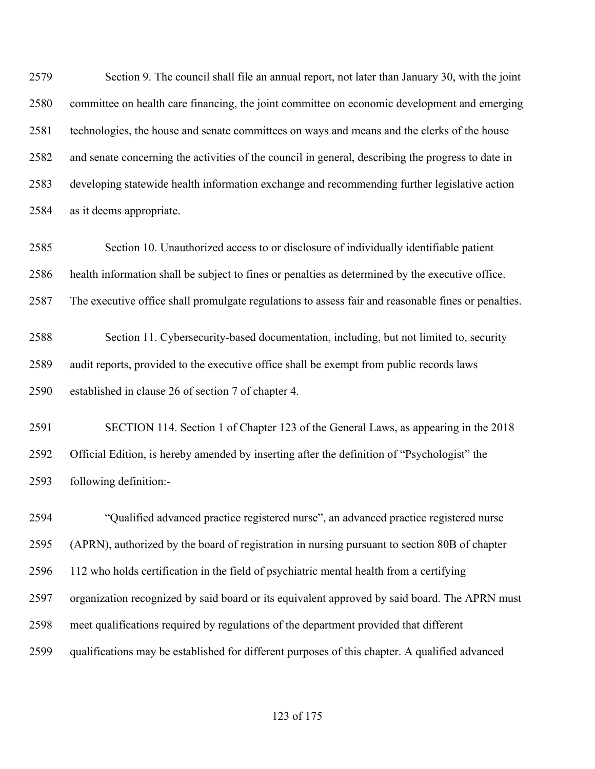Section 9. The council shall file an annual report, not later than January 30, with the joint committee on health care financing, the joint committee on economic development and emerging technologies, the house and senate committees on ways and means and the clerks of the house and senate concerning the activities of the council in general, describing the progress to date in developing statewide health information exchange and recommending further legislative action as it deems appropriate.

Section 10. Unauthorized access to or disclosure of individually identifiable patient health information shall be subject to fines or penalties as determined by the executive office. The executive office shall promulgate regulations to assess fair and reasonable fines or penalties.

Section 11. Cybersecurity-based documentation, including, but not limited to, security audit reports, provided to the executive office shall be exempt from public records laws established in clause 26 of section 7 of chapter 4.

SECTION 114. Section 1 of Chapter 123 of the General Laws, as appearing in the 2018 Official Edition, is hereby amended by inserting after the definition of "Psychologist" the following definition:-

"Qualified advanced practice registered nurse", an advanced practice registered nurse (APRN), authorized by the board of registration in nursing pursuant to section 80B of chapter 112 who holds certification in the field of psychiatric mental health from a certifying organization recognized by said board or its equivalent approved by said board. The APRN must meet qualifications required by regulations of the department provided that different qualifications may be established for different purposes of this chapter. A qualified advanced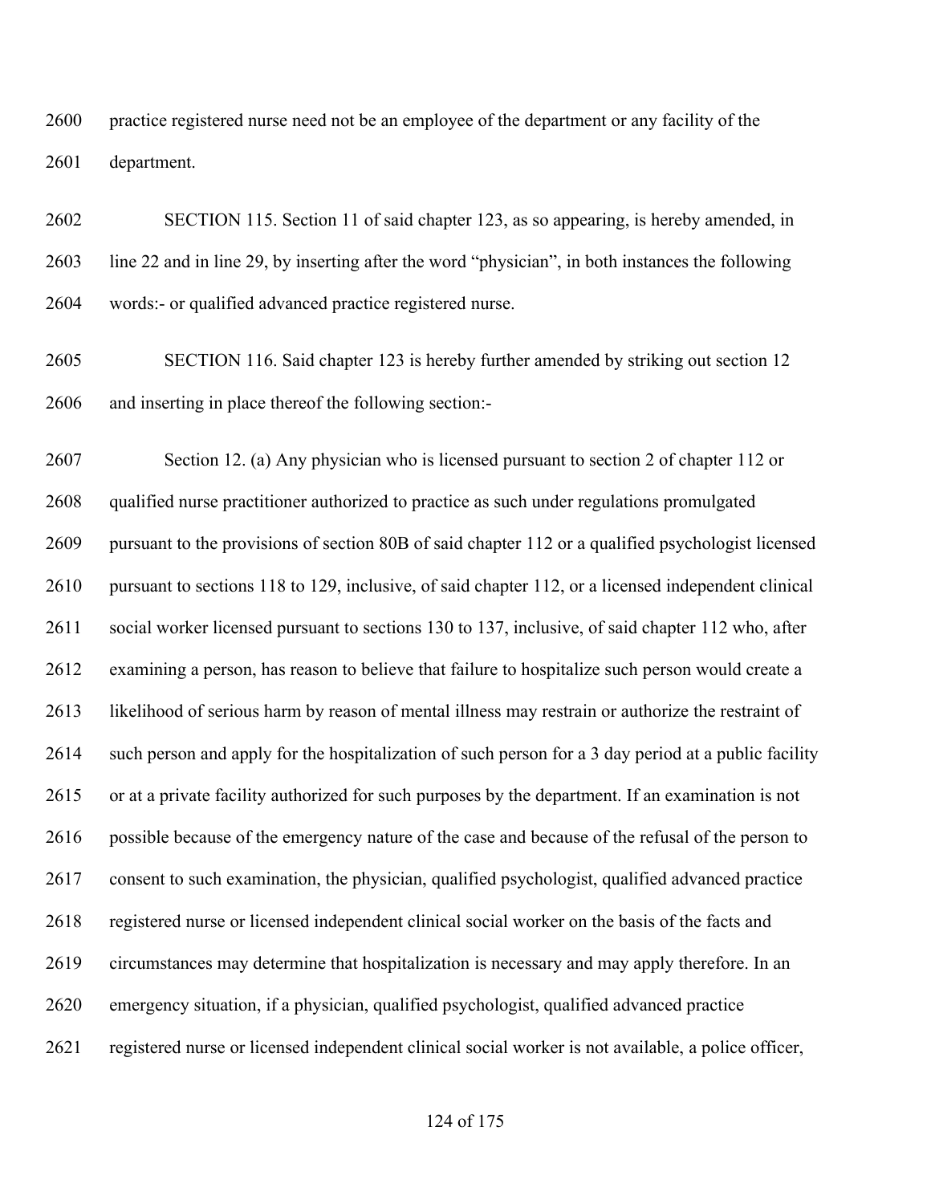practice registered nurse need not be an employee of the department or any facility of the department.

SECTION 115. Section 11 of said chapter 123, as so appearing, is hereby amended, in line 22 and in line 29, by inserting after the word "physician", in both instances the following words:- or qualified advanced practice registered nurse.

SECTION 116. Said chapter 123 is hereby further amended by striking out section 12 and inserting in place thereof the following section:-

Section 12. (a) Any physician who is licensed pursuant to section 2 of chapter 112 or qualified nurse practitioner authorized to practice as such under regulations promulgated pursuant to the provisions of section 80B of said chapter 112 or a qualified psychologist licensed pursuant to sections 118 to 129, inclusive, of said chapter 112, or a licensed independent clinical social worker licensed pursuant to sections 130 to 137, inclusive, of said chapter 112 who, after examining a person, has reason to believe that failure to hospitalize such person would create a likelihood of serious harm by reason of mental illness may restrain or authorize the restraint of such person and apply for the hospitalization of such person for a 3 day period at a public facility or at a private facility authorized for such purposes by the department. If an examination is not possible because of the emergency nature of the case and because of the refusal of the person to consent to such examination, the physician, qualified psychologist, qualified advanced practice registered nurse or licensed independent clinical social worker on the basis of the facts and circumstances may determine that hospitalization is necessary and may apply therefore. In an emergency situation, if a physician, qualified psychologist, qualified advanced practice registered nurse or licensed independent clinical social worker is not available, a police officer,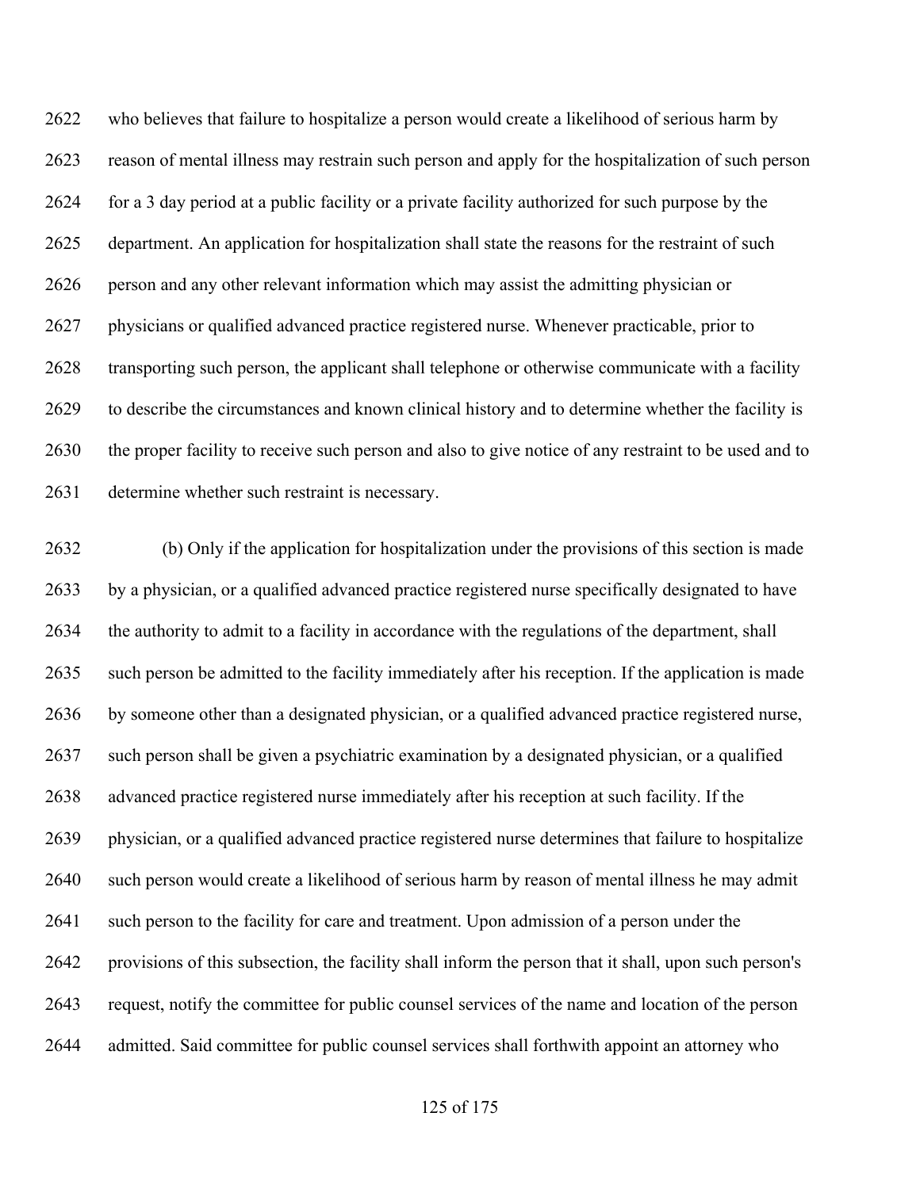who believes that failure to hospitalize a person would create a likelihood of serious harm by reason of mental illness may restrain such person and apply for the hospitalization of such person for a 3 day period at a public facility or a private facility authorized for such purpose by the department. An application for hospitalization shall state the reasons for the restraint of such person and any other relevant information which may assist the admitting physician or physicians or qualified advanced practice registered nurse. Whenever practicable, prior to transporting such person, the applicant shall telephone or otherwise communicate with a facility to describe the circumstances and known clinical history and to determine whether the facility is the proper facility to receive such person and also to give notice of any restraint to be used and to determine whether such restraint is necessary.

(b) Only if the application for hospitalization under the provisions of this section is made by a physician, or a qualified advanced practice registered nurse specifically designated to have the authority to admit to a facility in accordance with the regulations of the department, shall such person be admitted to the facility immediately after his reception. If the application is made by someone other than a designated physician, or a qualified advanced practice registered nurse, such person shall be given a psychiatric examination by a designated physician, or a qualified advanced practice registered nurse immediately after his reception at such facility. If the physician, or a qualified advanced practice registered nurse determines that failure to hospitalize such person would create a likelihood of serious harm by reason of mental illness he may admit such person to the facility for care and treatment. Upon admission of a person under the provisions of this subsection, the facility shall inform the person that it shall, upon such person's request, notify the committee for public counsel services of the name and location of the person admitted. Said committee for public counsel services shall forthwith appoint an attorney who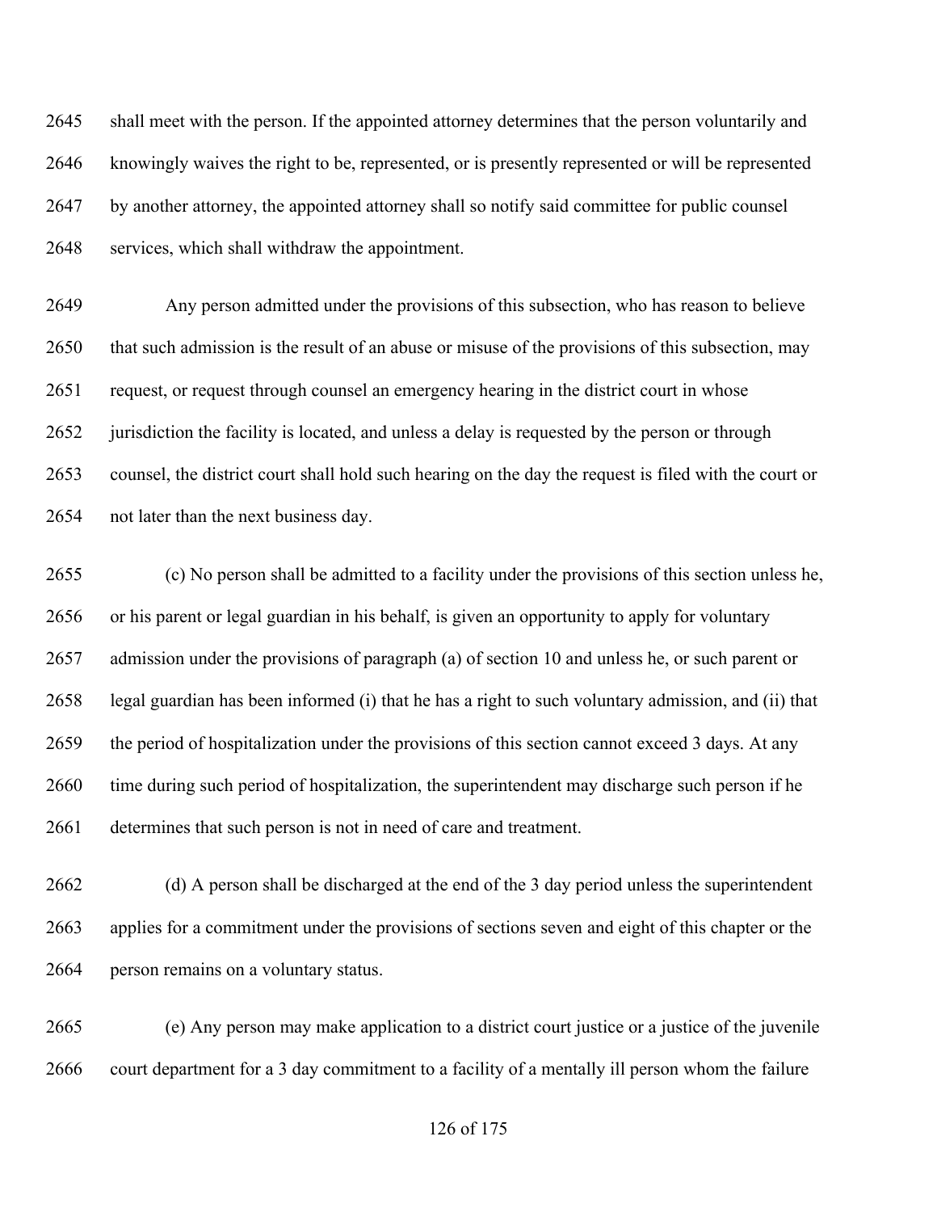shall meet with the person. If the appointed attorney determines that the person voluntarily and knowingly waives the right to be, represented, or is presently represented or will be represented by another attorney, the appointed attorney shall so notify said committee for public counsel services, which shall withdraw the appointment.

Any person admitted under the provisions of this subsection, who has reason to believe that such admission is the result of an abuse or misuse of the provisions of this subsection, may request, or request through counsel an emergency hearing in the district court in whose jurisdiction the facility is located, and unless a delay is requested by the person or through counsel, the district court shall hold such hearing on the day the request is filed with the court or not later than the next business day.

(c) No person shall be admitted to a facility under the provisions of this section unless he, or his parent or legal guardian in his behalf, is given an opportunity to apply for voluntary admission under the provisions of paragraph (a) of section 10 and unless he, or such parent or legal guardian has been informed (i) that he has a right to such voluntary admission, and (ii) that the period of hospitalization under the provisions of this section cannot exceed 3 days. At any time during such period of hospitalization, the superintendent may discharge such person if he determines that such person is not in need of care and treatment.

(d) A person shall be discharged at the end of the 3 day period unless the superintendent applies for a commitment under the provisions of sections seven and eight of this chapter or the person remains on a voluntary status.

(e) Any person may make application to a district court justice or a justice of the juvenile court department for a 3 day commitment to a facility of a mentally ill person whom the failure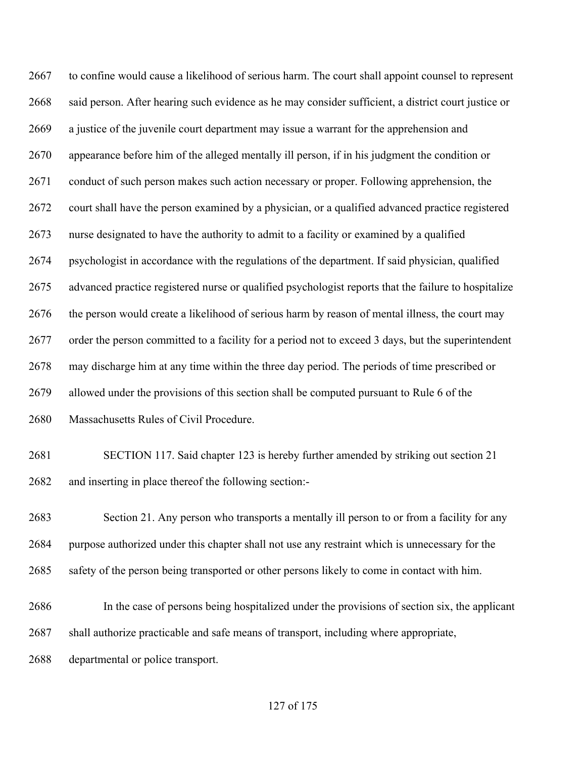to confine would cause a likelihood of serious harm. The court shall appoint counsel to represent said person. After hearing such evidence as he may consider sufficient, a district court justice or a justice of the juvenile court department may issue a warrant for the apprehension and appearance before him of the alleged mentally ill person, if in his judgment the condition or conduct of such person makes such action necessary or proper. Following apprehension, the court shall have the person examined by a physician, or a qualified advanced practice registered nurse designated to have the authority to admit to a facility or examined by a qualified psychologist in accordance with the regulations of the department. If said physician, qualified advanced practice registered nurse or qualified psychologist reports that the failure to hospitalize the person would create a likelihood of serious harm by reason of mental illness, the court may order the person committed to a facility for a period not to exceed 3 days, but the superintendent may discharge him at any time within the three day period. The periods of time prescribed or allowed under the provisions of this section shall be computed pursuant to Rule 6 of the Massachusetts Rules of Civil Procedure.

SECTION 117. Said chapter 123 is hereby further amended by striking out section 21 and inserting in place thereof the following section:-

Section 21. Any person who transports a mentally ill person to or from a facility for any purpose authorized under this chapter shall not use any restraint which is unnecessary for the safety of the person being transported or other persons likely to come in contact with him.

In the case of persons being hospitalized under the provisions of section six, the applicant shall authorize practicable and safe means of transport, including where appropriate, departmental or police transport.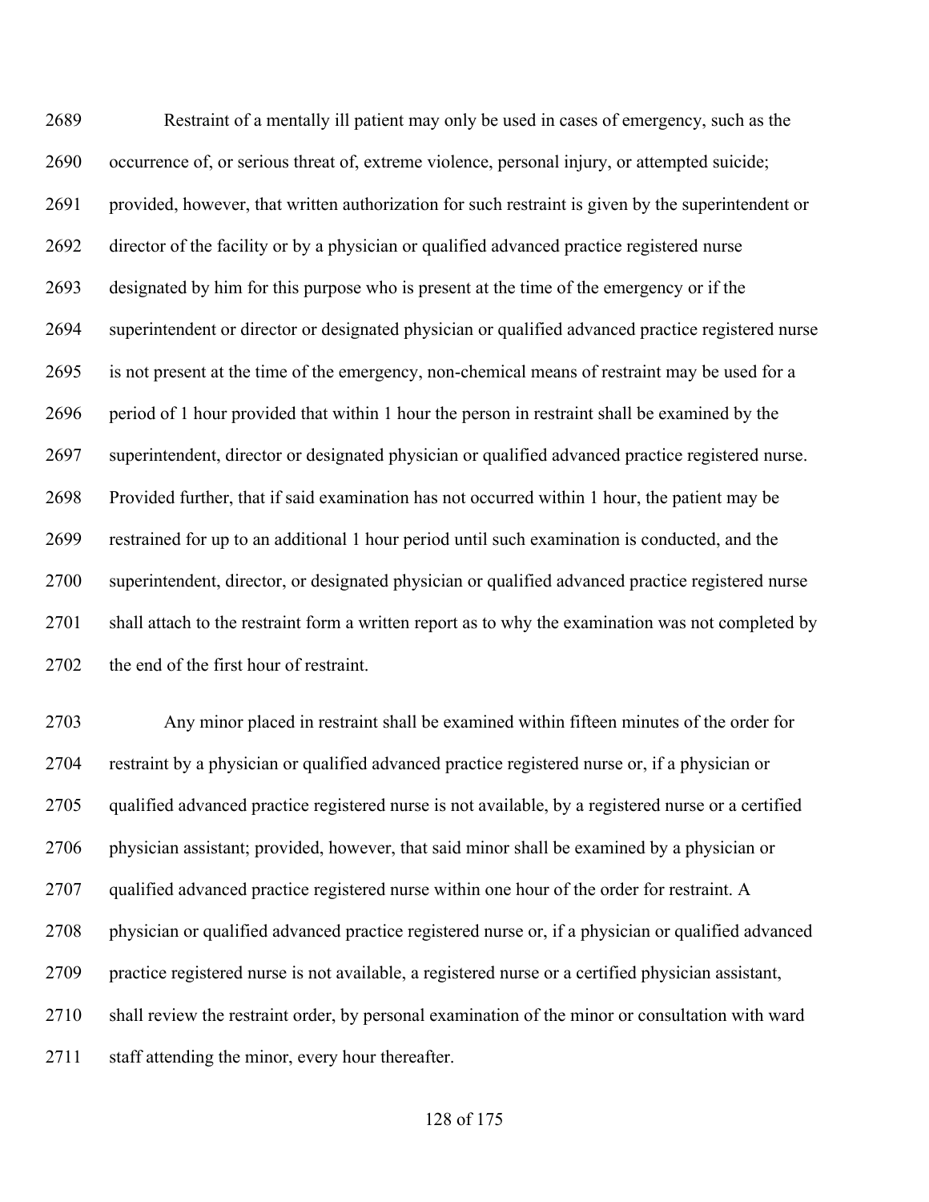Restraint of a mentally ill patient may only be used in cases of emergency, such as the occurrence of, or serious threat of, extreme violence, personal injury, or attempted suicide; provided, however, that written authorization for such restraint is given by the superintendent or director of the facility or by a physician or qualified advanced practice registered nurse designated by him for this purpose who is present at the time of the emergency or if the superintendent or director or designated physician or qualified advanced practice registered nurse is not present at the time of the emergency, non-chemical means of restraint may be used for a period of 1 hour provided that within 1 hour the person in restraint shall be examined by the superintendent, director or designated physician or qualified advanced practice registered nurse. Provided further, that if said examination has not occurred within 1 hour, the patient may be restrained for up to an additional 1 hour period until such examination is conducted, and the superintendent, director, or designated physician or qualified advanced practice registered nurse shall attach to the restraint form a written report as to why the examination was not completed by the end of the first hour of restraint.

Any minor placed in restraint shall be examined within fifteen minutes of the order for restraint by a physician or qualified advanced practice registered nurse or, if a physician or qualified advanced practice registered nurse is not available, by a registered nurse or a certified physician assistant; provided, however, that said minor shall be examined by a physician or qualified advanced practice registered nurse within one hour of the order for restraint. A physician or qualified advanced practice registered nurse or, if a physician or qualified advanced practice registered nurse is not available, a registered nurse or a certified physician assistant, shall review the restraint order, by personal examination of the minor or consultation with ward staff attending the minor, every hour thereafter.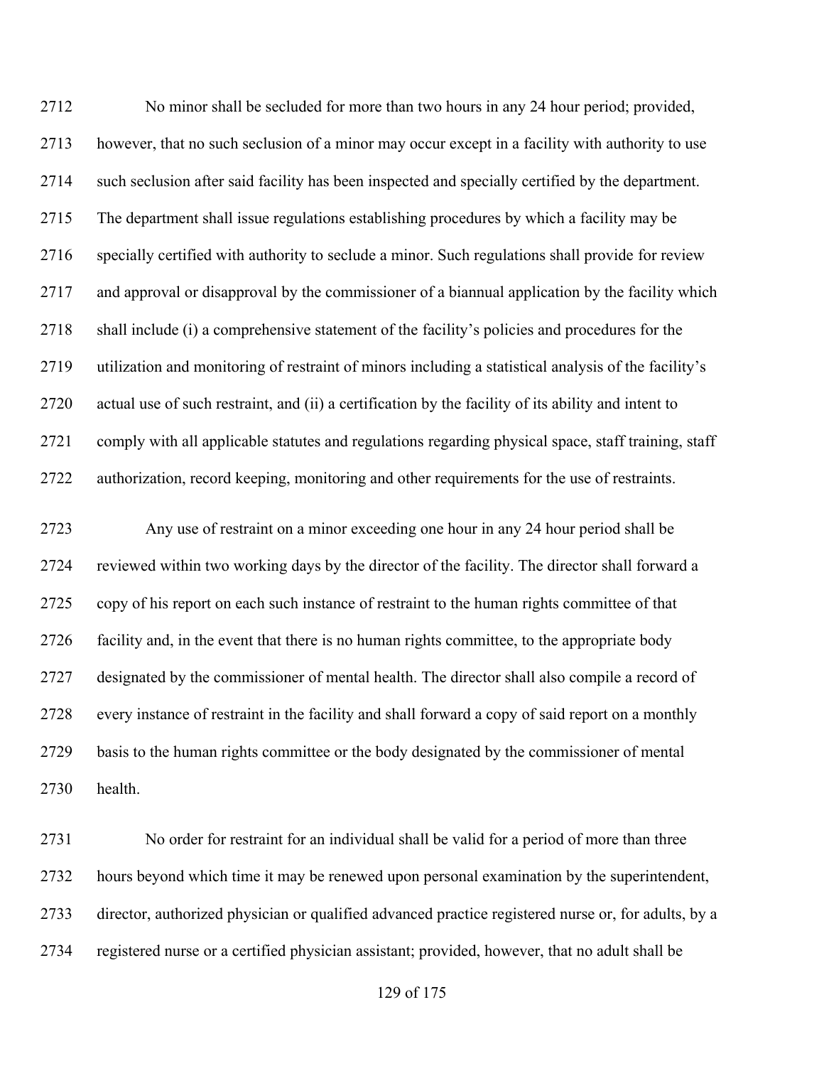No minor shall be secluded for more than two hours in any 24 hour period; provided, however, that no such seclusion of a minor may occur except in a facility with authority to use such seclusion after said facility has been inspected and specially certified by the department. The department shall issue regulations establishing procedures by which a facility may be specially certified with authority to seclude a minor. Such regulations shall provide for review and approval or disapproval by the commissioner of a biannual application by the facility which shall include (i) a comprehensive statement of the facility's policies and procedures for the utilization and monitoring of restraint of minors including a statistical analysis of the facility's actual use of such restraint, and (ii) a certification by the facility of its ability and intent to comply with all applicable statutes and regulations regarding physical space, staff training, staff authorization, record keeping, monitoring and other requirements for the use of restraints.

Any use of restraint on a minor exceeding one hour in any 24 hour period shall be reviewed within two working days by the director of the facility. The director shall forward a copy of his report on each such instance of restraint to the human rights committee of that facility and, in the event that there is no human rights committee, to the appropriate body designated by the commissioner of mental health. The director shall also compile a record of every instance of restraint in the facility and shall forward a copy of said report on a monthly basis to the human rights committee or the body designated by the commissioner of mental health.

No order for restraint for an individual shall be valid for a period of more than three hours beyond which time it may be renewed upon personal examination by the superintendent, director, authorized physician or qualified advanced practice registered nurse or, for adults, by a registered nurse or a certified physician assistant; provided, however, that no adult shall be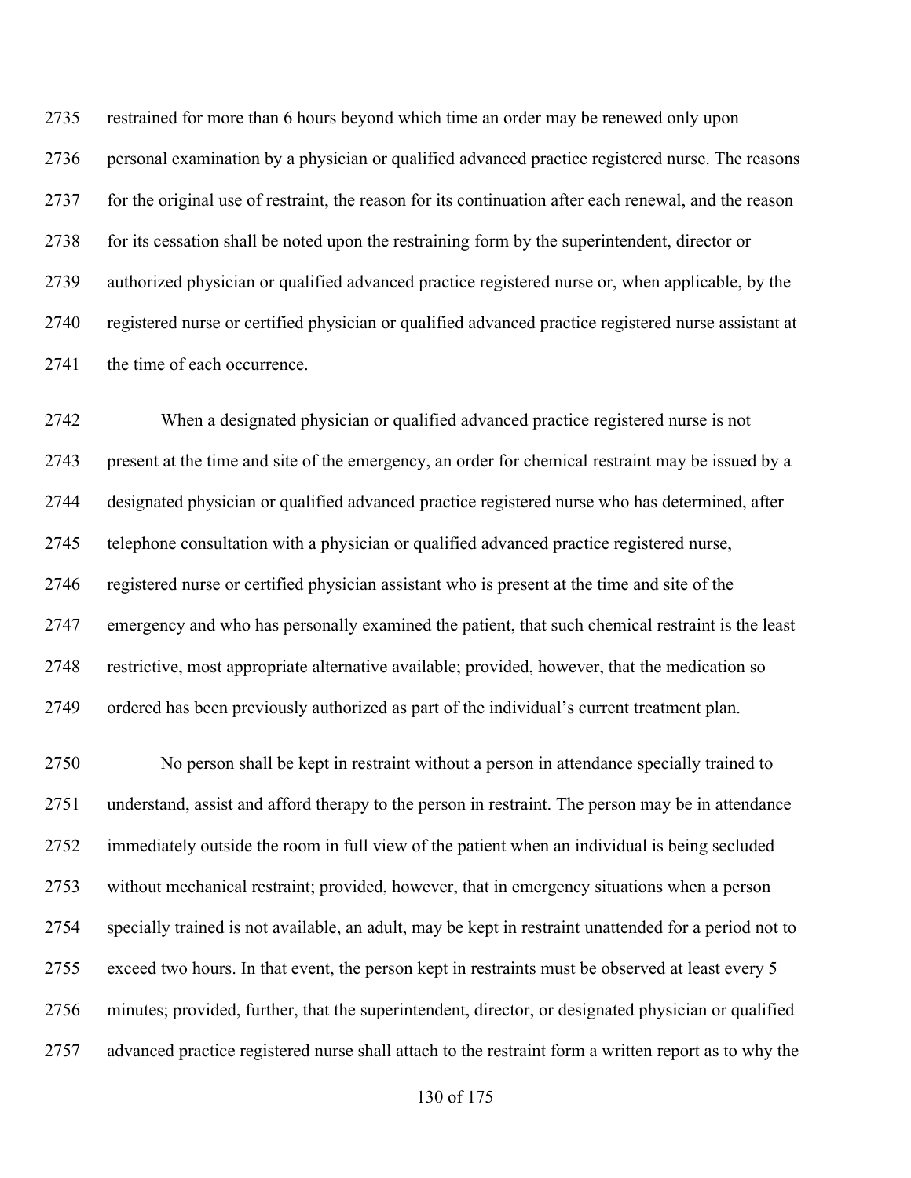restrained for more than 6 hours beyond which time an order may be renewed only upon personal examination by a physician or qualified advanced practice registered nurse. The reasons for the original use of restraint, the reason for its continuation after each renewal, and the reason for its cessation shall be noted upon the restraining form by the superintendent, director or authorized physician or qualified advanced practice registered nurse or, when applicable, by the registered nurse or certified physician or qualified advanced practice registered nurse assistant at the time of each occurrence.

When a designated physician or qualified advanced practice registered nurse is not present at the time and site of the emergency, an order for chemical restraint may be issued by a designated physician or qualified advanced practice registered nurse who has determined, after telephone consultation with a physician or qualified advanced practice registered nurse, registered nurse or certified physician assistant who is present at the time and site of the emergency and who has personally examined the patient, that such chemical restraint is the least restrictive, most appropriate alternative available; provided, however, that the medication so ordered has been previously authorized as part of the individual's current treatment plan.

No person shall be kept in restraint without a person in attendance specially trained to understand, assist and afford therapy to the person in restraint. The person may be in attendance immediately outside the room in full view of the patient when an individual is being secluded without mechanical restraint; provided, however, that in emergency situations when a person specially trained is not available, an adult, may be kept in restraint unattended for a period not to exceed two hours. In that event, the person kept in restraints must be observed at least every 5 minutes; provided, further, that the superintendent, director, or designated physician or qualified advanced practice registered nurse shall attach to the restraint form a written report as to why the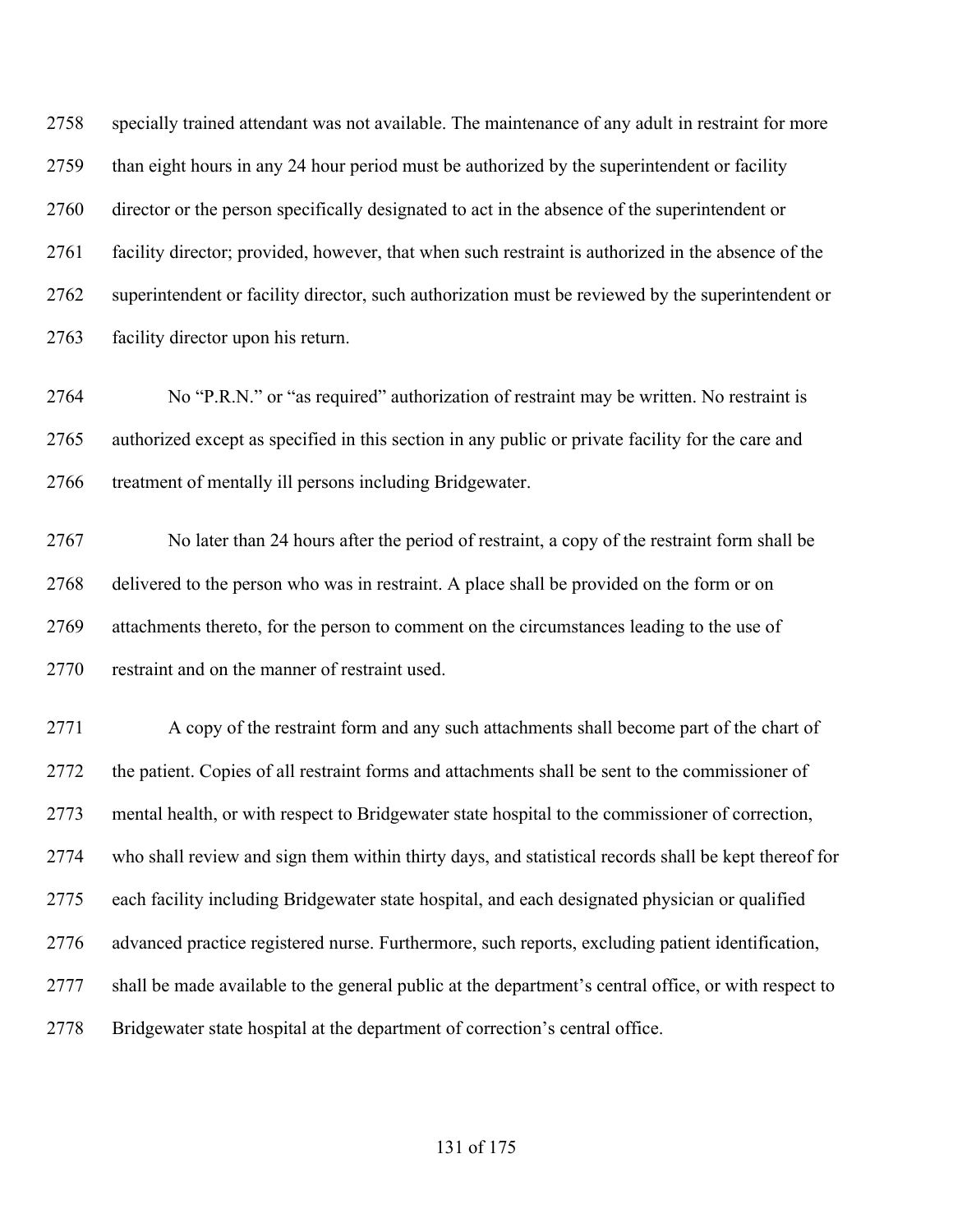specially trained attendant was not available. The maintenance of any adult in restraint for more than eight hours in any 24 hour period must be authorized by the superintendent or facility director or the person specifically designated to act in the absence of the superintendent or facility director; provided, however, that when such restraint is authorized in the absence of the superintendent or facility director, such authorization must be reviewed by the superintendent or facility director upon his return.

No "P.R.N." or "as required" authorization of restraint may be written. No restraint is authorized except as specified in this section in any public or private facility for the care and treatment of mentally ill persons including Bridgewater.

No later than 24 hours after the period of restraint, a copy of the restraint form shall be delivered to the person who was in restraint. A place shall be provided on the form or on attachments thereto, for the person to comment on the circumstances leading to the use of restraint and on the manner of restraint used.

A copy of the restraint form and any such attachments shall become part of the chart of the patient. Copies of all restraint forms and attachments shall be sent to the commissioner of mental health, or with respect to Bridgewater state hospital to the commissioner of correction, who shall review and sign them within thirty days, and statistical records shall be kept thereof for each facility including Bridgewater state hospital, and each designated physician or qualified advanced practice registered nurse. Furthermore, such reports, excluding patient identification, shall be made available to the general public at the department's central office, or with respect to Bridgewater state hospital at the department of correction's central office.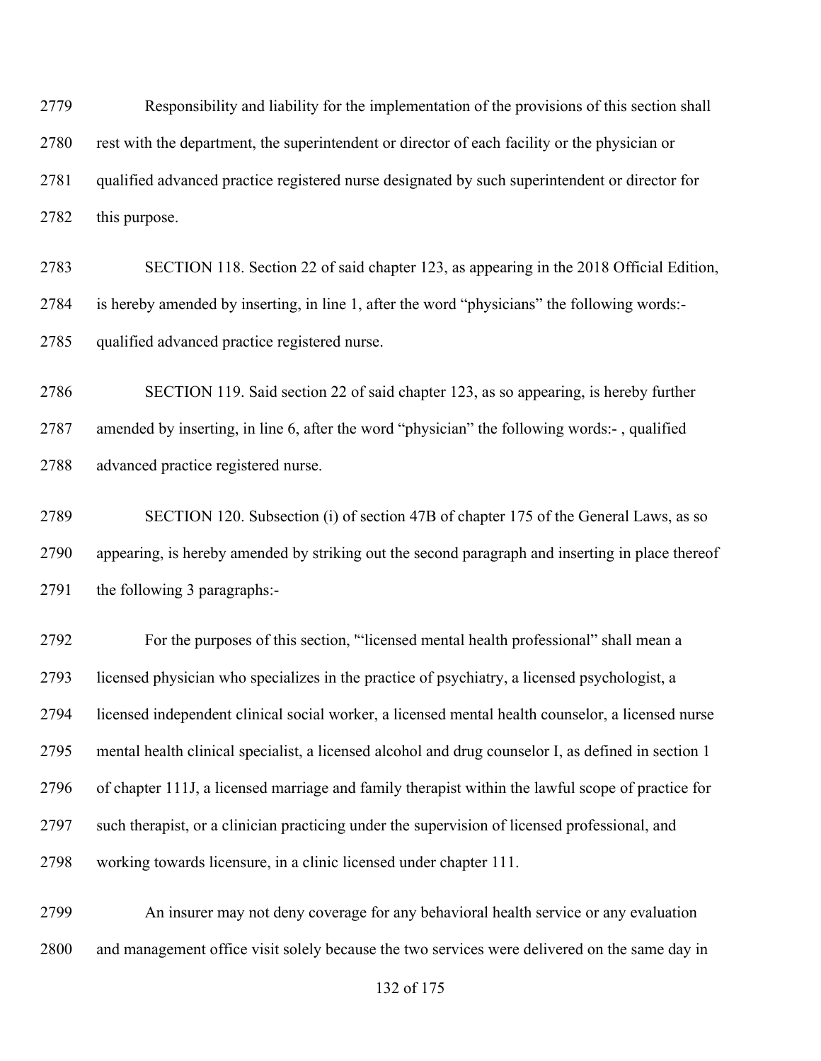Responsibility and liability for the implementation of the provisions of this section shall rest with the department, the superintendent or director of each facility or the physician or qualified advanced practice registered nurse designated by such superintendent or director for this purpose.

SECTION 118. Section 22 of said chapter 123, as appearing in the 2018 Official Edition, is hereby amended by inserting, in line 1, after the word "physicians" the following words:- qualified advanced practice registered nurse.

SECTION 119. Said section 22 of said chapter 123, as so appearing, is hereby further amended by inserting, in line 6, after the word "physician" the following words:- , qualified advanced practice registered nurse.

SECTION 120. Subsection (i) of section 47B of chapter 175 of the General Laws, as so appearing, is hereby amended by striking out the second paragraph and inserting in place thereof the following 3 paragraphs:-

For the purposes of this section, "'licensed mental health professional" shall mean a licensed physician who specializes in the practice of psychiatry, a licensed psychologist, a licensed independent clinical social worker, a licensed mental health counselor, a licensed nurse mental health clinical specialist, a licensed alcohol and drug counselor I, as defined in section 1 of chapter 111J, a licensed marriage and family therapist within the lawful scope of practice for such therapist, or a clinician practicing under the supervision of licensed professional, and working towards licensure, in a clinic licensed under chapter 111.

An insurer may not deny coverage for any behavioral health service or any evaluation and management office visit solely because the two services were delivered on the same day in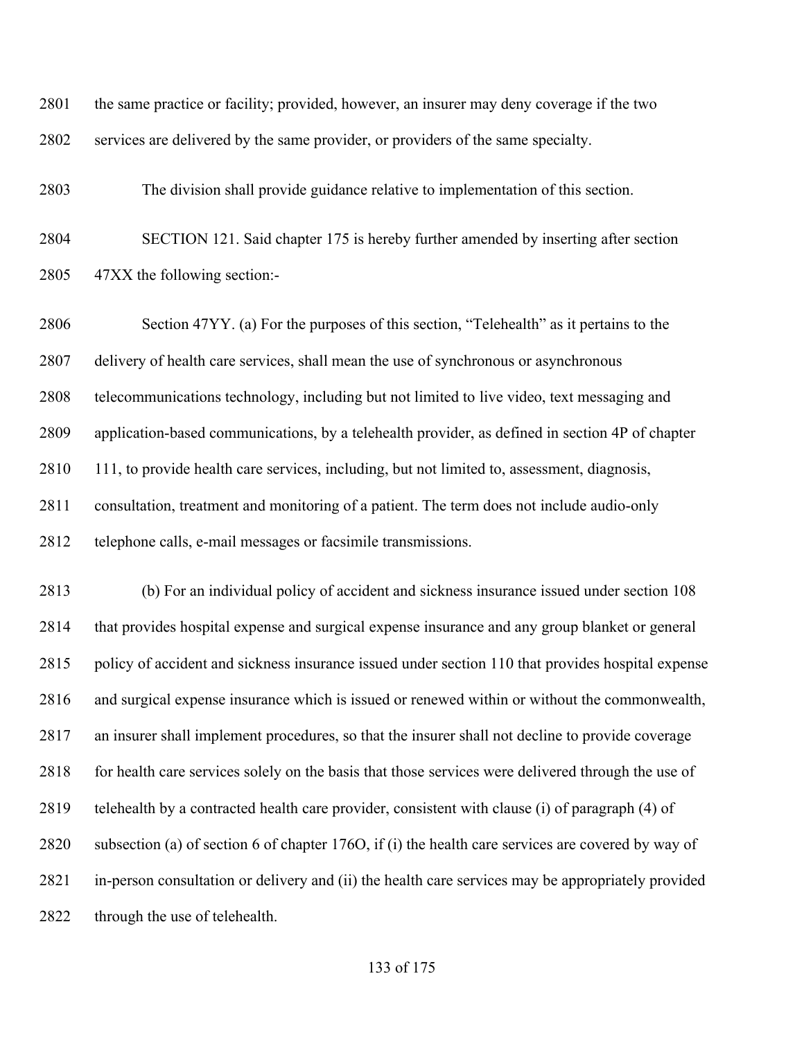the same practice or facility; provided, however, an insurer may deny coverage if the two services are delivered by the same provider, or providers of the same specialty.

The division shall provide guidance relative to implementation of this section.

SECTION 121. Said chapter 175 is hereby further amended by inserting after section 47XX the following section:-

Section 47YY. (a) For the purposes of this section, "Telehealth" as it pertains to the delivery of health care services, shall mean the use of synchronous or asynchronous telecommunications technology, including but not limited to live video, text messaging and application-based communications, by a telehealth provider, as defined in section 4P of chapter 111, to provide health care services, including, but not limited to, assessment, diagnosis, consultation, treatment and monitoring of a patient. The term does not include audio-only telephone calls, e-mail messages or facsimile transmissions.

(b) For an individual policy of accident and sickness insurance issued under section 108 that provides hospital expense and surgical expense insurance and any group blanket or general policy of accident and sickness insurance issued under section 110 that provides hospital expense and surgical expense insurance which is issued or renewed within or without the commonwealth, an insurer shall implement procedures, so that the insurer shall not decline to provide coverage for health care services solely on the basis that those services were delivered through the use of telehealth by a contracted health care provider, consistent with clause (i) of paragraph (4) of subsection (a) of section 6 of chapter 176O, if (i) the health care services are covered by way of in-person consultation or delivery and (ii) the health care services may be appropriately provided through the use of telehealth.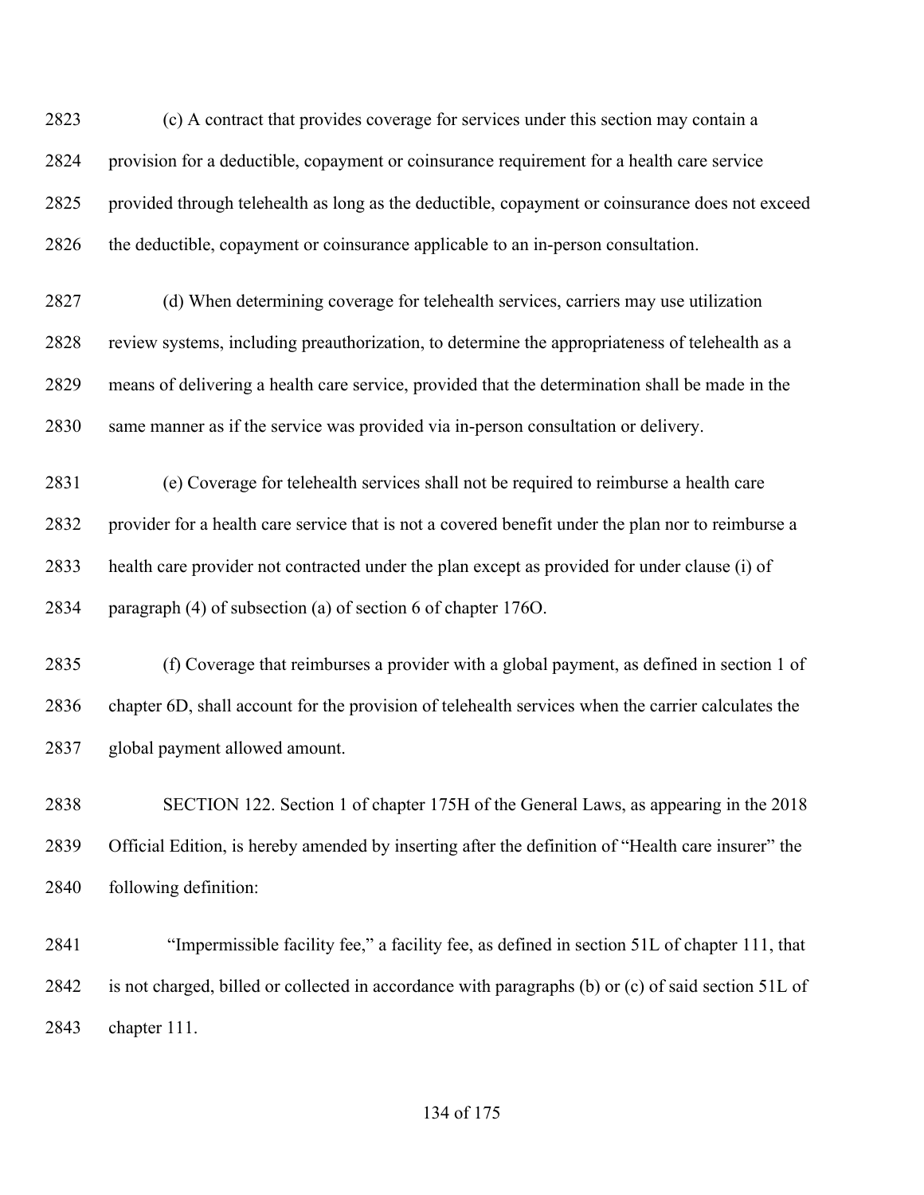(c) A contract that provides coverage for services under this section may contain a provision for a deductible, copayment or coinsurance requirement for a health care service provided through telehealth as long as the deductible, copayment or coinsurance does not exceed the deductible, copayment or coinsurance applicable to an in-person consultation.

(d) When determining coverage for telehealth services, carriers may use utilization review systems, including preauthorization, to determine the appropriateness of telehealth as a means of delivering a health care service, provided that the determination shall be made in the same manner as if the service was provided via in-person consultation or delivery.

(e) Coverage for telehealth services shall not be required to reimburse a health care provider for a health care service that is not a covered benefit under the plan nor to reimburse a health care provider not contracted under the plan except as provided for under clause (i) of paragraph (4) of subsection (a) of section 6 of chapter 176O.

(f) Coverage that reimburses a provider with a global payment, as defined in section 1 of chapter 6D, shall account for the provision of telehealth services when the carrier calculates the global payment allowed amount.

SECTION 122. Section 1 of chapter 175H of the General Laws, as appearing in the 2018 Official Edition, is hereby amended by inserting after the definition of "Health care insurer" the following definition:

"Impermissible facility fee," a facility fee, as defined in section 51L of chapter 111, that is not charged, billed or collected in accordance with paragraphs (b) or (c) of said section 51L of chapter 111.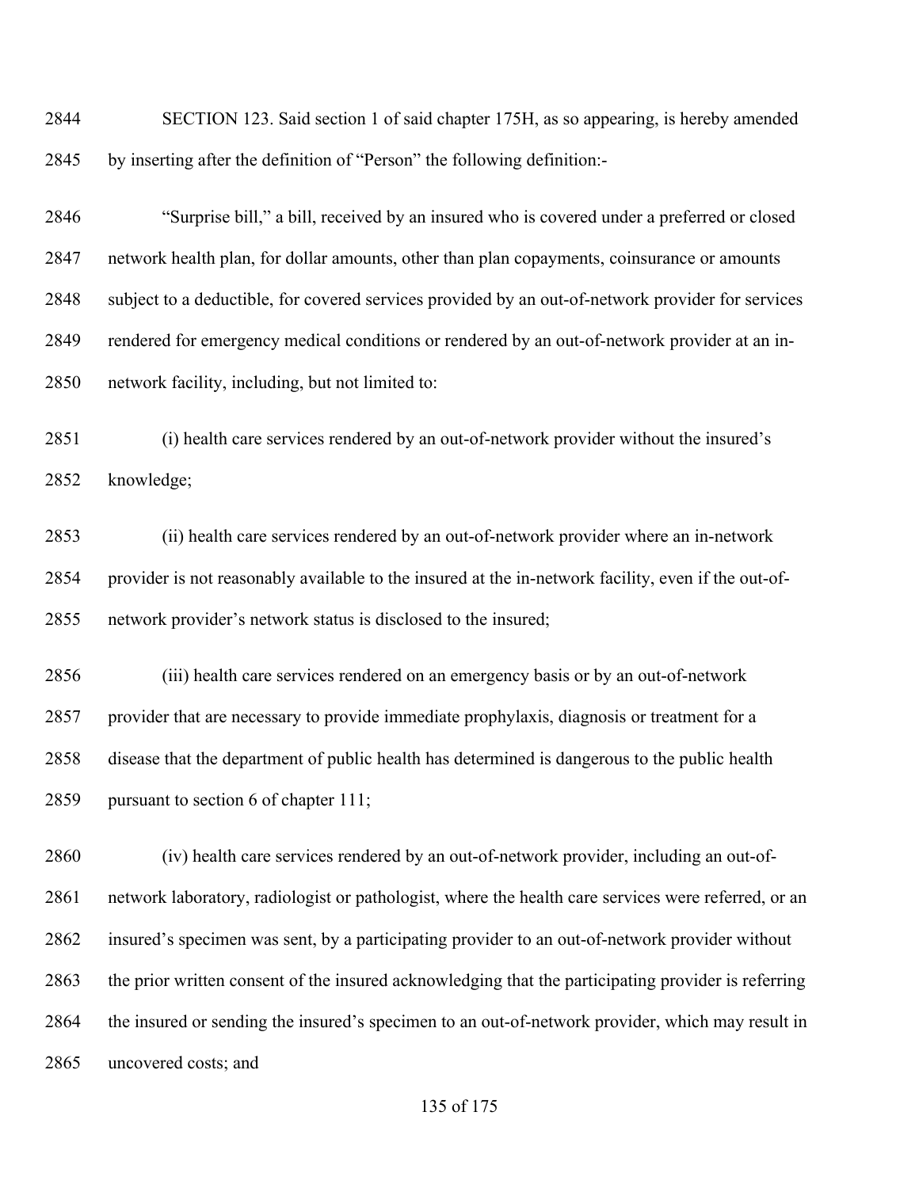SECTION 123. Said section 1 of said chapter 175H, as so appearing, is hereby amended by inserting after the definition of "Person" the following definition:-

"Surprise bill," a bill, received by an insured who is covered under a preferred or closed network health plan, for dollar amounts, other than plan copayments, coinsurance or amounts subject to a deductible, for covered services provided by an out-of-network provider for services rendered for emergency medical conditions or rendered by an out-of-network provider at an in-network facility, including, but not limited to:

(i) health care services rendered by an out-of-network provider without the insured's knowledge;

(ii) health care services rendered by an out-of-network provider where an in-network provider is not reasonably available to the insured at the in-network facility, even if the out-of-network provider's network status is disclosed to the insured;

(iii) health care services rendered on an emergency basis or by an out-of-network provider that are necessary to provide immediate prophylaxis, diagnosis or treatment for a disease that the department of public health has determined is dangerous to the public health pursuant to section 6 of chapter 111;

(iv) health care services rendered by an out-of-network provider, including an out-of-network laboratory, radiologist or pathologist, where the health care services were referred, or an insured's specimen was sent, by a participating provider to an out-of-network provider without the prior written consent of the insured acknowledging that the participating provider is referring the insured or sending the insured's specimen to an out-of-network provider, which may result in uncovered costs; and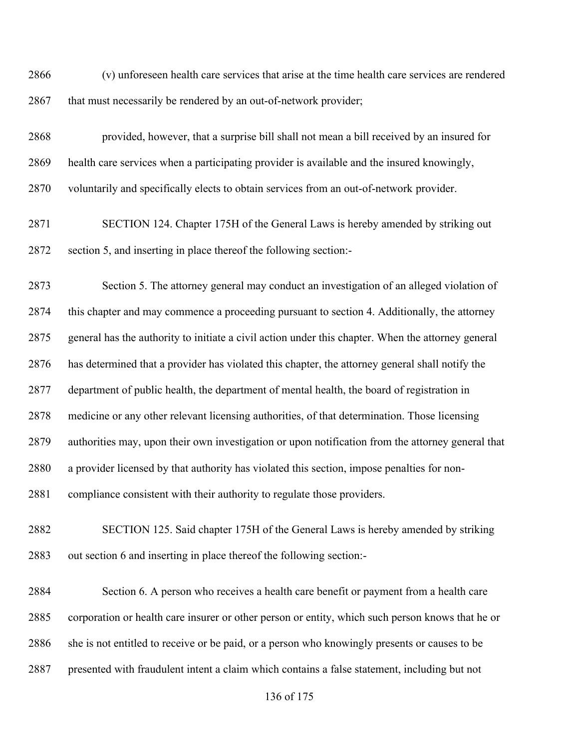(v) unforeseen health care services that arise at the time health care services are rendered that must necessarily be rendered by an out-of-network provider;

provided, however, that a surprise bill shall not mean a bill received by an insured for health care services when a participating provider is available and the insured knowingly, voluntarily and specifically elects to obtain services from an out-of-network provider.

SECTION 124. Chapter 175H of the General Laws is hereby amended by striking out section 5, and inserting in place thereof the following section:-

Section 5. The attorney general may conduct an investigation of an alleged violation of this chapter and may commence a proceeding pursuant to section 4. Additionally, the attorney general has the authority to initiate a civil action under this chapter. When the attorney general has determined that a provider has violated this chapter, the attorney general shall notify the department of public health, the department of mental health, the board of registration in medicine or any other relevant licensing authorities, of that determination. Those licensing authorities may, upon their own investigation or upon notification from the attorney general that a provider licensed by that authority has violated this section, impose penalties for non-compliance consistent with their authority to regulate those providers.

SECTION 125. Said chapter 175H of the General Laws is hereby amended by striking out section 6 and inserting in place thereof the following section:-

Section 6. A person who receives a health care benefit or payment from a health care corporation or health care insurer or other person or entity, which such person knows that he or she is not entitled to receive or be paid, or a person who knowingly presents or causes to be presented with fraudulent intent a claim which contains a false statement, including but not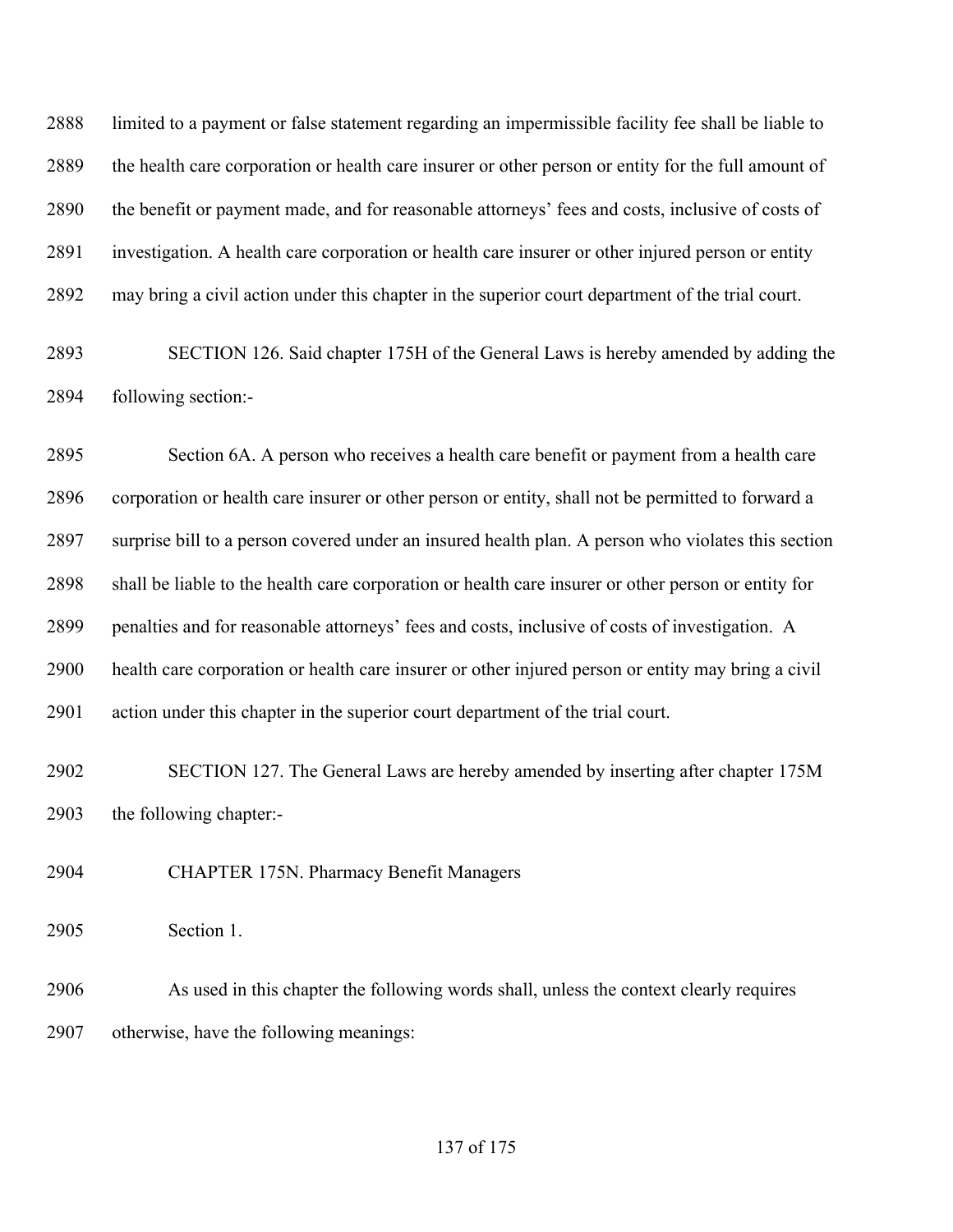limited to a payment or false statement regarding an impermissible facility fee shall be liable to the health care corporation or health care insurer or other person or entity for the full amount of the benefit or payment made, and for reasonable attorneys' fees and costs, inclusive of costs of investigation. A health care corporation or health care insurer or other injured person or entity may bring a civil action under this chapter in the superior court department of the trial court.

SECTION 126. Said chapter 175H of the General Laws is hereby amended by adding the following section:-

Section 6A. A person who receives a health care benefit or payment from a health care corporation or health care insurer or other person or entity, shall not be permitted to forward a surprise bill to a person covered under an insured health plan. A person who violates this section shall be liable to the health care corporation or health care insurer or other person or entity for penalties and for reasonable attorneys' fees and costs, inclusive of costs of investigation. A health care corporation or health care insurer or other injured person or entity may bring a civil action under this chapter in the superior court department of the trial court.

SECTION 127. The General Laws are hereby amended by inserting after chapter 175M the following chapter:-

CHAPTER 175N. Pharmacy Benefit Managers

Section 1.

As used in this chapter the following words shall, unless the context clearly requires otherwise, have the following meanings: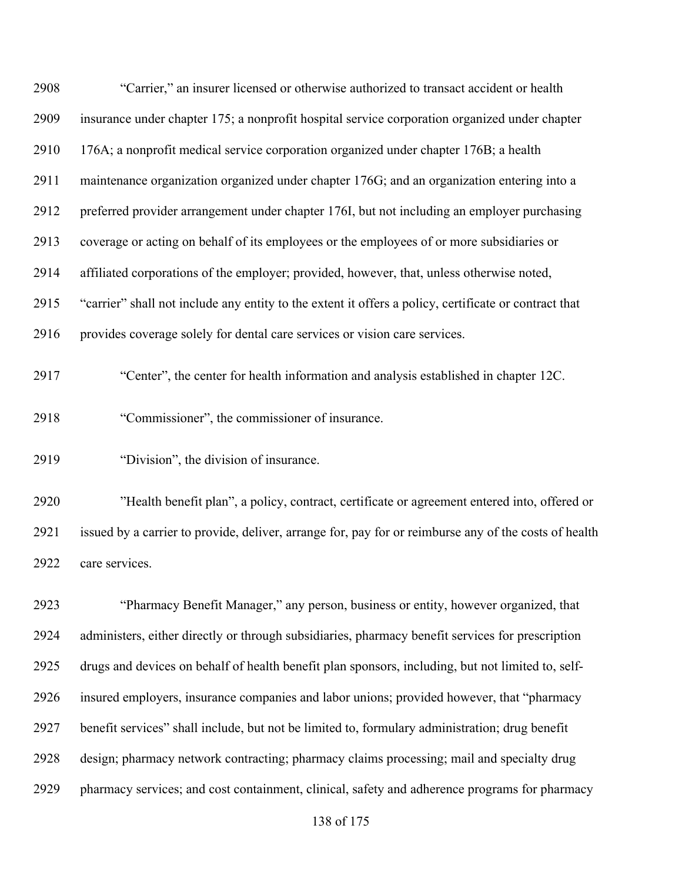"Carrier," an insurer licensed or otherwise authorized to transact accident or health insurance under chapter 175; a nonprofit hospital service corporation organized under chapter 176A; a nonprofit medical service corporation organized under chapter 176B; a health maintenance organization organized under chapter 176G; and an organization entering into a preferred provider arrangement under chapter 176I, but not including an employer purchasing coverage or acting on behalf of its employees or the employees of or more subsidiaries or affiliated corporations of the employer; provided, however, that, unless otherwise noted, "carrier" shall not include any entity to the extent it offers a policy, certificate or contract that provides coverage solely for dental care services or vision care services.

"Center", the center for health information and analysis established in chapter 12C.

"Commissioner", the commissioner of insurance.

"Division", the division of insurance.

"Health benefit plan", a policy, contract, certificate or agreement entered into, offered or issued by a carrier to provide, deliver, arrange for, pay for or reimburse any of the costs of health care services.

"Pharmacy Benefit Manager," any person, business or entity, however organized, that administers, either directly or through subsidiaries, pharmacy benefit services for prescription drugs and devices on behalf of health benefit plan sponsors, including, but not limited to, self-insured employers, insurance companies and labor unions; provided however, that "pharmacy benefit services" shall include, but not be limited to, formulary administration; drug benefit design; pharmacy network contracting; pharmacy claims processing; mail and specialty drug pharmacy services; and cost containment, clinical, safety and adherence programs for pharmacy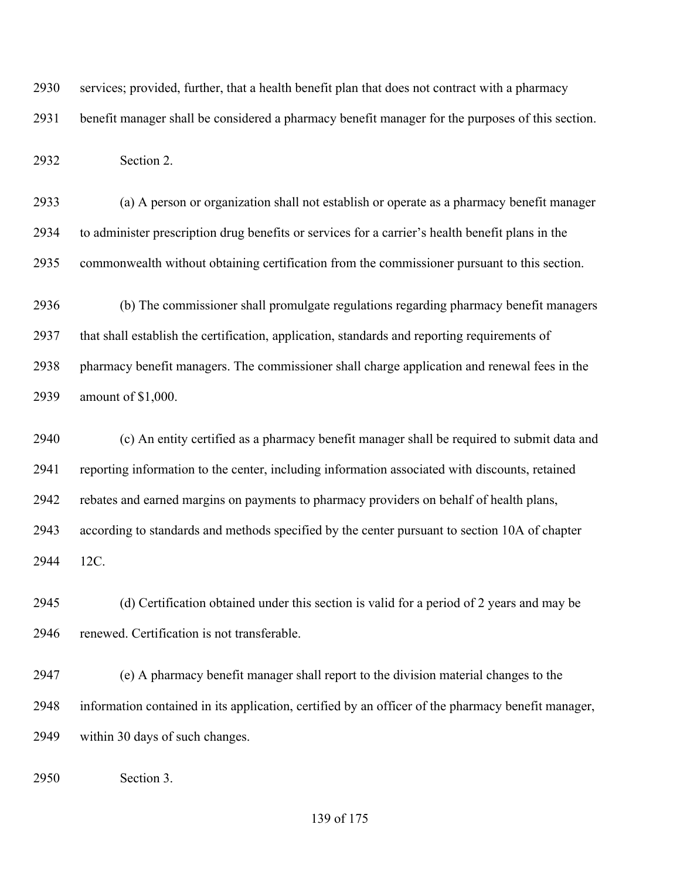services; provided, further, that a health benefit plan that does not contract with a pharmacy benefit manager shall be considered a pharmacy benefit manager for the purposes of this section.

Section 2.

(a) A person or organization shall not establish or operate as a pharmacy benefit manager to administer prescription drug benefits or services for a carrier's health benefit plans in the commonwealth without obtaining certification from the commissioner pursuant to this section.

(b) The commissioner shall promulgate regulations regarding pharmacy benefit managers that shall establish the certification, application, standards and reporting requirements of pharmacy benefit managers. The commissioner shall charge application and renewal fees in the amount of $1,000.

(c) An entity certified as a pharmacy benefit manager shall be required to submit data and reporting information to the center, including information associated with discounts, retained rebates and earned margins on payments to pharmacy providers on behalf of health plans, according to standards and methods specified by the center pursuant to section 10A of chapter 12C.

(d) Certification obtained under this section is valid for a period of 2 years and may be renewed. Certification is not transferable.

(e) A pharmacy benefit manager shall report to the division material changes to the information contained in its application, certified by an officer of the pharmacy benefit manager, within 30 days of such changes.

Section 3.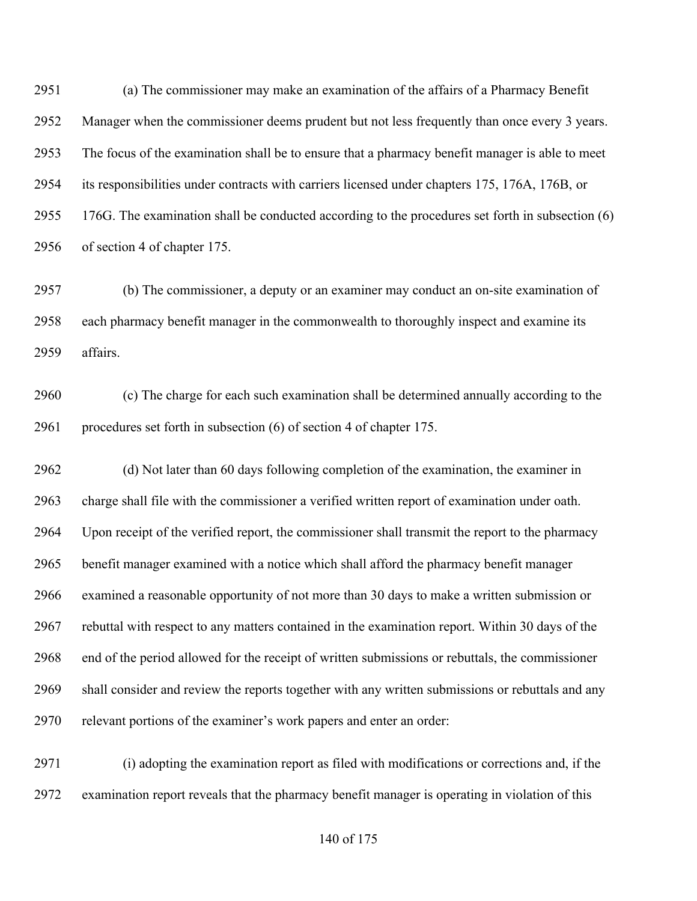(a) The commissioner may make an examination of the affairs of a Pharmacy Benefit Manager when the commissioner deems prudent but not less frequently than once every 3 years. The focus of the examination shall be to ensure that a pharmacy benefit manager is able to meet its responsibilities under contracts with carriers licensed under chapters 175, 176A, 176B, or 176G. The examination shall be conducted according to the procedures set forth in subsection (6) of section 4 of chapter 175.

(b) The commissioner, a deputy or an examiner may conduct an on-site examination of each pharmacy benefit manager in the commonwealth to thoroughly inspect and examine its affairs.

(c) The charge for each such examination shall be determined annually according to the procedures set forth in subsection (6) of section 4 of chapter 175.

(d) Not later than 60 days following completion of the examination, the examiner in charge shall file with the commissioner a verified written report of examination under oath. Upon receipt of the verified report, the commissioner shall transmit the report to the pharmacy benefit manager examined with a notice which shall afford the pharmacy benefit manager examined a reasonable opportunity of not more than 30 days to make a written submission or rebuttal with respect to any matters contained in the examination report. Within 30 days of the end of the period allowed for the receipt of written submissions or rebuttals, the commissioner shall consider and review the reports together with any written submissions or rebuttals and any relevant portions of the examiner's work papers and enter an order:

(i) adopting the examination report as filed with modifications or corrections and, if the examination report reveals that the pharmacy benefit manager is operating in violation of this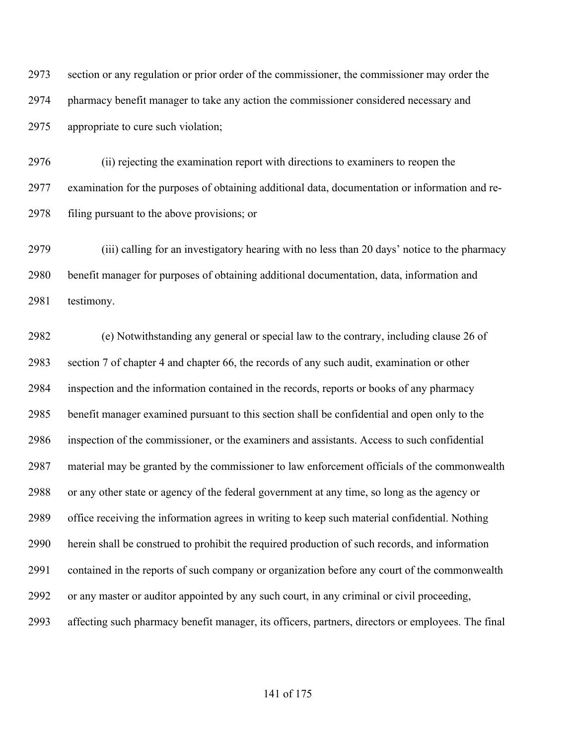section or any regulation or prior order of the commissioner, the commissioner may order the pharmacy benefit manager to take any action the commissioner considered necessary and appropriate to cure such violation;

(ii) rejecting the examination report with directions to examiners to reopen the examination for the purposes of obtaining additional data, documentation or information and re-filing pursuant to the above provisions; or

(iii) calling for an investigatory hearing with no less than 20 days' notice to the pharmacy benefit manager for purposes of obtaining additional documentation, data, information and testimony.

(e) Notwithstanding any general or special law to the contrary, including clause 26 of section 7 of chapter 4 and chapter 66, the records of any such audit, examination or other inspection and the information contained in the records, reports or books of any pharmacy benefit manager examined pursuant to this section shall be confidential and open only to the inspection of the commissioner, or the examiners and assistants. Access to such confidential material may be granted by the commissioner to law enforcement officials of the commonwealth or any other state or agency of the federal government at any time, so long as the agency or office receiving the information agrees in writing to keep such material confidential. Nothing herein shall be construed to prohibit the required production of such records, and information contained in the reports of such company or organization before any court of the commonwealth or any master or auditor appointed by any such court, in any criminal or civil proceeding, affecting such pharmacy benefit manager, its officers, partners, directors or employees. The final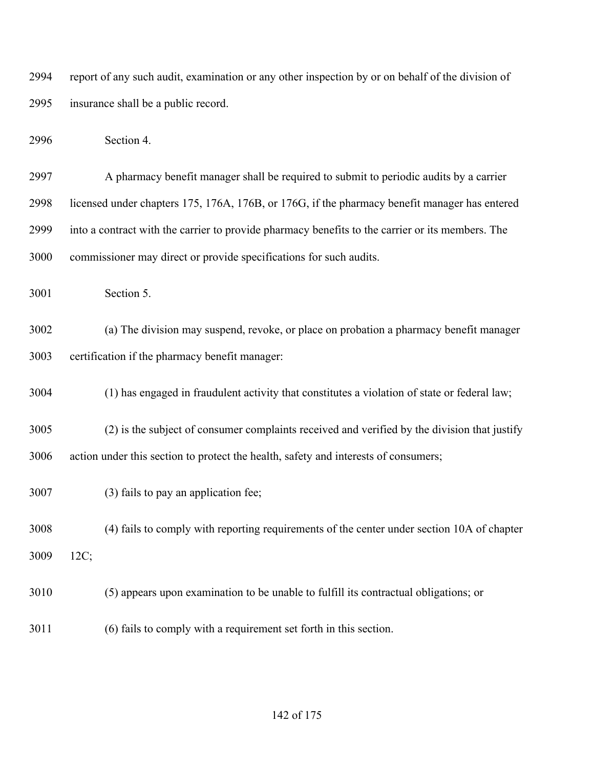report of any such audit, examination or any other inspection by or on behalf of the division of insurance shall be a public record.

Section 4.

A pharmacy benefit manager shall be required to submit to periodic audits by a carrier licensed under chapters 175, 176A, 176B, or 176G, if the pharmacy benefit manager has entered into a contract with the carrier to provide pharmacy benefits to the carrier or its members. The commissioner may direct or provide specifications for such audits.

Section 5.

(a) The division may suspend, revoke, or place on probation a pharmacy benefit manager certification if the pharmacy benefit manager:

(1) has engaged in fraudulent activity that constitutes a violation of state or federal law;

(2) is the subject of consumer complaints received and verified by the division that justify action under this section to protect the health, safety and interests of consumers;

(3) fails to pay an application fee;

(4) fails to comply with reporting requirements of the center under section 10A of chapter 12C;

(5) appears upon examination to be unable to fulfill its contractual obligations; or

(6) fails to comply with a requirement set forth in this section.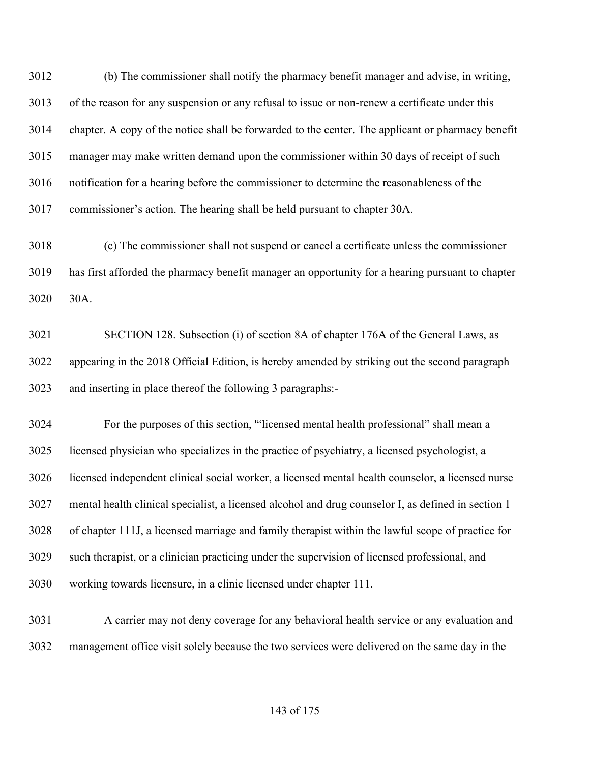(b) The commissioner shall notify the pharmacy benefit manager and advise, in writing, of the reason for any suspension or any refusal to issue or non-renew a certificate under this chapter. A copy of the notice shall be forwarded to the center. The applicant or pharmacy benefit manager may make written demand upon the commissioner within 30 days of receipt of such notification for a hearing before the commissioner to determine the reasonableness of the commissioner's action. The hearing shall be held pursuant to chapter 30A.

(c) The commissioner shall not suspend or cancel a certificate unless the commissioner has first afforded the pharmacy benefit manager an opportunity for a hearing pursuant to chapter 30A.

SECTION 128. Subsection (i) of section 8A of chapter 176A of the General Laws, as appearing in the 2018 Official Edition, is hereby amended by striking out the second paragraph and inserting in place thereof the following 3 paragraphs:-

For the purposes of this section, "'licensed mental health professional" shall mean a licensed physician who specializes in the practice of psychiatry, a licensed psychologist, a licensed independent clinical social worker, a licensed mental health counselor, a licensed nurse mental health clinical specialist, a licensed alcohol and drug counselor I, as defined in section 1 of chapter 111J, a licensed marriage and family therapist within the lawful scope of practice for such therapist, or a clinician practicing under the supervision of licensed professional, and working towards licensure, in a clinic licensed under chapter 111.

A carrier may not deny coverage for any behavioral health service or any evaluation and management office visit solely because the two services were delivered on the same day in the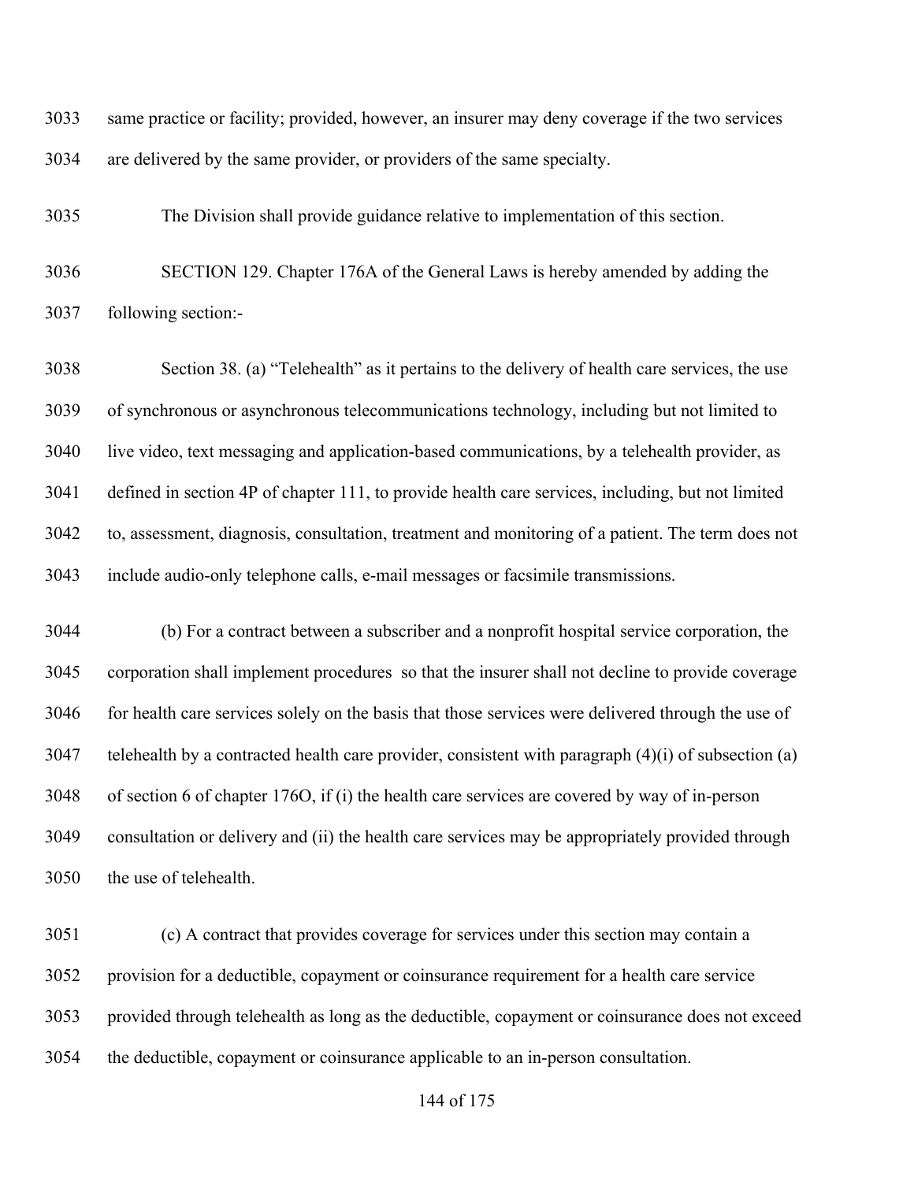same practice or facility; provided, however, an insurer may deny coverage if the two services are delivered by the same provider, or providers of the same specialty.

The Division shall provide guidance relative to implementation of this section.

SECTION 129. Chapter 176A of the General Laws is hereby amended by adding the following section:-

Section 38. (a) "Telehealth" as it pertains to the delivery of health care services, the use of synchronous or asynchronous telecommunications technology, including but not limited to live video, text messaging and application-based communications, by a telehealth provider, as defined in section 4P of chapter 111, to provide health care services, including, but not limited to, assessment, diagnosis, consultation, treatment and monitoring of a patient. The term does not include audio-only telephone calls, e-mail messages or facsimile transmissions.

(b) For a contract between a subscriber and a nonprofit hospital service corporation, the corporation shall implement procedures so that the insurer shall not decline to provide coverage for health care services solely on the basis that those services were delivered through the use of telehealth by a contracted health care provider, consistent with paragraph (4)(i) of subsection (a) of section 6 of chapter 176O, if (i) the health care services are covered by way of in-person consultation or delivery and (ii) the health care services may be appropriately provided through the use of telehealth.

(c) A contract that provides coverage for services under this section may contain a provision for a deductible, copayment or coinsurance requirement for a health care service provided through telehealth as long as the deductible, copayment or coinsurance does not exceed the deductible, copayment or coinsurance applicable to an in-person consultation.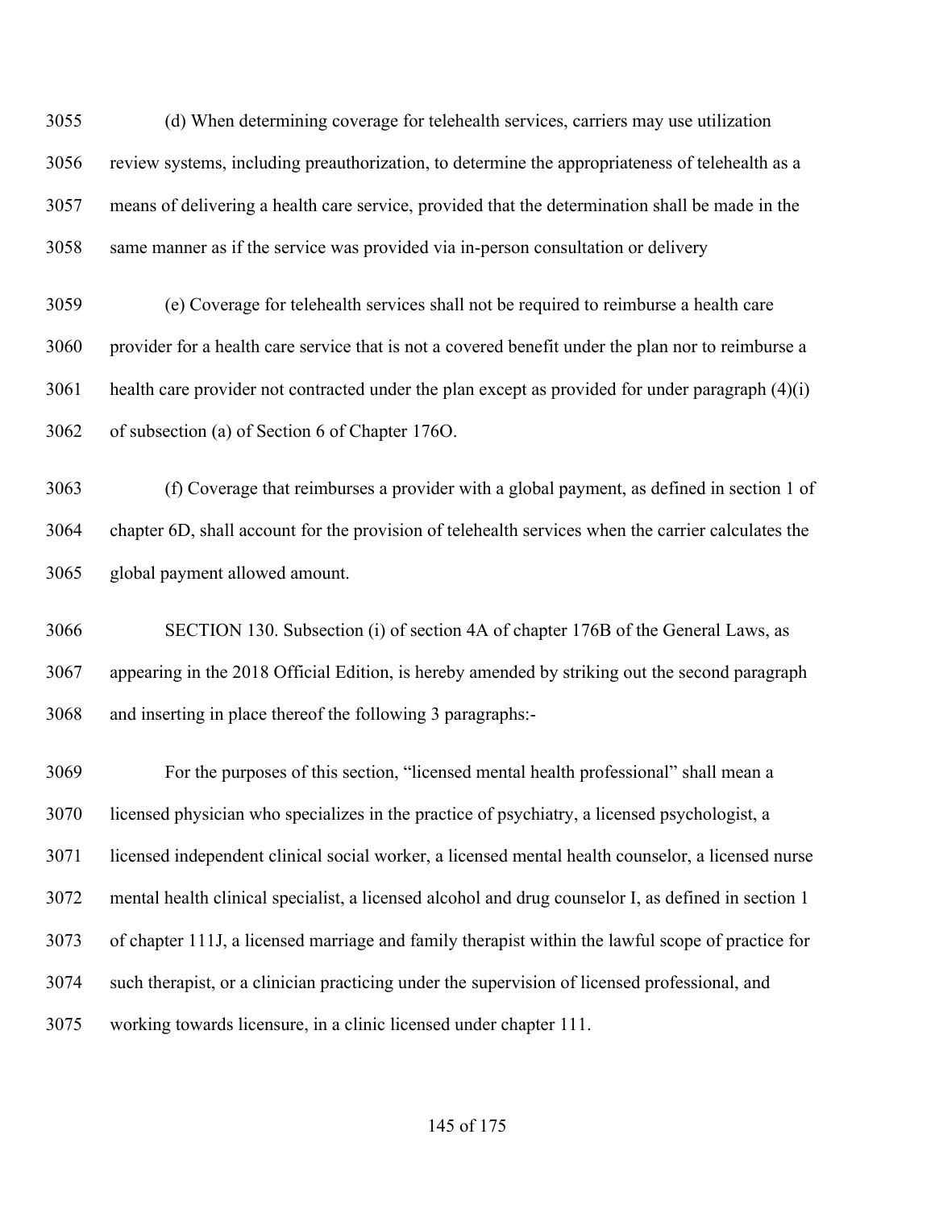(d) When determining coverage for telehealth services, carriers may use utilization review systems, including preauthorization, to determine the appropriateness of telehealth as a means of delivering a health care service, provided that the determination shall be made in the same manner as if the service was provided via in-person consultation or delivery

(e) Coverage for telehealth services shall not be required to reimburse a health care provider for a health care service that is not a covered benefit under the plan nor to reimburse a health care provider not contracted under the plan except as provided for under paragraph (4)(i) of subsection (a) of Section 6 of Chapter 176O.

(f) Coverage that reimburses a provider with a global payment, as defined in section 1 of chapter 6D, shall account for the provision of telehealth services when the carrier calculates the global payment allowed amount.

SECTION 130. Subsection (i) of section 4A of chapter 176B of the General Laws, as appearing in the 2018 Official Edition, is hereby amended by striking out the second paragraph and inserting in place thereof the following 3 paragraphs:-

For the purposes of this section, "licensed mental health professional" shall mean a licensed physician who specializes in the practice of psychiatry, a licensed psychologist, a licensed independent clinical social worker, a licensed mental health counselor, a licensed nurse mental health clinical specialist, a licensed alcohol and drug counselor I, as defined in section 1 of chapter 111J, a licensed marriage and family therapist within the lawful scope of practice for such therapist, or a clinician practicing under the supervision of licensed professional, and working towards licensure, in a clinic licensed under chapter 111.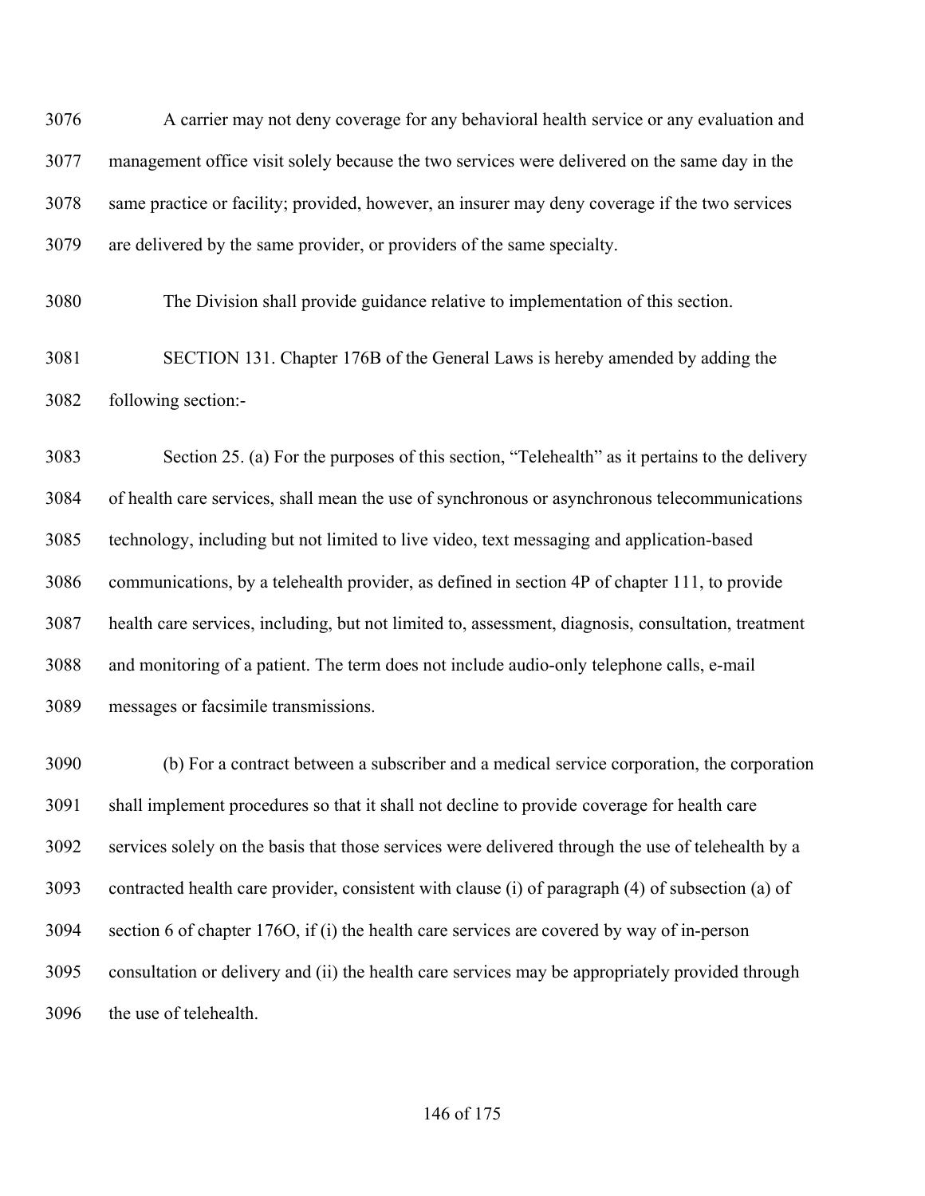A carrier may not deny coverage for any behavioral health service or any evaluation and management office visit solely because the two services were delivered on the same day in the same practice or facility; provided, however, an insurer may deny coverage if the two services are delivered by the same provider, or providers of the same specialty.

The Division shall provide guidance relative to implementation of this section.

SECTION 131. Chapter 176B of the General Laws is hereby amended by adding the following section:-

Section 25. (a) For the purposes of this section, "Telehealth" as it pertains to the delivery of health care services, shall mean the use of synchronous or asynchronous telecommunications technology, including but not limited to live video, text messaging and application-based communications, by a telehealth provider, as defined in section 4P of chapter 111, to provide health care services, including, but not limited to, assessment, diagnosis, consultation, treatment and monitoring of a patient. The term does not include audio-only telephone calls, e-mail messages or facsimile transmissions.

(b) For a contract between a subscriber and a medical service corporation, the corporation shall implement procedures so that it shall not decline to provide coverage for health care services solely on the basis that those services were delivered through the use of telehealth by a contracted health care provider, consistent with clause (i) of paragraph (4) of subsection (a) of section 6 of chapter 176O, if (i) the health care services are covered by way of in-person consultation or delivery and (ii) the health care services may be appropriately provided through the use of telehealth.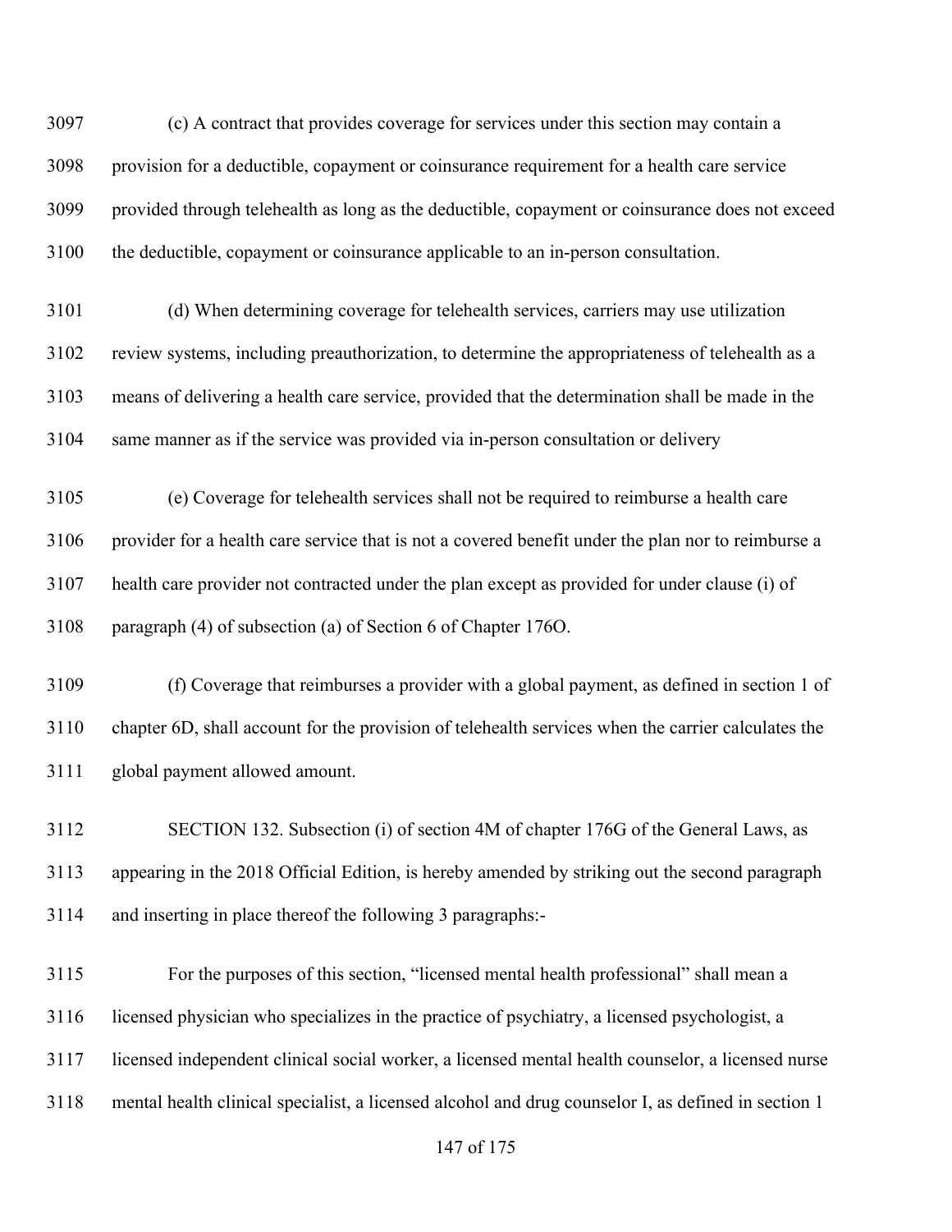(c) A contract that provides coverage for services under this section may contain a provision for a deductible, copayment or coinsurance requirement for a health care service provided through telehealth as long as the deductible, copayment or coinsurance does not exceed the deductible, copayment or coinsurance applicable to an in-person consultation.

(d) When determining coverage for telehealth services, carriers may use utilization review systems, including preauthorization, to determine the appropriateness of telehealth as a means of delivering a health care service, provided that the determination shall be made in the same manner as if the service was provided via in-person consultation or delivery

(e) Coverage for telehealth services shall not be required to reimburse a health care provider for a health care service that is not a covered benefit under the plan nor to reimburse a health care provider not contracted under the plan except as provided for under clause (i) of paragraph (4) of subsection (a) of Section 6 of Chapter 176O.

(f) Coverage that reimburses a provider with a global payment, as defined in section 1 of chapter 6D, shall account for the provision of telehealth services when the carrier calculates the global payment allowed amount.

SECTION 132. Subsection (i) of section 4M of chapter 176G of the General Laws, as appearing in the 2018 Official Edition, is hereby amended by striking out the second paragraph and inserting in place thereof the following 3 paragraphs:-

For the purposes of this section, "licensed mental health professional" shall mean a licensed physician who specializes in the practice of psychiatry, a licensed psychologist, a licensed independent clinical social worker, a licensed mental health counselor, a licensed nurse mental health clinical specialist, a licensed alcohol and drug counselor I, as defined in section 1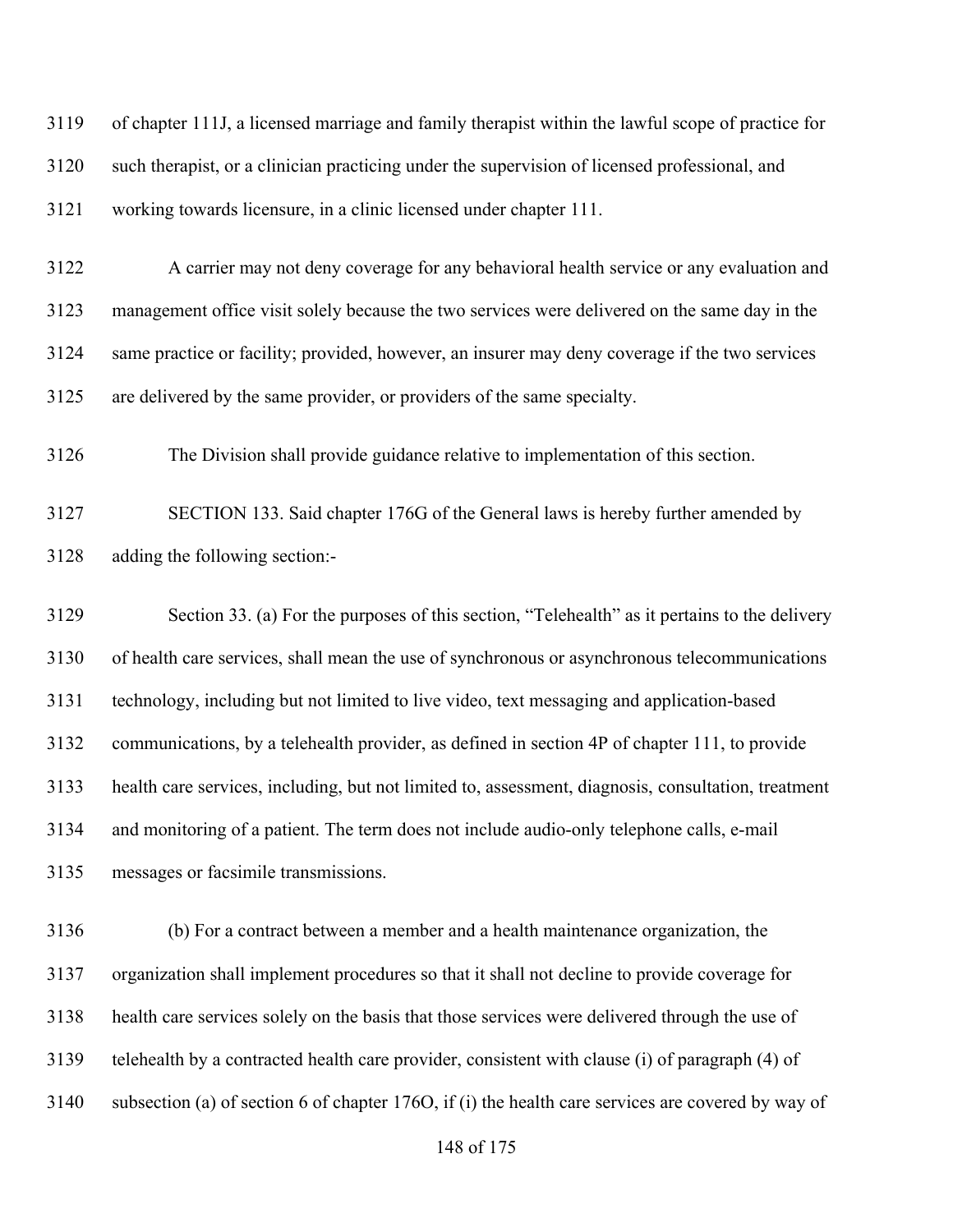3119 of chapter 111J, a licensed marriage and family therapist within the lawful scope of practice for
3120 such therapist, or a clinician practicing under the supervision of licensed professional, and
3121 working towards licensure, in a clinic licensed under chapter 111.

3122 A carrier may not deny coverage for any behavioral health service or any evaluation and
3123 management office visit solely because the two services were delivered on the same day in the
3124 same practice or facility; provided, however, an insurer may deny coverage if the two services
3125 are delivered by the same provider, or providers of the same specialty.

3126 The Division shall provide guidance relative to implementation of this section.

3127 SECTION 133. Said chapter 176G of the General laws is hereby further amended by
3128 adding the following section:-

3129 Section 33. (a) For the purposes of this section, "Telehealth" as it pertains to the delivery
3130 of health care services, shall mean the use of synchronous or asynchronous telecommunications
3131 technology, including but not limited to live video, text messaging and application-based
3132 communications, by a telehealth provider, as defined in section 4P of chapter 111, to provide
3133 health care services, including, but not limited to, assessment, diagnosis, consultation, treatment
3134 and monitoring of a patient. The term does not include audio-only telephone calls, e-mail
3135 messages or facsimile transmissions.

3136 (b) For a contract between a member and a health maintenance organization, the
3137 organization shall implement procedures so that it shall not decline to provide coverage for
3138 health care services solely on the basis that those services were delivered through the use of
3139 telehealth by a contracted health care provider, consistent with clause (i) of paragraph (4) of
3140 subsection (a) of section 6 of chapter 176O, if (i) the health care services are covered by way of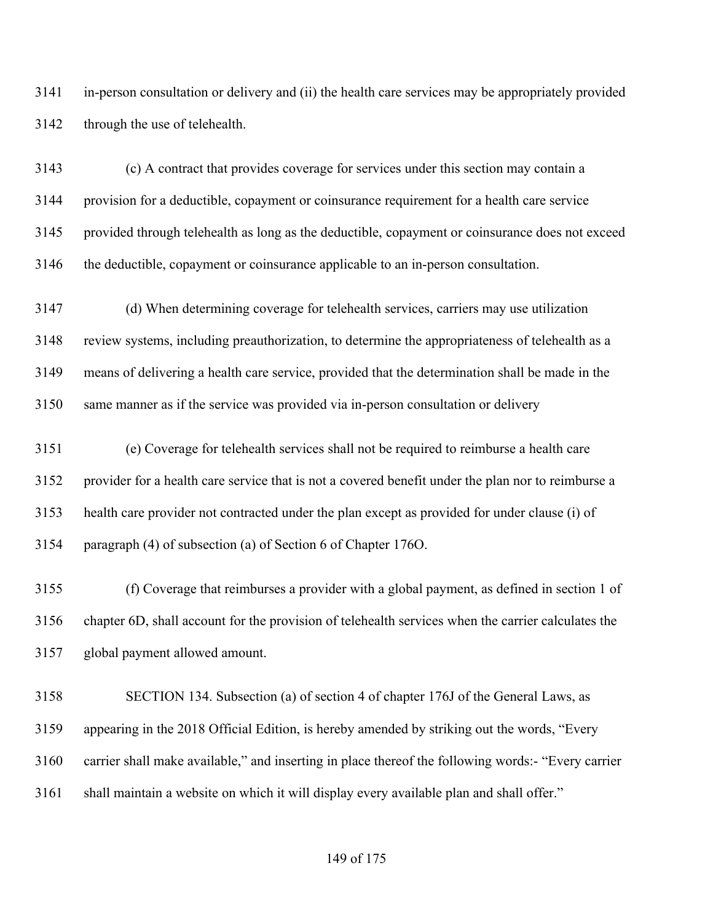in-person consultation or delivery and (ii) the health care services may be appropriately provided through the use of telehealth.

(c) A contract that provides coverage for services under this section may contain a provision for a deductible, copayment or coinsurance requirement for a health care service provided through telehealth as long as the deductible, copayment or coinsurance does not exceed the deductible, copayment or coinsurance applicable to an in-person consultation.

(d) When determining coverage for telehealth services, carriers may use utilization review systems, including preauthorization, to determine the appropriateness of telehealth as a means of delivering a health care service, provided that the determination shall be made in the same manner as if the service was provided via in-person consultation or delivery

(e) Coverage for telehealth services shall not be required to reimburse a health care provider for a health care service that is not a covered benefit under the plan nor to reimburse a health care provider not contracted under the plan except as provided for under clause (i) of paragraph (4) of subsection (a) of Section 6 of Chapter 176O.

(f) Coverage that reimburses a provider with a global payment, as defined in section 1 of chapter 6D, shall account for the provision of telehealth services when the carrier calculates the global payment allowed amount.

SECTION 134. Subsection (a) of section 4 of chapter 176J of the General Laws, as appearing in the 2018 Official Edition, is hereby amended by striking out the words, "Every carrier shall make available," and inserting in place thereof the following words:- "Every carrier shall maintain a website on which it will display every available plan and shall offer."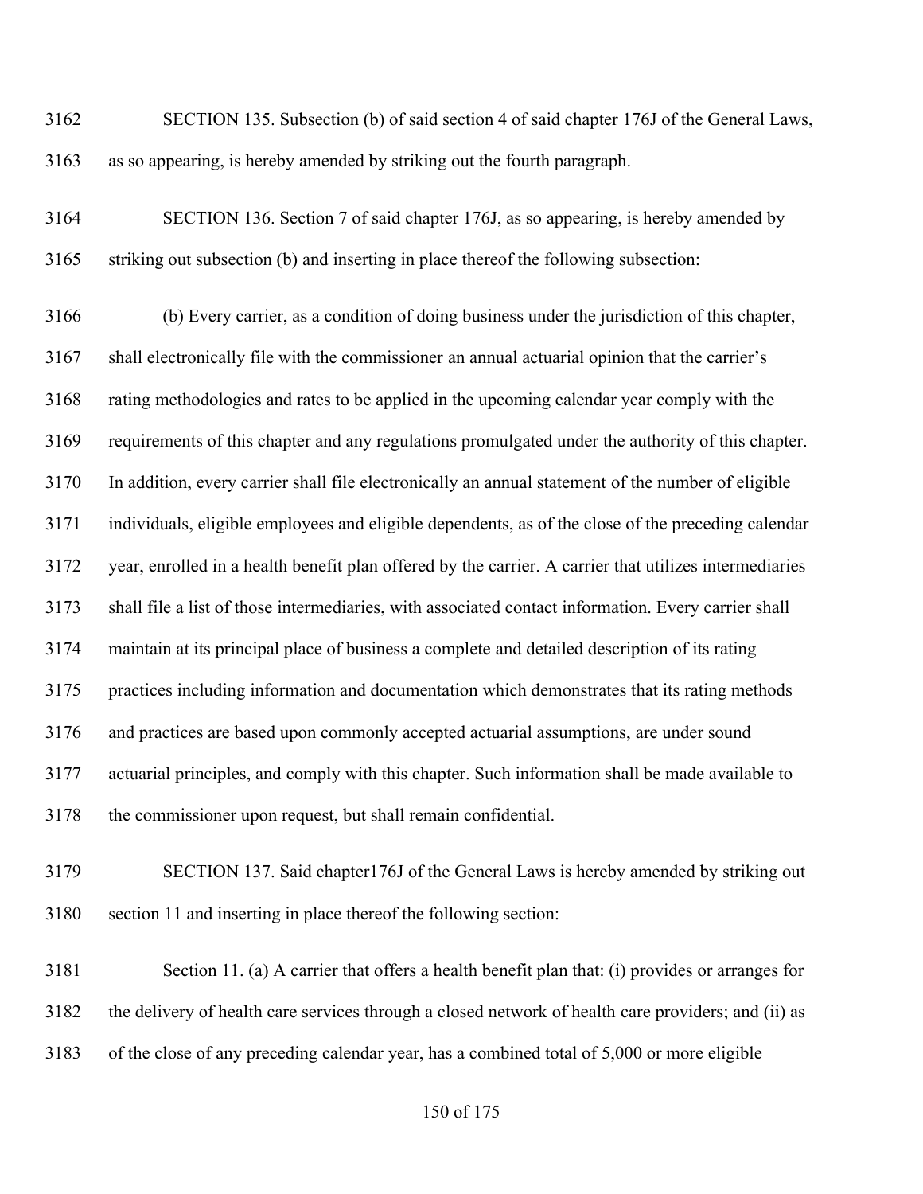SECTION 135. Subsection (b) of said section 4 of said chapter 176J of the General Laws, as so appearing, is hereby amended by striking out the fourth paragraph.

SECTION 136. Section 7 of said chapter 176J, as so appearing, is hereby amended by striking out subsection (b) and inserting in place thereof the following subsection:

(b) Every carrier, as a condition of doing business under the jurisdiction of this chapter, shall electronically file with the commissioner an annual actuarial opinion that the carrier's rating methodologies and rates to be applied in the upcoming calendar year comply with the requirements of this chapter and any regulations promulgated under the authority of this chapter. In addition, every carrier shall file electronically an annual statement of the number of eligible individuals, eligible employees and eligible dependents, as of the close of the preceding calendar year, enrolled in a health benefit plan offered by the carrier. A carrier that utilizes intermediaries shall file a list of those intermediaries, with associated contact information. Every carrier shall maintain at its principal place of business a complete and detailed description of its rating practices including information and documentation which demonstrates that its rating methods and practices are based upon commonly accepted actuarial assumptions, are under sound actuarial principles, and comply with this chapter. Such information shall be made available to the commissioner upon request, but shall remain confidential.

SECTION 137. Said chapter176J of the General Laws is hereby amended by striking out section 11 and inserting in place thereof the following section:

Section 11. (a) A carrier that offers a health benefit plan that: (i) provides or arranges for the delivery of health care services through a closed network of health care providers; and (ii) as of the close of any preceding calendar year, has a combined total of 5,000 or more eligible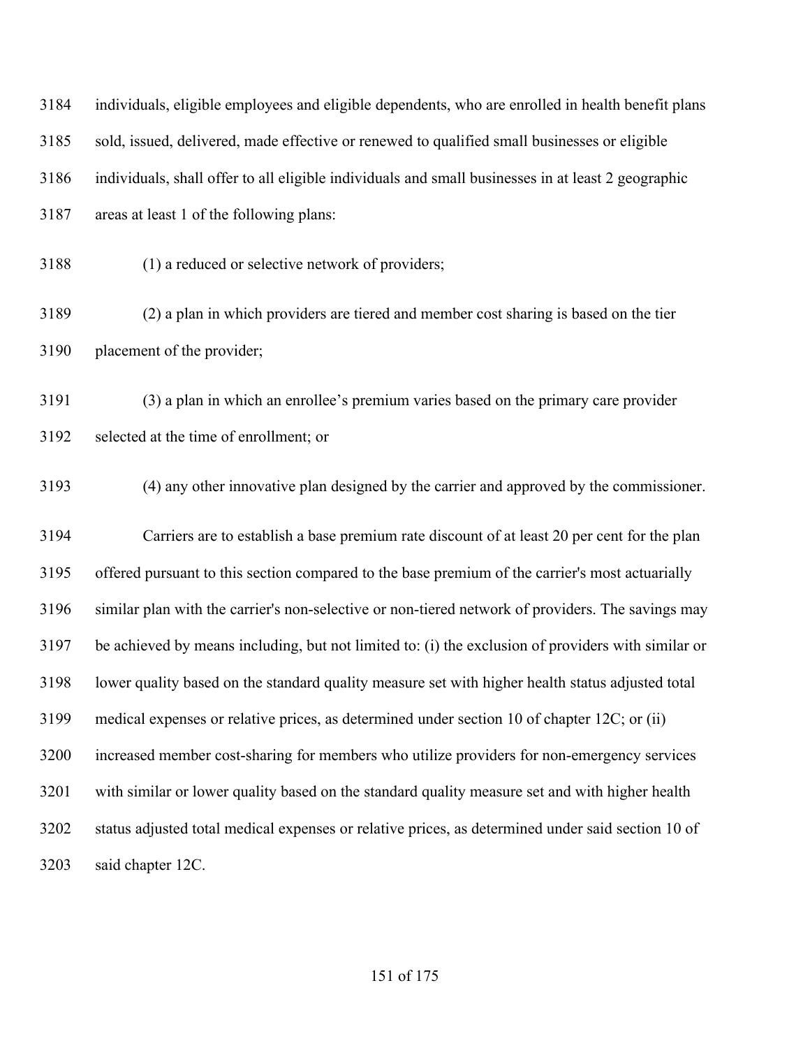individuals, eligible employees and eligible dependents, who are enrolled in health benefit plans sold, issued, delivered, made effective or renewed to qualified small businesses or eligible individuals, shall offer to all eligible individuals and small businesses in at least 2 geographic areas at least 1 of the following plans:

(1) a reduced or selective network of providers;

(2) a plan in which providers are tiered and member cost sharing is based on the tier placement of the provider;

(3) a plan in which an enrollee's premium varies based on the primary care provider selected at the time of enrollment; or

(4) any other innovative plan designed by the carrier and approved by the commissioner.

Carriers are to establish a base premium rate discount of at least 20 per cent for the plan offered pursuant to this section compared to the base premium of the carrier's most actuarially similar plan with the carrier's non-selective or non-tiered network of providers. The savings may be achieved by means including, but not limited to: (i) the exclusion of providers with similar or lower quality based on the standard quality measure set with higher health status adjusted total medical expenses or relative prices, as determined under section 10 of chapter 12C; or (ii) increased member cost-sharing for members who utilize providers for non-emergency services with similar or lower quality based on the standard quality measure set and with higher health status adjusted total medical expenses or relative prices, as determined under said section 10 of said chapter 12C.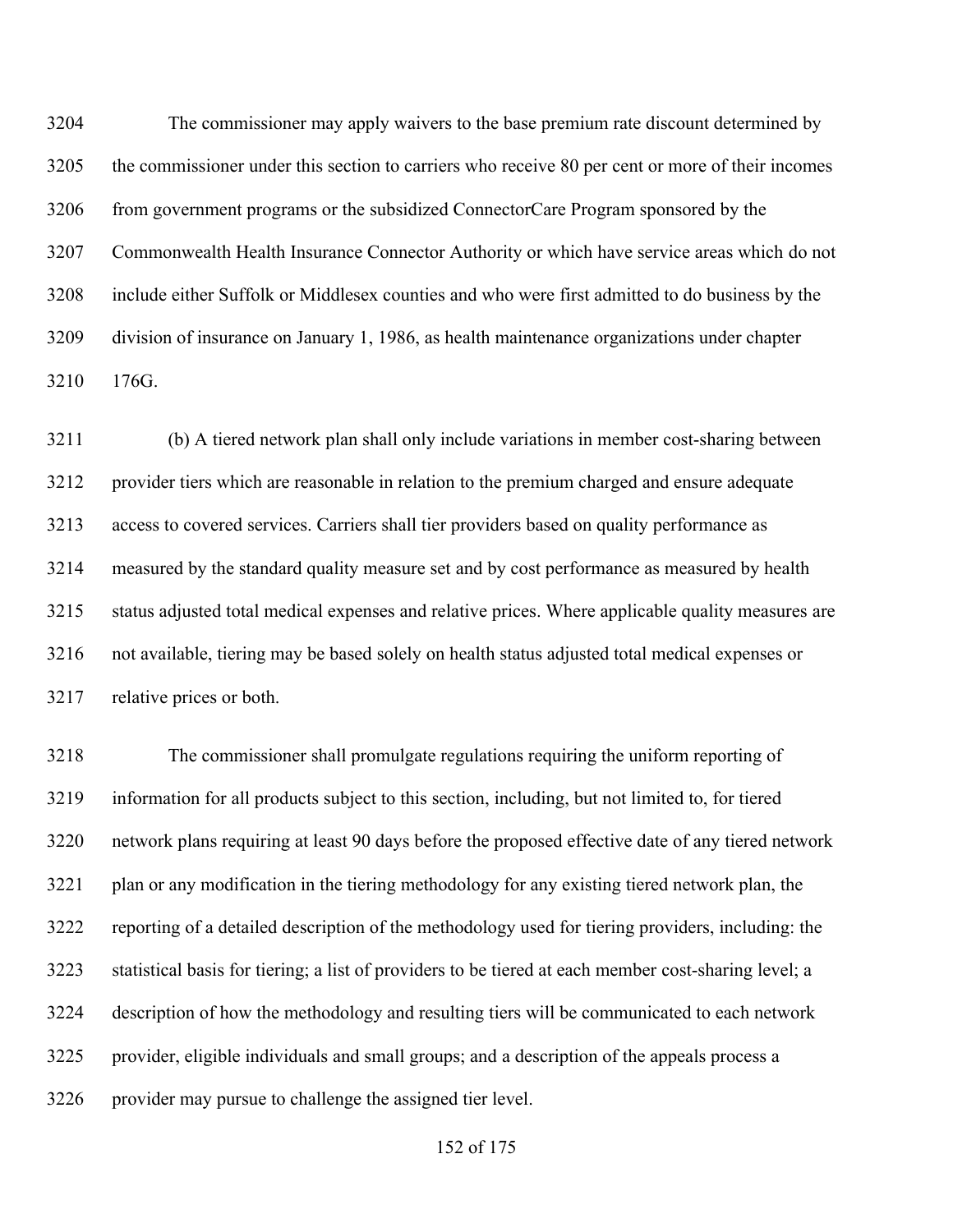The commissioner may apply waivers to the base premium rate discount determined by the commissioner under this section to carriers who receive 80 per cent or more of their incomes from government programs or the subsidized ConnectorCare Program sponsored by the Commonwealth Health Insurance Connector Authority or which have service areas which do not include either Suffolk or Middlesex counties and who were first admitted to do business by the division of insurance on January 1, 1986, as health maintenance organizations under chapter 176G.

(b) A tiered network plan shall only include variations in member cost-sharing between provider tiers which are reasonable in relation to the premium charged and ensure adequate access to covered services. Carriers shall tier providers based on quality performance as measured by the standard quality measure set and by cost performance as measured by health status adjusted total medical expenses and relative prices. Where applicable quality measures are not available, tiering may be based solely on health status adjusted total medical expenses or relative prices or both.

The commissioner shall promulgate regulations requiring the uniform reporting of information for all products subject to this section, including, but not limited to, for tiered network plans requiring at least 90 days before the proposed effective date of any tiered network plan or any modification in the tiering methodology for any existing tiered network plan, the reporting of a detailed description of the methodology used for tiering providers, including: the statistical basis for tiering; a list of providers to be tiered at each member cost-sharing level; a description of how the methodology and resulting tiers will be communicated to each network provider, eligible individuals and small groups; and a description of the appeals process a provider may pursue to challenge the assigned tier level.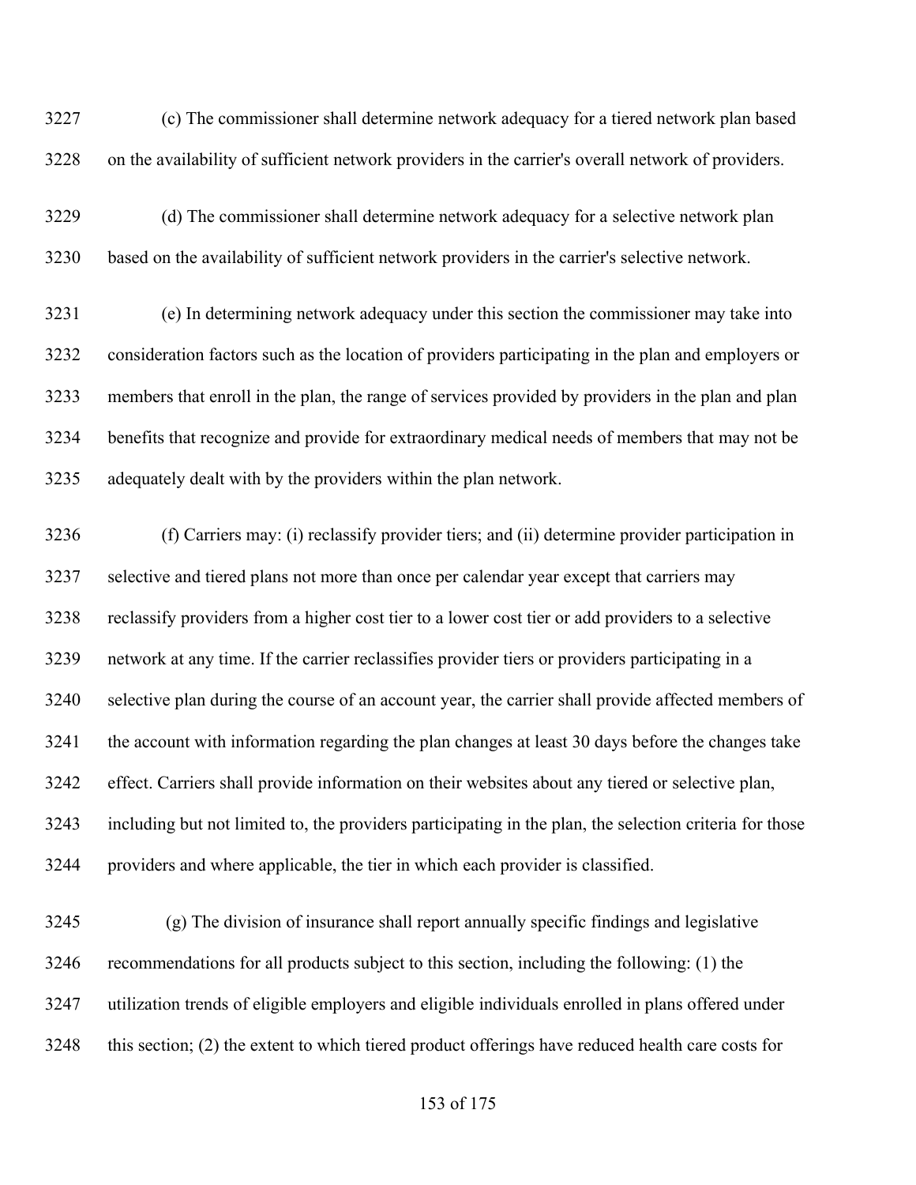3227 (c) The commissioner shall determine network adequacy for a tiered network plan based
3228 on the availability of sufficient network providers in the carrier's overall network of providers.

3229 (d) The commissioner shall determine network adequacy for a selective network plan
3230 based on the availability of sufficient network providers in the carrier's selective network.

3231 (e) In determining network adequacy under this section the commissioner may take into
3232 consideration factors such as the location of providers participating in the plan and employers or
3233 members that enroll in the plan, the range of services provided by providers in the plan and plan
3234 benefits that recognize and provide for extraordinary medical needs of members that may not be
3235 adequately dealt with by the providers within the plan network.

3236 (f) Carriers may: (i) reclassify provider tiers; and (ii) determine provider participation in
3237 selective and tiered plans not more than once per calendar year except that carriers may
3238 reclassify providers from a higher cost tier to a lower cost tier or add providers to a selective
3239 network at any time. If the carrier reclassifies provider tiers or providers participating in a
3240 selective plan during the course of an account year, the carrier shall provide affected members of
3241 the account with information regarding the plan changes at least 30 days before the changes take
3242 effect. Carriers shall provide information on their websites about any tiered or selective plan,
3243 including but not limited to, the providers participating in the plan, the selection criteria for those
3244 providers and where applicable, the tier in which each provider is classified.

3245 (g) The division of insurance shall report annually specific findings and legislative
3246 recommendations for all products subject to this section, including the following: (1) the
3247 utilization trends of eligible employers and eligible individuals enrolled in plans offered under
3248 this section; (2) the extent to which tiered product offerings have reduced health care costs for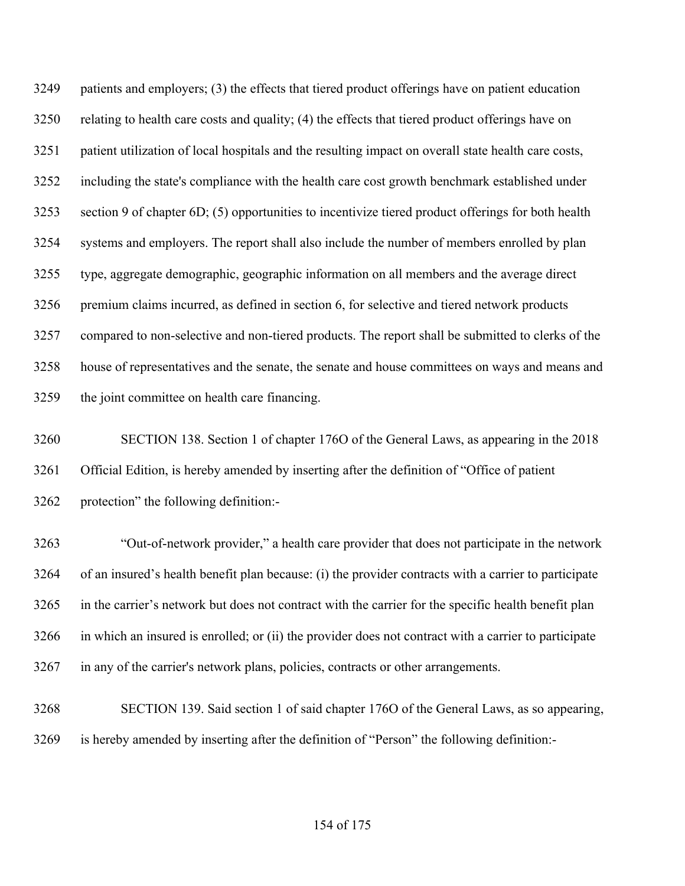patients and employers; (3) the effects that tiered product offerings have on patient education relating to health care costs and quality; (4) the effects that tiered product offerings have on patient utilization of local hospitals and the resulting impact on overall state health care costs, including the state's compliance with the health care cost growth benchmark established under section 9 of chapter 6D; (5) opportunities to incentivize tiered product offerings for both health systems and employers. The report shall also include the number of members enrolled by plan type, aggregate demographic, geographic information on all members and the average direct premium claims incurred, as defined in section 6, for selective and tiered network products compared to non-selective and non-tiered products. The report shall be submitted to clerks of the house of representatives and the senate, the senate and house committees on ways and means and the joint committee on health care financing.

SECTION 138. Section 1 of chapter 176O of the General Laws, as appearing in the 2018 Official Edition, is hereby amended by inserting after the definition of "Office of patient protection" the following definition:-

"Out-of-network provider," a health care provider that does not participate in the network of an insured's health benefit plan because: (i) the provider contracts with a carrier to participate in the carrier's network but does not contract with the carrier for the specific health benefit plan in which an insured is enrolled; or (ii) the provider does not contract with a carrier to participate in any of the carrier's network plans, policies, contracts or other arrangements.

SECTION 139. Said section 1 of said chapter 176O of the General Laws, as so appearing, is hereby amended by inserting after the definition of "Person" the following definition:-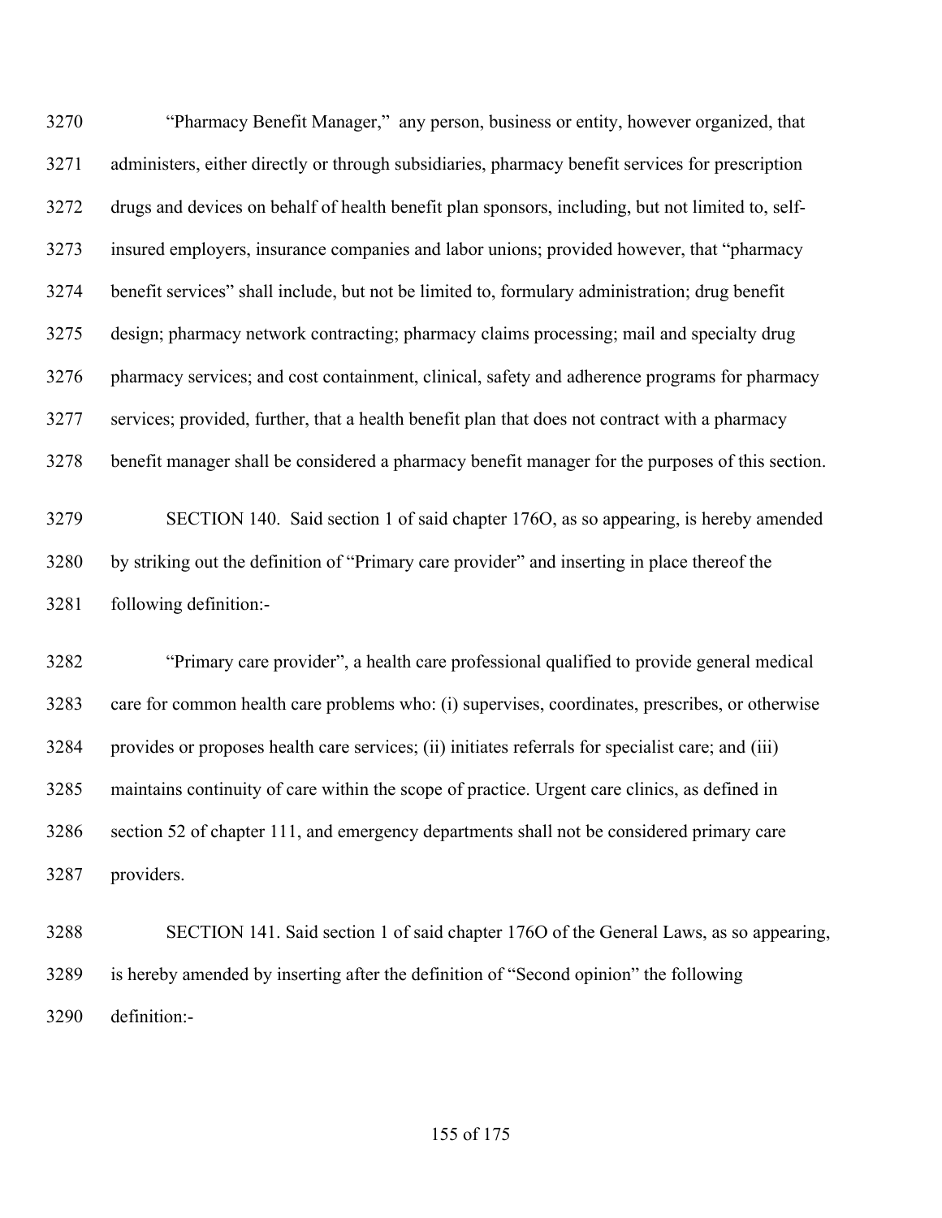"Pharmacy Benefit Manager," any person, business or entity, however organized, that administers, either directly or through subsidiaries, pharmacy benefit services for prescription drugs and devices on behalf of health benefit plan sponsors, including, but not limited to, self-insured employers, insurance companies and labor unions; provided however, that "pharmacy benefit services" shall include, but not be limited to, formulary administration; drug benefit design; pharmacy network contracting; pharmacy claims processing; mail and specialty drug pharmacy services; and cost containment, clinical, safety and adherence programs for pharmacy services; provided, further, that a health benefit plan that does not contract with a pharmacy benefit manager shall be considered a pharmacy benefit manager for the purposes of this section.

SECTION 140. Said section 1 of said chapter 176O, as so appearing, is hereby amended by striking out the definition of "Primary care provider" and inserting in place thereof the following definition:-

"Primary care provider", a health care professional qualified to provide general medical care for common health care problems who: (i) supervises, coordinates, prescribes, or otherwise provides or proposes health care services; (ii) initiates referrals for specialist care; and (iii) maintains continuity of care within the scope of practice. Urgent care clinics, as defined in section 52 of chapter 111, and emergency departments shall not be considered primary care providers.

SECTION 141. Said section 1 of said chapter 176O of the General Laws, as so appearing, is hereby amended by inserting after the definition of "Second opinion" the following definition:-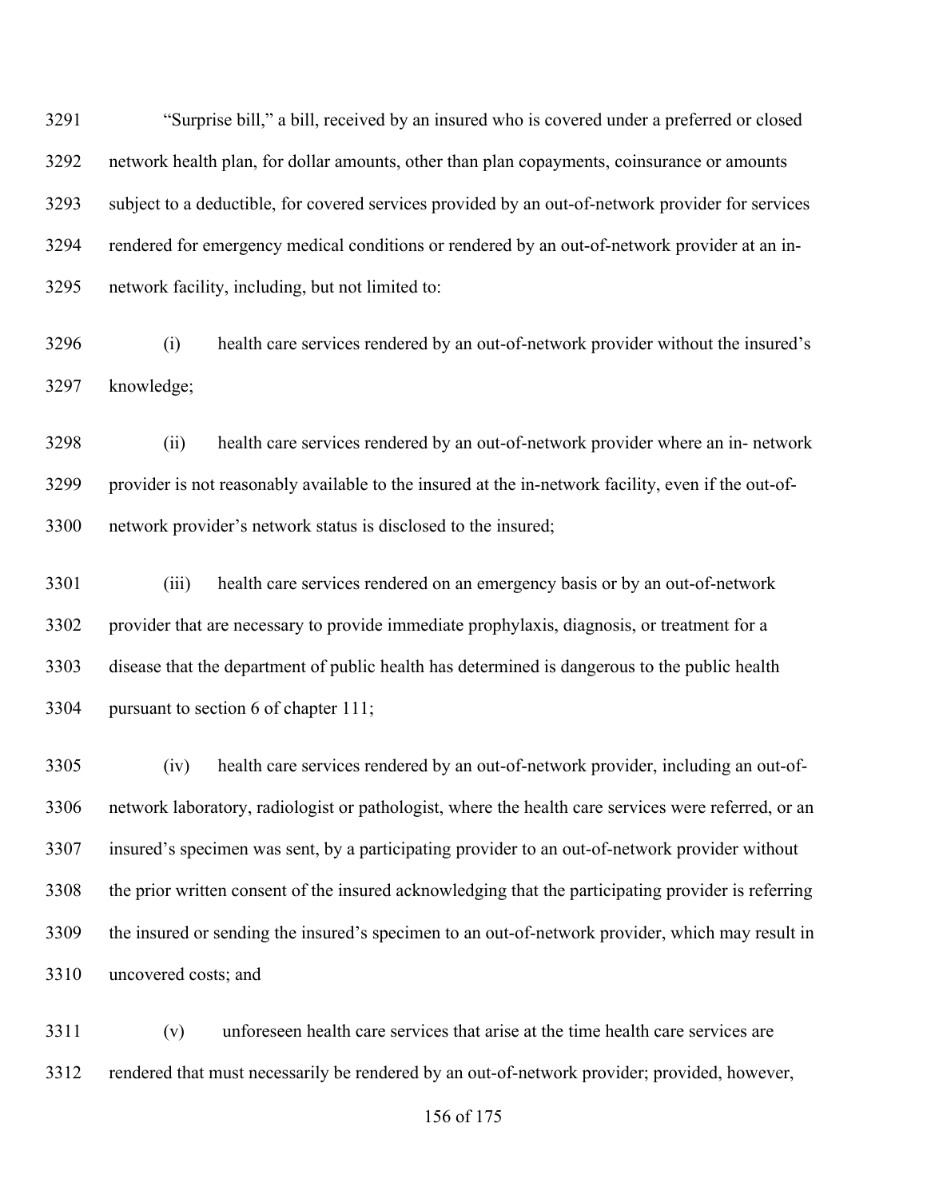"Surprise bill," a bill, received by an insured who is covered under a preferred or closed network health plan, for dollar amounts, other than plan copayments, coinsurance or amounts subject to a deductible, for covered services provided by an out-of-network provider for services rendered for emergency medical conditions or rendered by an out-of-network provider at an in-network facility, including, but not limited to:

(i) health care services rendered by an out-of-network provider without the insured's knowledge;

(ii) health care services rendered by an out-of-network provider where an in- network provider is not reasonably available to the insured at the in-network facility, even if the out-of-network provider's network status is disclosed to the insured;

(iii) health care services rendered on an emergency basis or by an out-of-network provider that are necessary to provide immediate prophylaxis, diagnosis, or treatment for a disease that the department of public health has determined is dangerous to the public health pursuant to section 6 of chapter 111;

(iv) health care services rendered by an out-of-network provider, including an out-of-network laboratory, radiologist or pathologist, where the health care services were referred, or an insured's specimen was sent, by a participating provider to an out-of-network provider without the prior written consent of the insured acknowledging that the participating provider is referring the insured or sending the insured's specimen to an out-of-network provider, which may result in uncovered costs; and

(v) unforeseen health care services that arise at the time health care services are rendered that must necessarily be rendered by an out-of-network provider; provided, however,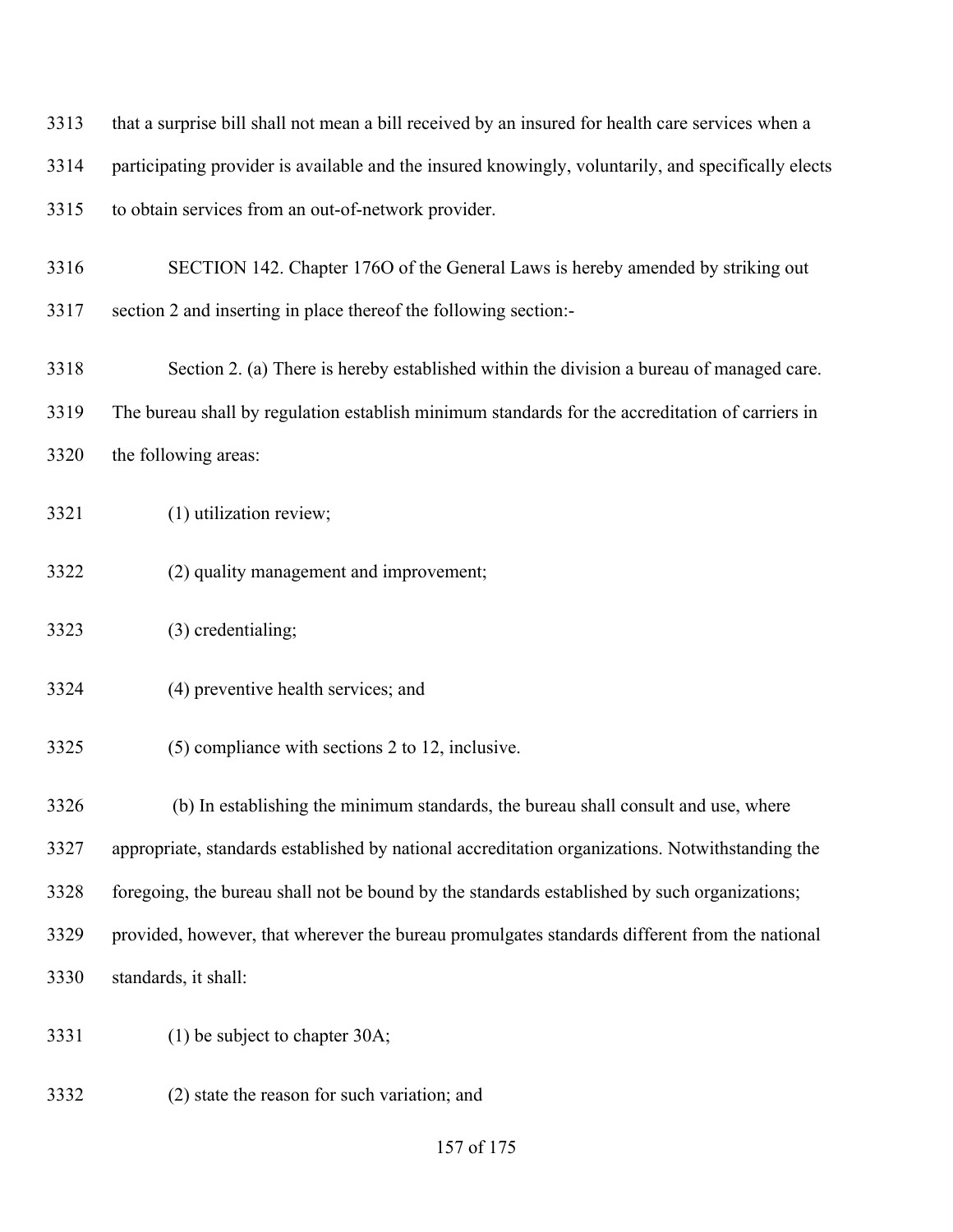that a surprise bill shall not mean a bill received by an insured for health care services when a participating provider is available and the insured knowingly, voluntarily, and specifically elects to obtain services from an out-of-network provider.

SECTION 142. Chapter 176O of the General Laws is hereby amended by striking out section 2 and inserting in place thereof the following section:-

Section 2. (a) There is hereby established within the division a bureau of managed care. The bureau shall by regulation establish minimum standards for the accreditation of carriers in the following areas:

(1) utilization review;

(2) quality management and improvement;

(3) credentialing;

(4) preventive health services; and

(5) compliance with sections 2 to 12, inclusive.

(b) In establishing the minimum standards, the bureau shall consult and use, where appropriate, standards established by national accreditation organizations. Notwithstanding the foregoing, the bureau shall not be bound by the standards established by such organizations; provided, however, that wherever the bureau promulgates standards different from the national standards, it shall:

(1) be subject to chapter 30A;

(2) state the reason for such variation; and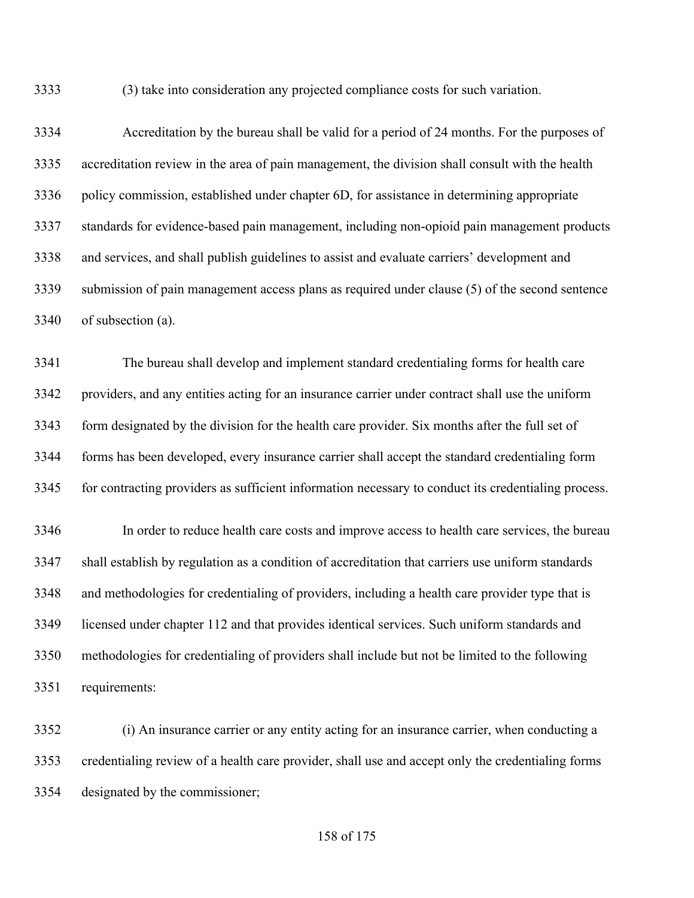(3) take into consideration any projected compliance costs for such variation.

Accreditation by the bureau shall be valid for a period of 24 months. For the purposes of accreditation review in the area of pain management, the division shall consult with the health policy commission, established under chapter 6D, for assistance in determining appropriate standards for evidence-based pain management, including non-opioid pain management products and services, and shall publish guidelines to assist and evaluate carriers' development and submission of pain management access plans as required under clause (5) of the second sentence of subsection (a).

The bureau shall develop and implement standard credentialing forms for health care providers, and any entities acting for an insurance carrier under contract shall use the uniform form designated by the division for the health care provider. Six months after the full set of forms has been developed, every insurance carrier shall accept the standard credentialing form for contracting providers as sufficient information necessary to conduct its credentialing process.

In order to reduce health care costs and improve access to health care services, the bureau shall establish by regulation as a condition of accreditation that carriers use uniform standards and methodologies for credentialing of providers, including a health care provider type that is licensed under chapter 112 and that provides identical services. Such uniform standards and methodologies for credentialing of providers shall include but not be limited to the following requirements:

(i) An insurance carrier or any entity acting for an insurance carrier, when conducting a credentialing review of a health care provider, shall use and accept only the credentialing forms designated by the commissioner;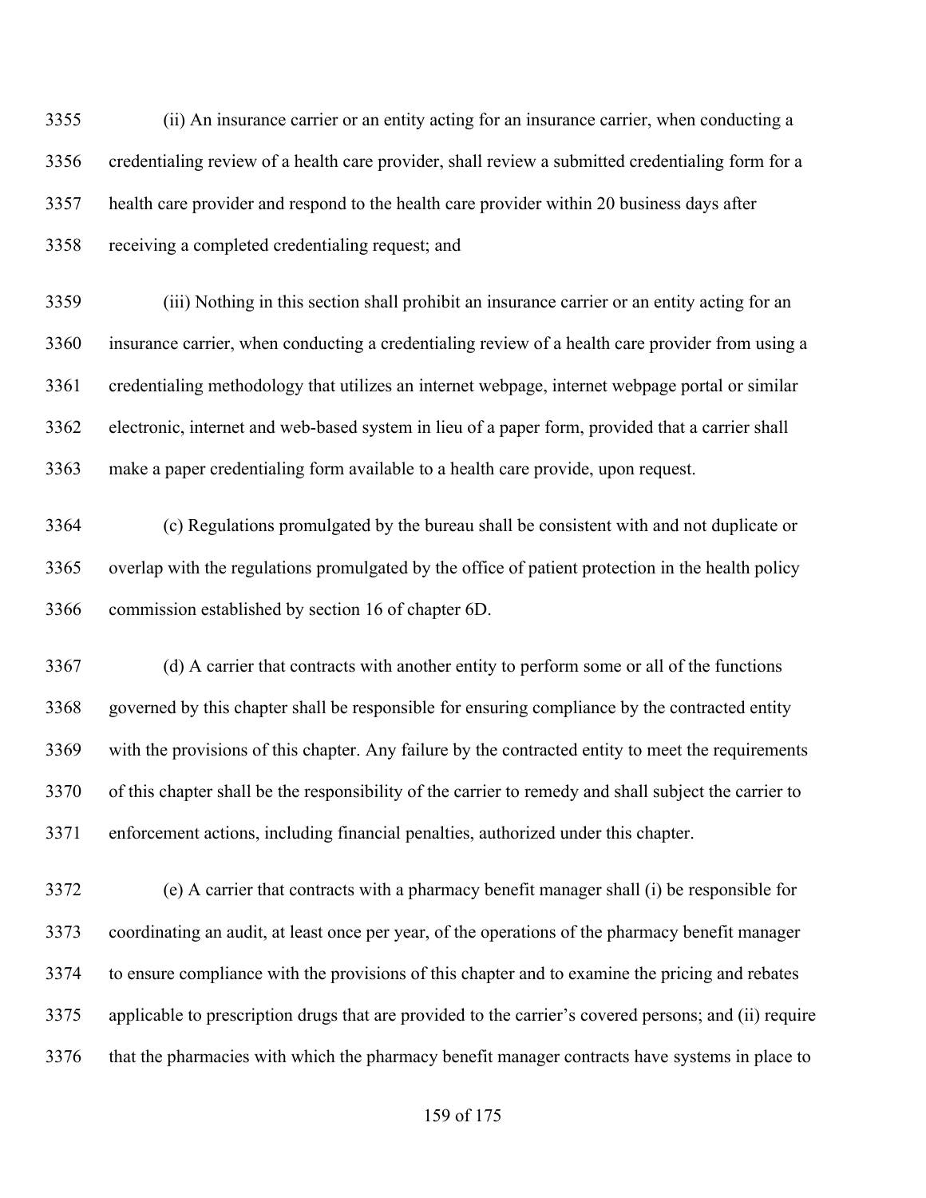(ii) An insurance carrier or an entity acting for an insurance carrier, when conducting a credentialing review of a health care provider, shall review a submitted credentialing form for a health care provider and respond to the health care provider within 20 business days after receiving a completed credentialing request; and

(iii) Nothing in this section shall prohibit an insurance carrier or an entity acting for an insurance carrier, when conducting a credentialing review of a health care provider from using a credentialing methodology that utilizes an internet webpage, internet webpage portal or similar electronic, internet and web-based system in lieu of a paper form, provided that a carrier shall make a paper credentialing form available to a health care provide, upon request.

(c) Regulations promulgated by the bureau shall be consistent with and not duplicate or overlap with the regulations promulgated by the office of patient protection in the health policy commission established by section 16 of chapter 6D.

(d) A carrier that contracts with another entity to perform some or all of the functions governed by this chapter shall be responsible for ensuring compliance by the contracted entity with the provisions of this chapter. Any failure by the contracted entity to meet the requirements of this chapter shall be the responsibility of the carrier to remedy and shall subject the carrier to enforcement actions, including financial penalties, authorized under this chapter.

(e) A carrier that contracts with a pharmacy benefit manager shall (i) be responsible for coordinating an audit, at least once per year, of the operations of the pharmacy benefit manager to ensure compliance with the provisions of this chapter and to examine the pricing and rebates applicable to prescription drugs that are provided to the carrier's covered persons; and (ii) require that the pharmacies with which the pharmacy benefit manager contracts have systems in place to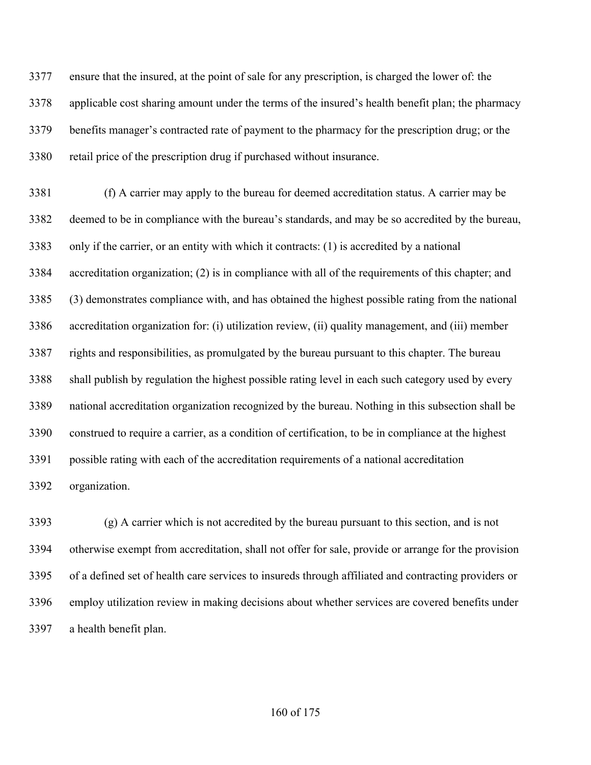ensure that the insured, at the point of sale for any prescription, is charged the lower of: the applicable cost sharing amount under the terms of the insured's health benefit plan; the pharmacy benefits manager's contracted rate of payment to the pharmacy for the prescription drug; or the retail price of the prescription drug if purchased without insurance.

(f) A carrier may apply to the bureau for deemed accreditation status. A carrier may be deemed to be in compliance with the bureau's standards, and may be so accredited by the bureau, only if the carrier, or an entity with which it contracts: (1) is accredited by a national accreditation organization; (2) is in compliance with all of the requirements of this chapter; and (3) demonstrates compliance with, and has obtained the highest possible rating from the national accreditation organization for: (i) utilization review, (ii) quality management, and (iii) member rights and responsibilities, as promulgated by the bureau pursuant to this chapter. The bureau shall publish by regulation the highest possible rating level in each such category used by every national accreditation organization recognized by the bureau. Nothing in this subsection shall be construed to require a carrier, as a condition of certification, to be in compliance at the highest possible rating with each of the accreditation requirements of a national accreditation organization.

(g) A carrier which is not accredited by the bureau pursuant to this section, and is not otherwise exempt from accreditation, shall not offer for sale, provide or arrange for the provision of a defined set of health care services to insureds through affiliated and contracting providers or employ utilization review in making decisions about whether services are covered benefits under a health benefit plan.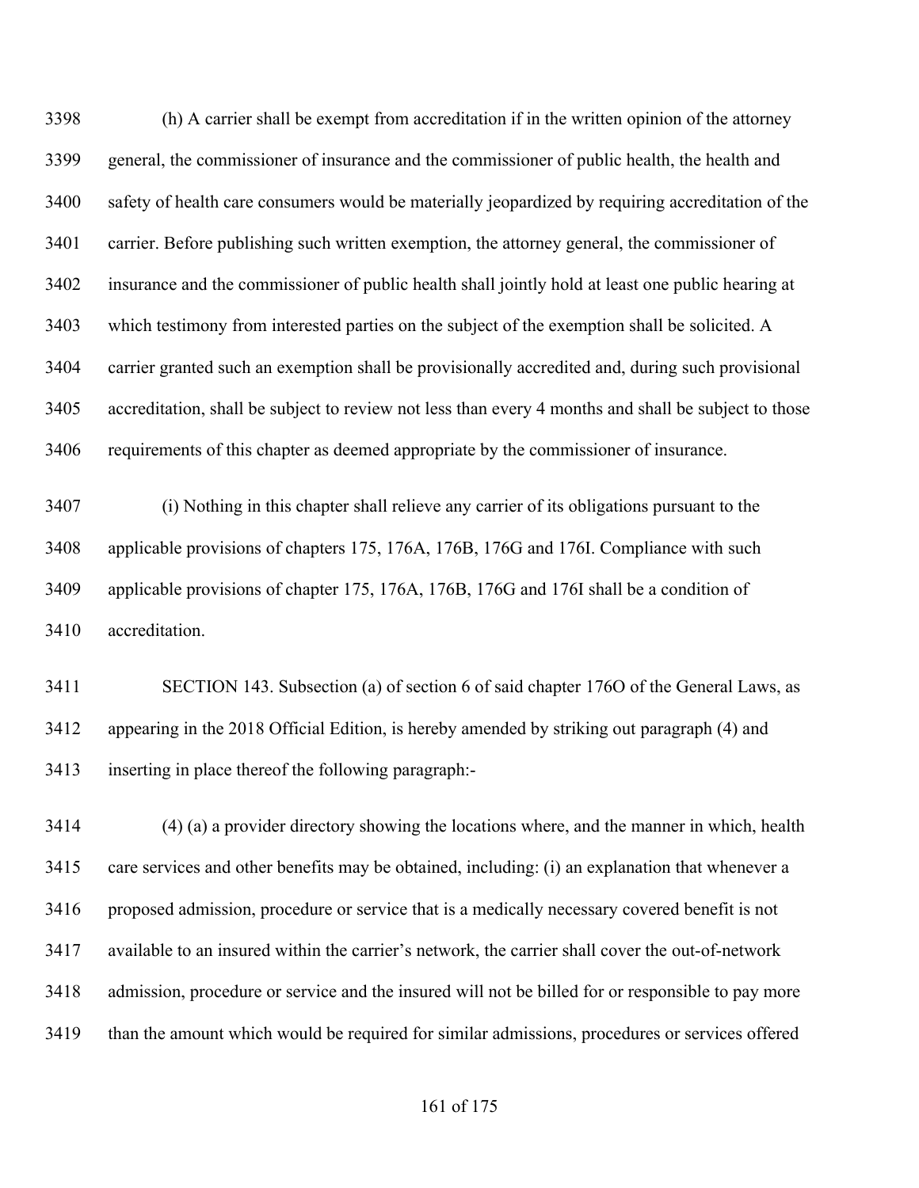(h) A carrier shall be exempt from accreditation if in the written opinion of the attorney general, the commissioner of insurance and the commissioner of public health, the health and safety of health care consumers would be materially jeopardized by requiring accreditation of the carrier. Before publishing such written exemption, the attorney general, the commissioner of insurance and the commissioner of public health shall jointly hold at least one public hearing at which testimony from interested parties on the subject of the exemption shall be solicited. A carrier granted such an exemption shall be provisionally accredited and, during such provisional accreditation, shall be subject to review not less than every 4 months and shall be subject to those requirements of this chapter as deemed appropriate by the commissioner of insurance.

(i) Nothing in this chapter shall relieve any carrier of its obligations pursuant to the applicable provisions of chapters 175, 176A, 176B, 176G and 176I. Compliance with such applicable provisions of chapter 175, 176A, 176B, 176G and 176I shall be a condition of accreditation.

SECTION 143. Subsection (a) of section 6 of said chapter 176O of the General Laws, as appearing in the 2018 Official Edition, is hereby amended by striking out paragraph (4) and inserting in place thereof the following paragraph:-

(4) (a) a provider directory showing the locations where, and the manner in which, health care services and other benefits may be obtained, including: (i) an explanation that whenever a proposed admission, procedure or service that is a medically necessary covered benefit is not available to an insured within the carrier's network, the carrier shall cover the out-of-network admission, procedure or service and the insured will not be billed for or responsible to pay more than the amount which would be required for similar admissions, procedures or services offered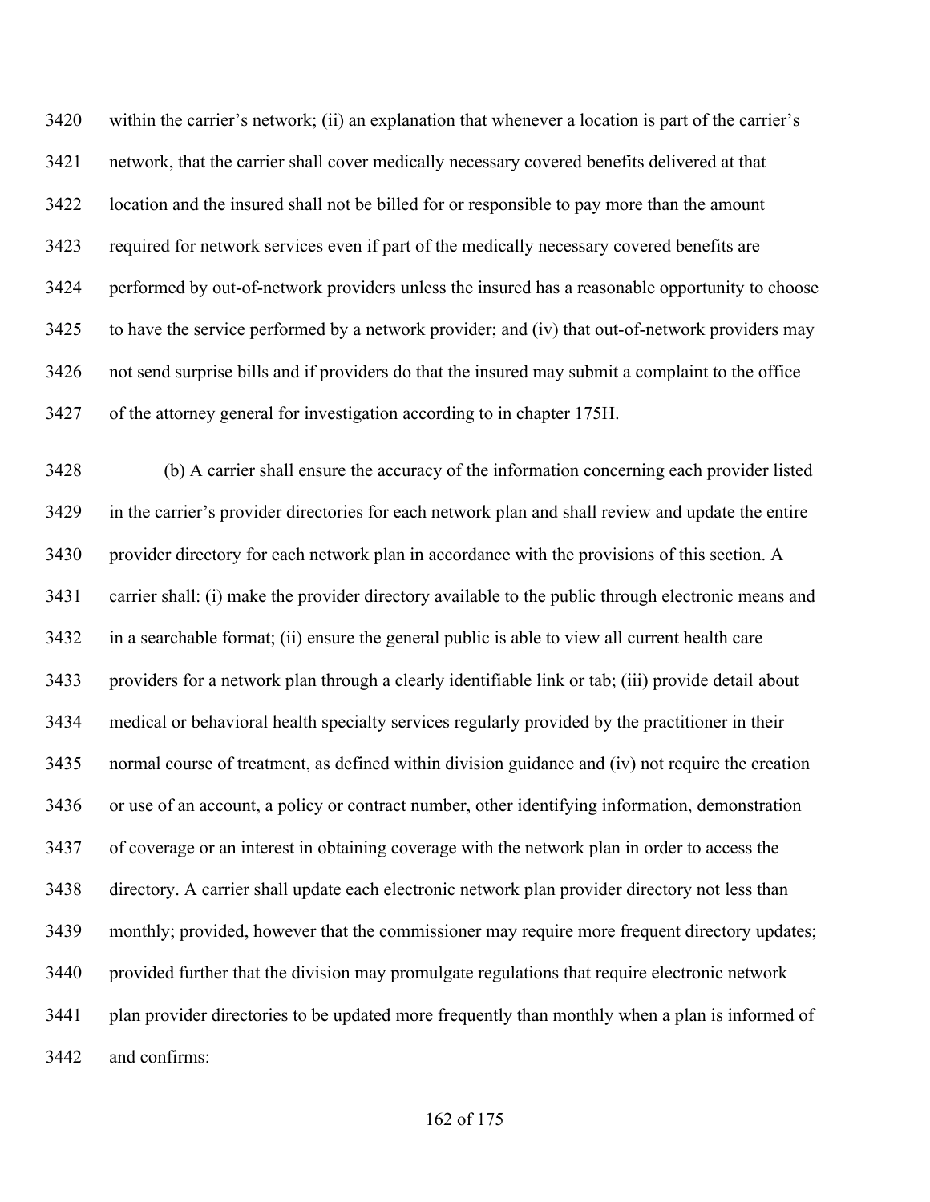within the carrier's network; (ii) an explanation that whenever a location is part of the carrier's network, that the carrier shall cover medically necessary covered benefits delivered at that location and the insured shall not be billed for or responsible to pay more than the amount required for network services even if part of the medically necessary covered benefits are performed by out-of-network providers unless the insured has a reasonable opportunity to choose to have the service performed by a network provider; and (iv) that out-of-network providers may not send surprise bills and if providers do that the insured may submit a complaint to the office of the attorney general for investigation according to in chapter 175H.

(b) A carrier shall ensure the accuracy of the information concerning each provider listed in the carrier's provider directories for each network plan and shall review and update the entire provider directory for each network plan in accordance with the provisions of this section. A carrier shall: (i) make the provider directory available to the public through electronic means and in a searchable format; (ii) ensure the general public is able to view all current health care providers for a network plan through a clearly identifiable link or tab; (iii) provide detail about medical or behavioral health specialty services regularly provided by the practitioner in their normal course of treatment, as defined within division guidance and (iv) not require the creation or use of an account, a policy or contract number, other identifying information, demonstration of coverage or an interest in obtaining coverage with the network plan in order to access the directory. A carrier shall update each electronic network plan provider directory not less than monthly; provided, however that the commissioner may require more frequent directory updates; provided further that the division may promulgate regulations that require electronic network plan provider directories to be updated more frequently than monthly when a plan is informed of and confirms: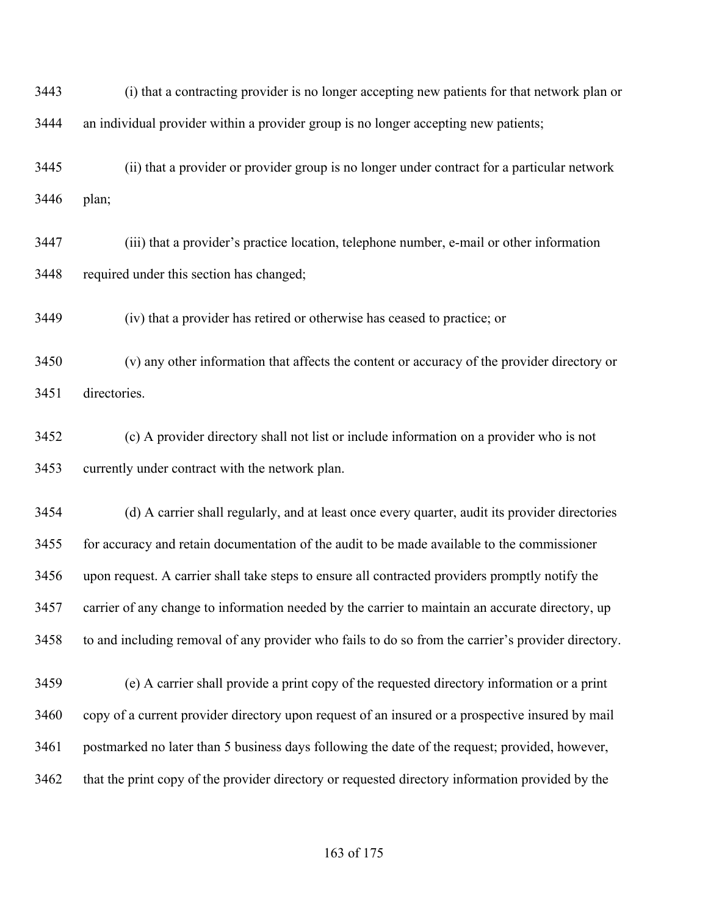(i) that a contracting provider is no longer accepting new patients for that network plan or an individual provider within a provider group is no longer accepting new patients;

(ii) that a provider or provider group is no longer under contract for a particular network plan;

(iii) that a provider's practice location, telephone number, e-mail or other information required under this section has changed;

(iv) that a provider has retired or otherwise has ceased to practice; or

(v) any other information that affects the content or accuracy of the provider directory or directories.

(c) A provider directory shall not list or include information on a provider who is not currently under contract with the network plan.

(d) A carrier shall regularly, and at least once every quarter, audit its provider directories for accuracy and retain documentation of the audit to be made available to the commissioner upon request. A carrier shall take steps to ensure all contracted providers promptly notify the carrier of any change to information needed by the carrier to maintain an accurate directory, up to and including removal of any provider who fails to do so from the carrier's provider directory.

(e) A carrier shall provide a print copy of the requested directory information or a print copy of a current provider directory upon request of an insured or a prospective insured by mail postmarked no later than 5 business days following the date of the request; provided, however, that the print copy of the provider directory or requested directory information provided by the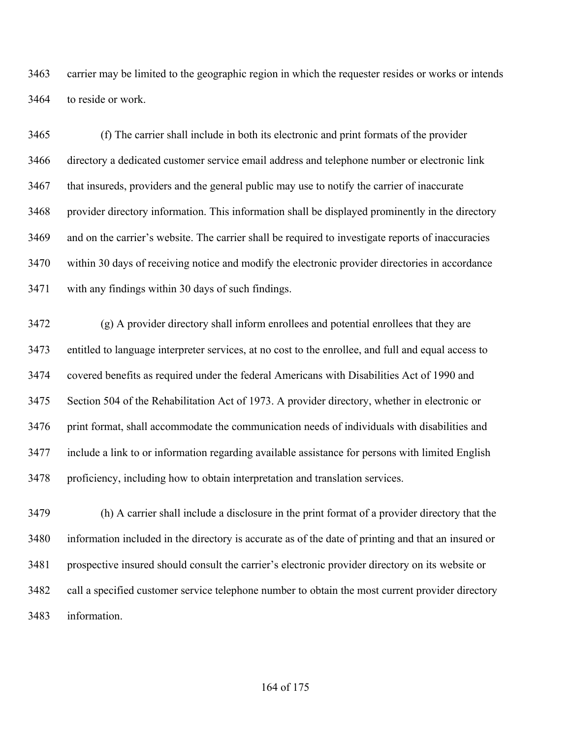carrier may be limited to the geographic region in which the requester resides or works or intends to reside or work.

(f) The carrier shall include in both its electronic and print formats of the provider directory a dedicated customer service email address and telephone number or electronic link that insureds, providers and the general public may use to notify the carrier of inaccurate provider directory information. This information shall be displayed prominently in the directory and on the carrier's website. The carrier shall be required to investigate reports of inaccuracies within 30 days of receiving notice and modify the electronic provider directories in accordance with any findings within 30 days of such findings.

(g) A provider directory shall inform enrollees and potential enrollees that they are entitled to language interpreter services, at no cost to the enrollee, and full and equal access to covered benefits as required under the federal Americans with Disabilities Act of 1990 and Section 504 of the Rehabilitation Act of 1973. A provider directory, whether in electronic or print format, shall accommodate the communication needs of individuals with disabilities and include a link to or information regarding available assistance for persons with limited English proficiency, including how to obtain interpretation and translation services.

(h) A carrier shall include a disclosure in the print format of a provider directory that the information included in the directory is accurate as of the date of printing and that an insured or prospective insured should consult the carrier's electronic provider directory on its website or call a specified customer service telephone number to obtain the most current provider directory information.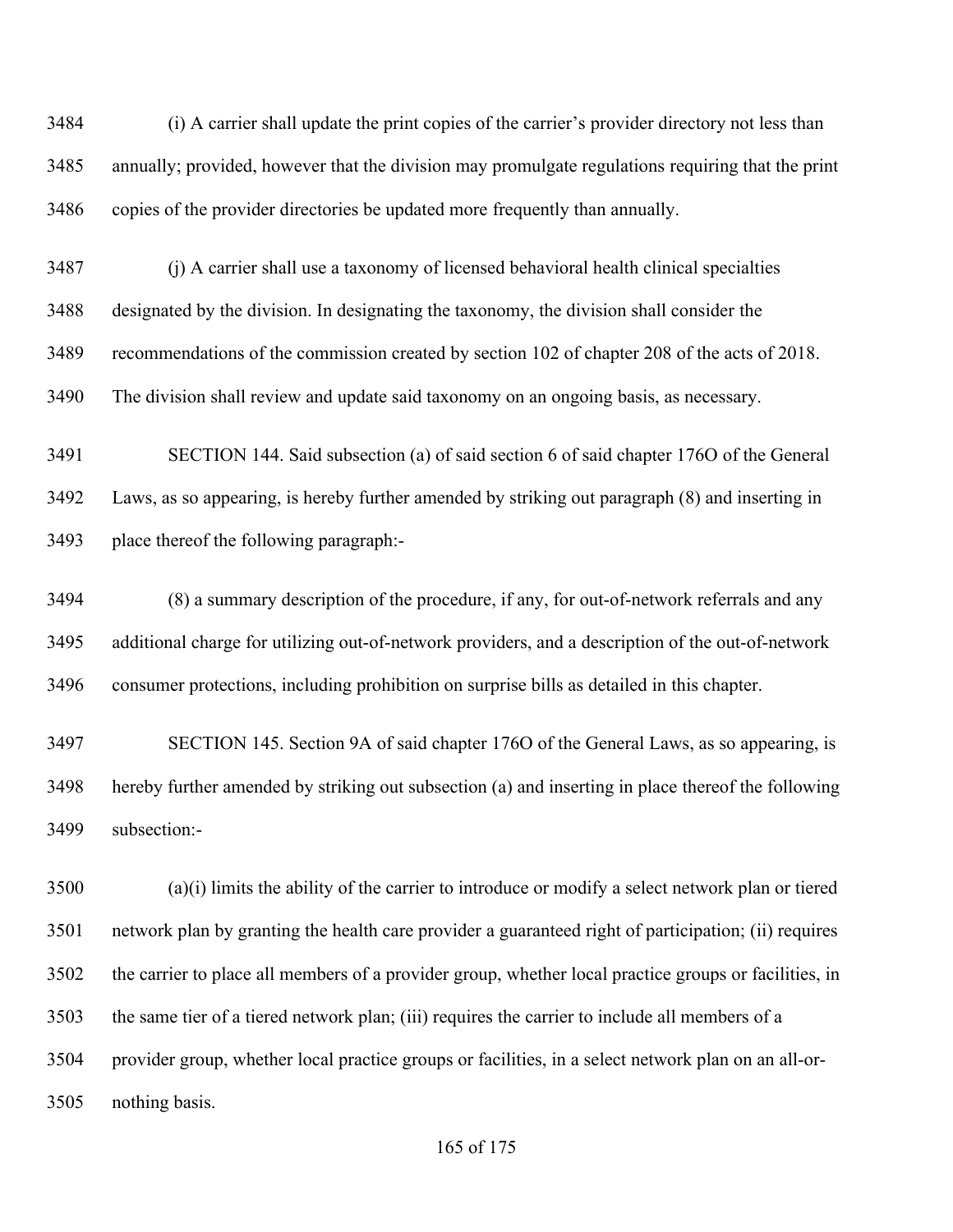3484 (i) A carrier shall update the print copies of the carrier's provider directory not less than
3485 annually; provided, however that the division may promulgate regulations requiring that the print
3486 copies of the provider directories be updated more frequently than annually.

3487 (j) A carrier shall use a taxonomy of licensed behavioral health clinical specialties
3488 designated by the division. In designating the taxonomy, the division shall consider the
3489 recommendations of the commission created by section 102 of chapter 208 of the acts of 2018.
3490 The division shall review and update said taxonomy on an ongoing basis, as necessary.

3491 SECTION 144. Said subsection (a) of said section 6 of said chapter 176O of the General
3492 Laws, as so appearing, is hereby further amended by striking out paragraph (8) and inserting in
3493 place thereof the following paragraph:-

3494 (8) a summary description of the procedure, if any, for out-of-network referrals and any
3495 additional charge for utilizing out-of-network providers, and a description of the out-of-network
3496 consumer protections, including prohibition on surprise bills as detailed in this chapter.

3497 SECTION 145. Section 9A of said chapter 176O of the General Laws, as so appearing, is
3498 hereby further amended by striking out subsection (a) and inserting in place thereof the following
3499 subsection:-

3500 (a)(i) limits the ability of the carrier to introduce or modify a select network plan or tiered
3501 network plan by granting the health care provider a guaranteed right of participation; (ii) requires
3502 the carrier to place all members of a provider group, whether local practice groups or facilities, in
3503 the same tier of a tiered network plan; (iii) requires the carrier to include all members of a
3504 provider group, whether local practice groups or facilities, in a select network plan on an all-or-
3505 nothing basis.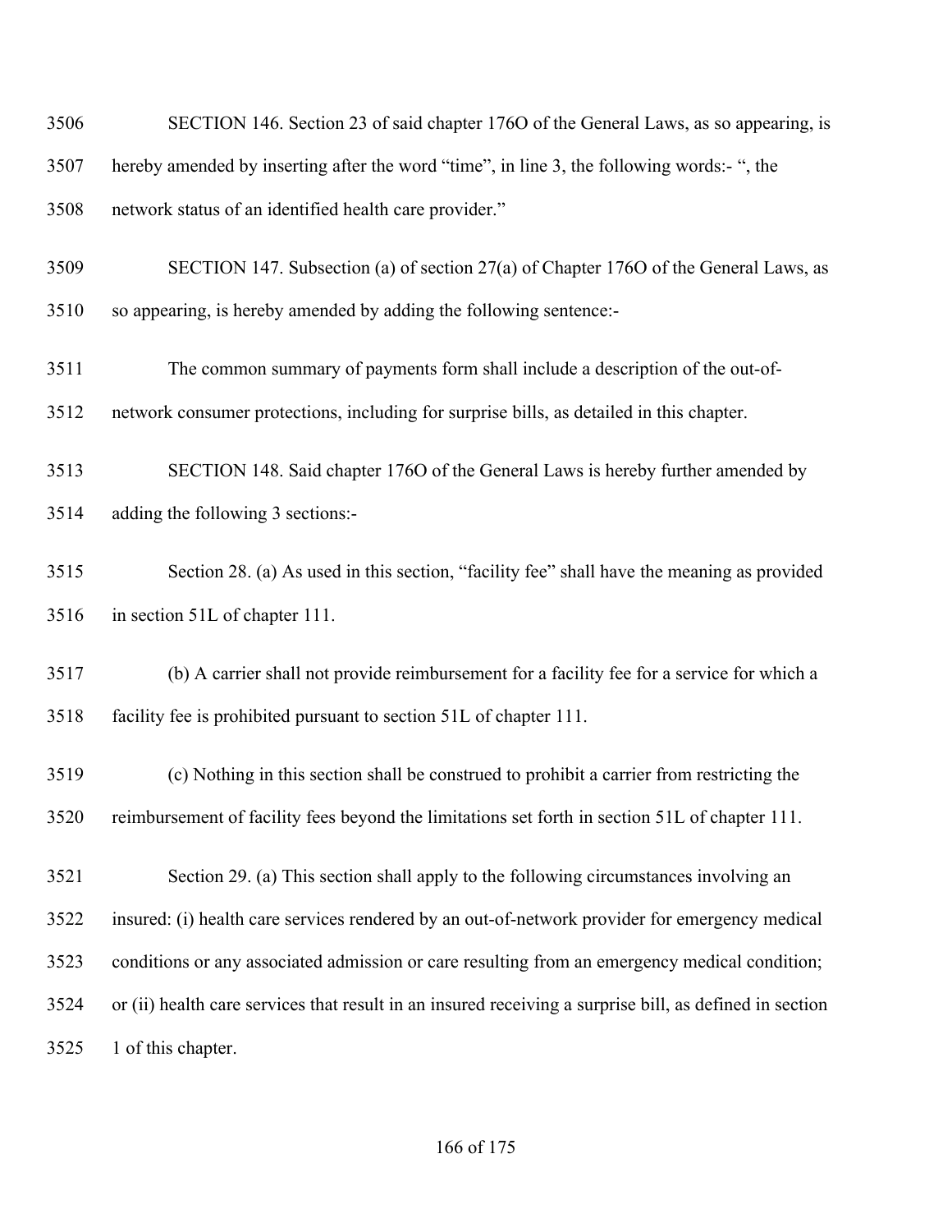SECTION 146. Section 23 of said chapter 176O of the General Laws, as so appearing, is hereby amended by inserting after the word "time", in line 3, the following words:- ", the network status of an identified health care provider."

SECTION 147. Subsection (a) of section 27(a) of Chapter 176O of the General Laws, as so appearing, is hereby amended by adding the following sentence:-

The common summary of payments form shall include a description of the out-of-network consumer protections, including for surprise bills, as detailed in this chapter.

SECTION 148. Said chapter 176O of the General Laws is hereby further amended by adding the following 3 sections:-

Section 28. (a) As used in this section, "facility fee" shall have the meaning as provided in section 51L of chapter 111.

(b) A carrier shall not provide reimbursement for a facility fee for a service for which a facility fee is prohibited pursuant to section 51L of chapter 111.

(c) Nothing in this section shall be construed to prohibit a carrier from restricting the reimbursement of facility fees beyond the limitations set forth in section 51L of chapter 111.

Section 29. (a) This section shall apply to the following circumstances involving an insured: (i) health care services rendered by an out-of-network provider for emergency medical conditions or any associated admission or care resulting from an emergency medical condition; or (ii) health care services that result in an insured receiving a surprise bill, as defined in section 1 of this chapter.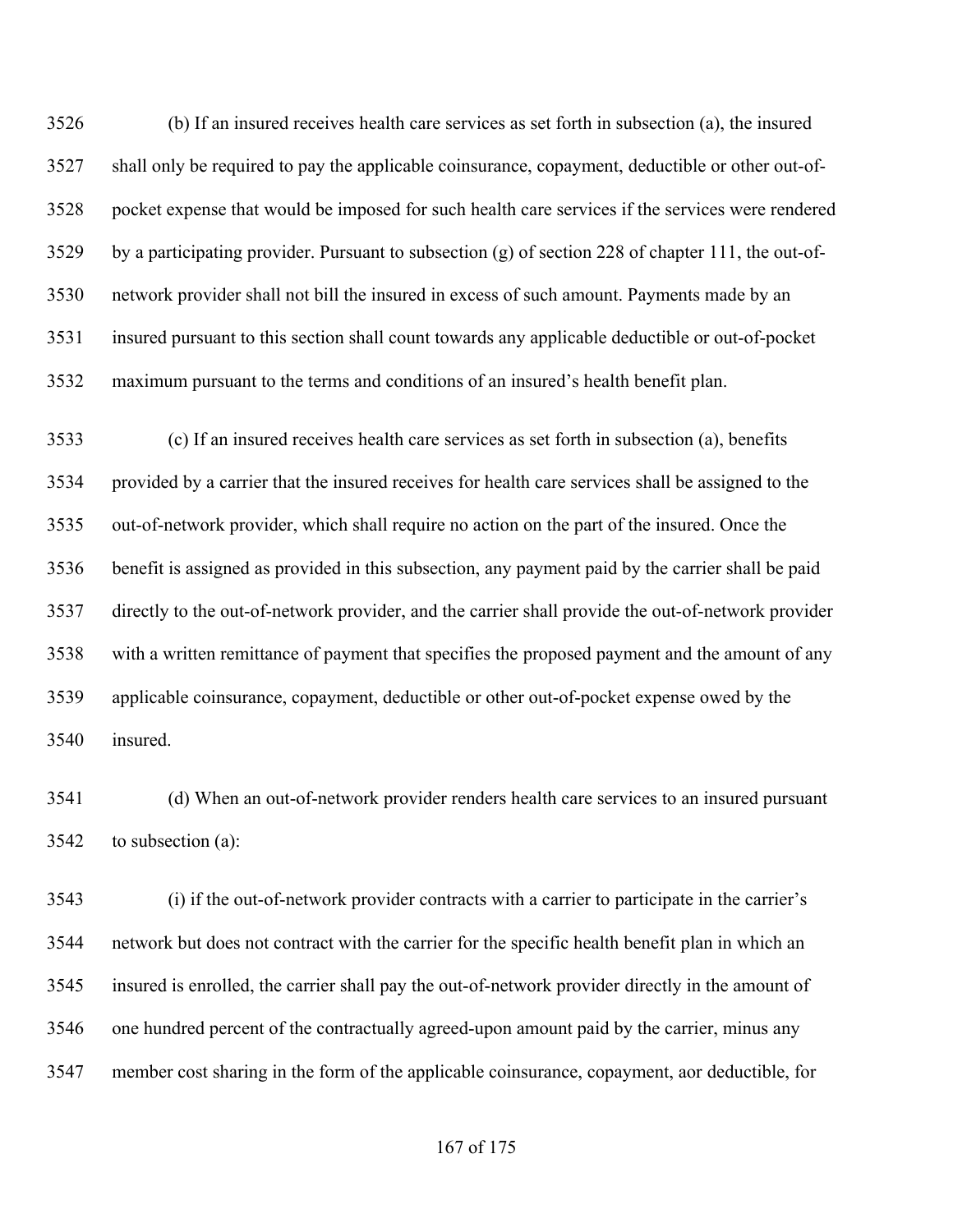(b) If an insured receives health care services as set forth in subsection (a), the insured shall only be required to pay the applicable coinsurance, copayment, deductible or other out-of-pocket expense that would be imposed for such health care services if the services were rendered by a participating provider. Pursuant to subsection (g) of section 228 of chapter 111, the out-of-network provider shall not bill the insured in excess of such amount. Payments made by an insured pursuant to this section shall count towards any applicable deductible or out-of-pocket maximum pursuant to the terms and conditions of an insured's health benefit plan.

(c) If an insured receives health care services as set forth in subsection (a), benefits provided by a carrier that the insured receives for health care services shall be assigned to the out-of-network provider, which shall require no action on the part of the insured. Once the benefit is assigned as provided in this subsection, any payment paid by the carrier shall be paid directly to the out-of-network provider, and the carrier shall provide the out-of-network provider with a written remittance of payment that specifies the proposed payment and the amount of any applicable coinsurance, copayment, deductible or other out-of-pocket expense owed by the insured.

(d) When an out-of-network provider renders health care services to an insured pursuant to subsection (a):

(i) if the out-of-network provider contracts with a carrier to participate in the carrier's network but does not contract with the carrier for the specific health benefit plan in which an insured is enrolled, the carrier shall pay the out-of-network provider directly in the amount of one hundred percent of the contractually agreed-upon amount paid by the carrier, minus any member cost sharing in the form of the applicable coinsurance, copayment, aor deductible, for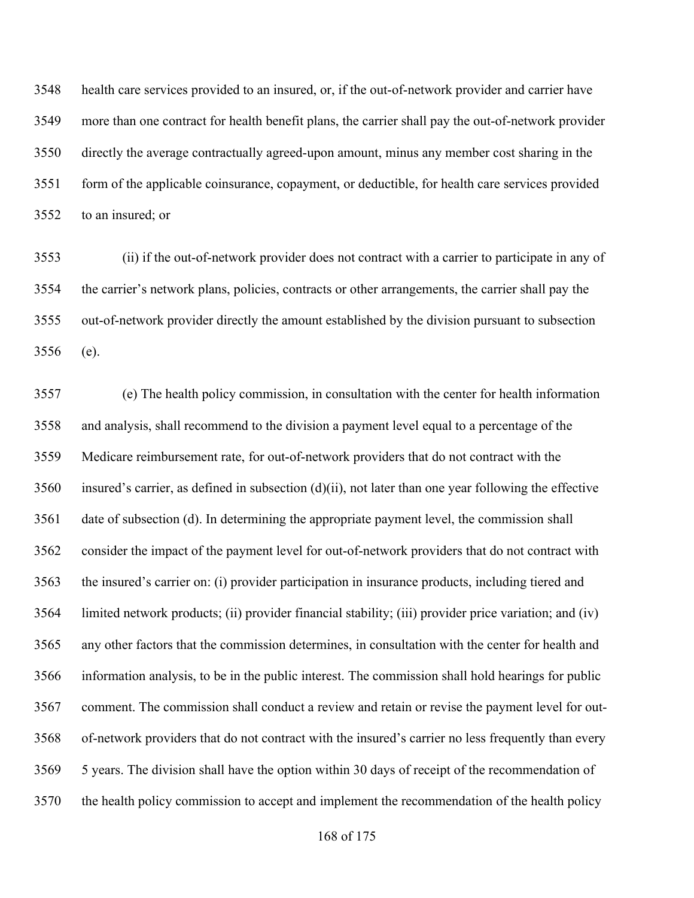health care services provided to an insured, or, if the out-of-network provider and carrier have more than one contract for health benefit plans, the carrier shall pay the out-of-network provider directly the average contractually agreed-upon amount, minus any member cost sharing in the form of the applicable coinsurance, copayment, or deductible, for health care services provided to an insured; or

(ii) if the out-of-network provider does not contract with a carrier to participate in any of the carrier's network plans, policies, contracts or other arrangements, the carrier shall pay the out-of-network provider directly the amount established by the division pursuant to subsection (e).

(e) The health policy commission, in consultation with the center for health information and analysis, shall recommend to the division a payment level equal to a percentage of the Medicare reimbursement rate, for out-of-network providers that do not contract with the insured's carrier, as defined in subsection (d)(ii), not later than one year following the effective date of subsection (d). In determining the appropriate payment level, the commission shall consider the impact of the payment level for out-of-network providers that do not contract with the insured's carrier on: (i) provider participation in insurance products, including tiered and limited network products; (ii) provider financial stability; (iii) provider price variation; and (iv) any other factors that the commission determines, in consultation with the center for health and information analysis, to be in the public interest. The commission shall hold hearings for public comment. The commission shall conduct a review and retain or revise the payment level for out-of-network providers that do not contract with the insured's carrier no less frequently than every 5 years. The division shall have the option within 30 days of receipt of the recommendation of the health policy commission to accept and implement the recommendation of the health policy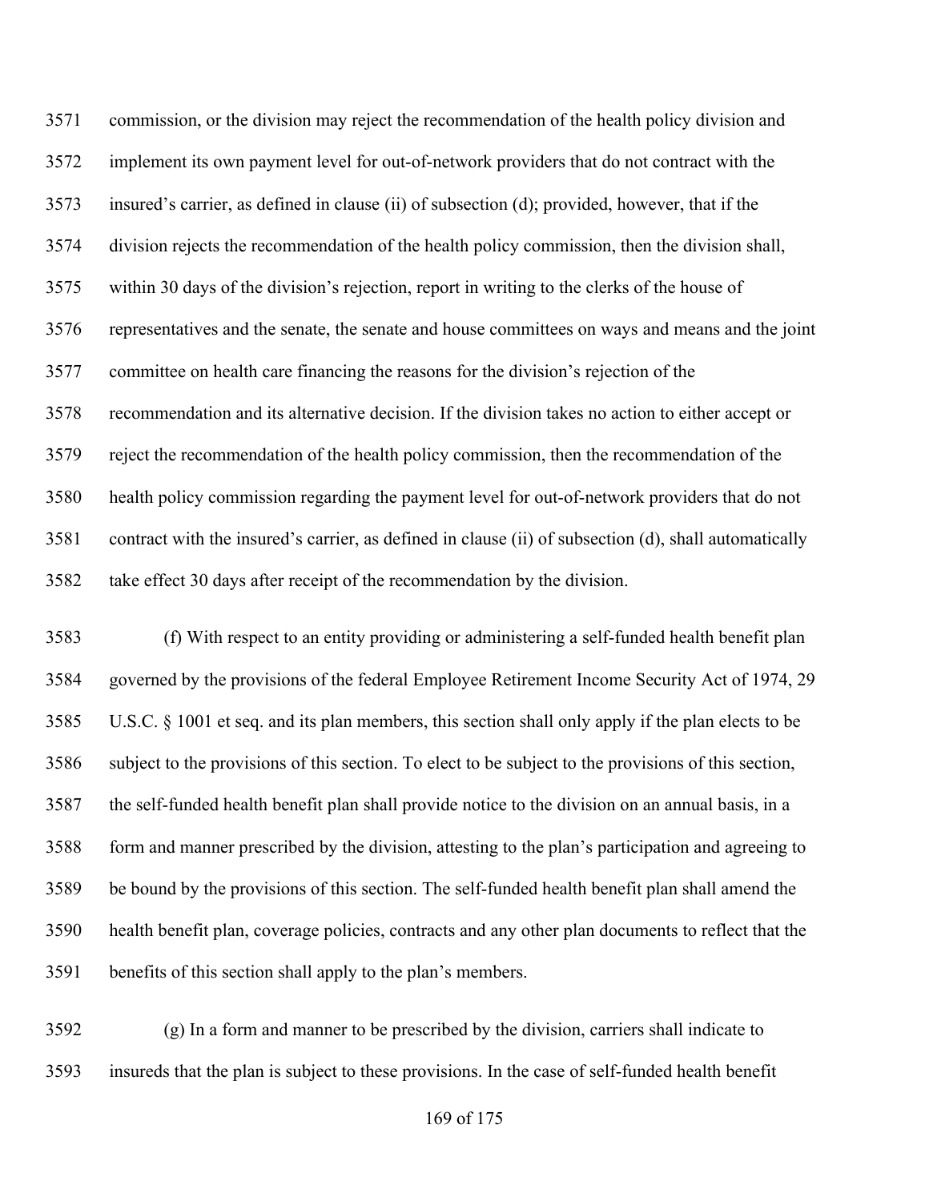commission, or the division may reject the recommendation of the health policy division and implement its own payment level for out-of-network providers that do not contract with the insured's carrier, as defined in clause (ii) of subsection (d); provided, however, that if the division rejects the recommendation of the health policy commission, then the division shall, within 30 days of the division's rejection, report in writing to the clerks of the house of representatives and the senate, the senate and house committees on ways and means and the joint committee on health care financing the reasons for the division's rejection of the recommendation and its alternative decision. If the division takes no action to either accept or reject the recommendation of the health policy commission, then the recommendation of the health policy commission regarding the payment level for out-of-network providers that do not contract with the insured's carrier, as defined in clause (ii) of subsection (d), shall automatically take effect 30 days after receipt of the recommendation by the division.

(f) With respect to an entity providing or administering a self-funded health benefit plan governed by the provisions of the federal Employee Retirement Income Security Act of 1974, 29 U.S.C. § 1001 et seq. and its plan members, this section shall only apply if the plan elects to be subject to the provisions of this section. To elect to be subject to the provisions of this section, the self-funded health benefit plan shall provide notice to the division on an annual basis, in a form and manner prescribed by the division, attesting to the plan's participation and agreeing to be bound by the provisions of this section. The self-funded health benefit plan shall amend the health benefit plan, coverage policies, contracts and any other plan documents to reflect that the benefits of this section shall apply to the plan's members.

(g) In a form and manner to be prescribed by the division, carriers shall indicate to insureds that the plan is subject to these provisions. In the case of self-funded health benefit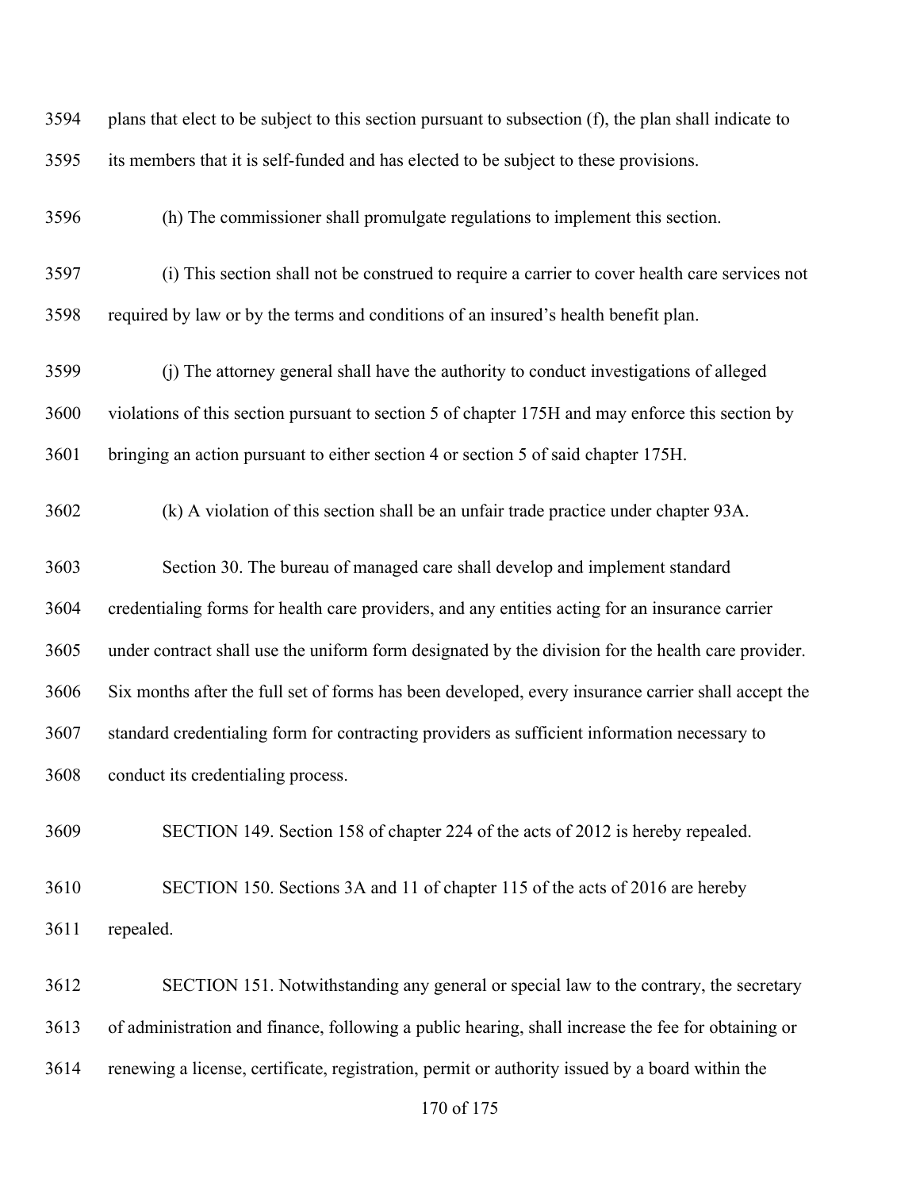plans that elect to be subject to this section pursuant to subsection (f), the plan shall indicate to its members that it is self-funded and has elected to be subject to these provisions.

(h) The commissioner shall promulgate regulations to implement this section.

(i) This section shall not be construed to require a carrier to cover health care services not required by law or by the terms and conditions of an insured's health benefit plan.

(j) The attorney general shall have the authority to conduct investigations of alleged violations of this section pursuant to section 5 of chapter 175H and may enforce this section by bringing an action pursuant to either section 4 or section 5 of said chapter 175H.

(k) A violation of this section shall be an unfair trade practice under chapter 93A.

Section 30. The bureau of managed care shall develop and implement standard credentialing forms for health care providers, and any entities acting for an insurance carrier under contract shall use the uniform form designated by the division for the health care provider. Six months after the full set of forms has been developed, every insurance carrier shall accept the standard credentialing form for contracting providers as sufficient information necessary to conduct its credentialing process.

SECTION 149. Section 158 of chapter 224 of the acts of 2012 is hereby repealed.

SECTION 150. Sections 3A and 11 of chapter 115 of the acts of 2016 are hereby repealed.

SECTION 151. Notwithstanding any general or special law to the contrary, the secretary of administration and finance, following a public hearing, shall increase the fee for obtaining or renewing a license, certificate, registration, permit or authority issued by a board within the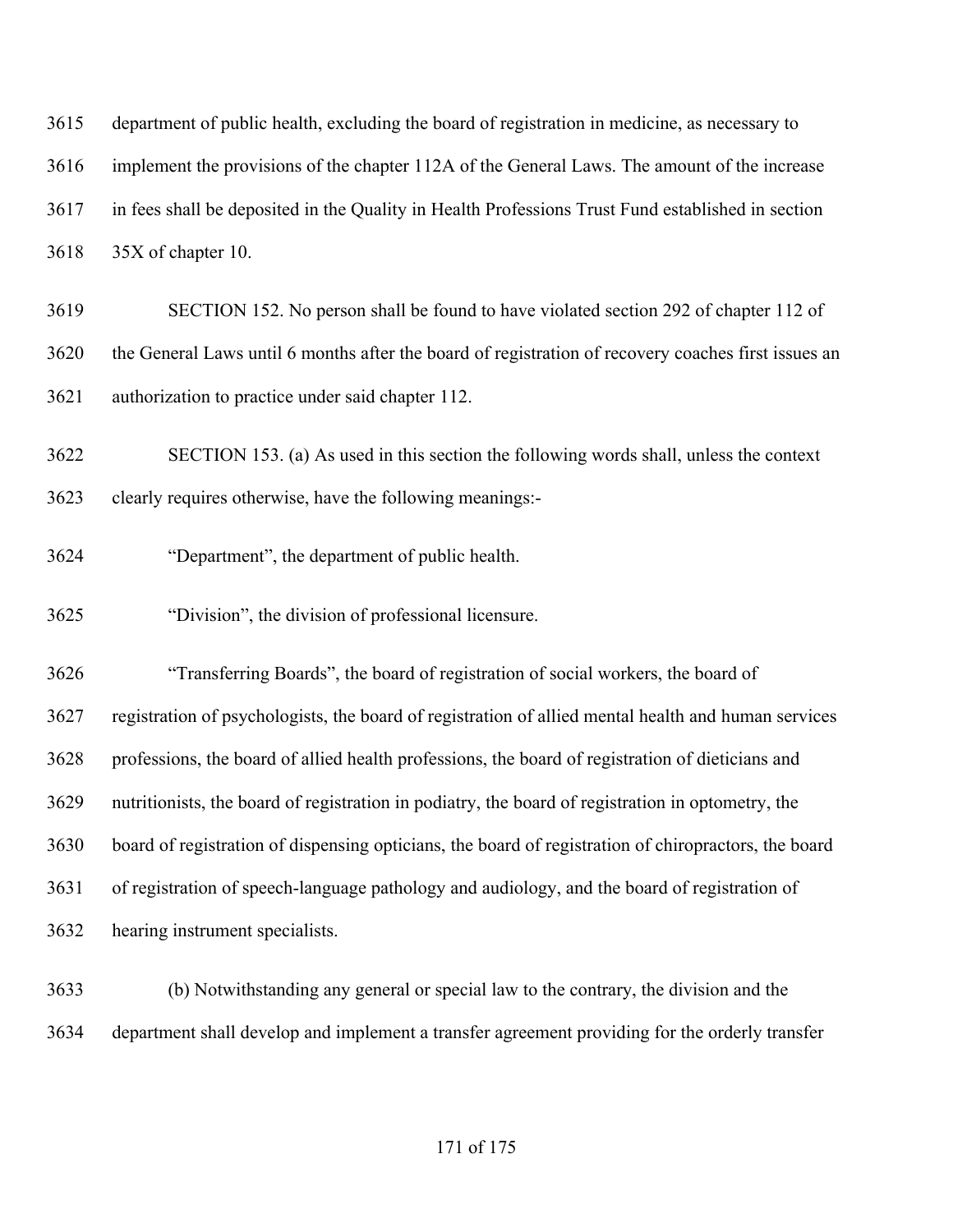department of public health, excluding the board of registration in medicine, as necessary to implement the provisions of the chapter 112A of the General Laws. The amount of the increase in fees shall be deposited in the Quality in Health Professions Trust Fund established in section 35X of chapter 10.

SECTION 152. No person shall be found to have violated section 292 of chapter 112 of the General Laws until 6 months after the board of registration of recovery coaches first issues an authorization to practice under said chapter 112.

SECTION 153. (a) As used in this section the following words shall, unless the context clearly requires otherwise, have the following meanings:-

"Department", the department of public health.

"Division", the division of professional licensure.

"Transferring Boards", the board of registration of social workers, the board of registration of psychologists, the board of registration of allied mental health and human services professions, the board of allied health professions, the board of registration of dieticians and nutritionists, the board of registration in podiatry, the board of registration in optometry, the board of registration of dispensing opticians, the board of registration of chiropractors, the board of registration of speech-language pathology and audiology, and the board of registration of hearing instrument specialists.

(b) Notwithstanding any general or special law to the contrary, the division and the department shall develop and implement a transfer agreement providing for the orderly transfer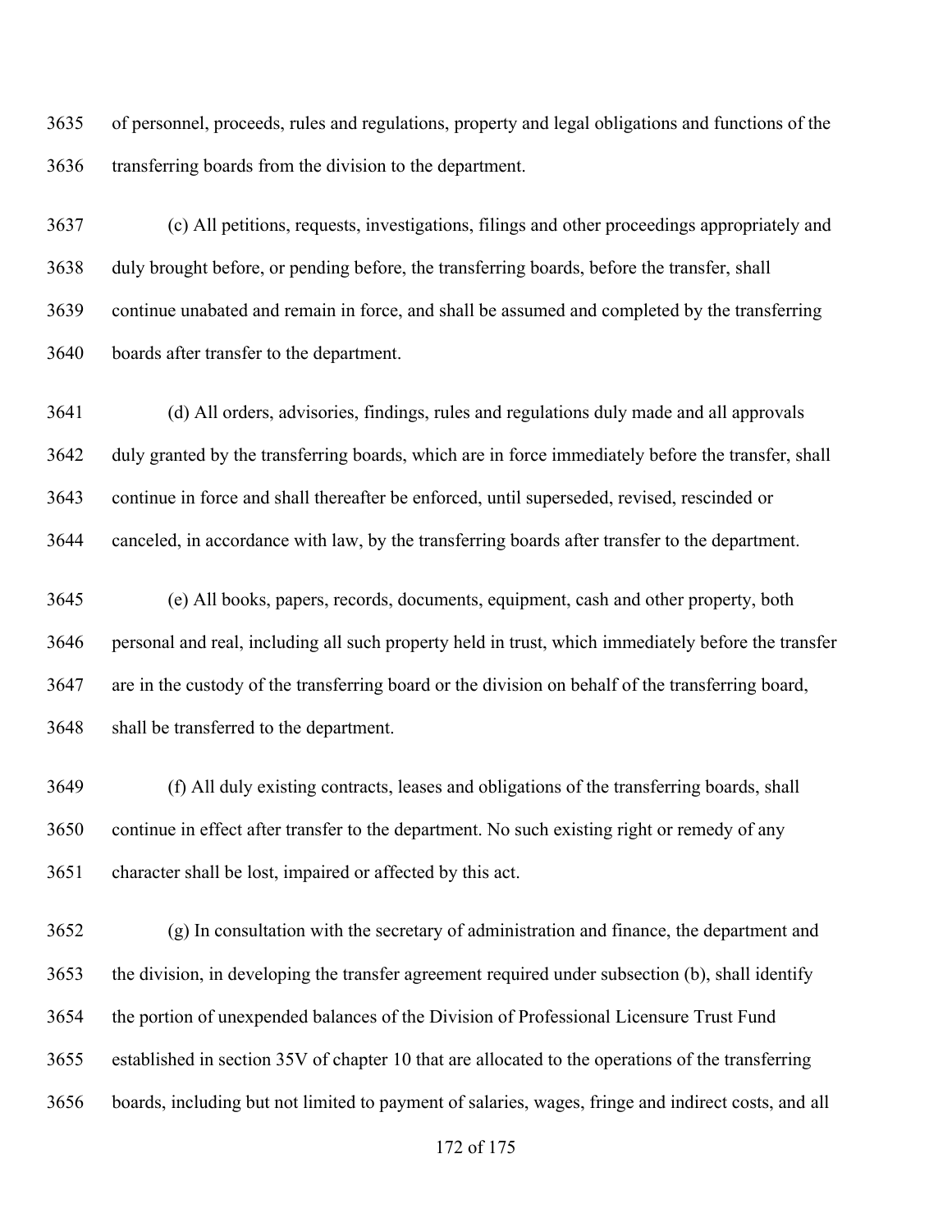of personnel, proceeds, rules and regulations, property and legal obligations and functions of the transferring boards from the division to the department.

(c) All petitions, requests, investigations, filings and other proceedings appropriately and duly brought before, or pending before, the transferring boards, before the transfer, shall continue unabated and remain in force, and shall be assumed and completed by the transferring boards after transfer to the department.

(d) All orders, advisories, findings, rules and regulations duly made and all approvals duly granted by the transferring boards, which are in force immediately before the transfer, shall continue in force and shall thereafter be enforced, until superseded, revised, rescinded or canceled, in accordance with law, by the transferring boards after transfer to the department.

(e) All books, papers, records, documents, equipment, cash and other property, both personal and real, including all such property held in trust, which immediately before the transfer are in the custody of the transferring board or the division on behalf of the transferring board, shall be transferred to the department.

(f) All duly existing contracts, leases and obligations of the transferring boards, shall continue in effect after transfer to the department. No such existing right or remedy of any character shall be lost, impaired or affected by this act.

(g) In consultation with the secretary of administration and finance, the department and the division, in developing the transfer agreement required under subsection (b), shall identify the portion of unexpended balances of the Division of Professional Licensure Trust Fund established in section 35V of chapter 10 that are allocated to the operations of the transferring boards, including but not limited to payment of salaries, wages, fringe and indirect costs, and all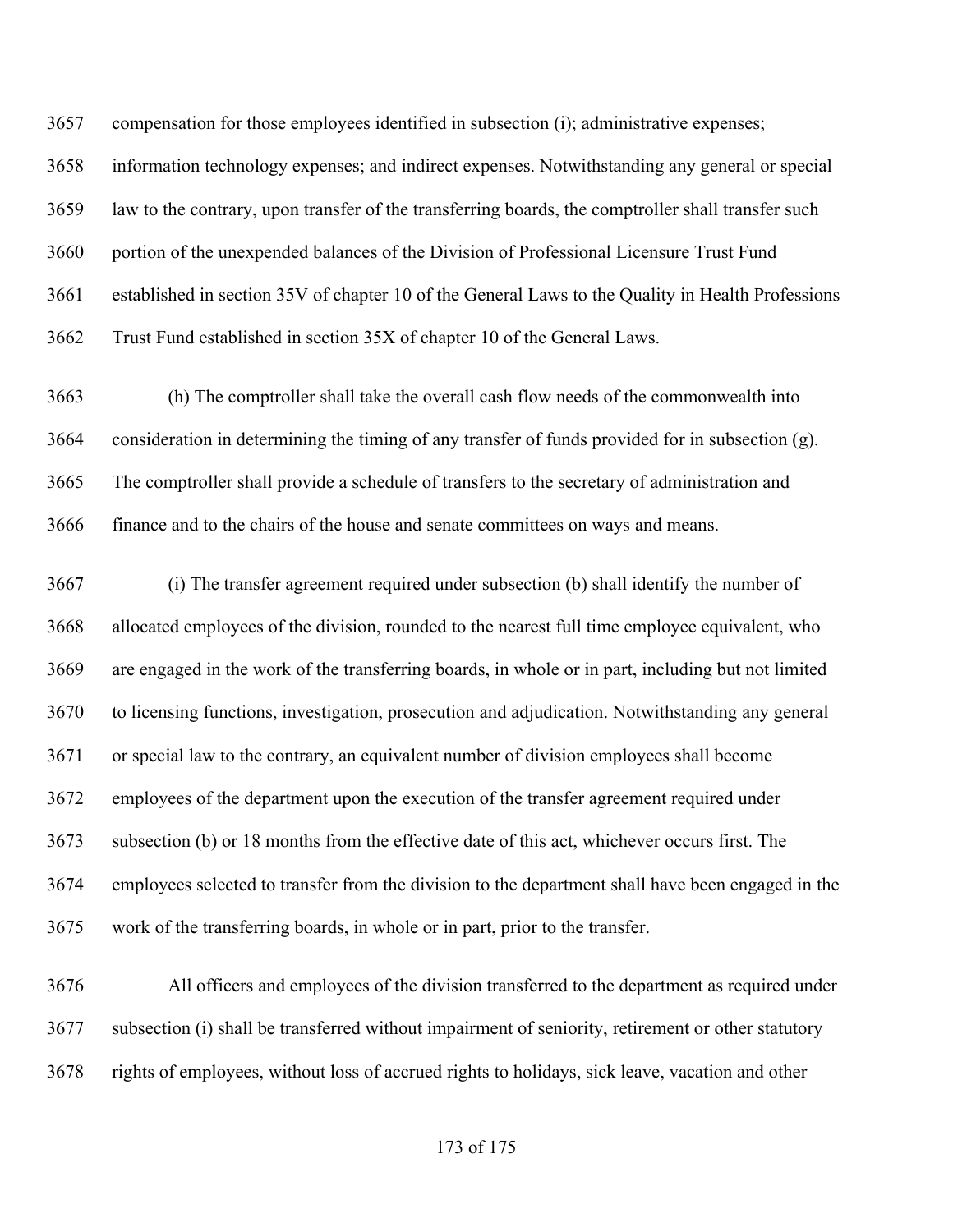compensation for those employees identified in subsection (i); administrative expenses; information technology expenses; and indirect expenses. Notwithstanding any general or special law to the contrary, upon transfer of the transferring boards, the comptroller shall transfer such portion of the unexpended balances of the Division of Professional Licensure Trust Fund established in section 35V of chapter 10 of the General Laws to the Quality in Health Professions Trust Fund established in section 35X of chapter 10 of the General Laws.

(h) The comptroller shall take the overall cash flow needs of the commonwealth into consideration in determining the timing of any transfer of funds provided for in subsection (g). The comptroller shall provide a schedule of transfers to the secretary of administration and finance and to the chairs of the house and senate committees on ways and means.

(i) The transfer agreement required under subsection (b) shall identify the number of allocated employees of the division, rounded to the nearest full time employee equivalent, who are engaged in the work of the transferring boards, in whole or in part, including but not limited to licensing functions, investigation, prosecution and adjudication. Notwithstanding any general or special law to the contrary, an equivalent number of division employees shall become employees of the department upon the execution of the transfer agreement required under subsection (b) or 18 months from the effective date of this act, whichever occurs first. The employees selected to transfer from the division to the department shall have been engaged in the work of the transferring boards, in whole or in part, prior to the transfer.

All officers and employees of the division transferred to the department as required under subsection (i) shall be transferred without impairment of seniority, retirement or other statutory rights of employees, without loss of accrued rights to holidays, sick leave, vacation and other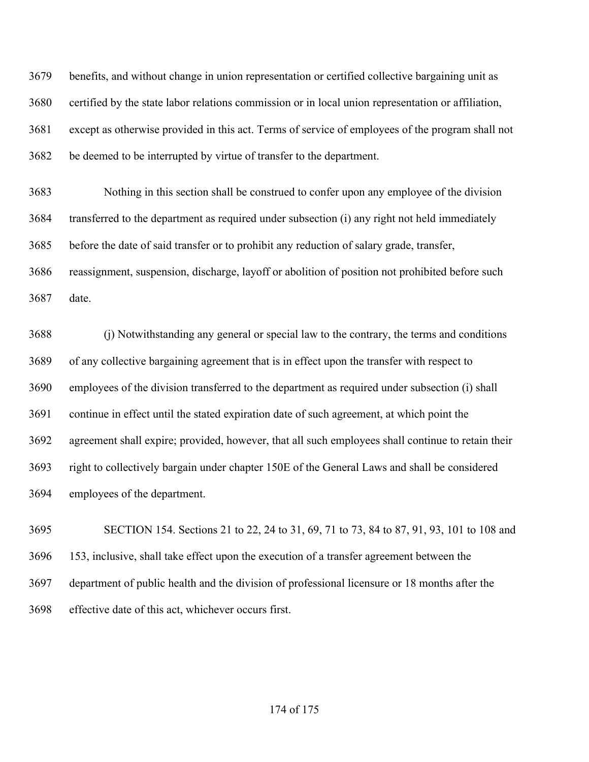benefits, and without change in union representation or certified collective bargaining unit as certified by the state labor relations commission or in local union representation or affiliation, except as otherwise provided in this act. Terms of service of employees of the program shall not be deemed to be interrupted by virtue of transfer to the department.

Nothing in this section shall be construed to confer upon any employee of the division transferred to the department as required under subsection (i) any right not held immediately before the date of said transfer or to prohibit any reduction of salary grade, transfer, reassignment, suspension, discharge, layoff or abolition of position not prohibited before such date.

(j) Notwithstanding any general or special law to the contrary, the terms and conditions of any collective bargaining agreement that is in effect upon the transfer with respect to employees of the division transferred to the department as required under subsection (i) shall continue in effect until the stated expiration date of such agreement, at which point the agreement shall expire; provided, however, that all such employees shall continue to retain their right to collectively bargain under chapter 150E of the General Laws and shall be considered employees of the department.

SECTION 154. Sections 21 to 22, 24 to 31, 69, 71 to 73, 84 to 87, 91, 93, 101 to 108 and 153, inclusive, shall take effect upon the execution of a transfer agreement between the department of public health and the division of professional licensure or 18 months after the effective date of this act, whichever occurs first.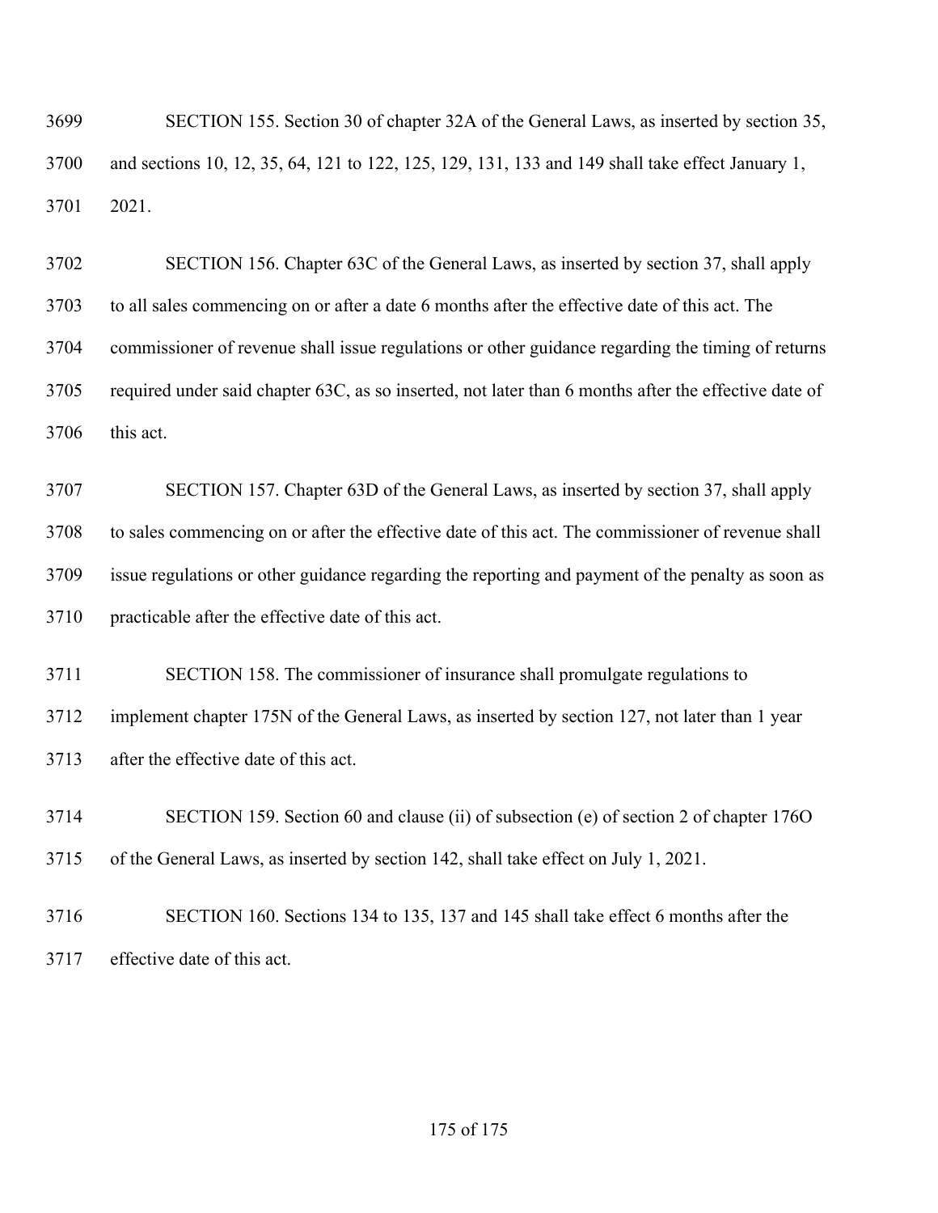SECTION 155. Section 30 of chapter 32A of the General Laws, as inserted by section 35, and sections 10, 12, 35, 64, 121 to 122, 125, 129, 131, 133 and 149 shall take effect January 1, 2021.

SECTION 156. Chapter 63C of the General Laws, as inserted by section 37, shall apply to all sales commencing on or after a date 6 months after the effective date of this act. The commissioner of revenue shall issue regulations or other guidance regarding the timing of returns required under said chapter 63C, as so inserted, not later than 6 months after the effective date of this act.

SECTION 157. Chapter 63D of the General Laws, as inserted by section 37, shall apply to sales commencing on or after the effective date of this act. The commissioner of revenue shall issue regulations or other guidance regarding the reporting and payment of the penalty as soon as practicable after the effective date of this act.

SECTION 158. The commissioner of insurance shall promulgate regulations to implement chapter 175N of the General Laws, as inserted by section 127, not later than 1 year after the effective date of this act.

SECTION 159. Section 60 and clause (ii) of subsection (e) of section 2 of chapter 176O of the General Laws, as inserted by section 142, shall take effect on July 1, 2021.

SECTION 160. Sections 134 to 135, 137 and 145 shall take effect 6 months after the effective date of this act.